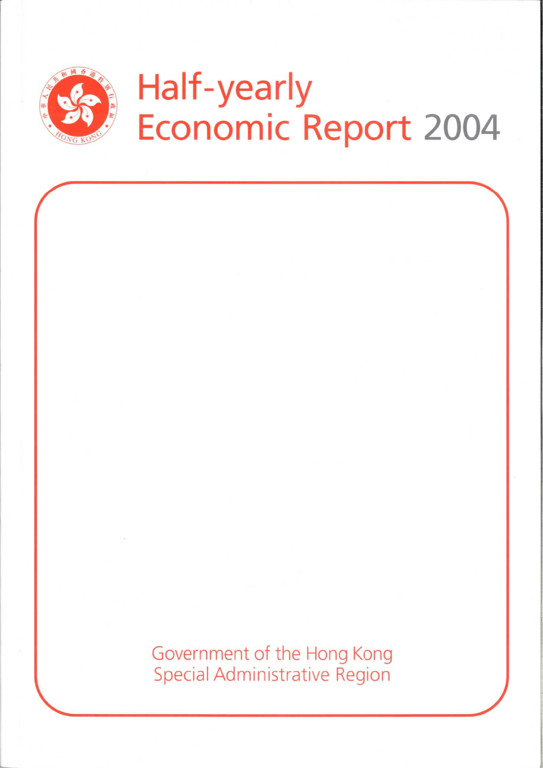# Half-yearly Economic Report 2004

Government of the Hong Kong Special Administrative Region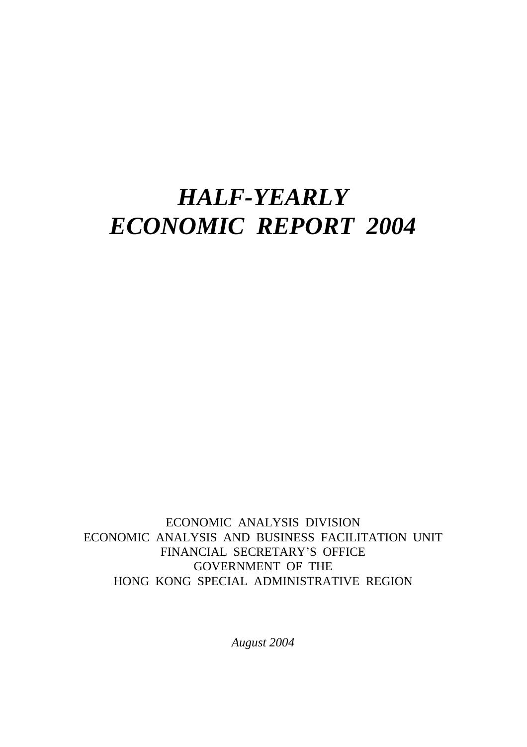# *HALF-YEARLY ECONOMIC REPORT 2004*

ECONOMIC ANALYSIS DIVISION
ECONOMIC ANALYSIS AND BUSINESS FACILITATION UNIT
FINANCIAL SECRETARY'S OFFICE
GOVERNMENT OF THE
HONG KONG SPECIAL ADMINISTRATIVE REGION

*August 2004*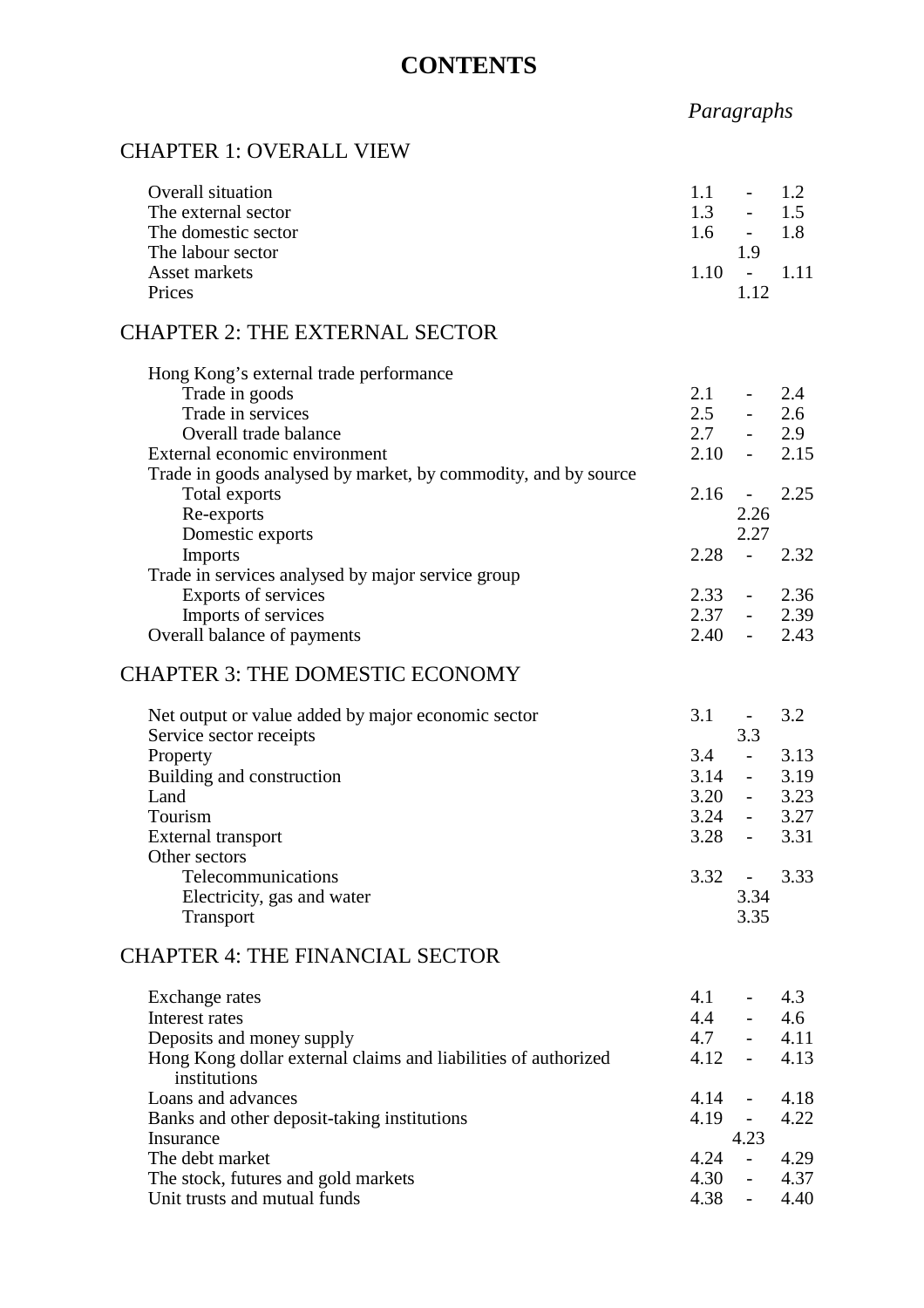# CONTENTS

| | *Paragraphs* |
|---|---|
| **CHAPTER 1: OVERALL VIEW** | |
| Overall situation | 1.1 - 1.2 |
| The external sector | 1.3 - 1.5 |
| The domestic sector | 1.6 - 1.8 |
| The labour sector | 1.9 |
| Asset markets | 1.10 - 1.11 |
| Prices | 1.12 |
| **CHAPTER 2: THE EXTERNAL SECTOR** | |
| Hong Kong's external trade performance | |
| Trade in goods | 2.1 - 2.4 |
| Trade in services | 2.5 - 2.6 |
| Overall trade balance | 2.7 - 2.9 |
| External economic environment | 2.10 - 2.15 |
| Trade in goods analysed by market, by commodity, and by source | |
| Total exports | 2.16 - 2.25 |
| Re-exports | 2.26 |
| Domestic exports | 2.27 |
| Imports | 2.28 - 2.32 |
| Trade in services analysed by major service group | |
| Exports of services | 2.33 - 2.36 |
| Imports of services | 2.37 - 2.39 |
| Overall balance of payments | 2.40 - 2.43 |
| **CHAPTER 3: THE DOMESTIC ECONOMY** | |
| Net output or value added by major economic sector | 3.1 - 3.2 |
| Service sector receipts | 3.3 |
| Property | 3.4 - 3.13 |
| Building and construction | 3.14 - 3.19 |
| Land | 3.20 - 3.23 |
| Tourism | 3.24 - 3.27 |
| External transport | 3.28 - 3.31 |
| Other sectors | |
| Telecommunications | 3.32 - 3.33 |
| Electricity, gas and water | 3.34 |
| Transport | 3.35 |
| **CHAPTER 4: THE FINANCIAL SECTOR** | |
| Exchange rates | 4.1 - 4.3 |
| Interest rates | 4.4 - 4.6 |
| Deposits and money supply | 4.7 - 4.11 |
| Hong Kong dollar external claims and liabilities of authorized institutions | 4.12 - 4.13 |
| Loans and advances | 4.14 - 4.18 |
| Banks and other deposit-taking institutions | 4.19 - 4.22 |
| Insurance | 4.23 |
| The debt market | 4.24 - 4.29 |
| The stock, futures and gold markets | 4.30 - 4.37 |
| Unit trusts and mutual funds | 4.38 - 4.40 |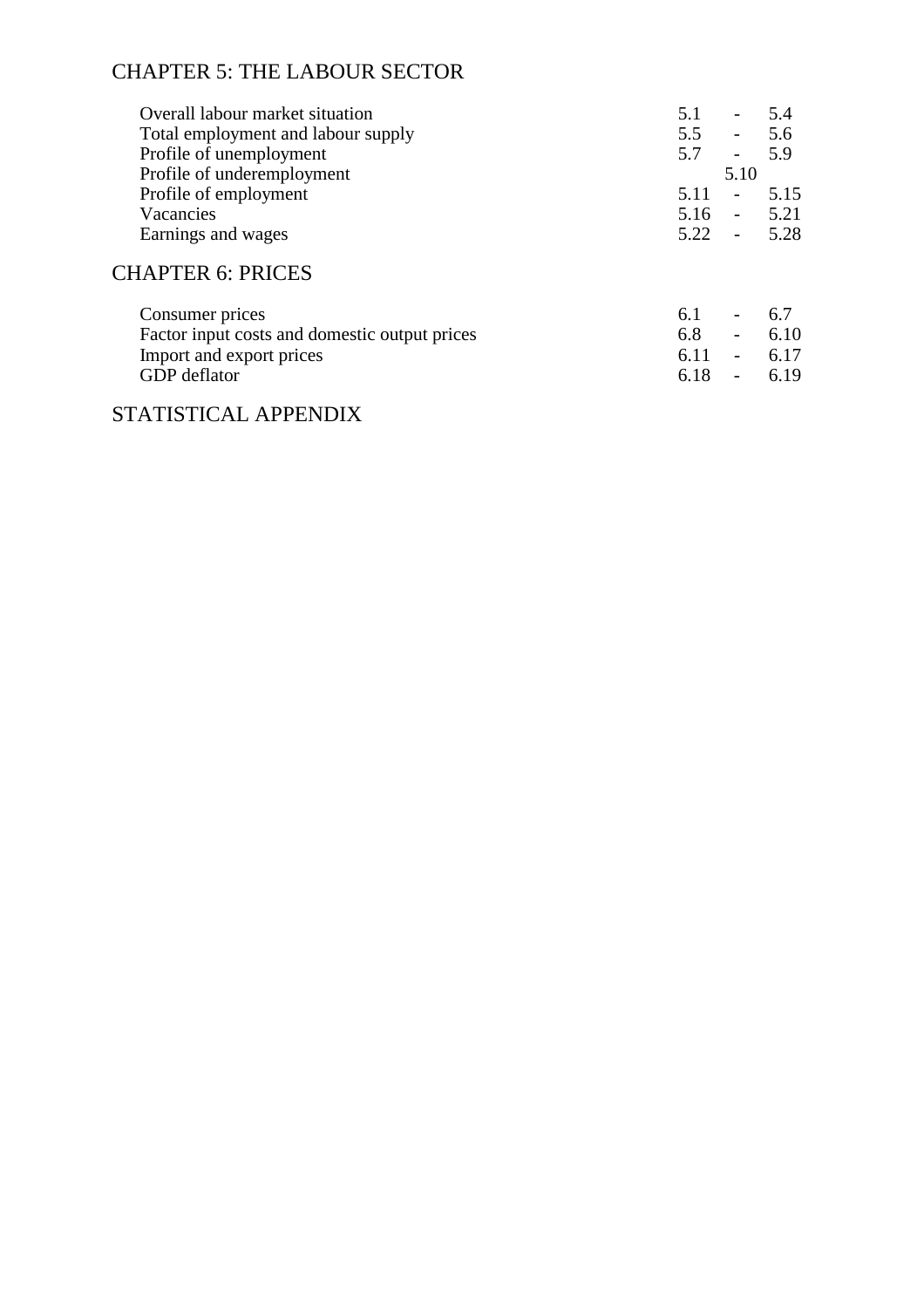## CHAPTER 5: THE LABOUR SECTOR

| | |
|---|---|
| Overall labour market situation | 5.1 - 5.4 |
| Total employment and labour supply | 5.5 - 5.6 |
| Profile of unemployment | 5.7 - 5.9 |
| Profile of underemployment | 5.10 |
| Profile of employment | 5.11 - 5.15 |
| Vacancies | 5.16 - 5.21 |
| Earnings and wages | 5.22 - 5.28 |

## CHAPTER 6: PRICES

| | |
|---|---|
| Consumer prices | 6.1 - 6.7 |
| Factor input costs and domestic output prices | 6.8 - 6.10 |
| Import and export prices | 6.11 - 6.17 |
| GDP deflator | 6.18 - 6.19 |

## STATISTICAL APPENDIX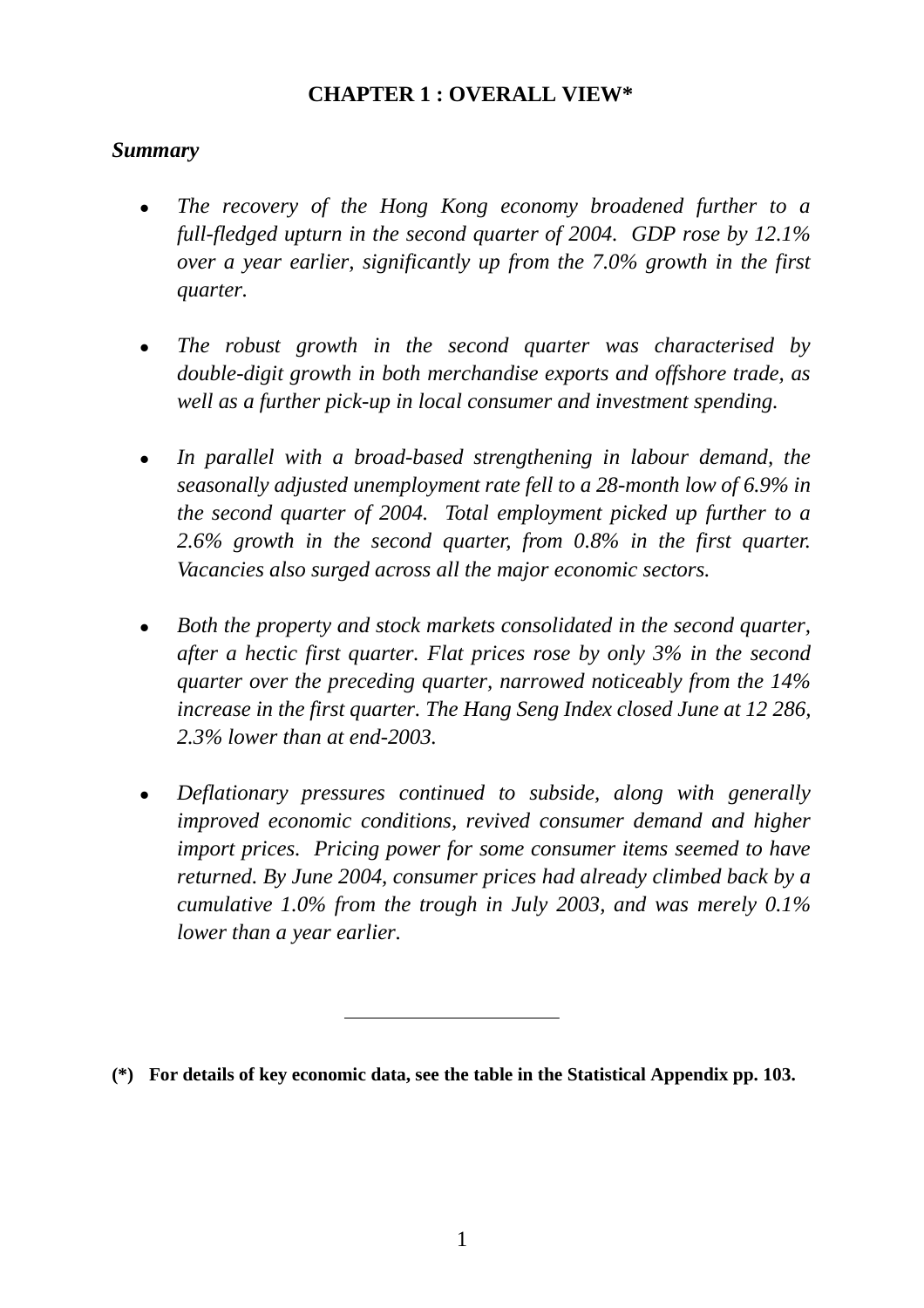# CHAPTER 1 : OVERALL VIEW*

***Summary***

- *The recovery of the Hong Kong economy broadened further to a full-fledged upturn in the second quarter of 2004. GDP rose by 12.1% over a year earlier, significantly up from the 7.0% growth in the first quarter.*

- *The robust growth in the second quarter was characterised by double-digit growth in both merchandise exports and offshore trade, as well as a further pick-up in local consumer and investment spending.*

- *In parallel with a broad-based strengthening in labour demand, the seasonally adjusted unemployment rate fell to a 28-month low of 6.9% in the second quarter of 2004. Total employment picked up further to a 2.6% growth in the second quarter, from 0.8% in the first quarter. Vacancies also surged across all the major economic sectors.*

- *Both the property and stock markets consolidated in the second quarter, after a hectic first quarter. Flat prices rose by only 3% in the second quarter over the preceding quarter, narrowed noticeably from the 14% increase in the first quarter. The Hang Seng Index closed June at 12 286, 2.3% lower than at end-2003.*

- *Deflationary pressures continued to subside, along with generally improved economic conditions, revived consumer demand and higher import prices. Pricing power for some consumer items seemed to have returned. By June 2004, consumer prices had already climbed back by a cumulative 1.0% from the trough in July 2003, and was merely 0.1% lower than a year earlier.*

---

**(*) For details of key economic data, see the table in the Statistical Appendix pp. 103.**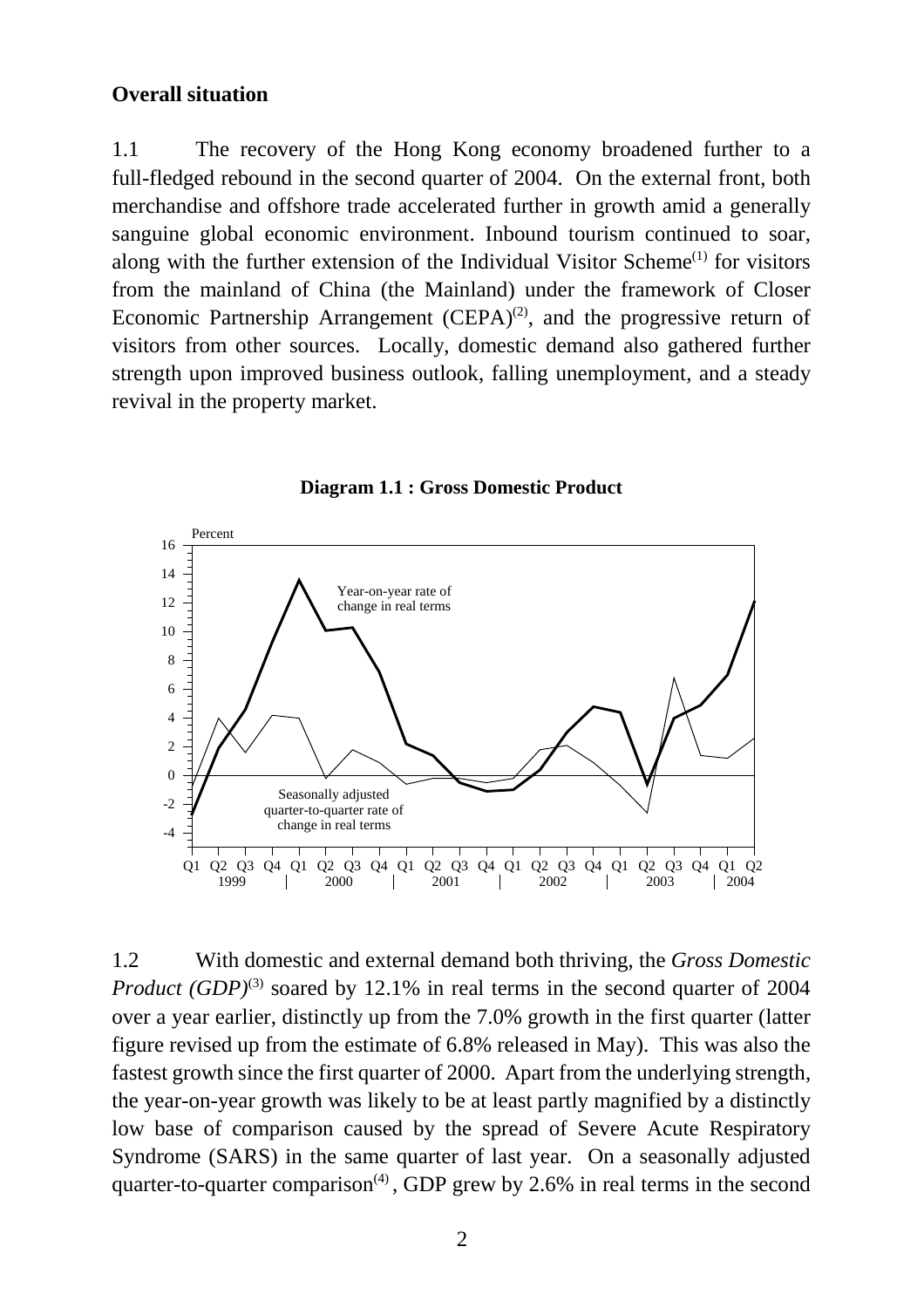**Overall situation**

1.1 The recovery of the Hong Kong economy broadened further to a full-fledged rebound in the second quarter of 2004. On the external front, both merchandise and offshore trade accelerated further in growth amid a generally sanguine global economic environment. Inbound tourism continued to soar, along with the further extension of the Individual Visitor Scheme(1) for visitors from the mainland of China (the Mainland) under the framework of Closer Economic Partnership Arrangement (CEPA)(2), and the progressive return of visitors from other sources. Locally, domestic demand also gathered further strength upon improved business outlook, falling unemployment, and a steady revival in the property market.

**Diagram 1.1 : Gross Domestic Product**

1.2 With domestic and external demand both thriving, the *Gross Domestic Product (GDP)*(3) soared by 12.1% in real terms in the second quarter of 2004 over a year earlier, distinctly up from the 7.0% growth in the first quarter (latter figure revised up from the estimate of 6.8% released in May). This was also the fastest growth since the first quarter of 2000. Apart from the underlying strength, the year-on-year growth was likely to be at least partly magnified by a distinctly low base of comparison caused by the spread of Severe Acute Respiratory Syndrome (SARS) in the same quarter of last year. On a seasonally adjusted quarter-to-quarter comparison(4), GDP grew by 2.6% in real terms in the second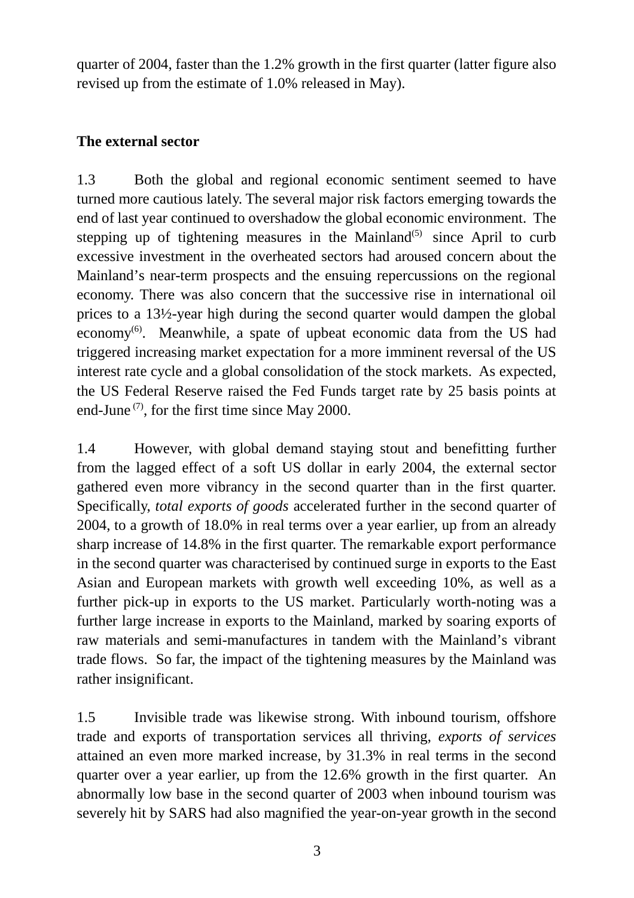quarter of 2004, faster than the 1.2% growth in the first quarter (latter figure also revised up from the estimate of 1.0% released in May).

**The external sector**

1.3 Both the global and regional economic sentiment seemed to have turned more cautious lately. The several major risk factors emerging towards the end of last year continued to overshadow the global economic environment. The stepping up of tightening measures in the Mainland(5) since April to curb excessive investment in the overheated sectors had aroused concern about the Mainland's near-term prospects and the ensuing repercussions on the regional economy. There was also concern that the successive rise in international oil prices to a 13½-year high during the second quarter would dampen the global economy(6). Meanwhile, a spate of upbeat economic data from the US had triggered increasing market expectation for a more imminent reversal of the US interest rate cycle and a global consolidation of the stock markets. As expected, the US Federal Reserve raised the Fed Funds target rate by 25 basis points at end-June(7), for the first time since May 2000.

1.4 However, with global demand staying stout and benefitting further from the lagged effect of a soft US dollar in early 2004, the external sector gathered even more vibrancy in the second quarter than in the first quarter. Specifically, *total exports of goods* accelerated further in the second quarter of 2004, to a growth of 18.0% in real terms over a year earlier, up from an already sharp increase of 14.8% in the first quarter. The remarkable export performance in the second quarter was characterised by continued surge in exports to the East Asian and European markets with growth well exceeding 10%, as well as a further pick-up in exports to the US market. Particularly worth-noting was a further large increase in exports to the Mainland, marked by soaring exports of raw materials and semi-manufactures in tandem with the Mainland's vibrant trade flows. So far, the impact of the tightening measures by the Mainland was rather insignificant.

1.5 Invisible trade was likewise strong. With inbound tourism, offshore trade and exports of transportation services all thriving, *exports of services* attained an even more marked increase, by 31.3% in real terms in the second quarter over a year earlier, up from the 12.6% growth in the first quarter. An abnormally low base in the second quarter of 2003 when inbound tourism was severely hit by SARS had also magnified the year-on-year growth in the second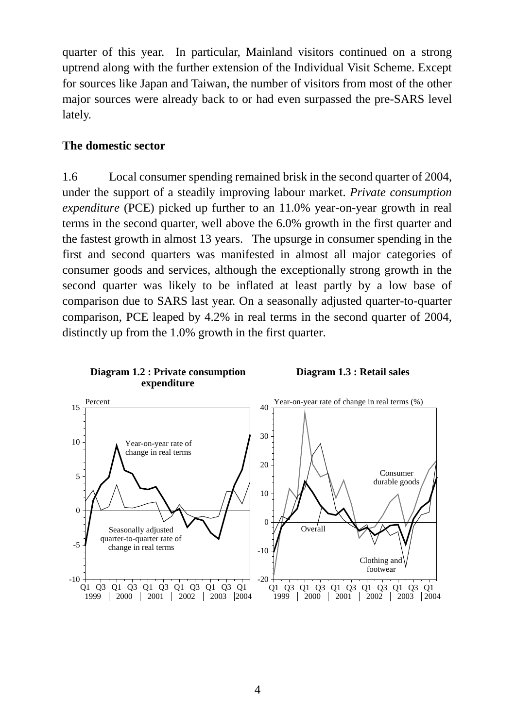quarter of this year. In particular, Mainland visitors continued on a strong uptrend along with the further extension of the Individual Visit Scheme. Except for sources like Japan and Taiwan, the number of visitors from most of the other major sources were already back to or had even surpassed the pre-SARS level lately.

## The domestic sector

1.6 Local consumer spending remained brisk in the second quarter of 2004, under the support of a steadily improving labour market. *Private consumption expenditure* (PCE) picked up further to an 11.0% year-on-year growth in real terms in the second quarter, well above the 6.0% growth in the first quarter and the fastest growth in almost 13 years. The upsurge in consumer spending in the first and second quarters was manifested in almost all major categories of consumer goods and services, although the exceptionally strong growth in the second quarter was likely to be inflated at least partly by a low base of comparison due to SARS last year. On a seasonally adjusted quarter-to-quarter comparison, PCE leaped by 4.2% in real terms in the second quarter of 2004, distinctly up from the 1.0% growth in the first quarter.

**Diagram 1.2 : Private consumption expenditure**

**Diagram 1.3 : Retail sales**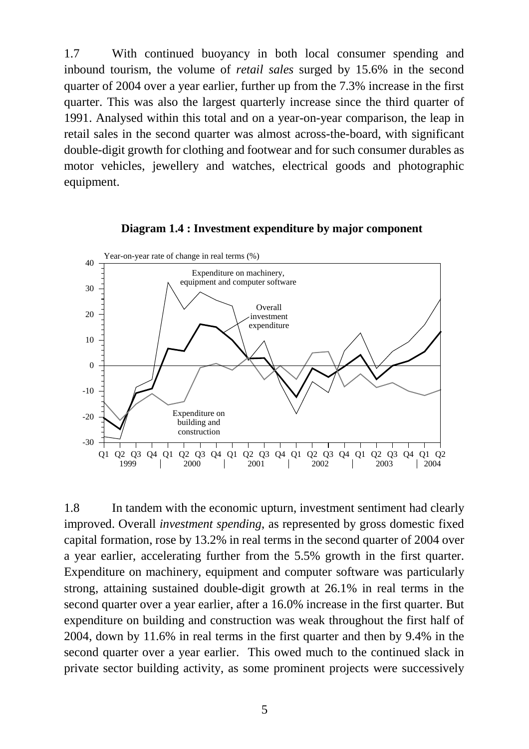1.7 With continued buoyancy in both local consumer spending and inbound tourism, the volume of *retail sales* surged by 15.6% in the second quarter of 2004 over a year earlier, further up from the 7.3% increase in the first quarter. This was also the largest quarterly increase since the third quarter of 1991. Analysed within this total and on a year-on-year comparison, the leap in retail sales in the second quarter was almost across-the-board, with significant double-digit growth for clothing and footwear and for such consumer durables as motor vehicles, jewellery and watches, electrical goods and photographic equipment.

**Diagram 1.4 : Investment expenditure by major component**

1.8 In tandem with the economic upturn, investment sentiment had clearly improved. Overall *investment spending*, as represented by gross domestic fixed capital formation, rose by 13.2% in real terms in the second quarter of 2004 over a year earlier, accelerating further from the 5.5% growth in the first quarter. Expenditure on machinery, equipment and computer software was particularly strong, attaining sustained double-digit growth at 26.1% in real terms in the second quarter over a year earlier, after a 16.0% increase in the first quarter. But expenditure on building and construction was weak throughout the first half of 2004, down by 11.6% in real terms in the first quarter and then by 9.4% in the second quarter over a year earlier. This owed much to the continued slack in private sector building activity, as some prominent projects were successively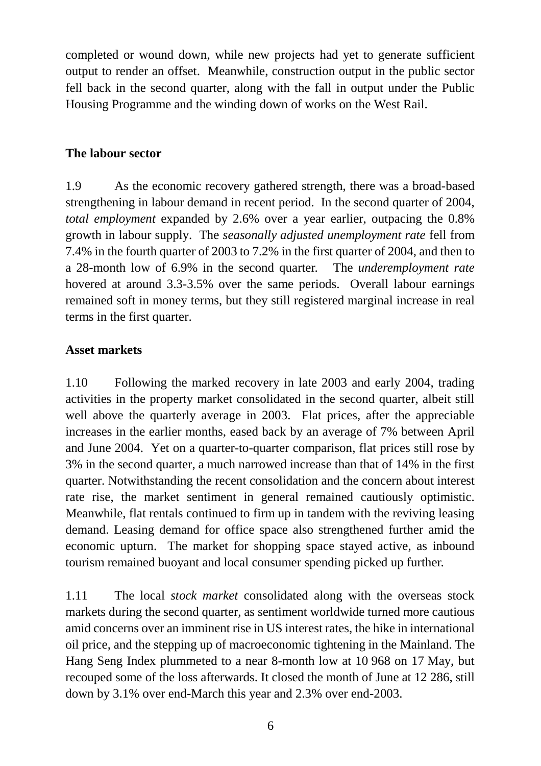completed or wound down, while new projects had yet to generate sufficient output to render an offset. Meanwhile, construction output in the public sector fell back in the second quarter, along with the fall in output under the Public Housing Programme and the winding down of works on the West Rail.

**The labour sector**

1.9 As the economic recovery gathered strength, there was a broad-based strengthening in labour demand in recent period. In the second quarter of 2004, *total employment* expanded by 2.6% over a year earlier, outpacing the 0.8% growth in labour supply. The *seasonally adjusted unemployment rate* fell from 7.4% in the fourth quarter of 2003 to 7.2% in the first quarter of 2004, and then to a 28-month low of 6.9% in the second quarter. The *underemployment rate* hovered at around 3.3-3.5% over the same periods. Overall labour earnings remained soft in money terms, but they still registered marginal increase in real terms in the first quarter.

**Asset markets**

1.10 Following the marked recovery in late 2003 and early 2004, trading activities in the property market consolidated in the second quarter, albeit still well above the quarterly average in 2003. Flat prices, after the appreciable increases in the earlier months, eased back by an average of 7% between April and June 2004. Yet on a quarter-to-quarter comparison, flat prices still rose by 3% in the second quarter, a much narrowed increase than that of 14% in the first quarter. Notwithstanding the recent consolidation and the concern about interest rate rise, the market sentiment in general remained cautiously optimistic. Meanwhile, flat rentals continued to firm up in tandem with the reviving leasing demand. Leasing demand for office space also strengthened further amid the economic upturn. The market for shopping space stayed active, as inbound tourism remained buoyant and local consumer spending picked up further.

1.11 The local *stock market* consolidated along with the overseas stock markets during the second quarter, as sentiment worldwide turned more cautious amid concerns over an imminent rise in US interest rates, the hike in international oil price, and the stepping up of macroeconomic tightening in the Mainland. The Hang Seng Index plummeted to a near 8-month low at 10 968 on 17 May, but recouped some of the loss afterwards. It closed the month of June at 12 286, still down by 3.1% over end-March this year and 2.3% over end-2003.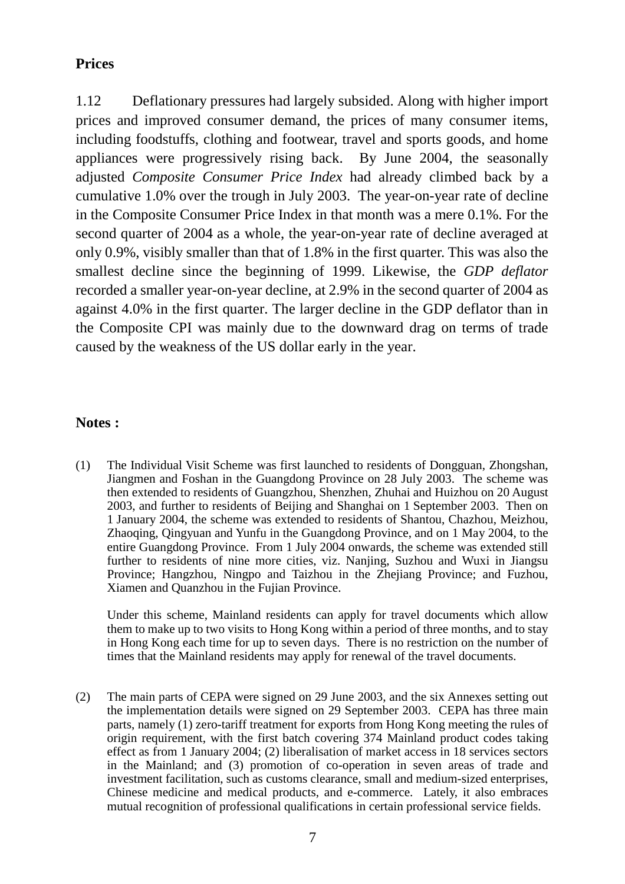## Prices

1.12 Deflationary pressures had largely subsided. Along with higher import prices and improved consumer demand, the prices of many consumer items, including foodstuffs, clothing and footwear, travel and sports goods, and home appliances were progressively rising back. By June 2004, the seasonally adjusted *Composite Consumer Price Index* had already climbed back by a cumulative 1.0% over the trough in July 2003. The year-on-year rate of decline in the Composite Consumer Price Index in that month was a mere 0.1%. For the second quarter of 2004 as a whole, the year-on-year rate of decline averaged at only 0.9%, visibly smaller than that of 1.8% in the first quarter. This was also the smallest decline since the beginning of 1999. Likewise, the *GDP deflator* recorded a smaller year-on-year decline, at 2.9% in the second quarter of 2004 as against 4.0% in the first quarter. The larger decline in the GDP deflator than in the Composite CPI was mainly due to the downward drag on terms of trade caused by the weakness of the US dollar early in the year.

## Notes :

(1) The Individual Visit Scheme was first launched to residents of Dongguan, Zhongshan, Jiangmen and Foshan in the Guangdong Province on 28 July 2003. The scheme was then extended to residents of Guangzhou, Shenzhen, Zhuhai and Huizhou on 20 August 2003, and further to residents of Beijing and Shanghai on 1 September 2003. Then on 1 January 2004, the scheme was extended to residents of Shantou, Chazhou, Meizhou, Zhaoqing, Qingyuan and Yunfu in the Guangdong Province, and on 1 May 2004, to the entire Guangdong Province. From 1 July 2004 onwards, the scheme was extended still further to residents of nine more cities, viz. Nanjing, Suzhou and Wuxi in Jiangsu Province; Hangzhou, Ningpo and Taizhou in the Zhejiang Province; and Fuzhou, Xiamen and Quanzhou in the Fujian Province.

Under this scheme, Mainland residents can apply for travel documents which allow them to make up to two visits to Hong Kong within a period of three months, and to stay in Hong Kong each time for up to seven days. There is no restriction on the number of times that the Mainland residents may apply for renewal of the travel documents.

(2) The main parts of CEPA were signed on 29 June 2003, and the six Annexes setting out the implementation details were signed on 29 September 2003. CEPA has three main parts, namely (1) zero-tariff treatment for exports from Hong Kong meeting the rules of origin requirement, with the first batch covering 374 Mainland product codes taking effect as from 1 January 2004; (2) liberalisation of market access in 18 services sectors in the Mainland; and (3) promotion of co-operation in seven areas of trade and investment facilitation, such as customs clearance, small and medium-sized enterprises, Chinese medicine and medical products, and e-commerce. Lately, it also embraces mutual recognition of professional qualifications in certain professional service fields.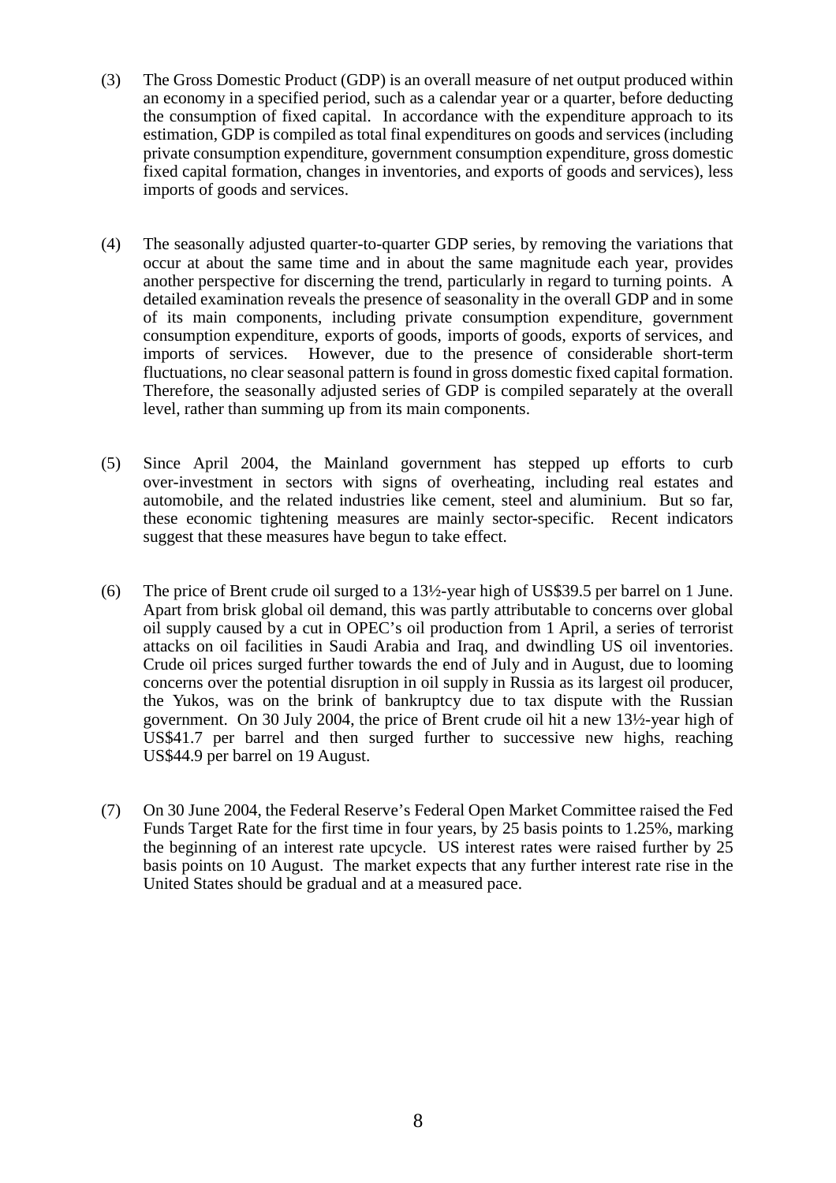(3) The Gross Domestic Product (GDP) is an overall measure of net output produced within an economy in a specified period, such as a calendar year or a quarter, before deducting the consumption of fixed capital. In accordance with the expenditure approach to its estimation, GDP is compiled as total final expenditures on goods and services (including private consumption expenditure, government consumption expenditure, gross domestic fixed capital formation, changes in inventories, and exports of goods and services), less imports of goods and services.

(4) The seasonally adjusted quarter-to-quarter GDP series, by removing the variations that occur at about the same time and in about the same magnitude each year, provides another perspective for discerning the trend, particularly in regard to turning points. A detailed examination reveals the presence of seasonality in the overall GDP and in some of its main components, including private consumption expenditure, government consumption expenditure, exports of goods, imports of goods, exports of services, and imports of services. However, due to the presence of considerable short-term fluctuations, no clear seasonal pattern is found in gross domestic fixed capital formation. Therefore, the seasonally adjusted series of GDP is compiled separately at the overall level, rather than summing up from its main components.

(5) Since April 2004, the Mainland government has stepped up efforts to curb over-investment in sectors with signs of overheating, including real estates and automobile, and the related industries like cement, steel and aluminium. But so far, these economic tightening measures are mainly sector-specific. Recent indicators suggest that these measures have begun to take effect.

(6) The price of Brent crude oil surged to a 13½-year high of US$39.5 per barrel on 1 June. Apart from brisk global oil demand, this was partly attributable to concerns over global oil supply caused by a cut in OPEC's oil production from 1 April, a series of terrorist attacks on oil facilities in Saudi Arabia and Iraq, and dwindling US oil inventories. Crude oil prices surged further towards the end of July and in August, due to looming concerns over the potential disruption in oil supply in Russia as its largest oil producer, the Yukos, was on the brink of bankruptcy due to tax dispute with the Russian government. On 30 July 2004, the price of Brent crude oil hit a new 13½-year high of US$41.7 per barrel and then surged further to successive new highs, reaching US$44.9 per barrel on 19 August.

(7) On 30 June 2004, the Federal Reserve's Federal Open Market Committee raised the Fed Funds Target Rate for the first time in four years, by 25 basis points to 1.25%, marking the beginning of an interest rate upcycle. US interest rates were raised further by 25 basis points on 10 August. The market expects that any further interest rate rise in the United States should be gradual and at a measured pace.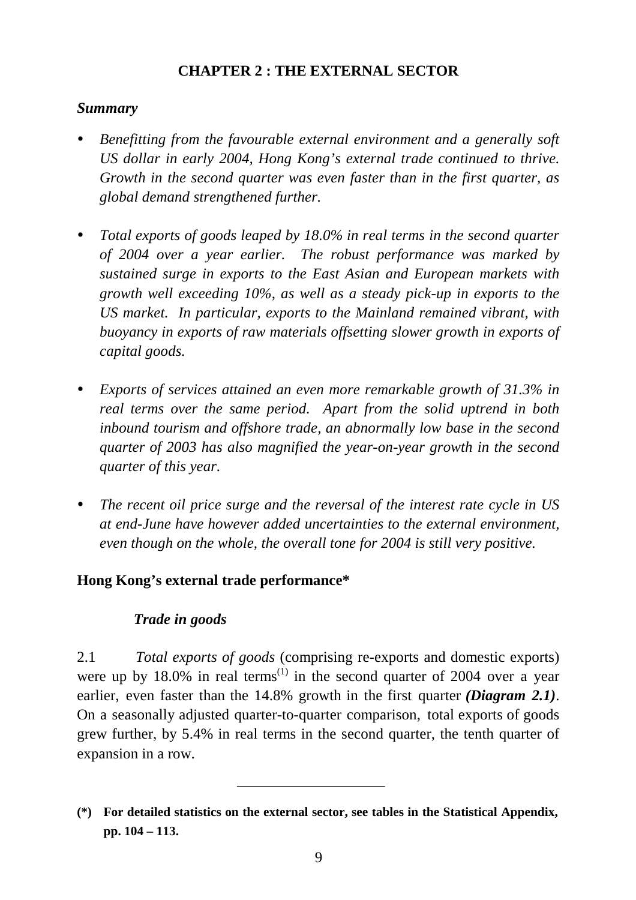# CHAPTER 2 : THE EXTERNAL SECTOR

### *Summary*

- *Benefitting from the favourable external environment and a generally soft US dollar in early 2004, Hong Kong's external trade continued to thrive. Growth in the second quarter was even faster than in the first quarter, as global demand strengthened further.*

- *Total exports of goods leaped by 18.0% in real terms in the second quarter of 2004 over a year earlier. The robust performance was marked by sustained surge in exports to the East Asian and European markets with growth well exceeding 10%, as well as a steady pick-up in exports to the US market. In particular, exports to the Mainland remained vibrant, with buoyancy in exports of raw materials offsetting slower growth in exports of capital goods.*

- *Exports of services attained an even more remarkable growth of 31.3% in real terms over the same period. Apart from the solid uptrend in both inbound tourism and offshore trade, an abnormally low base in the second quarter of 2003 has also magnified the year-on-year growth in the second quarter of this year.*

- *The recent oil price surge and the reversal of the interest rate cycle in US at end-June have however added uncertainties to the external environment, even though on the whole, the overall tone for 2004 is still very positive.*

## Hong Kong's external trade performance*

### *Trade in goods*

2.1 *Total exports of goods* (comprising re-exports and domestic exports) were up by 18.0% in real terms(1) in the second quarter of 2004 over a year earlier, even faster than the 14.8% growth in the first quarter ***(Diagram 2.1)***. On a seasonally adjusted quarter-to-quarter comparison, total exports of goods grew further, by 5.4% in real terms in the second quarter, the tenth quarter of expansion in a row.

---

**(\*) For detailed statistics on the external sector, see tables in the Statistical Appendix, pp. 104 – 113.**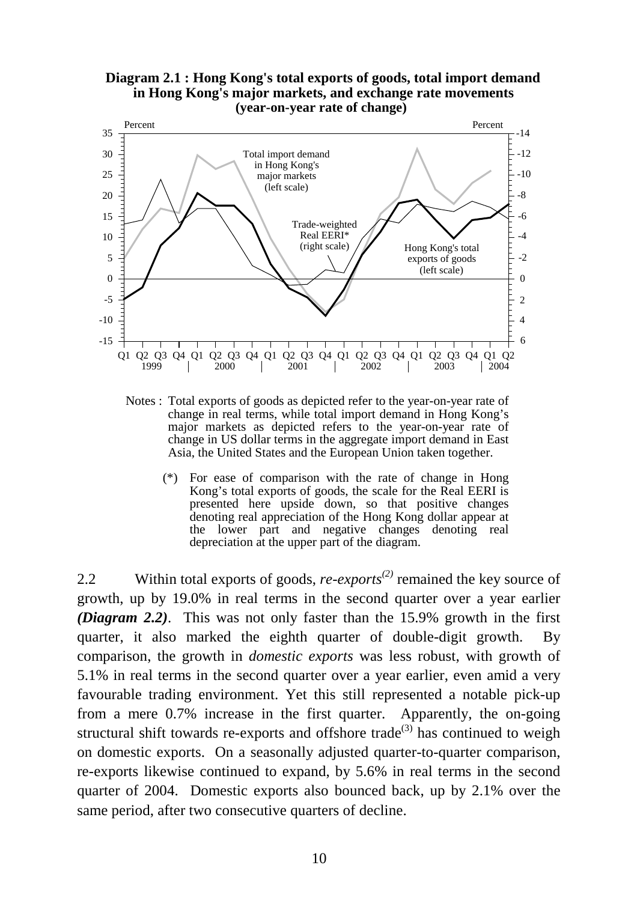**Diagram 2.1 : Hong Kong's total exports of goods, total import demand in Hong Kong's major markets, and exchange rate movements (year-on-year rate of change)**

Notes : Total exports of goods as depicted refer to the year-on-year rate of change in real terms, while total import demand in Hong Kong's major markets as depicted refers to the year-on-year rate of change in US dollar terms in the aggregate import demand in East Asia, the United States and the European Union taken together.

(*) For ease of comparison with the rate of change in Hong Kong's total exports of goods, the scale for the Real EERI is presented here upside down, so that positive changes denoting real appreciation of the Hong Kong dollar appear at the lower part and negative changes denoting real depreciation at the upper part of the diagram.

2.2 Within total exports of goods, *re-exports*[(2)] remained the key source of growth, up by 19.0% in real terms in the second quarter over a year earlier ***(Diagram 2.2)***. This was not only faster than the 15.9% growth in the first quarter, it also marked the eighth quarter of double-digit growth. By comparison, the growth in *domestic exports* was less robust, with growth of 5.1% in real terms in the second quarter over a year earlier, even amid a very favourable trading environment. Yet this still represented a notable pick-up from a mere 0.7% increase in the first quarter. Apparently, the on-going structural shift towards re-exports and offshore trade[(3)] has continued to weigh on domestic exports. On a seasonally adjusted quarter-to-quarter comparison, re-exports likewise continued to expand, by 5.6% in real terms in the second quarter of 2004. Domestic exports also bounced back, up by 2.1% over the same period, after two consecutive quarters of decline.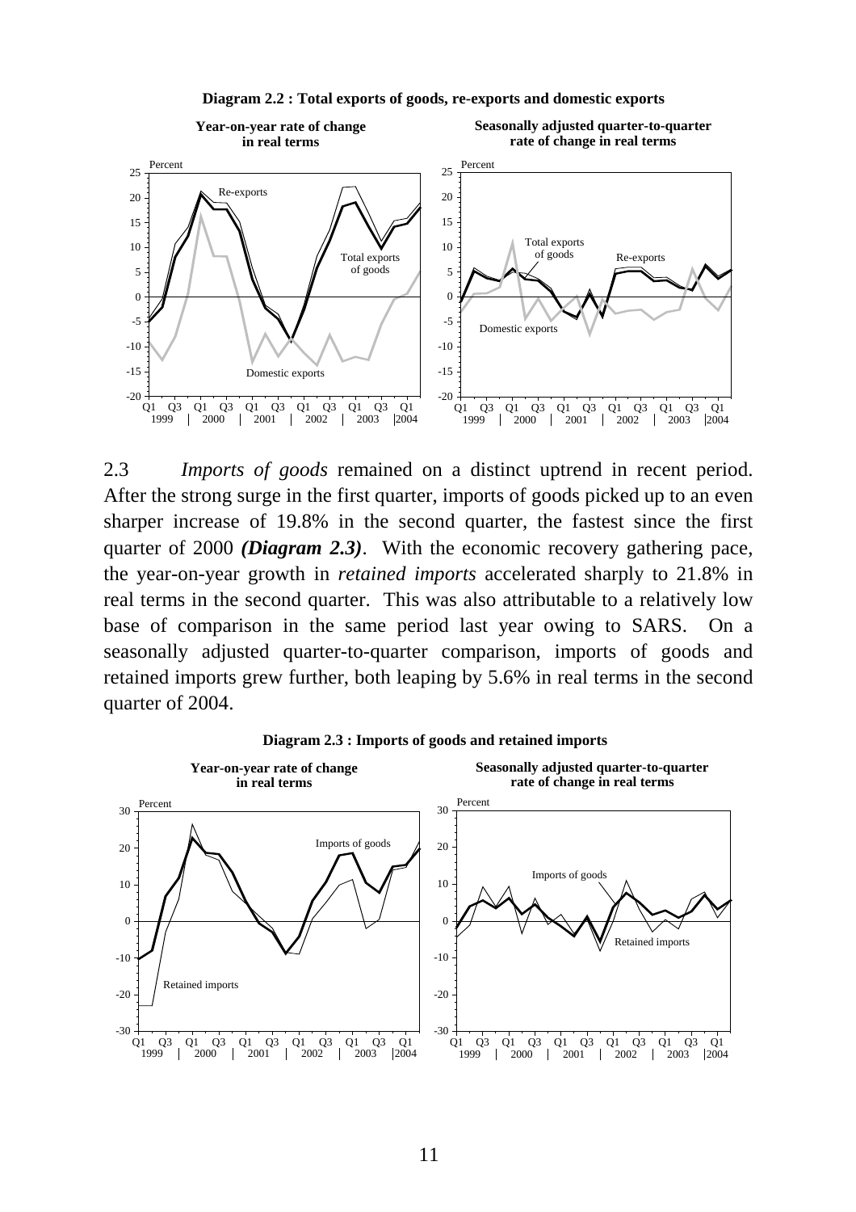**Diagram 2.2 : Total exports of goods, re-exports and domestic exports**

2.3 *Imports of goods* remained on a distinct uptrend in recent period. After the strong surge in the first quarter, imports of goods picked up to an even sharper increase of 19.8% in the second quarter, the fastest since the first quarter of 2000 ***(Diagram 2.3)***. With the economic recovery gathering pace, the year-on-year growth in *retained imports* accelerated sharply to 21.8% in real terms in the second quarter. This was also attributable to a relatively low base of comparison in the same period last year owing to SARS. On a seasonally adjusted quarter-to-quarter comparison, imports of goods and retained imports grew further, both leaping by 5.6% in real terms in the second quarter of 2004.

**Diagram 2.3 : Imports of goods and retained imports**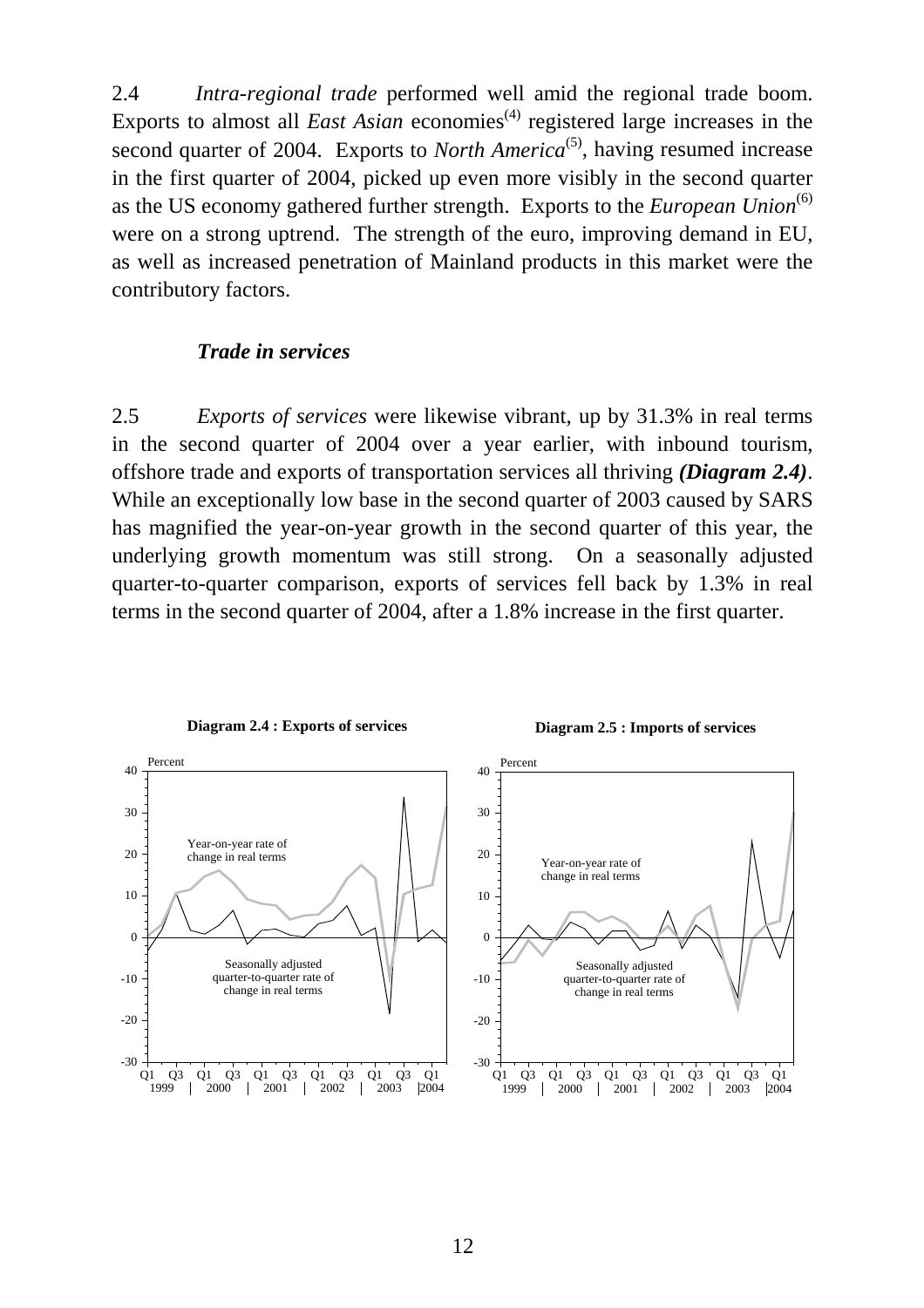2.4 *Intra-regional trade* performed well amid the regional trade boom. Exports to almost all *East Asian* economies(4) registered large increases in the second quarter of 2004. Exports to *North America*(5), having resumed increase in the first quarter of 2004, picked up even more visibly in the second quarter as the US economy gathered further strength. Exports to the *European Union*(6) were on a strong uptrend. The strength of the euro, improving demand in EU, as well as increased penetration of Mainland products in this market were the contributory factors.

### *Trade in services*

2.5 *Exports of services* were likewise vibrant, up by 31.3% in real terms in the second quarter of 2004 over a year earlier, with inbound tourism, offshore trade and exports of transportation services all thriving ***(Diagram 2.4)***. While an exceptionally low base in the second quarter of 2003 caused by SARS has magnified the year-on-year growth in the second quarter of this year, the underlying growth momentum was still strong. On a seasonally adjusted quarter-to-quarter comparison, exports of services fell back by 1.3% in real terms in the second quarter of 2004, after a 1.8% increase in the first quarter.

**Diagram 2.4 : Exports of services**

**Diagram 2.5 : Imports of services**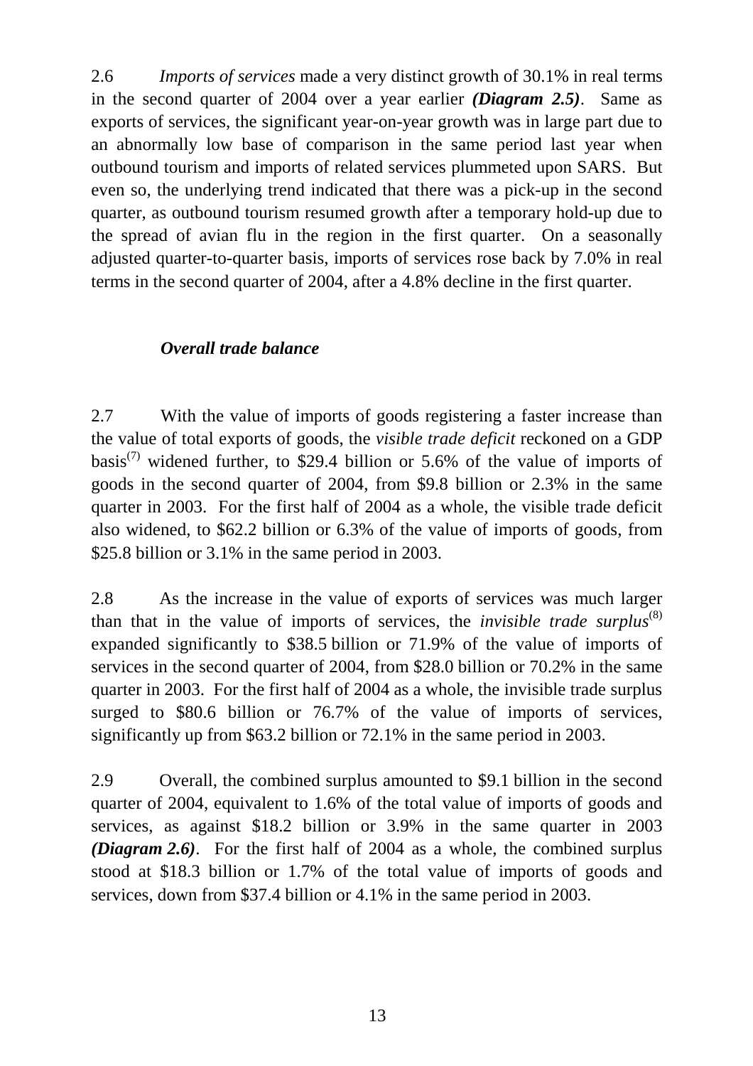2.6 *Imports of services* made a very distinct growth of 30.1% in real terms in the second quarter of 2004 over a year earlier ***(Diagram 2.5)***. Same as exports of services, the significant year-on-year growth was in large part due to an abnormally low base of comparison in the same period last year when outbound tourism and imports of related services plummeted upon SARS. But even so, the underlying trend indicated that there was a pick-up in the second quarter, as outbound tourism resumed growth after a temporary hold-up due to the spread of avian flu in the region in the first quarter. On a seasonally adjusted quarter-to-quarter basis, imports of services rose back by 7.0% in real terms in the second quarter of 2004, after a 4.8% decline in the first quarter.

***Overall trade balance***

2.7 With the value of imports of goods registering a faster increase than the value of total exports of goods, the *visible trade deficit* reckoned on a GDP basis(7) widened further, to \$29.4 billion or 5.6% of the value of imports of goods in the second quarter of 2004, from \$9.8 billion or 2.3% in the same quarter in 2003. For the first half of 2004 as a whole, the visible trade deficit also widened, to \$62.2 billion or 6.3% of the value of imports of goods, from \$25.8 billion or 3.1% in the same period in 2003.

2.8 As the increase in the value of exports of services was much larger than that in the value of imports of services, the *invisible trade surplus*(8) expanded significantly to \$38.5 billion or 71.9% of the value of imports of services in the second quarter of 2004, from \$28.0 billion or 70.2% in the same quarter in 2003. For the first half of 2004 as a whole, the invisible trade surplus surged to \$80.6 billion or 76.7% of the value of imports of services, significantly up from \$63.2 billion or 72.1% in the same period in 2003.

2.9 Overall, the combined surplus amounted to \$9.1 billion in the second quarter of 2004, equivalent to 1.6% of the total value of imports of goods and services, as against \$18.2 billion or 3.9% in the same quarter in 2003 ***(Diagram 2.6)***. For the first half of 2004 as a whole, the combined surplus stood at \$18.3 billion or 1.7% of the total value of imports of goods and services, down from \$37.4 billion or 4.1% in the same period in 2003.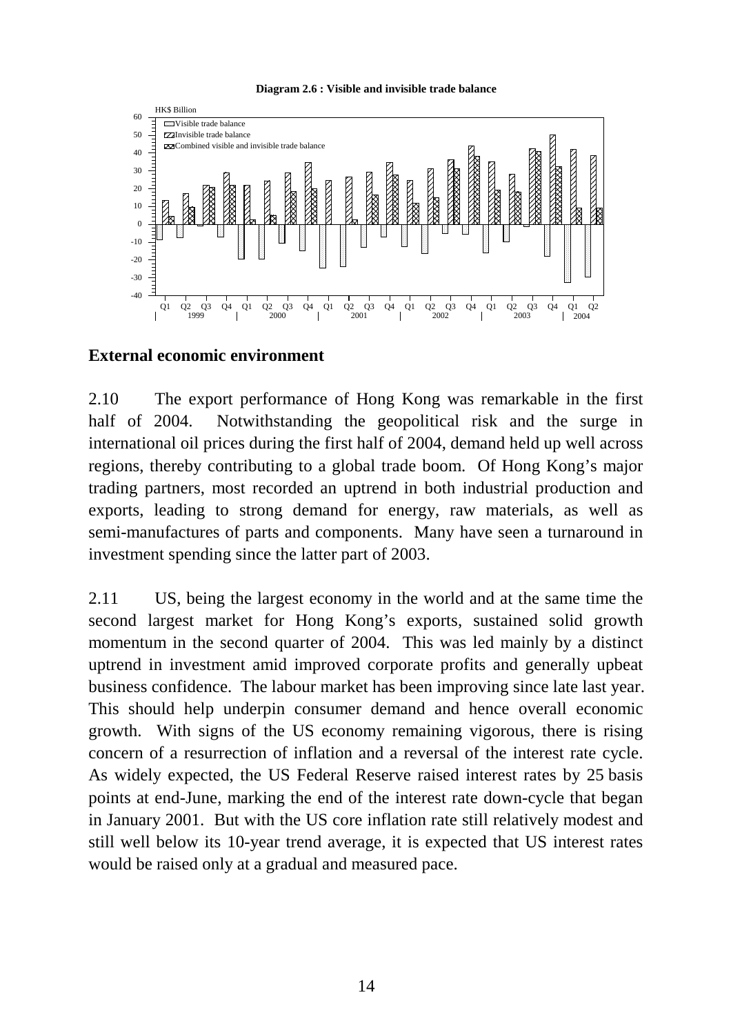**Diagram 2.6 : Visible and invisible trade balance**

## External economic environment

2.10 The export performance of Hong Kong was remarkable in the first half of 2004. Notwithstanding the geopolitical risk and the surge in international oil prices during the first half of 2004, demand held up well across regions, thereby contributing to a global trade boom. Of Hong Kong's major trading partners, most recorded an uptrend in both industrial production and exports, leading to strong demand for energy, raw materials, as well as semi-manufactures of parts and components. Many have seen a turnaround in investment spending since the latter part of 2003.

2.11 US, being the largest economy in the world and at the same time the second largest market for Hong Kong's exports, sustained solid growth momentum in the second quarter of 2004. This was led mainly by a distinct uptrend in investment amid improved corporate profits and generally upbeat business confidence. The labour market has been improving since late last year. This should help underpin consumer demand and hence overall economic growth. With signs of the US economy remaining vigorous, there is rising concern of a resurrection of inflation and a reversal of the interest rate cycle. As widely expected, the US Federal Reserve raised interest rates by 25 basis points at end-June, marking the end of the interest rate down-cycle that began in January 2001. But with the US core inflation rate still relatively modest and still well below its 10-year trend average, it is expected that US interest rates would be raised only at a gradual and measured pace.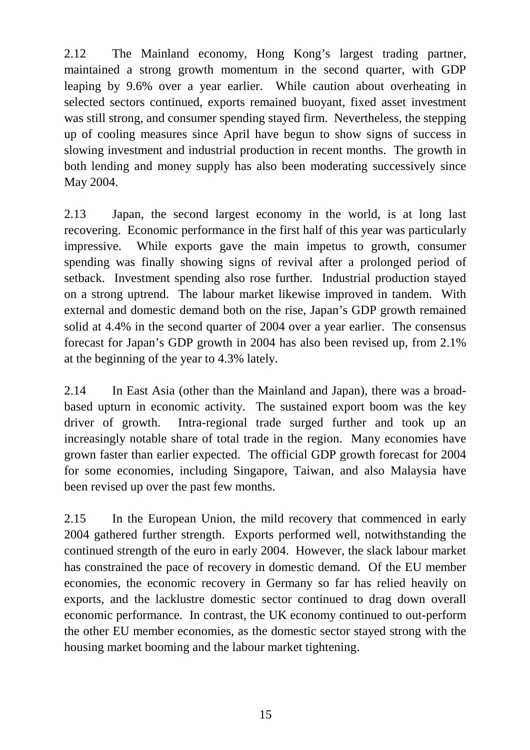2.12 The Mainland economy, Hong Kong's largest trading partner, maintained a strong growth momentum in the second quarter, with GDP leaping by 9.6% over a year earlier. While caution about overheating in selected sectors continued, exports remained buoyant, fixed asset investment was still strong, and consumer spending stayed firm. Nevertheless, the stepping up of cooling measures since April have begun to show signs of success in slowing investment and industrial production in recent months. The growth in both lending and money supply has also been moderating successively since May 2004.

2.13 Japan, the second largest economy in the world, is at long last recovering. Economic performance in the first half of this year was particularly impressive. While exports gave the main impetus to growth, consumer spending was finally showing signs of revival after a prolonged period of setback. Investment spending also rose further. Industrial production stayed on a strong uptrend. The labour market likewise improved in tandem. With external and domestic demand both on the rise, Japan's GDP growth remained solid at 4.4% in the second quarter of 2004 over a year earlier. The consensus forecast for Japan's GDP growth in 2004 has also been revised up, from 2.1% at the beginning of the year to 4.3% lately.

2.14 In East Asia (other than the Mainland and Japan), there was a broad-based upturn in economic activity. The sustained export boom was the key driver of growth. Intra-regional trade surged further and took up an increasingly notable share of total trade in the region. Many economies have grown faster than earlier expected. The official GDP growth forecast for 2004 for some economies, including Singapore, Taiwan, and also Malaysia have been revised up over the past few months.

2.15 In the European Union, the mild recovery that commenced in early 2004 gathered further strength. Exports performed well, notwithstanding the continued strength of the euro in early 2004. However, the slack labour market has constrained the pace of recovery in domestic demand. Of the EU member economies, the economic recovery in Germany so far has relied heavily on exports, and the lacklustre domestic sector continued to drag down overall economic performance. In contrast, the UK economy continued to out-perform the other EU member economies, as the domestic sector stayed strong with the housing market booming and the labour market tightening.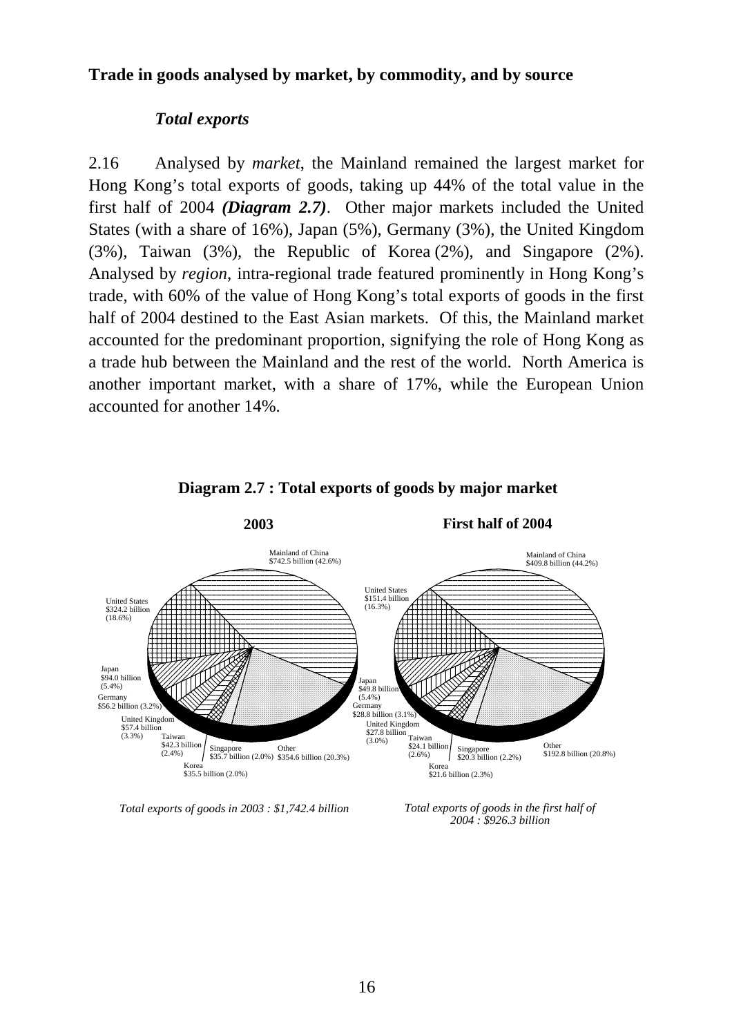**Trade in goods analysed by market, by commodity, and by source**

***Total exports***

2.16 Analysed by *market*, the Mainland remained the largest market for Hong Kong's total exports of goods, taking up 44% of the total value in the first half of 2004 ***(Diagram 2.7)***. Other major markets included the United States (with a share of 16%), Japan (5%), Germany (3%), the United Kingdom (3%), Taiwan (3%), the Republic of Korea (2%), and Singapore (2%). Analysed by *region*, intra-regional trade featured prominently in Hong Kong's trade, with 60% of the value of Hong Kong's total exports of goods in the first half of 2004 destined to the East Asian markets. Of this, the Mainland market accounted for the predominant proportion, signifying the role of Hong Kong as a trade hub between the Mainland and the rest of the world. North America is another important market, with a share of 17%, while the European Union accounted for another 14%.

**Diagram 2.7 : Total exports of goods by major market**

**2003**

- Mainland of China $742.5 billion (42.6%)
- United States $324.2 billion (18.6%)
- Japan $94.0 billion (5.4%)
- Germany $56.2 billion (3.2%)
- United Kingdom $57.4 billion (3.3%)
- Taiwan $42.3 billion (2.4%)
- Korea $35.5 billion (2.0%)
- Singapore $35.7 billion (2.0%)
- Other $354.6 billion (20.3%)

*Total exports of goods in 2003 : $1,742.4 billion*

**First half of 2004**

- Mainland of China $409.8 billion (44.2%)
- United States $151.4 billion (16.3%)
- Japan $49.8 billion (5.4%)
- Germany $28.8 billion (3.1%)
- United Kingdom $27.8 billion (3.0%)
- Taiwan $24.1 billion (2.6%)
- Korea $21.6 billion (2.3%)
- Singapore $20.3 billion (2.2%)
- Other $192.8 billion (20.8%)

*Total exports of goods in the first half of 2004 : $926.3 billion*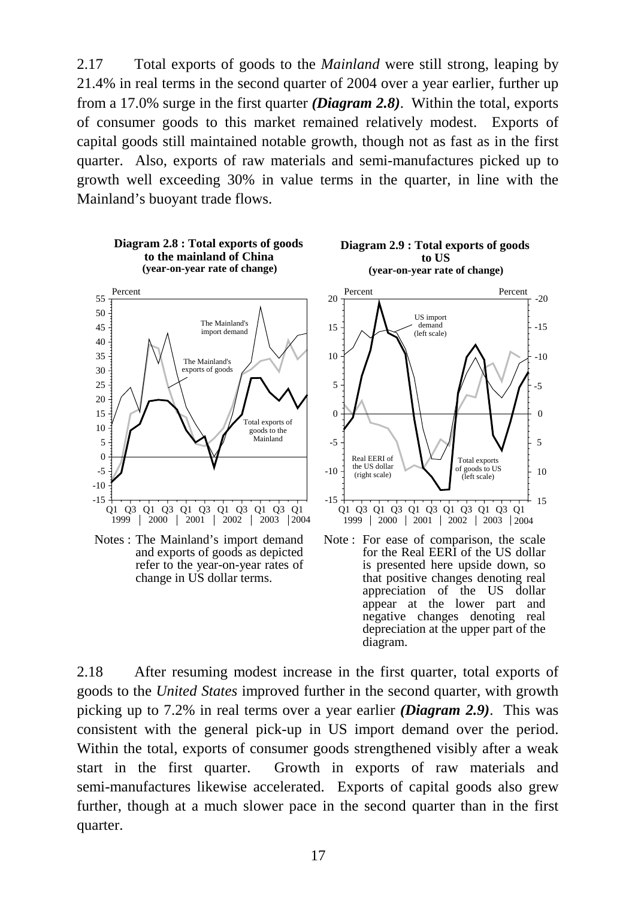2.17 Total exports of goods to the *Mainland* were still strong, leaping by 21.4% in real terms in the second quarter of 2004 over a year earlier, further up from a 17.0% surge in the first quarter ***(Diagram 2.8)***. Within the total, exports of consumer goods to this market remained relatively modest. Exports of capital goods still maintained notable growth, though not as fast as in the first quarter. Also, exports of raw materials and semi-manufactures picked up to growth well exceeding 30% in value terms in the quarter, in line with the Mainland's buoyant trade flows.

**Diagram 2.8 : Total exports of goods to the mainland of China (year-on-year rate of change)**

Notes : The Mainland's import demand and exports of goods as depicted refer to the year-on-year rates of change in US dollar terms.

**Diagram 2.9 : Total exports of goods to US (year-on-year rate of change)**

Note : For ease of comparison, the scale for the Real EERI of the US dollar is presented here upside down, so that positive changes denoting real appreciation of the US dollar appear at the lower part and negative changes denoting real depreciation at the upper part of the diagram.

2.18 After resuming modest increase in the first quarter, total exports of goods to the *United States* improved further in the second quarter, with growth picking up to 7.2% in real terms over a year earlier ***(Diagram 2.9)***. This was consistent with the general pick-up in US import demand over the period. Within the total, exports of consumer goods strengthened visibly after a weak start in the first quarter. Growth in exports of raw materials and semi-manufactures likewise accelerated. Exports of capital goods also grew further, though at a much slower pace in the second quarter than in the first quarter.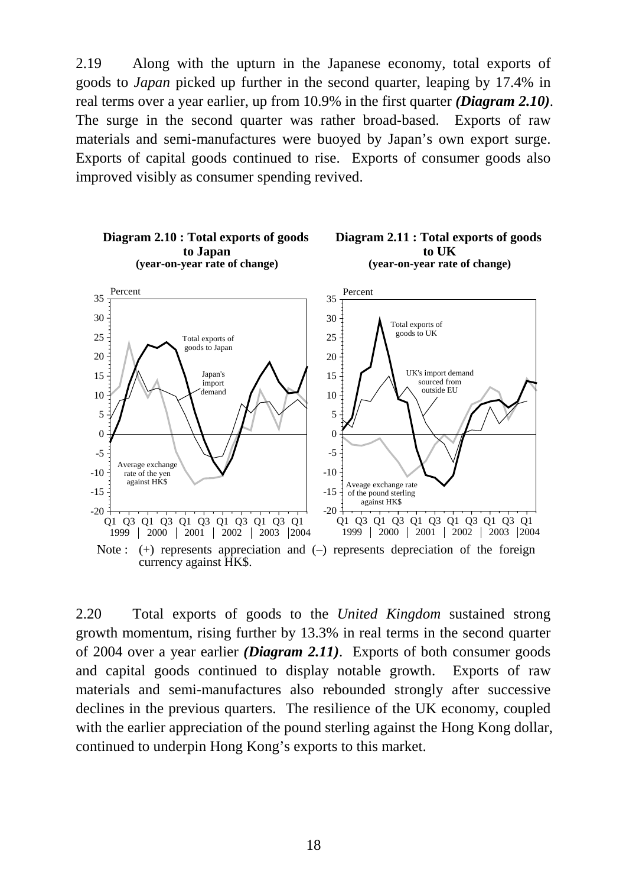2.19 Along with the upturn in the Japanese economy, total exports of goods to *Japan* picked up further in the second quarter, leaping by 17.4% in real terms over a year earlier, up from 10.9% in the first quarter ***(Diagram 2.10)***. The surge in the second quarter was rather broad-based. Exports of raw materials and semi-manufactures were buoyed by Japan's own export surge. Exports of capital goods continued to rise. Exports of consumer goods also improved visibly as consumer spending revived.

**Diagram 2.10 : Total exports of goods to Japan**
**(year-on-year rate of change)**

**Diagram 2.11 : Total exports of goods to UK**
**(year-on-year rate of change)**

Note : (+) represents appreciation and (–) represents depreciation of the foreign currency against HK$.

2.20 Total exports of goods to the *United Kingdom* sustained strong growth momentum, rising further by 13.3% in real terms in the second quarter of 2004 over a year earlier ***(Diagram 2.11)***. Exports of both consumer goods and capital goods continued to display notable growth. Exports of raw materials and semi-manufactures also rebounded strongly after successive declines in the previous quarters. The resilience of the UK economy, coupled with the earlier appreciation of the pound sterling against the Hong Kong dollar, continued to underpin Hong Kong's exports to this market.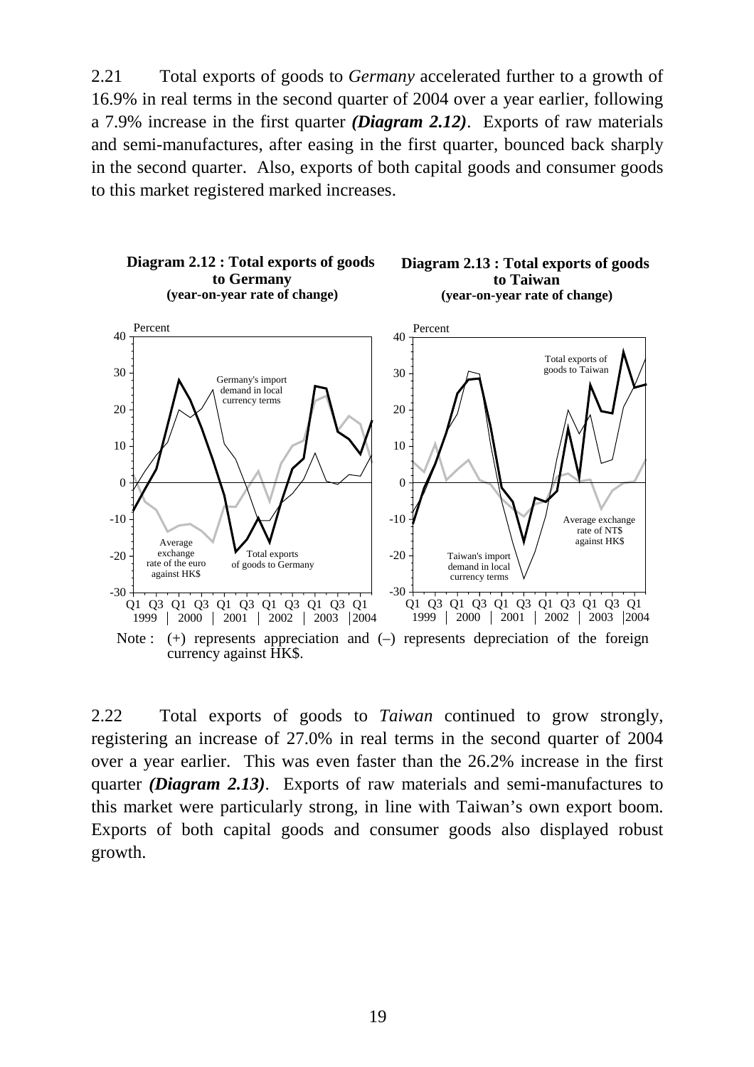2.21 Total exports of goods to *Germany* accelerated further to a growth of 16.9% in real terms in the second quarter of 2004 over a year earlier, following a 7.9% increase in the first quarter ***(Diagram 2.12)***. Exports of raw materials and semi-manufactures, after easing in the first quarter, bounced back sharply in the second quarter. Also, exports of both capital goods and consumer goods to this market registered marked increases.

**Diagram 2.12 : Total exports of goods to Germany (year-on-year rate of change)**

**Diagram 2.13 : Total exports of goods to Taiwan (year-on-year rate of change)**

Note : (+) represents appreciation and (–) represents depreciation of the foreign currency against HK$.

2.22 Total exports of goods to *Taiwan* continued to grow strongly, registering an increase of 27.0% in real terms in the second quarter of 2004 over a year earlier. This was even faster than the 26.2% increase in the first quarter ***(Diagram 2.13)***. Exports of raw materials and semi-manufactures to this market were particularly strong, in line with Taiwan's own export boom. Exports of both capital goods and consumer goods also displayed robust growth.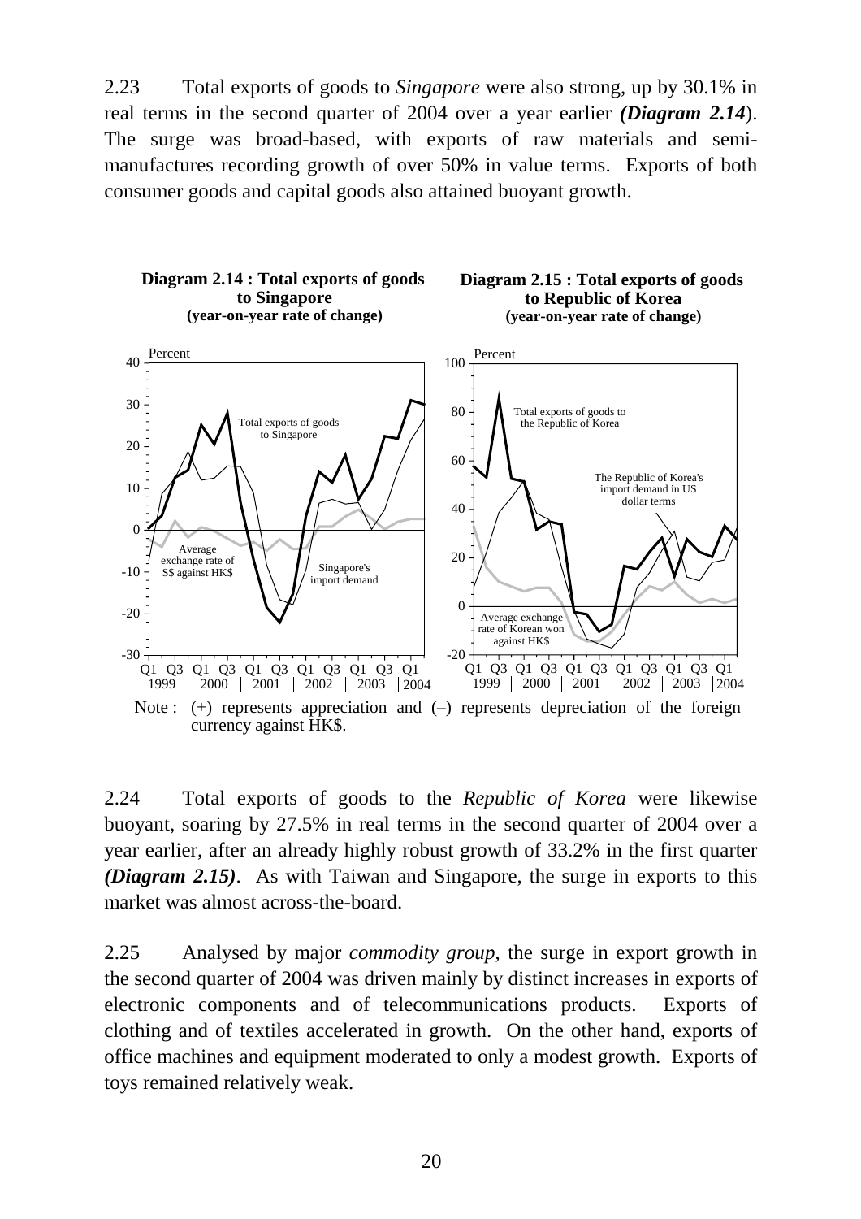2.23 Total exports of goods to *Singapore* were also strong, up by 30.1% in real terms in the second quarter of 2004 over a year earlier ***(Diagram 2.14)***. The surge was broad-based, with exports of raw materials and semi-manufactures recording growth of over 50% in value terms. Exports of both consumer goods and capital goods also attained buoyant growth.

**Diagram 2.14 : Total exports of goods to Singapore (year-on-year rate of change)**

**Diagram 2.15 : Total exports of goods to Republic of Korea (year-on-year rate of change)**

Note : (+) represents appreciation and (–) represents depreciation of the foreign currency against HK$.

2.24 Total exports of goods to the *Republic of Korea* were likewise buoyant, soaring by 27.5% in real terms in the second quarter of 2004 over a year earlier, after an already highly robust growth of 33.2% in the first quarter ***(Diagram 2.15)***. As with Taiwan and Singapore, the surge in exports to this market was almost across-the-board.

2.25 Analysed by major *commodity group*, the surge in export growth in the second quarter of 2004 was driven mainly by distinct increases in exports of electronic components and of telecommunications products. Exports of clothing and of textiles accelerated in growth. On the other hand, exports of office machines and equipment moderated to only a modest growth. Exports of toys remained relatively weak.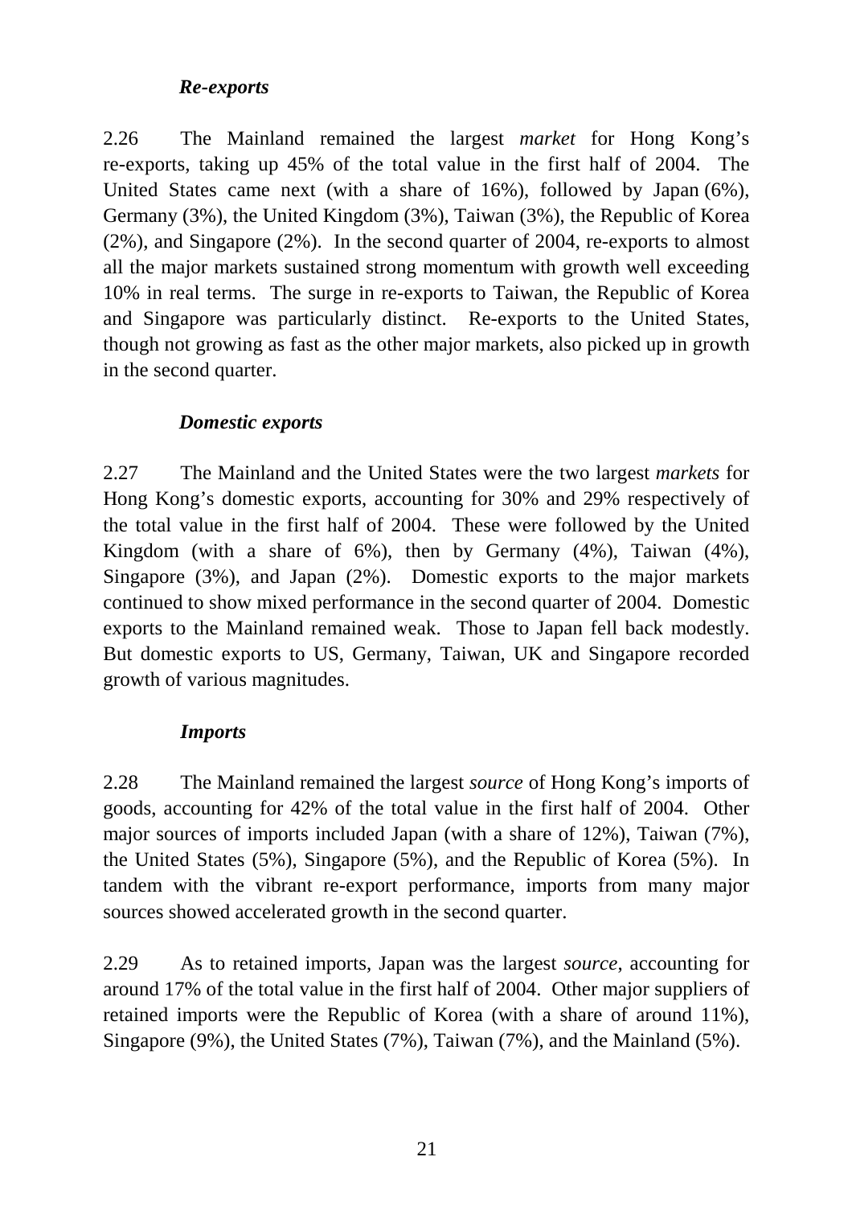### *Re-exports*

2.26 The Mainland remained the largest *market* for Hong Kong's re-exports, taking up 45% of the total value in the first half of 2004. The United States came next (with a share of 16%), followed by Japan (6%), Germany (3%), the United Kingdom (3%), Taiwan (3%), the Republic of Korea (2%), and Singapore (2%). In the second quarter of 2004, re-exports to almost all the major markets sustained strong momentum with growth well exceeding 10% in real terms. The surge in re-exports to Taiwan, the Republic of Korea and Singapore was particularly distinct. Re-exports to the United States, though not growing as fast as the other major markets, also picked up in growth in the second quarter.

### *Domestic exports*

2.27 The Mainland and the United States were the two largest *markets* for Hong Kong's domestic exports, accounting for 30% and 29% respectively of the total value in the first half of 2004. These were followed by the United Kingdom (with a share of 6%), then by Germany (4%), Taiwan (4%), Singapore (3%), and Japan (2%). Domestic exports to the major markets continued to show mixed performance in the second quarter of 2004. Domestic exports to the Mainland remained weak. Those to Japan fell back modestly. But domestic exports to US, Germany, Taiwan, UK and Singapore recorded growth of various magnitudes.

### *Imports*

2.28 The Mainland remained the largest *source* of Hong Kong's imports of goods, accounting for 42% of the total value in the first half of 2004. Other major sources of imports included Japan (with a share of 12%), Taiwan (7%), the United States (5%), Singapore (5%), and the Republic of Korea (5%). In tandem with the vibrant re-export performance, imports from many major sources showed accelerated growth in the second quarter.

2.29 As to retained imports, Japan was the largest *source*, accounting for around 17% of the total value in the first half of 2004. Other major suppliers of retained imports were the Republic of Korea (with a share of around 11%), Singapore (9%), the United States (7%), Taiwan (7%), and the Mainland (5%).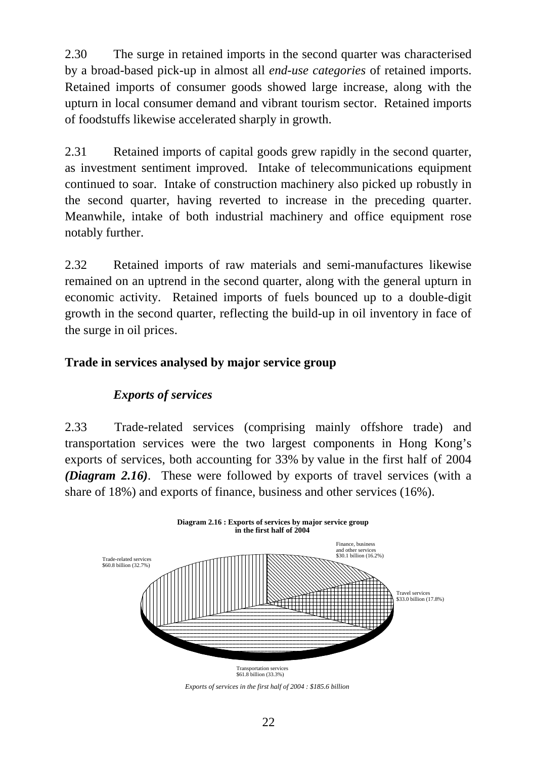2.30 The surge in retained imports in the second quarter was characterised by a broad-based pick-up in almost all *end-use categories* of retained imports. Retained imports of consumer goods showed large increase, along with the upturn in local consumer demand and vibrant tourism sector. Retained imports of foodstuffs likewise accelerated sharply in growth.

2.31 Retained imports of capital goods grew rapidly in the second quarter, as investment sentiment improved. Intake of telecommunications equipment continued to soar. Intake of construction machinery also picked up robustly in the second quarter, having reverted to increase in the preceding quarter. Meanwhile, intake of both industrial machinery and office equipment rose notably further.

2.32 Retained imports of raw materials and semi-manufactures likewise remained on an uptrend in the second quarter, along with the general upturn in economic activity. Retained imports of fuels bounced up to a double-digit growth in the second quarter, reflecting the build-up in oil inventory in face of the surge in oil prices.

## Trade in services analysed by major service group

### *Exports of services*

2.33 Trade-related services (comprising mainly offshore trade) and transportation services were the two largest components in Hong Kong's exports of services, both accounting for 33% by value in the first half of 2004 ***(Diagram 2.16)***. These were followed by exports of travel services (with a share of 18%) and exports of finance, business and other services (16%).

**Diagram 2.16 : Exports of services by major service group in the first half of 2004**

Trade-related services $60.8 billion (32.7%)

Finance, business and other services $30.1 billion (16.2%)

Travel services $33.0 billion (17.8%)

Transportation services $61.8 billion (33.3%)

*Exports of services in the first half of 2004 : $185.6 billion*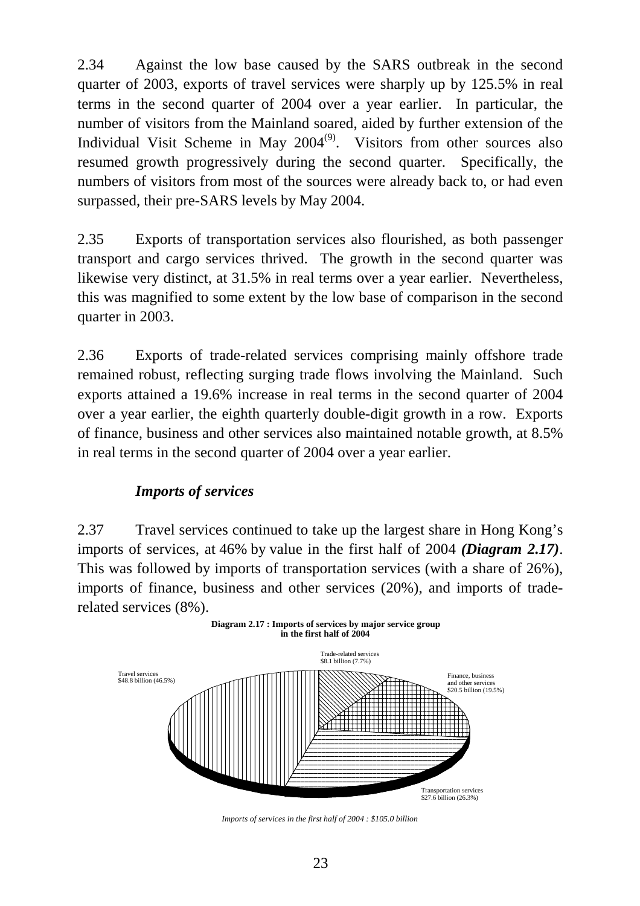2.34 Against the low base caused by the SARS outbreak in the second quarter of 2003, exports of travel services were sharply up by 125.5% in real terms in the second quarter of 2004 over a year earlier. In particular, the number of visitors from the Mainland soared, aided by further extension of the Individual Visit Scheme in May 2004[9]. Visitors from other sources also resumed growth progressively during the second quarter. Specifically, the numbers of visitors from most of the sources were already back to, or had even surpassed, their pre-SARS levels by May 2004.

2.35 Exports of transportation services also flourished, as both passenger transport and cargo services thrived. The growth in the second quarter was likewise very distinct, at 31.5% in real terms over a year earlier. Nevertheless, this was magnified to some extent by the low base of comparison in the second quarter in 2003.

2.36 Exports of trade-related services comprising mainly offshore trade remained robust, reflecting surging trade flows involving the Mainland. Such exports attained a 19.6% increase in real terms in the second quarter of 2004 over a year earlier, the eighth quarterly double-digit growth in a row. Exports of finance, business and other services also maintained notable growth, at 8.5% in real terms in the second quarter of 2004 over a year earlier.

### *Imports of services*

2.37 Travel services continued to take up the largest share in Hong Kong's imports of services, at 46% by value in the first half of 2004 ***(Diagram 2.17)***. This was followed by imports of transportation services (with a share of 26%), imports of finance, business and other services (20%), and imports of trade-related services (8%).

**Diagram 2.17 : Imports of services by major service group in the first half of 2004**

Trade-related services
$8.1 billion (7.7%)

Finance, business and other services
$20.5 billion (19.5%)

Transportation services
$27.6 billion (26.3%)

Travel services
$48.8 billion (46.5%)

*Imports of services in the first half of 2004 : $105.0 billion*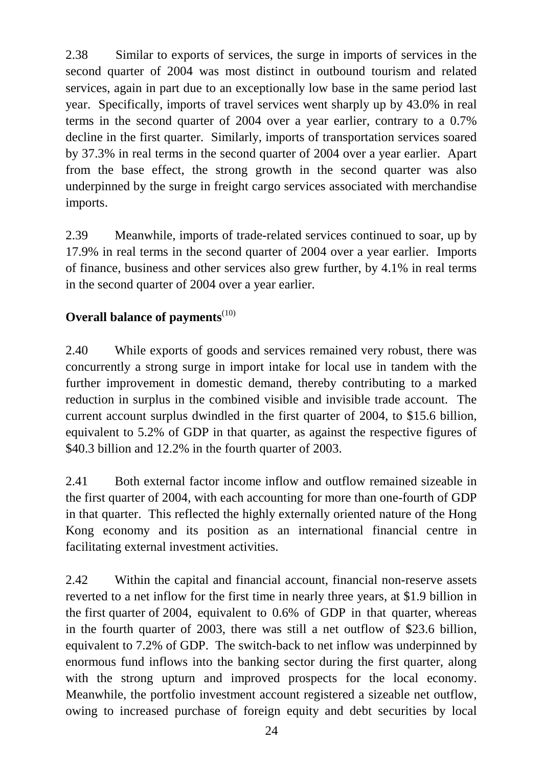2.38 Similar to exports of services, the surge in imports of services in the second quarter of 2004 was most distinct in outbound tourism and related services, again in part due to an exceptionally low base in the same period last year. Specifically, imports of travel services went sharply up by 43.0% in real terms in the second quarter of 2004 over a year earlier, contrary to a 0.7% decline in the first quarter. Similarly, imports of transportation services soared by 37.3% in real terms in the second quarter of 2004 over a year earlier. Apart from the base effect, the strong growth in the second quarter was also underpinned by the surge in freight cargo services associated with merchandise imports.

2.39 Meanwhile, imports of trade-related services continued to soar, up by 17.9% in real terms in the second quarter of 2004 over a year earlier. Imports of finance, business and other services also grew further, by 4.1% in real terms in the second quarter of 2004 over a year earlier.

**Overall balance of payments**[(10)]

2.40 While exports of goods and services remained very robust, there was concurrently a strong surge in import intake for local use in tandem with the further improvement in domestic demand, thereby contributing to a marked reduction in surplus in the combined visible and invisible trade account. The current account surplus dwindled in the first quarter of 2004, to $15.6 billion, equivalent to 5.2% of GDP in that quarter, as against the respective figures of $40.3 billion and 12.2% in the fourth quarter of 2003.

2.41 Both external factor income inflow and outflow remained sizeable in the first quarter of 2004, with each accounting for more than one-fourth of GDP in that quarter. This reflected the highly externally oriented nature of the Hong Kong economy and its position as an international financial centre in facilitating external investment activities.

2.42 Within the capital and financial account, financial non-reserve assets reverted to a net inflow for the first time in nearly three years, at $1.9 billion in the first quarter of 2004, equivalent to 0.6% of GDP in that quarter, whereas in the fourth quarter of 2003, there was still a net outflow of $23.6 billion, equivalent to 7.2% of GDP. The switch-back to net inflow was underpinned by enormous fund inflows into the banking sector during the first quarter, along with the strong upturn and improved prospects for the local economy. Meanwhile, the portfolio investment account registered a sizeable net outflow, owing to increased purchase of foreign equity and debt securities by local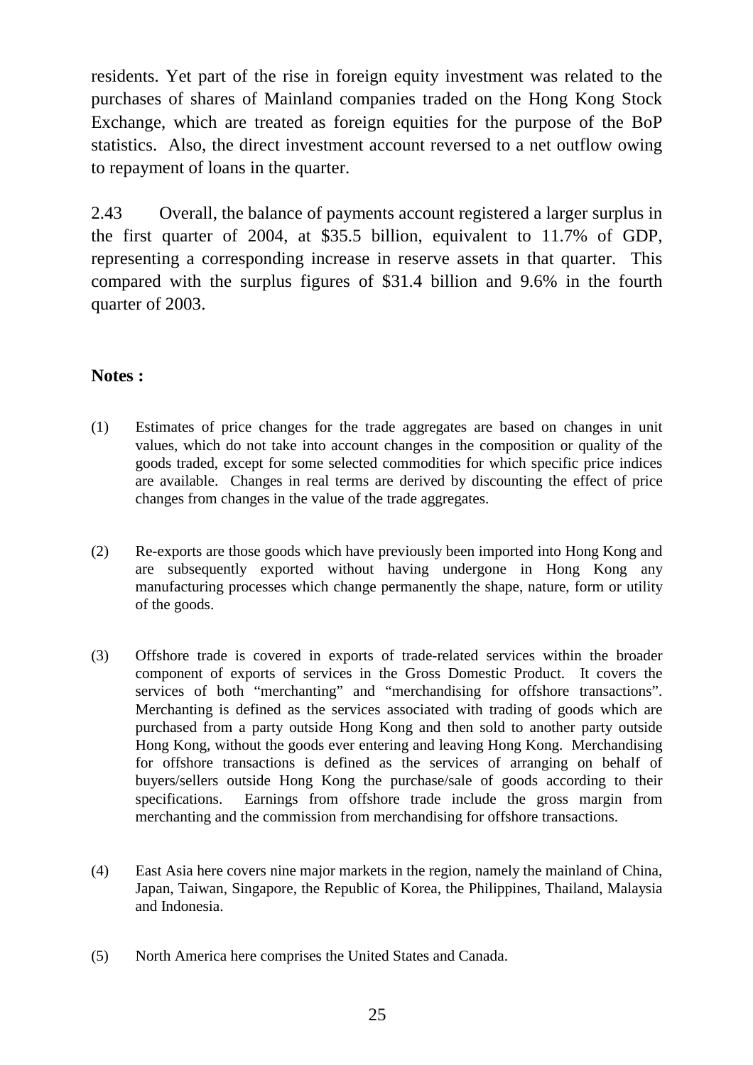residents. Yet part of the rise in foreign equity investment was related to the purchases of shares of Mainland companies traded on the Hong Kong Stock Exchange, which are treated as foreign equities for the purpose of the BoP statistics. Also, the direct investment account reversed to a net outflow owing to repayment of loans in the quarter.

2.43 Overall, the balance of payments account registered a larger surplus in the first quarter of 2004, at $35.5 billion, equivalent to 11.7% of GDP, representing a corresponding increase in reserve assets in that quarter. This compared with the surplus figures of $31.4 billion and 9.6% in the fourth quarter of 2003.

**Notes :**

(1) Estimates of price changes for the trade aggregates are based on changes in unit values, which do not take into account changes in the composition or quality of the goods traded, except for some selected commodities for which specific price indices are available. Changes in real terms are derived by discounting the effect of price changes from changes in the value of the trade aggregates.

(2) Re-exports are those goods which have previously been imported into Hong Kong and are subsequently exported without having undergone in Hong Kong any manufacturing processes which change permanently the shape, nature, form or utility of the goods.

(3) Offshore trade is covered in exports of trade-related services within the broader component of exports of services in the Gross Domestic Product. It covers the services of both "merchanting" and "merchandising for offshore transactions". Merchanting is defined as the services associated with trading of goods which are purchased from a party outside Hong Kong and then sold to another party outside Hong Kong, without the goods ever entering and leaving Hong Kong. Merchandising for offshore transactions is defined as the services of arranging on behalf of buyers/sellers outside Hong Kong the purchase/sale of goods according to their specifications. Earnings from offshore trade include the gross margin from merchanting and the commission from merchandising for offshore transactions.

(4) East Asia here covers nine major markets in the region, namely the mainland of China, Japan, Taiwan, Singapore, the Republic of Korea, the Philippines, Thailand, Malaysia and Indonesia.

(5) North America here comprises the United States and Canada.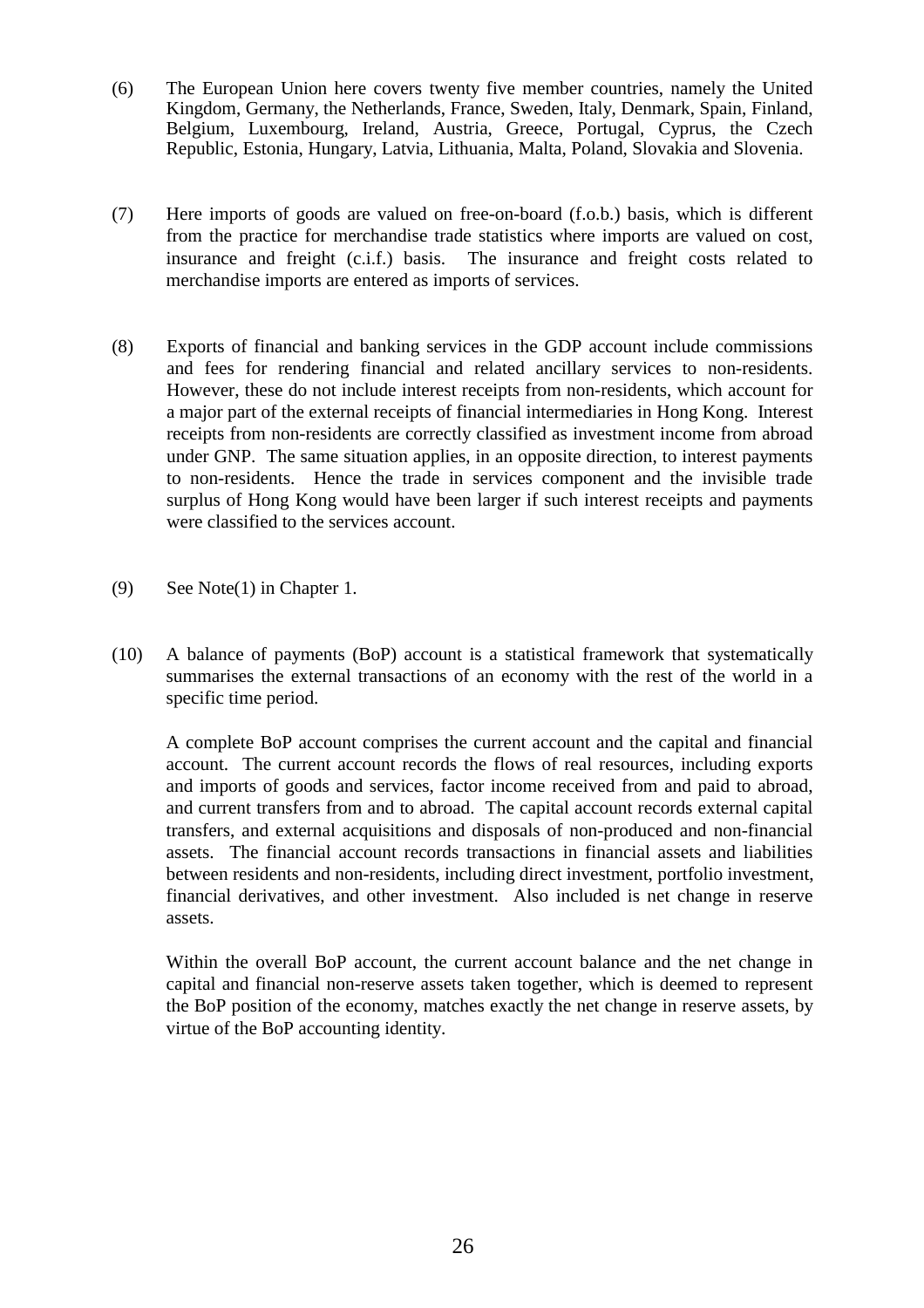(6) The European Union here covers twenty five member countries, namely the United Kingdom, Germany, the Netherlands, France, Sweden, Italy, Denmark, Spain, Finland, Belgium, Luxembourg, Ireland, Austria, Greece, Portugal, Cyprus, the Czech Republic, Estonia, Hungary, Latvia, Lithuania, Malta, Poland, Slovakia and Slovenia.

(7) Here imports of goods are valued on free-on-board (f.o.b.) basis, which is different from the practice for merchandise trade statistics where imports are valued on cost, insurance and freight (c.i.f.) basis. The insurance and freight costs related to merchandise imports are entered as imports of services.

(8) Exports of financial and banking services in the GDP account include commissions and fees for rendering financial and related ancillary services to non-residents. However, these do not include interest receipts from non-residents, which account for a major part of the external receipts of financial intermediaries in Hong Kong. Interest receipts from non-residents are correctly classified as investment income from abroad under GNP. The same situation applies, in an opposite direction, to interest payments to non-residents. Hence the trade in services component and the invisible trade surplus of Hong Kong would have been larger if such interest receipts and payments were classified to the services account.

(9) See Note(1) in Chapter 1.

(10) A balance of payments (BoP) account is a statistical framework that systematically summarises the external transactions of an economy with the rest of the world in a specific time period.

A complete BoP account comprises the current account and the capital and financial account. The current account records the flows of real resources, including exports and imports of goods and services, factor income received from and paid to abroad, and current transfers from and to abroad. The capital account records external capital transfers, and external acquisitions and disposals of non-produced and non-financial assets. The financial account records transactions in financial assets and liabilities between residents and non-residents, including direct investment, portfolio investment, financial derivatives, and other investment. Also included is net change in reserve assets.

Within the overall BoP account, the current account balance and the net change in capital and financial non-reserve assets taken together, which is deemed to represent the BoP position of the economy, matches exactly the net change in reserve assets, by virtue of the BoP accounting identity.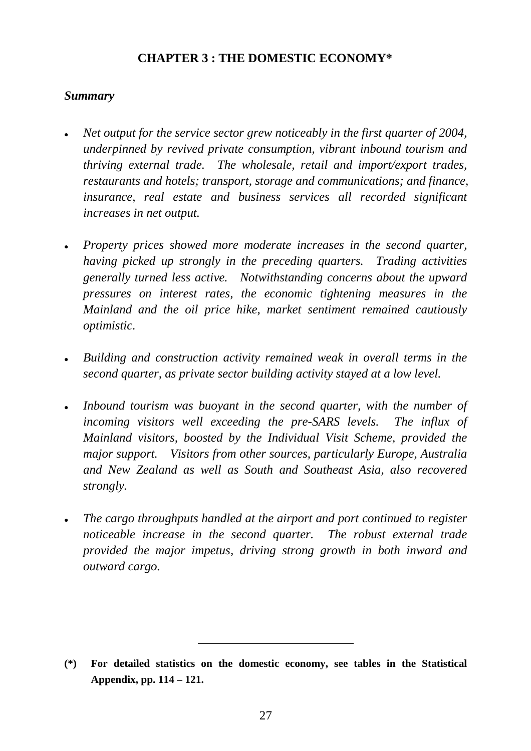# CHAPTER 3 : THE DOMESTIC ECONOMY*

### *Summary*

- *Net output for the service sector grew noticeably in the first quarter of 2004, underpinned by revived private consumption, vibrant inbound tourism and thriving external trade. The wholesale, retail and import/export trades, restaurants and hotels; transport, storage and communications; and finance, insurance, real estate and business services all recorded significant increases in net output.*

- *Property prices showed more moderate increases in the second quarter, having picked up strongly in the preceding quarters. Trading activities generally turned less active. Notwithstanding concerns about the upward pressures on interest rates, the economic tightening measures in the Mainland and the oil price hike, market sentiment remained cautiously optimistic.*

- *Building and construction activity remained weak in overall terms in the second quarter, as private sector building activity stayed at a low level.*

- *Inbound tourism was buoyant in the second quarter, with the number of incoming visitors well exceeding the pre-SARS levels. The influx of Mainland visitors, boosted by the Individual Visit Scheme, provided the major support. Visitors from other sources, particularly Europe, Australia and New Zealand as well as South and Southeast Asia, also recovered strongly.*

- *The cargo throughputs handled at the airport and port continued to register noticeable increase in the second quarter. The robust external trade provided the major impetus, driving strong growth in both inward and outward cargo.*

---

**(*) For detailed statistics on the domestic economy, see tables in the Statistical Appendix, pp. 114 – 121.**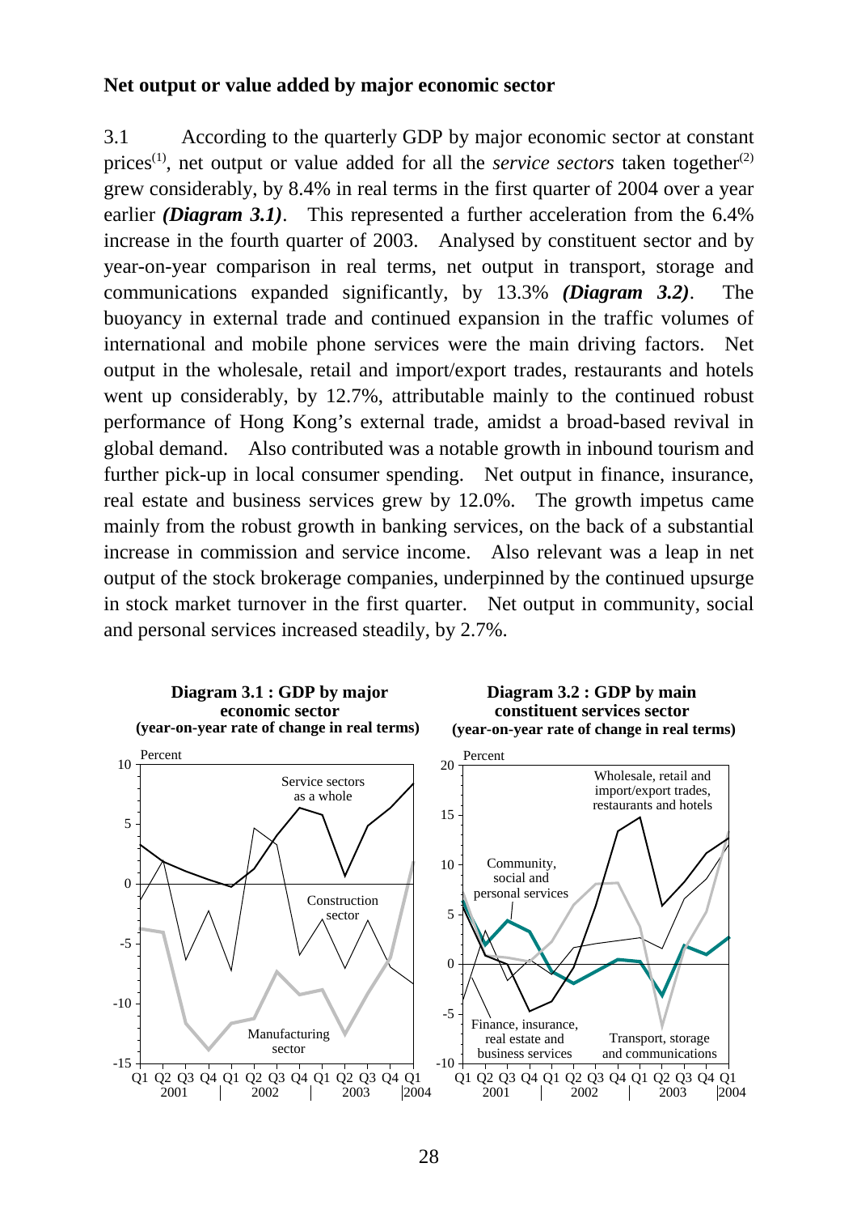**Net output or value added by major economic sector**

3.1 According to the quarterly GDP by major economic sector at constant prices[(1)], net output or value added for all the *service sectors* taken together[(2)] grew considerably, by 8.4% in real terms in the first quarter of 2004 over a year earlier ***(Diagram 3.1)***. This represented a further acceleration from the 6.4% increase in the fourth quarter of 2003. Analysed by constituent sector and by year-on-year comparison in real terms, net output in transport, storage and communications expanded significantly, by 13.3% ***(Diagram 3.2)***. The buoyancy in external trade and continued expansion in the traffic volumes of international and mobile phone services were the main driving factors. Net output in the wholesale, retail and import/export trades, restaurants and hotels went up considerably, by 12.7%, attributable mainly to the continued robust performance of Hong Kong's external trade, amidst a broad-based revival in global demand. Also contributed was a notable growth in inbound tourism and further pick-up in local consumer spending. Net output in finance, insurance, real estate and business services grew by 12.0%. The growth impetus came mainly from the robust growth in banking services, on the back of a substantial increase in commission and service income. Also relevant was a leap in net output of the stock brokerage companies, underpinned by the continued upsurge in stock market turnover in the first quarter. Net output in community, social and personal services increased steadily, by 2.7%.

**Diagram 3.1 : GDP by major economic sector (year-on-year rate of change in real terms)**

**Diagram 3.2 : GDP by main constituent services sector (year-on-year rate of change in real terms)**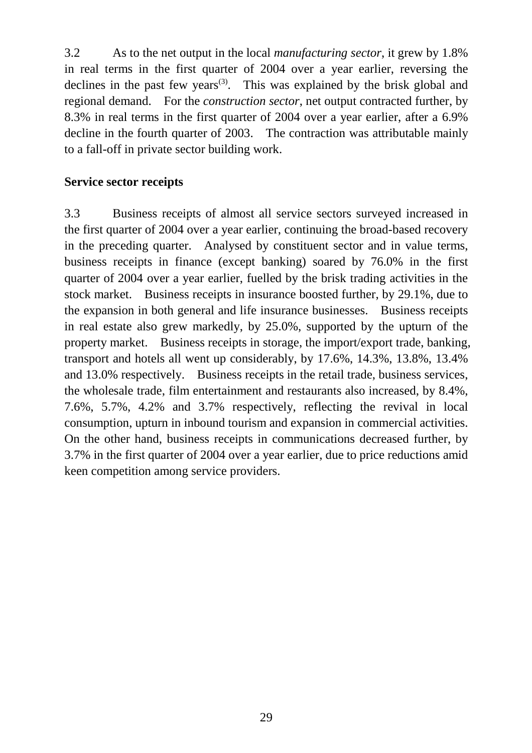3.2 As to the net output in the local *manufacturing sector*, it grew by 1.8% in real terms in the first quarter of 2004 over a year earlier, reversing the declines in the past few years[3]. This was explained by the brisk global and regional demand. For the *construction sector*, net output contracted further, by 8.3% in real terms in the first quarter of 2004 over a year earlier, after a 6.9% decline in the fourth quarter of 2003. The contraction was attributable mainly to a fall-off in private sector building work.

**Service sector receipts**

3.3 Business receipts of almost all service sectors surveyed increased in the first quarter of 2004 over a year earlier, continuing the broad-based recovery in the preceding quarter. Analysed by constituent sector and in value terms, business receipts in finance (except banking) soared by 76.0% in the first quarter of 2004 over a year earlier, fuelled by the brisk trading activities in the stock market. Business receipts in insurance boosted further, by 29.1%, due to the expansion in both general and life insurance businesses. Business receipts in real estate also grew markedly, by 25.0%, supported by the upturn of the property market. Business receipts in storage, the import/export trade, banking, transport and hotels all went up considerably, by 17.6%, 14.3%, 13.8%, 13.4% and 13.0% respectively. Business receipts in the retail trade, business services, the wholesale trade, film entertainment and restaurants also increased, by 8.4%, 7.6%, 5.7%, 4.2% and 3.7% respectively, reflecting the revival in local consumption, upturn in inbound tourism and expansion in commercial activities. On the other hand, business receipts in communications decreased further, by 3.7% in the first quarter of 2004 over a year earlier, due to price reductions amid keen competition among service providers.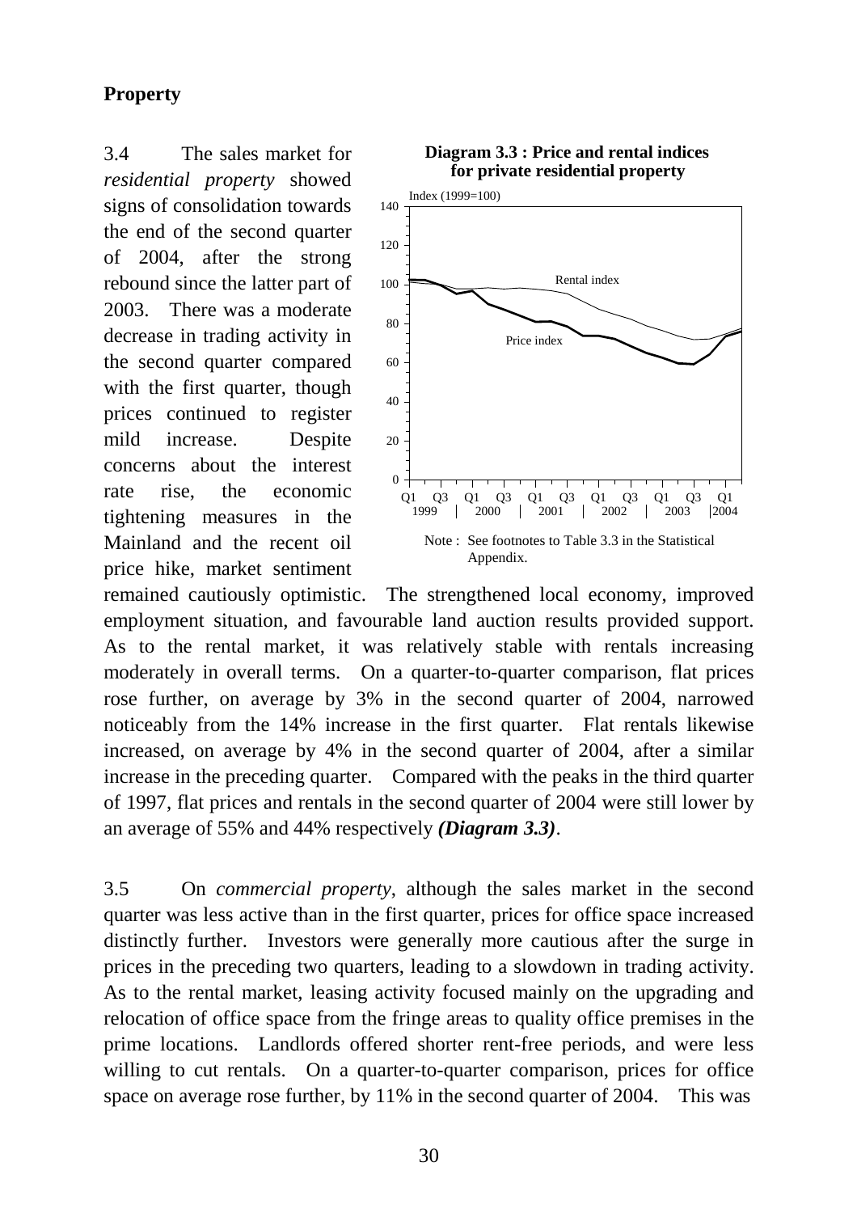## Property

3.4 The sales market for *residential property* showed signs of consolidation towards the end of the second quarter of 2004, after the strong rebound since the latter part of 2003. There was a moderate decrease in trading activity in the second quarter compared with the first quarter, though prices continued to register mild increase. Despite concerns about the interest rate rise, the economic tightening measures in the Mainland and the recent oil price hike, market sentiment remained cautiously optimistic. The strengthened local economy, improved employment situation, and favourable land auction results provided support. As to the rental market, it was relatively stable with rentals increasing moderately in overall terms. On a quarter-to-quarter comparison, flat prices rose further, on average by 3% in the second quarter of 2004, narrowed noticeably from the 14% increase in the first quarter. Flat rentals likewise increased, on average by 4% in the second quarter of 2004, after a similar increase in the preceding quarter. Compared with the peaks in the third quarter of 1997, flat prices and rentals in the second quarter of 2004 were still lower by an average of 55% and 44% respectively ***(Diagram 3.3)***.

**Diagram 3.3 : Price and rental indices for private residential property**

Note : See footnotes to Table 3.3 in the Statistical Appendix.

3.5 On *commercial property*, although the sales market in the second quarter was less active than in the first quarter, prices for office space increased distinctly further. Investors were generally more cautious after the surge in prices in the preceding two quarters, leading to a slowdown in trading activity. As to the rental market, leasing activity focused mainly on the upgrading and relocation of office space from the fringe areas to quality office premises in the prime locations. Landlords offered shorter rent-free periods, and were less willing to cut rentals. On a quarter-to-quarter comparison, prices for office space on average rose further, by 11% in the second quarter of 2004. This was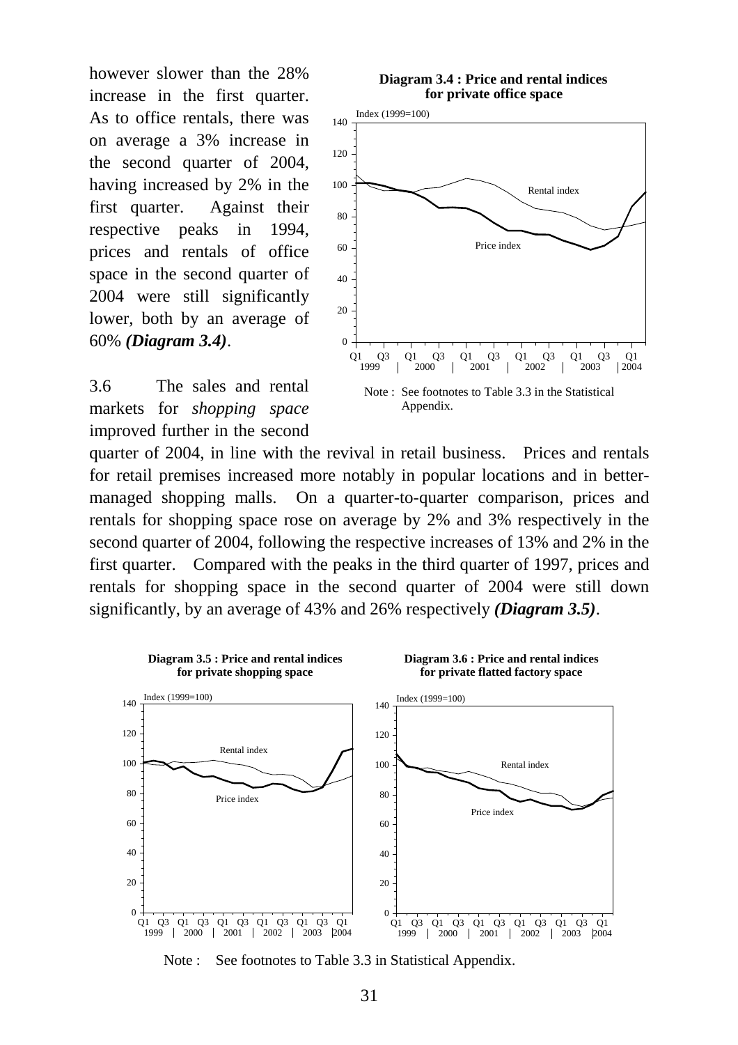however slower than the 28% increase in the first quarter. As to office rentals, there was on average a 3% increase in the second quarter of 2004, having increased by 2% in the first quarter. Against their respective peaks in 1994, prices and rentals of office space in the second quarter of 2004 were still significantly lower, both by an average of 60% ***(Diagram 3.4)***.

**Diagram 3.4 : Price and rental indices for private office space**

Note : See footnotes to Table 3.3 in the Statistical Appendix.

3.6 The sales and rental markets for *shopping space* improved further in the second quarter of 2004, in line with the revival in retail business. Prices and rentals for retail premises increased more notably in popular locations and in better-managed shopping malls. On a quarter-to-quarter comparison, prices and rentals for shopping space rose on average by 2% and 3% respectively in the second quarter of 2004, following the respective increases of 13% and 2% in the first quarter. Compared with the peaks in the third quarter of 1997, prices and rentals for shopping space in the second quarter of 2004 were still down significantly, by an average of 43% and 26% respectively ***(Diagram 3.5)***.

**Diagram 3.5 : Price and rental indices for private shopping space**

**Diagram 3.6 : Price and rental indices for private flatted factory space**

Note : See footnotes to Table 3.3 in Statistical Appendix.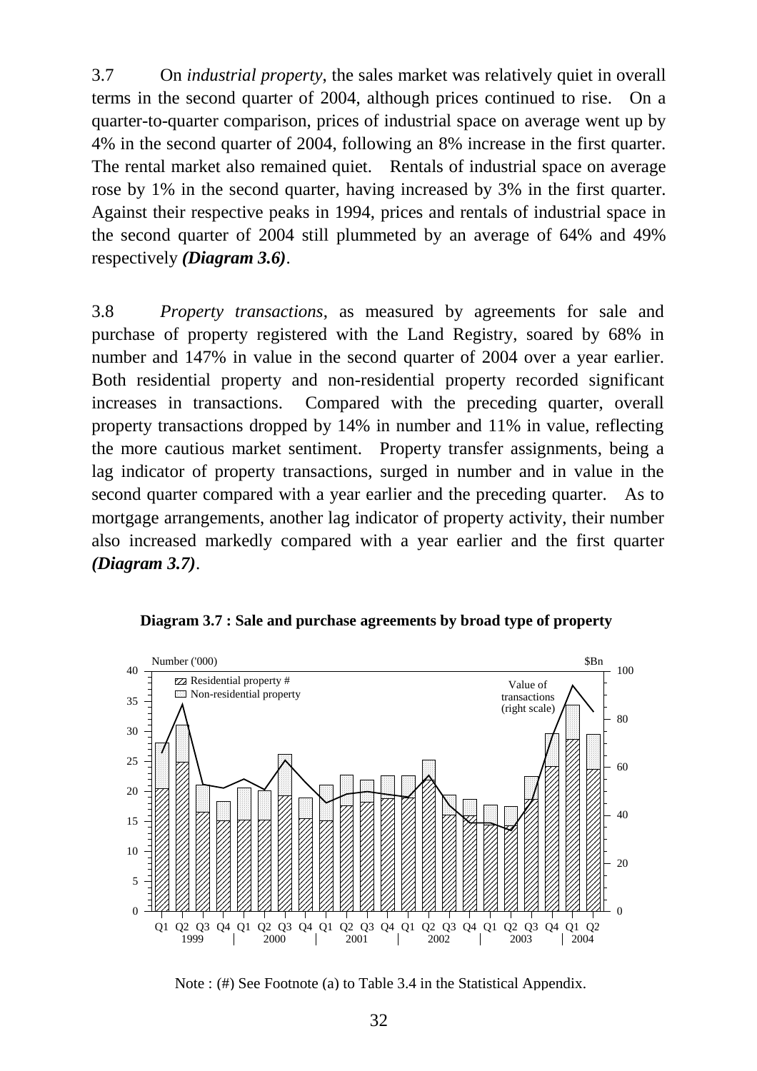3.7 On *industrial property*, the sales market was relatively quiet in overall terms in the second quarter of 2004, although prices continued to rise. On a quarter-to-quarter comparison, prices of industrial space on average went up by 4% in the second quarter of 2004, following an 8% increase in the first quarter. The rental market also remained quiet. Rentals of industrial space on average rose by 1% in the second quarter, having increased by 3% in the first quarter. Against their respective peaks in 1994, prices and rentals of industrial space in the second quarter of 2004 still plummeted by an average of 64% and 49% respectively ***(Diagram 3.6)***.

3.8 *Property transactions*, as measured by agreements for sale and purchase of property registered with the Land Registry, soared by 68% in number and 147% in value in the second quarter of 2004 over a year earlier. Both residential property and non-residential property recorded significant increases in transactions. Compared with the preceding quarter, overall property transactions dropped by 14% in number and 11% in value, reflecting the more cautious market sentiment. Property transfer assignments, being a lag indicator of property transactions, surged in number and in value in the second quarter compared with a year earlier and the preceding quarter. As to mortgage arrangements, another lag indicator of property activity, their number also increased markedly compared with a year earlier and the first quarter ***(Diagram 3.7)***.

**Diagram 3.7 : Sale and purchase agreements by broad type of property**

Number ('000) — Residential property # — Non-residential property — Value of transactions (right scale), $Bn

Q1 Q2 Q3 Q4 1999 | Q1 Q2 Q3 Q4 2000 | Q1 Q2 Q3 Q4 2001 | Q1 Q2 Q3 Q4 2002 | Q1 Q2 Q3 Q4 2003 | Q1 Q2 2004

Note : (#) See Footnote (a) to Table 3.4 in the Statistical Appendix.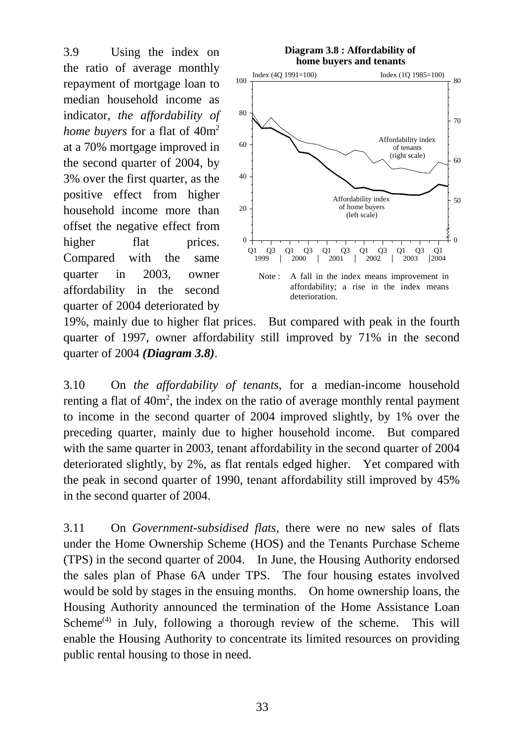3.9 Using the index on the ratio of average monthly repayment of mortgage loan to median household income as indicator, *the affordability of home buyers* for a flat of 40m[2] at a 70% mortgage improved in the second quarter of 2004, by 3% over the first quarter, as the positive effect from higher household income more than offset the negative effect from higher flat prices. Compared with the same quarter in 2003, owner affordability in the second quarter of 2004 deteriorated by 19%, mainly due to higher flat prices. But compared with peak in the fourth quarter of 1997, owner affordability still improved by 71% in the second quarter of 2004 ***(Diagram 3.8)***.

**Diagram 3.8 : Affordability of home buyers and tenants**

Note : A fall in the index means improvement in affordability; a rise in the index means deterioration.

3.10 On *the affordability of tenants*, for a median-income household renting a flat of 40m[2], the index on the ratio of average monthly rental payment to income in the second quarter of 2004 improved slightly, by 1% over the preceding quarter, mainly due to higher household income. But compared with the same quarter in 2003, tenant affordability in the second quarter of 2004 deteriorated slightly, by 2%, as flat rentals edged higher. Yet compared with the peak in second quarter of 1990, tenant affordability still improved by 45% in the second quarter of 2004.

3.11 On *Government-subsidised flats*, there were no new sales of flats under the Home Ownership Scheme (HOS) and the Tenants Purchase Scheme (TPS) in the second quarter of 2004. In June, the Housing Authority endorsed the sales plan of Phase 6A under TPS. The four housing estates involved would be sold by stages in the ensuing months. On home ownership loans, the Housing Authority announced the termination of the Home Assistance Loan Scheme[(4)] in July, following a thorough review of the scheme. This will enable the Housing Authority to concentrate its limited resources on providing public rental housing to those in need.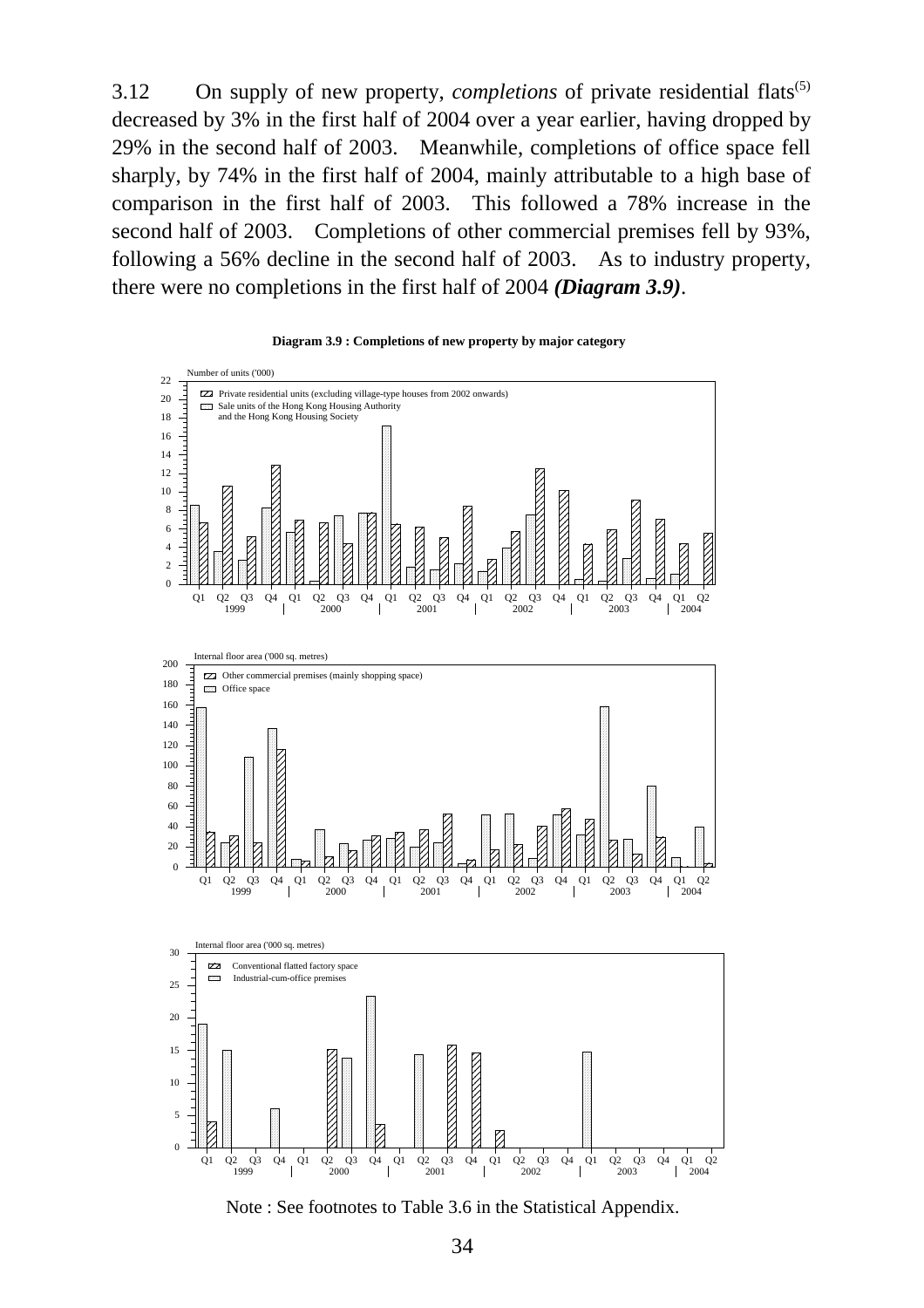3.12 On supply of new property, *completions* of private residential flats[5] decreased by 3% in the first half of 2004 over a year earlier, having dropped by 29% in the second half of 2003. Meanwhile, completions of office space fell sharply, by 74% in the first half of 2004, mainly attributable to a high base of comparison in the first half of 2003. This followed a 78% increase in the second half of 2003. Completions of other commercial premises fell by 93%, following a 56% decline in the second half of 2003. As to industry property, there were no completions in the first half of 2004 ***(Diagram 3.9)***.

**Diagram 3.9 : Completions of new property by major category**

Note : See footnotes to Table 3.6 in the Statistical Appendix.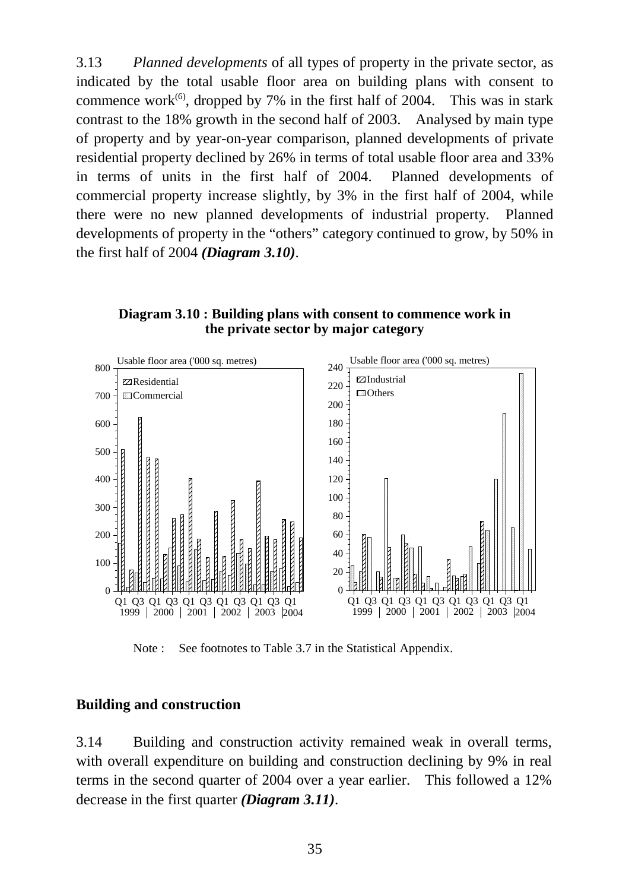3.13 *Planned developments* of all types of property in the private sector, as indicated by the total usable floor area on building plans with consent to commence work[(6)], dropped by 7% in the first half of 2004. This was in stark contrast to the 18% growth in the second half of 2003. Analysed by main type of property and by year-on-year comparison, planned developments of private residential property declined by 26% in terms of total usable floor area and 33% in terms of units in the first half of 2004. Planned developments of commercial property increase slightly, by 3% in the first half of 2004, while there were no new planned developments of industrial property. Planned developments of property in the "others" category continued to grow, by 50% in the first half of 2004 ***(Diagram 3.10)***.

**Diagram 3.10 : Building plans with consent to commence work in the private sector by major category**

Note : See footnotes to Table 3.7 in the Statistical Appendix.

## Building and construction

3.14 Building and construction activity remained weak in overall terms, with overall expenditure on building and construction declining by 9% in real terms in the second quarter of 2004 over a year earlier. This followed a 12% decrease in the first quarter ***(Diagram 3.11)***.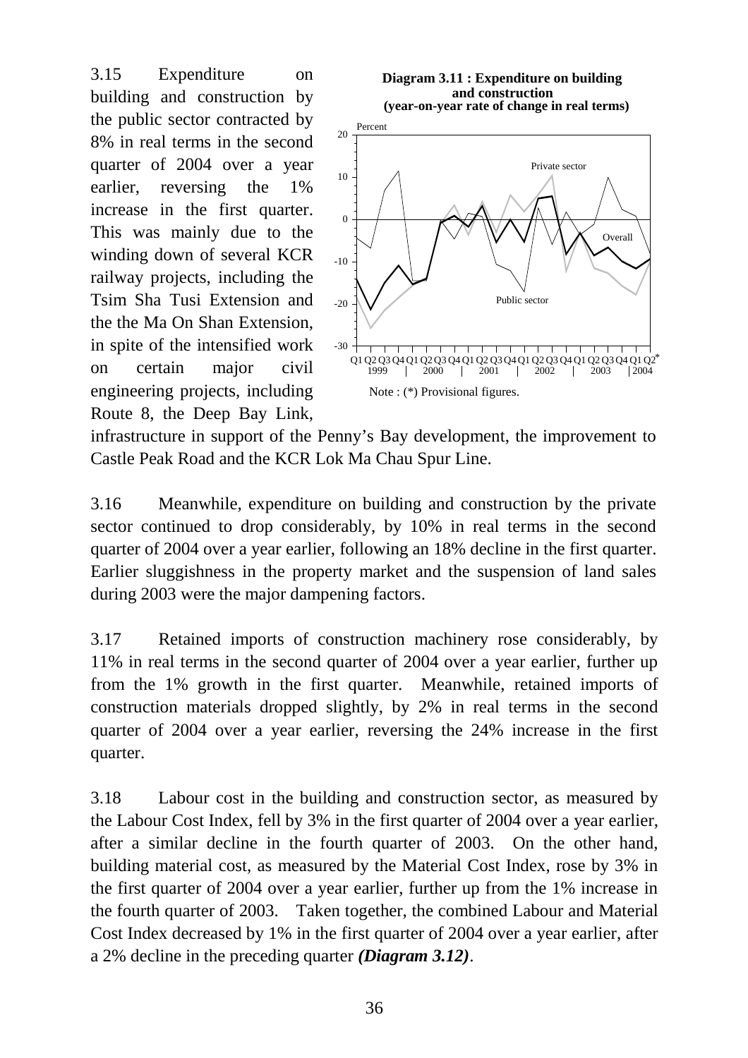3.15 Expenditure on building and construction by the public sector contracted by 8% in real terms in the second quarter of 2004 over a year earlier, reversing the 1% increase in the first quarter. This was mainly due to the winding down of several KCR railway projects, including the Tsim Sha Tusi Extension and the the Ma On Shan Extension, in spite of the intensified work on certain major civil engineering projects, including Route 8, the Deep Bay Link, infrastructure in support of the Penny's Bay development, the improvement to Castle Peak Road and the KCR Lok Ma Chau Spur Line.

**Diagram 3.11 : Expenditure on building and construction (year-on-year rate of change in real terms)**

Note : (*) Provisional figures.

3.16 Meanwhile, expenditure on building and construction by the private sector continued to drop considerably, by 10% in real terms in the second quarter of 2004 over a year earlier, following an 18% decline in the first quarter. Earlier sluggishness in the property market and the suspension of land sales during 2003 were the major dampening factors.

3.17 Retained imports of construction machinery rose considerably, by 11% in real terms in the second quarter of 2004 over a year earlier, further up from the 1% growth in the first quarter. Meanwhile, retained imports of construction materials dropped slightly, by 2% in real terms in the second quarter of 2004 over a year earlier, reversing the 24% increase in the first quarter.

3.18 Labour cost in the building and construction sector, as measured by the Labour Cost Index, fell by 3% in the first quarter of 2004 over a year earlier, after a similar decline in the fourth quarter of 2003. On the other hand, building material cost, as measured by the Material Cost Index, rose by 3% in the first quarter of 2004 over a year earlier, further up from the 1% increase in the fourth quarter of 2003. Taken together, the combined Labour and Material Cost Index decreased by 1% in the first quarter of 2004 over a year earlier, after a 2% decline in the preceding quarter ***(Diagram 3.12)***.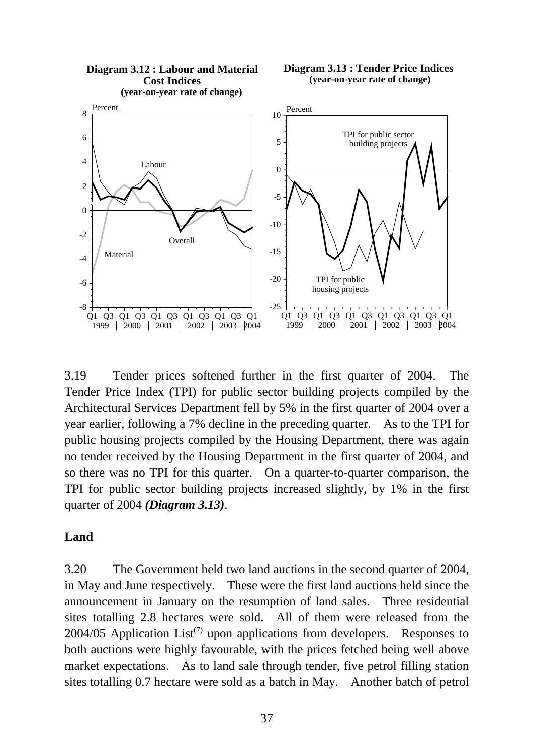**Diagram 3.12 : Labour and Material Cost Indices (year-on-year rate of change)**

**Diagram 3.13 : Tender Price Indices (year-on-year rate of change)**

3.19 Tender prices softened further in the first quarter of 2004. The Tender Price Index (TPI) for public sector building projects compiled by the Architectural Services Department fell by 5% in the first quarter of 2004 over a year earlier, following a 7% decline in the preceding quarter. As to the TPI for public housing projects compiled by the Housing Department, there was again no tender received by the Housing Department in the first quarter of 2004, and so there was no TPI for this quarter. On a quarter-to-quarter comparison, the TPI for public sector building projects increased slightly, by 1% in the first quarter of 2004 ***(Diagram 3.13)***.

## Land

3.20 The Government held two land auctions in the second quarter of 2004, in May and June respectively. These were the first land auctions held since the announcement in January on the resumption of land sales. Three residential sites totalling 2.8 hectares were sold. All of them were released from the 2004/05 Application List(7) upon applications from developers. Responses to both auctions were highly favourable, with the prices fetched being well above market expectations. As to land sale through tender, five petrol filling station sites totalling 0.7 hectare were sold as a batch in May. Another batch of petrol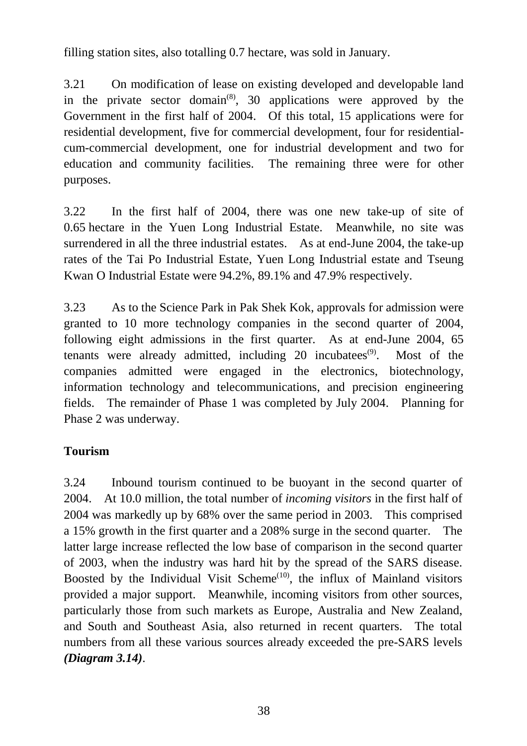filling station sites, also totalling 0.7 hectare, was sold in January.

3.21 On modification of lease on existing developed and developable land in the private sector domain[8], 30 applications were approved by the Government in the first half of 2004. Of this total, 15 applications were for residential development, five for commercial development, four for residential-cum-commercial development, one for industrial development and two for education and community facilities. The remaining three were for other purposes.

3.22 In the first half of 2004, there was one new take-up of site of 0.65 hectare in the Yuen Long Industrial Estate. Meanwhile, no site was surrendered in all the three industrial estates. As at end-June 2004, the take-up rates of the Tai Po Industrial Estate, Yuen Long Industrial estate and Tseung Kwan O Industrial Estate were 94.2%, 89.1% and 47.9% respectively.

3.23 As to the Science Park in Pak Shek Kok, approvals for admission were granted to 10 more technology companies in the second quarter of 2004, following eight admissions in the first quarter. As at end-June 2004, 65 tenants were already admitted, including 20 incubatees[9]. Most of the companies admitted were engaged in the electronics, biotechnology, information technology and telecommunications, and precision engineering fields. The remainder of Phase 1 was completed by July 2004. Planning for Phase 2 was underway.

**Tourism**

3.24 Inbound tourism continued to be buoyant in the second quarter of 2004. At 10.0 million, the total number of *incoming visitors* in the first half of 2004 was markedly up by 68% over the same period in 2003. This comprised a 15% growth in the first quarter and a 208% surge in the second quarter. The latter large increase reflected the low base of comparison in the second quarter of 2003, when the industry was hard hit by the spread of the SARS disease. Boosted by the Individual Visit Scheme[10], the influx of Mainland visitors provided a major support. Meanwhile, incoming visitors from other sources, particularly those from such markets as Europe, Australia and New Zealand, and South and Southeast Asia, also returned in recent quarters. The total numbers from all these various sources already exceeded the pre-SARS levels ***(Diagram 3.14)***.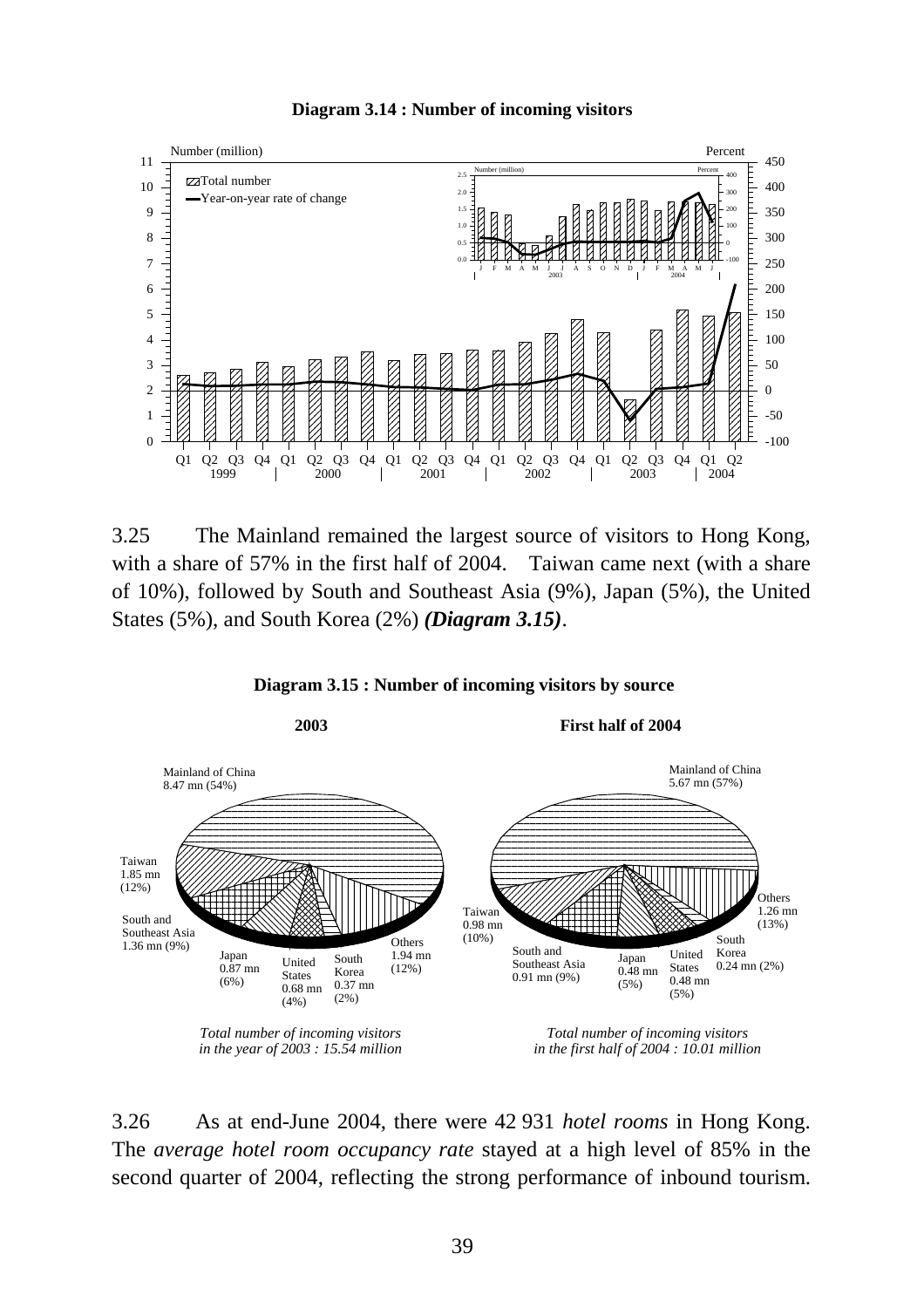**Diagram 3.14 : Number of incoming visitors**

3.25 The Mainland remained the largest source of visitors to Hong Kong, with a share of 57% in the first half of 2004. Taiwan came next (with a share of 10%), followed by South and Southeast Asia (9%), Japan (5%), the United States (5%), and South Korea (2%) ***(Diagram 3.15)***.

**Diagram 3.15 : Number of incoming visitors by source**

*Total number of incoming visitors in the year of 2003 : 15.54 million*

*Total number of incoming visitors in the first half of 2004 : 10.01 million*

3.26 As at end-June 2004, there were 42 931 *hotel rooms* in Hong Kong. The *average hotel room occupancy rate* stayed at a high level of 85% in the second quarter of 2004, reflecting the strong performance of inbound tourism.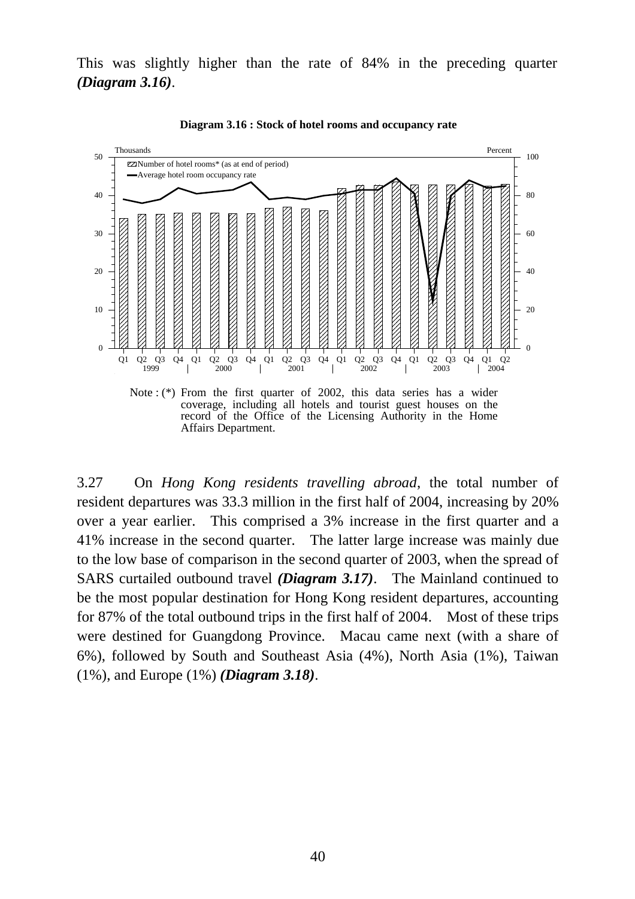This was slightly higher than the rate of 84% in the preceding quarter ***(Diagram 3.16)***.

**Diagram 3.16 : Stock of hotel rooms and occupancy rate**

Note : (*) From the first quarter of 2002, this data series has a wider coverage, including all hotels and tourist guest houses on the record of the Office of the Licensing Authority in the Home Affairs Department.

3.27 On *Hong Kong residents travelling abroad*, the total number of resident departures was 33.3 million in the first half of 2004, increasing by 20% over a year earlier. This comprised a 3% increase in the first quarter and a 41% increase in the second quarter. The latter large increase was mainly due to the low base of comparison in the second quarter of 2003, when the spread of SARS curtailed outbound travel ***(Diagram 3.17)***. The Mainland continued to be the most popular destination for Hong Kong resident departures, accounting for 87% of the total outbound trips in the first half of 2004. Most of these trips were destined for Guangdong Province. Macau came next (with a share of 6%), followed by South and Southeast Asia (4%), North Asia (1%), Taiwan (1%), and Europe (1%) ***(Diagram 3.18)***.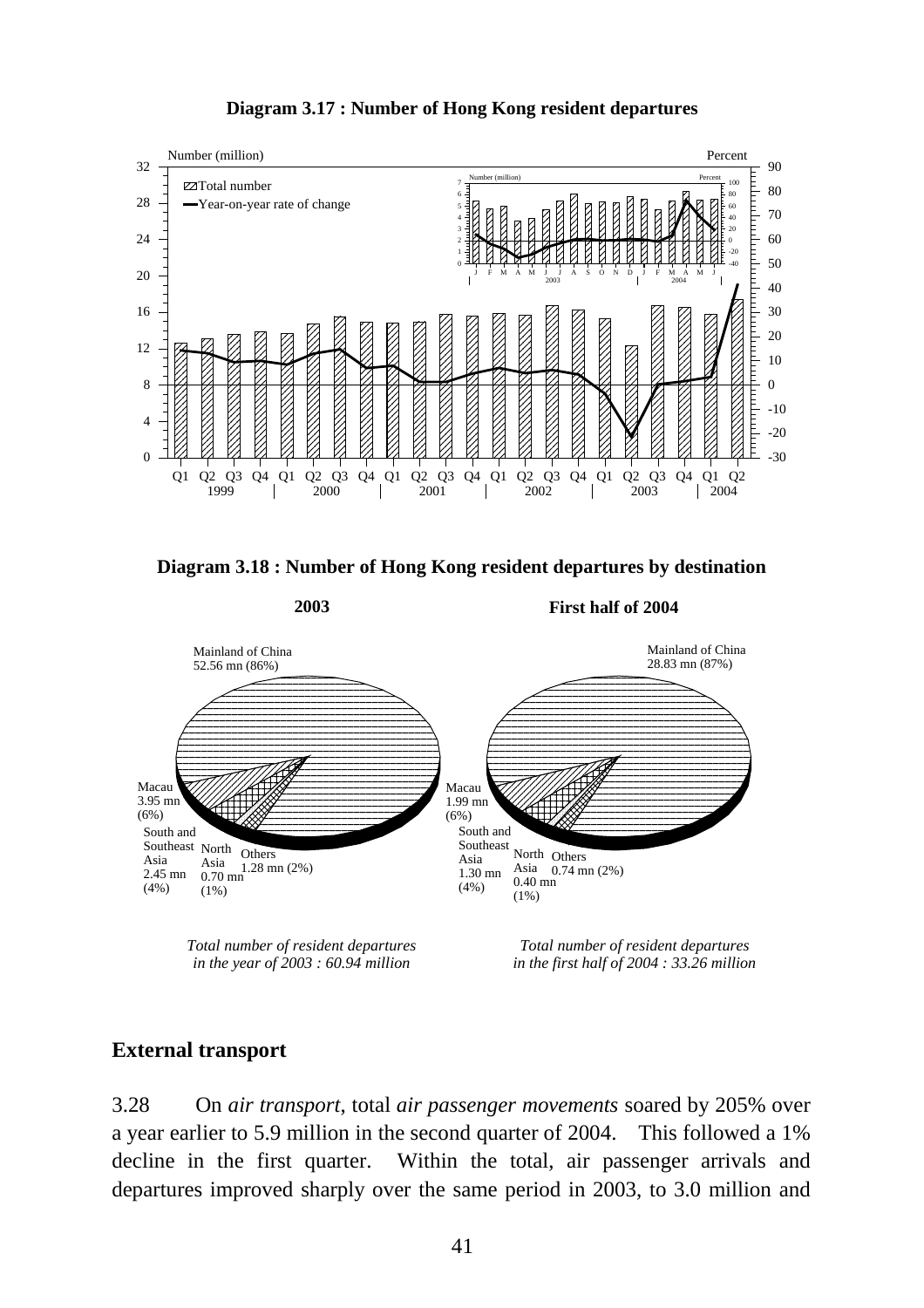**Diagram 3.17 : Number of Hong Kong resident departures**

**Diagram 3.18 : Number of Hong Kong resident departures by destination**

**2003**

Mainland of China 52.56 mn (86%)

Macau 3.95 mn (6%)

South and Southeast Asia 2.45 mn (4%)

North Asia 0.70 mn (1%)

Others 1.28 mn (2%)

*Total number of resident departures in the year of 2003 : 60.94 million*

**First half of 2004**

Mainland of China 28.83 mn (87%)

Macau 1.99 mn (6%)

South and Southeast Asia 1.30 mn (4%)

North Asia 0.40 mn (1%)

Others 0.74 mn (2%)

*Total number of resident departures in the first half of 2004 : 33.26 million*

## External transport

3.28 On *air transport*, total *air passenger movements* soared by 205% over a year earlier to 5.9 million in the second quarter of 2004. This followed a 1% decline in the first quarter. Within the total, air passenger arrivals and departures improved sharply over the same period in 2003, to 3.0 million and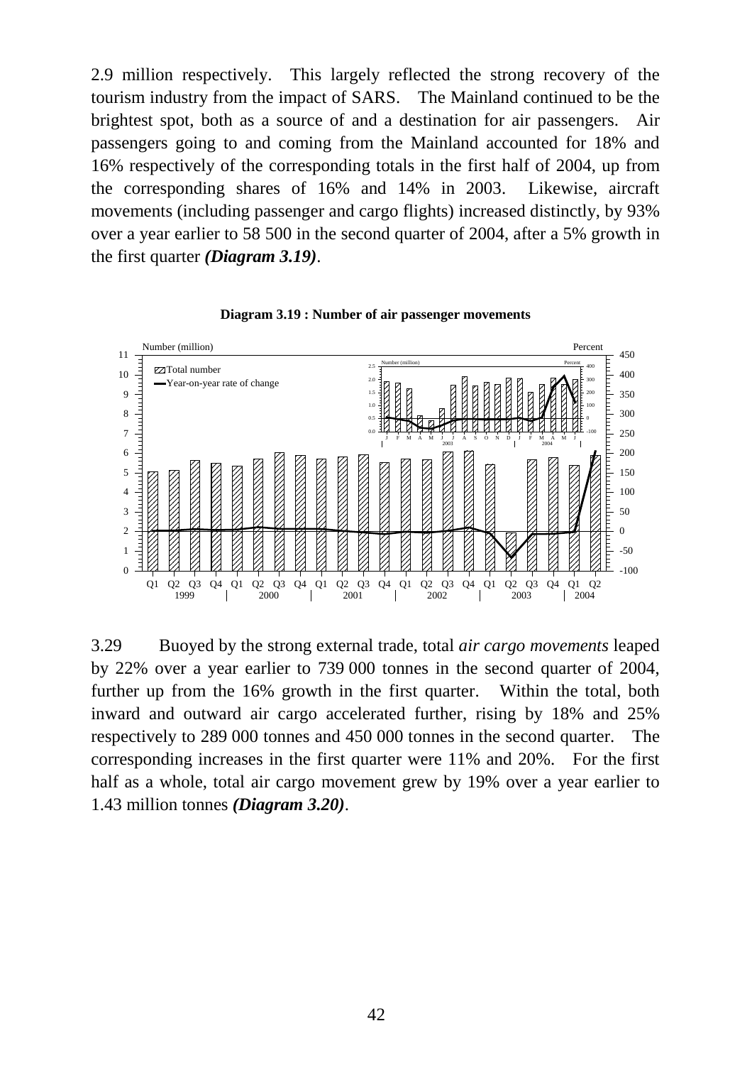2.9 million respectively. This largely reflected the strong recovery of the tourism industry from the impact of SARS. The Mainland continued to be the brightest spot, both as a source of and a destination for air passengers. Air passengers going to and coming from the Mainland accounted for 18% and 16% respectively of the corresponding totals in the first half of 2004, up from the corresponding shares of 16% and 14% in 2003. Likewise, aircraft movements (including passenger and cargo flights) increased distinctly, by 93% over a year earlier to 58 500 in the second quarter of 2004, after a 5% growth in the first quarter ***(Diagram 3.19)***.

**Diagram 3.19 : Number of air passenger movements**

3.29 Buoyed by the strong external trade, total *air cargo movements* leaped by 22% over a year earlier to 739 000 tonnes in the second quarter of 2004, further up from the 16% growth in the first quarter. Within the total, both inward and outward air cargo accelerated further, rising by 18% and 25% respectively to 289 000 tonnes and 450 000 tonnes in the second quarter. The corresponding increases in the first quarter were 11% and 20%. For the first half as a whole, total air cargo movement grew by 19% over a year earlier to 1.43 million tonnes ***(Diagram 3.20)***.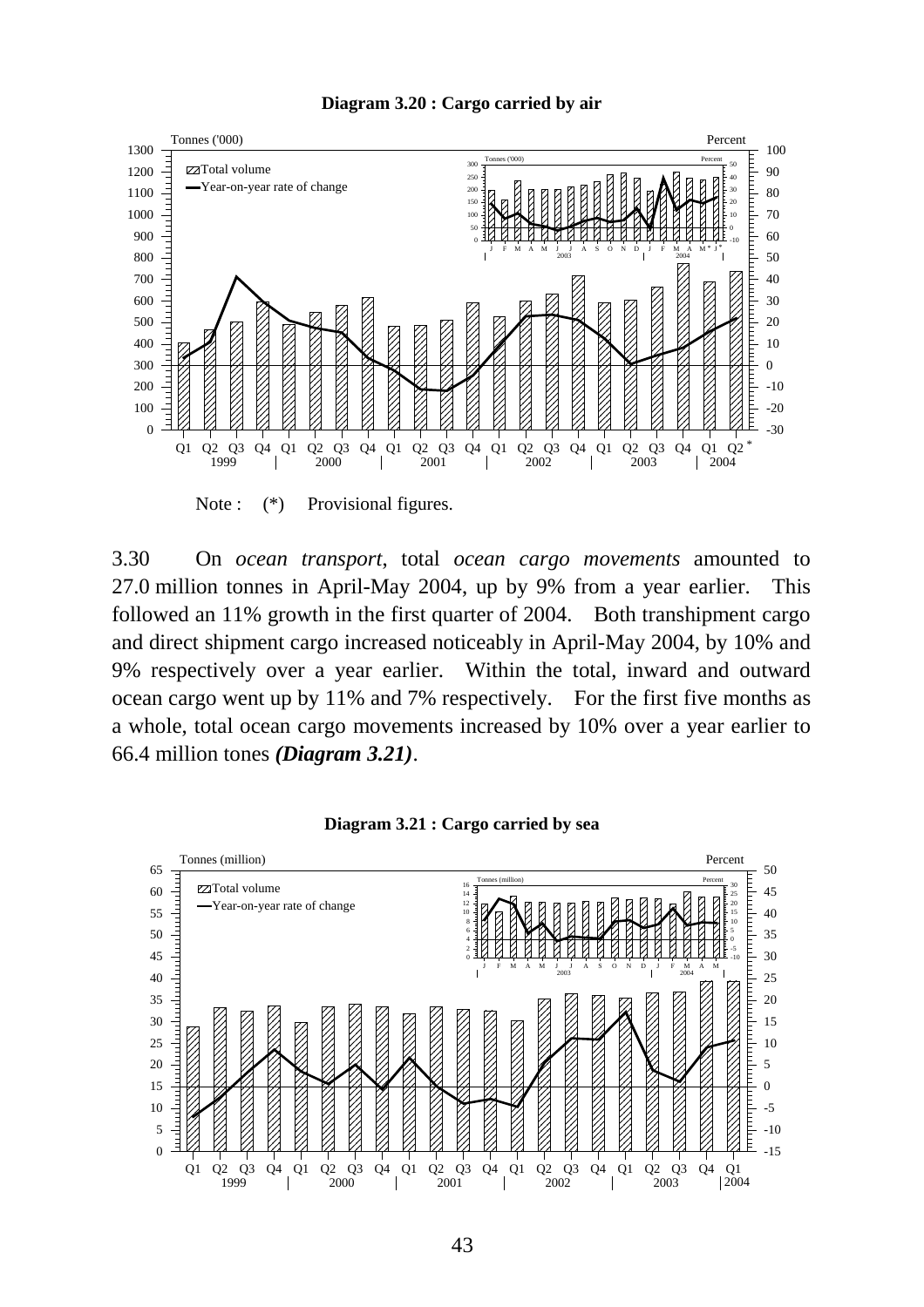**Diagram 3.20 : Cargo carried by air**

Note : (*) Provisional figures.

3.30 On *ocean transport*, total *ocean cargo movements* amounted to 27.0 million tonnes in April-May 2004, up by 9% from a year earlier. This followed an 11% growth in the first quarter of 2004. Both transhipment cargo and direct shipment cargo increased noticeably in April-May 2004, by 10% and 9% respectively over a year earlier. Within the total, inward and outward ocean cargo went up by 11% and 7% respectively. For the first five months as a whole, total ocean cargo movements increased by 10% over a year earlier to 66.4 million tones ***(Diagram 3.21)***.

**Diagram 3.21 : Cargo carried by sea**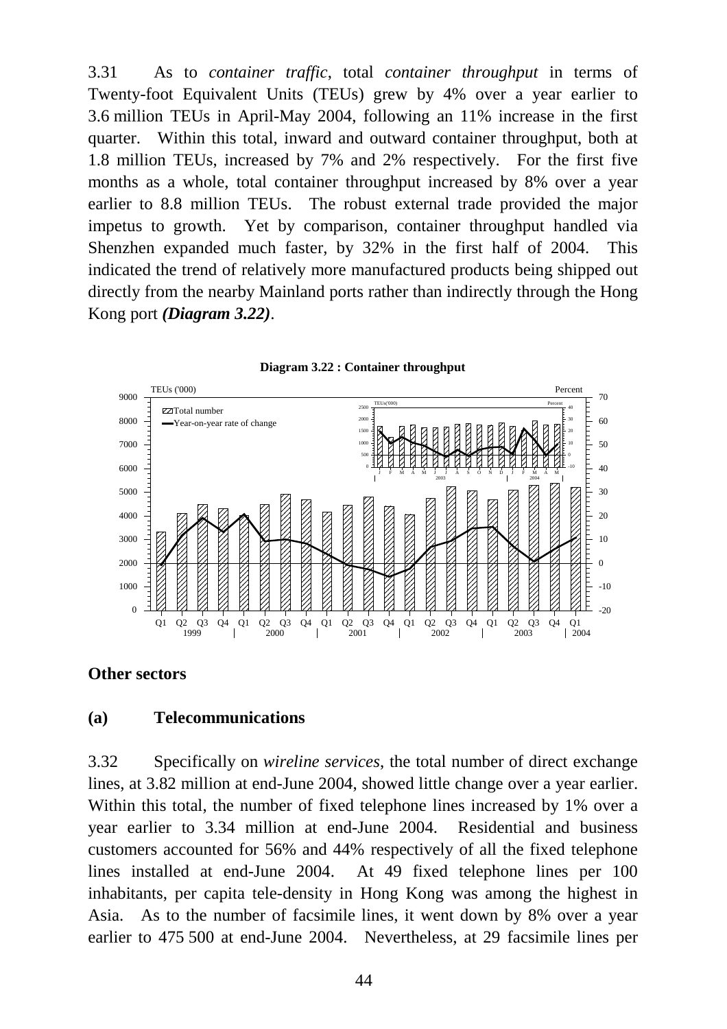3.31 As to *container traffic*, total *container throughput* in terms of Twenty-foot Equivalent Units (TEUs) grew by 4% over a year earlier to 3.6 million TEUs in April-May 2004, following an 11% increase in the first quarter. Within this total, inward and outward container throughput, both at 1.8 million TEUs, increased by 7% and 2% respectively. For the first five months as a whole, total container throughput increased by 8% over a year earlier to 8.8 million TEUs. The robust external trade provided the major impetus to growth. Yet by comparison, container throughput handled via Shenzhen expanded much faster, by 32% in the first half of 2004. This indicated the trend of relatively more manufactured products being shipped out directly from the nearby Mainland ports rather than indirectly through the Hong Kong port ***(Diagram 3.22)***.

**Diagram 3.22 : Container throughput**

## Other sectors

### (a) Telecommunications

3.32 Specifically on *wireline services*, the total number of direct exchange lines, at 3.82 million at end-June 2004, showed little change over a year earlier. Within this total, the number of fixed telephone lines increased by 1% over a year earlier to 3.34 million at end-June 2004. Residential and business customers accounted for 56% and 44% respectively of all the fixed telephone lines installed at end-June 2004. At 49 fixed telephone lines per 100 inhabitants, per capita tele-density in Hong Kong was among the highest in Asia. As to the number of facsimile lines, it went down by 8% over a year earlier to 475 500 at end-June 2004. Nevertheless, at 29 facsimile lines per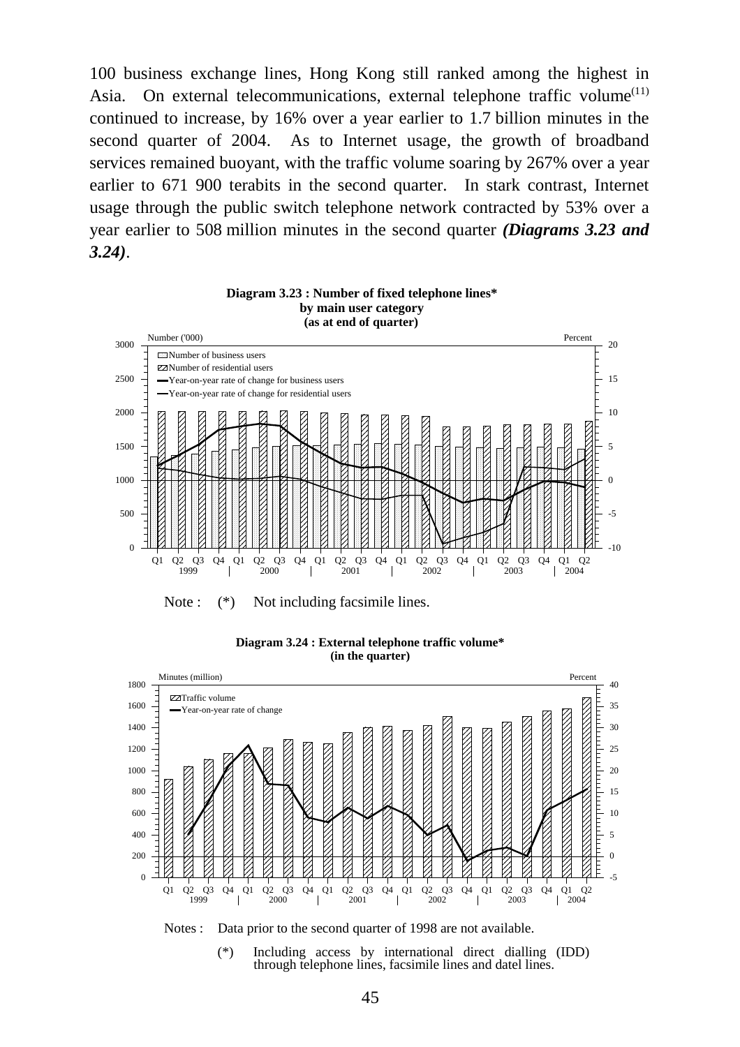100 business exchange lines, Hong Kong still ranked among the highest in Asia. On external telecommunications, external telephone traffic volume[11] continued to increase, by 16% over a year earlier to 1.7 billion minutes in the second quarter of 2004. As to Internet usage, the growth of broadband services remained buoyant, with the traffic volume soaring by 267% over a year earlier to 671 900 terabits in the second quarter. In stark contrast, Internet usage through the public switch telephone network contracted by 53% over a year earlier to 508 million minutes in the second quarter ***(Diagrams 3.23 and 3.24)***.

**Diagram 3.23 : Number of fixed telephone lines\* by main user category (as at end of quarter)**

Note : (\*) Not including facsimile lines.

**Diagram 3.24 : External telephone traffic volume\* (in the quarter)**

Notes : Data prior to the second quarter of 1998 are not available.

(\*) Including access by international direct dialling (IDD) through telephone lines, facsimile lines and datel lines.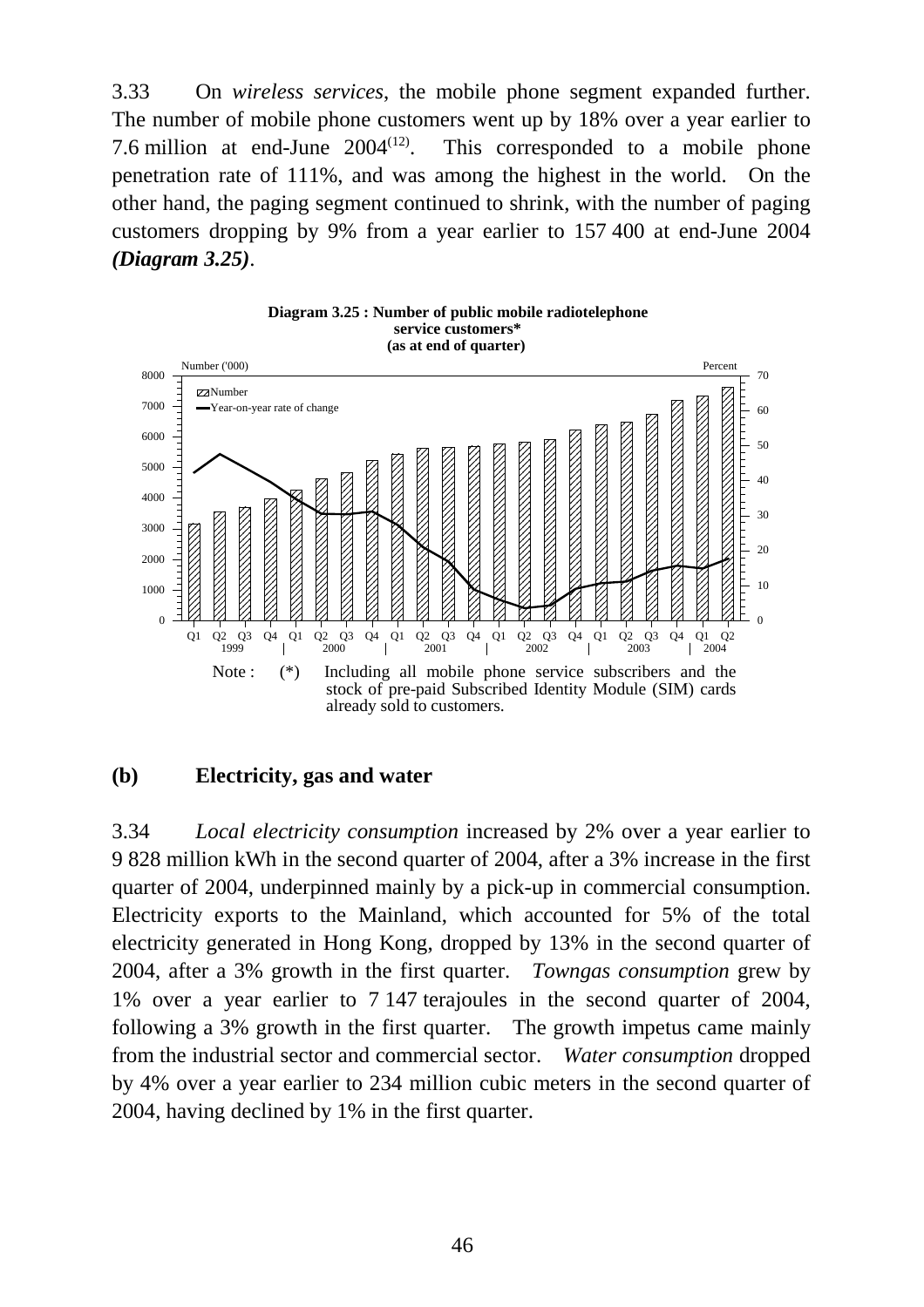3.33 On *wireless services*, the mobile phone segment expanded further. The number of mobile phone customers went up by 18% over a year earlier to 7.6 million at end-June 2004[12]. This corresponded to a mobile phone penetration rate of 111%, and was among the highest in the world. On the other hand, the paging segment continued to shrink, with the number of paging customers dropping by 9% from a year earlier to 157 400 at end-June 2004 ***(Diagram 3.25)***.

**Diagram 3.25 : Number of public mobile radiotelephone service customers\***
**(as at end of quarter)**

Note : (\*) Including all mobile phone service subscribers and the stock of pre-paid Subscribed Identity Module (SIM) cards already sold to customers.

### (b) Electricity, gas and water

3.34 *Local electricity consumption* increased by 2% over a year earlier to 9 828 million kWh in the second quarter of 2004, after a 3% increase in the first quarter of 2004, underpinned mainly by a pick-up in commercial consumption. Electricity exports to the Mainland, which accounted for 5% of the total electricity generated in Hong Kong, dropped by 13% in the second quarter of 2004, after a 3% growth in the first quarter. *Towngas consumption* grew by 1% over a year earlier to 7 147 terajoules in the second quarter of 2004, following a 3% growth in the first quarter. The growth impetus came mainly from the industrial sector and commercial sector. *Water consumption* dropped by 4% over a year earlier to 234 million cubic meters in the second quarter of 2004, having declined by 1% in the first quarter.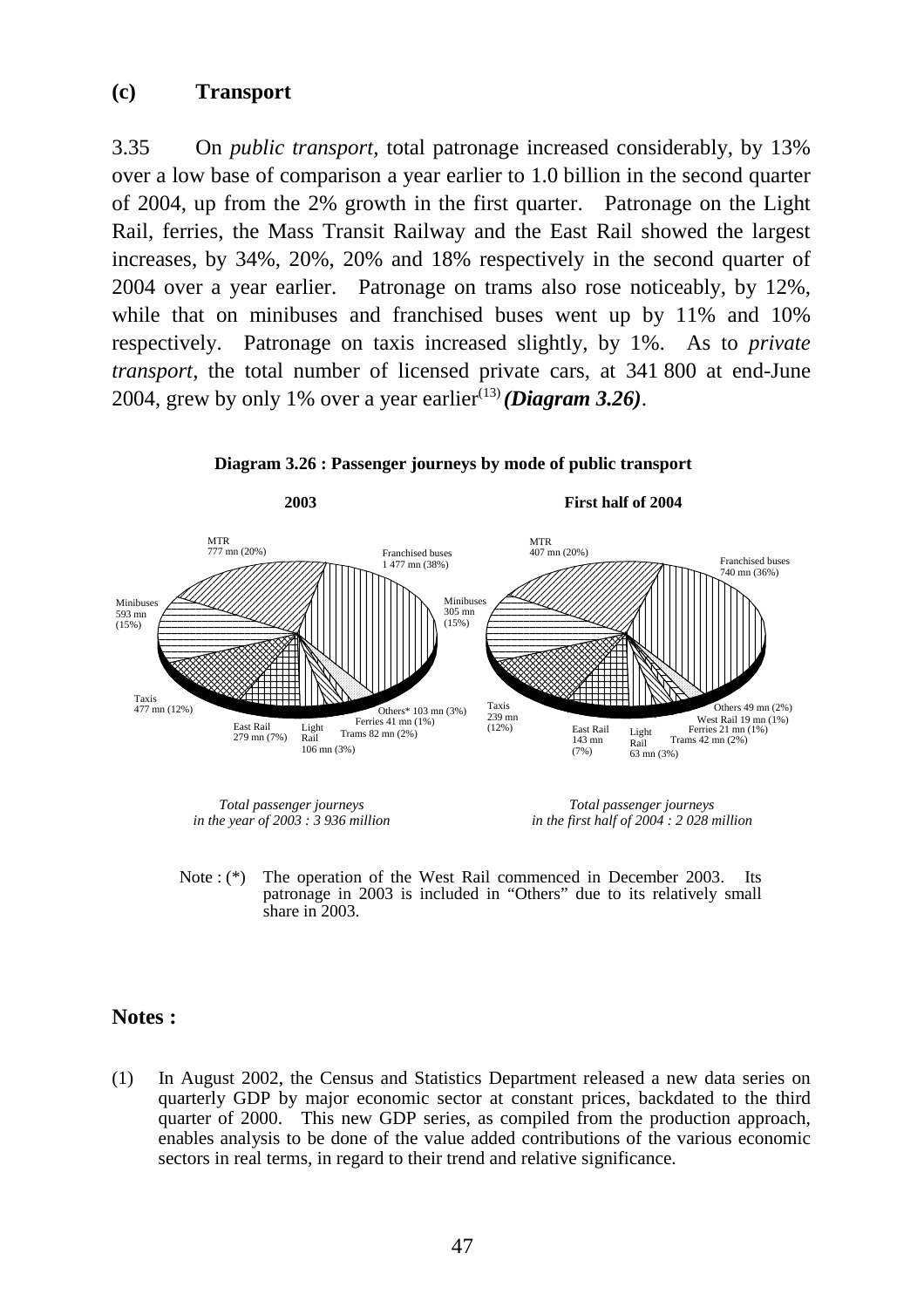## (c) Transport

3.35 On *public transport*, total patronage increased considerably, by 13% over a low base of comparison a year earlier to 1.0 billion in the second quarter of 2004, up from the 2% growth in the first quarter. Patronage on the Light Rail, ferries, the Mass Transit Railway and the East Rail showed the largest increases, by 34%, 20%, 20% and 18% respectively in the second quarter of 2004 over a year earlier. Patronage on trams also rose noticeably, by 12%, while that on minibuses and franchised buses went up by 11% and 10% respectively. Patronage on taxis increased slightly, by 1%. As to *private transport*, the total number of licensed private cars, at 341 800 at end-June 2004, grew by only 1% over a year earlier[13] ***(Diagram 3.26)***.

**Diagram 3.26 : Passenger journeys by mode of public transport**

**2003**

MTR 777 mn (20%)
Franchised buses 1 477 mn (38%)
Minibuses 593 mn (15%)
Taxis 477 mn (12%)
East Rail 279 mn (7%)
Light Rail 106 mn (3%)
Trams 82 mn (2%)
Ferries 41 mn (1%)
Others* 103 mn (3%)

*Total passenger journeys in the year of 2003 : 3 936 million*

**First half of 2004**

MTR 407 mn (20%)
Franchised buses 740 mn (36%)
Minibuses 305 mn (15%)
Taxis 239 mn (12%)
East Rail 143 mn (7%)
Light Rail 63 mn (3%)
Trams 42 mn (2%)
Ferries 21 mn (1%)
West Rail 19 mn (1%)
Others 49 mn (2%)

*Total passenger journeys in the first half of 2004 : 2 028 million*

Note : (*) The operation of the West Rail commenced in December 2003. Its patronage in 2003 is included in "Others" due to its relatively small share in 2003.

## Notes :

(1) In August 2002, the Census and Statistics Department released a new data series on quarterly GDP by major economic sector at constant prices, backdated to the third quarter of 2000. This new GDP series, as compiled from the production approach, enables analysis to be done of the value added contributions of the various economic sectors in real terms, in regard to their trend and relative significance.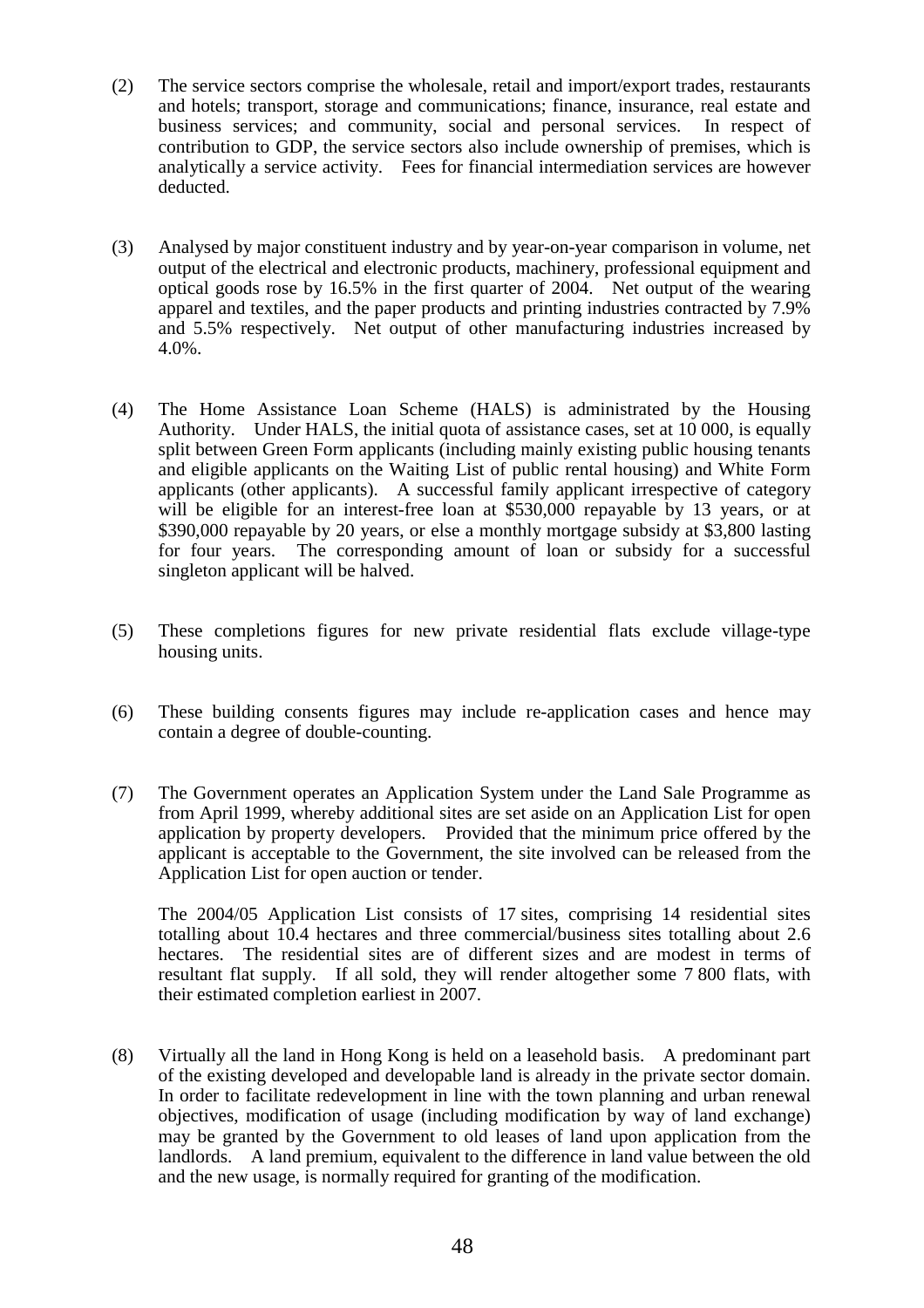(2) The service sectors comprise the wholesale, retail and import/export trades, restaurants and hotels; transport, storage and communications; finance, insurance, real estate and business services; and community, social and personal services. In respect of contribution to GDP, the service sectors also include ownership of premises, which is analytically a service activity. Fees for financial intermediation services are however deducted.

(3) Analysed by major constituent industry and by year-on-year comparison in volume, net output of the electrical and electronic products, machinery, professional equipment and optical goods rose by 16.5% in the first quarter of 2004. Net output of the wearing apparel and textiles, and the paper products and printing industries contracted by 7.9% and 5.5% respectively. Net output of other manufacturing industries increased by 4.0%.

(4) The Home Assistance Loan Scheme (HALS) is administrated by the Housing Authority. Under HALS, the initial quota of assistance cases, set at 10 000, is equally split between Green Form applicants (including mainly existing public housing tenants and eligible applicants on the Waiting List of public rental housing) and White Form applicants (other applicants). A successful family applicant irrespective of category will be eligible for an interest-free loan at $530,000 repayable by 13 years, or at $390,000 repayable by 20 years, or else a monthly mortgage subsidy at $3,800 lasting for four years. The corresponding amount of loan or subsidy for a successful singleton applicant will be halved.

(5) These completions figures for new private residential flats exclude village-type housing units.

(6) These building consents figures may include re-application cases and hence may contain a degree of double-counting.

(7) The Government operates an Application System under the Land Sale Programme as from April 1999, whereby additional sites are set aside on an Application List for open application by property developers. Provided that the minimum price offered by the applicant is acceptable to the Government, the site involved can be released from the Application List for open auction or tender.

The 2004/05 Application List consists of 17 sites, comprising 14 residential sites totalling about 10.4 hectares and three commercial/business sites totalling about 2.6 hectares. The residential sites are of different sizes and are modest in terms of resultant flat supply. If all sold, they will render altogether some 7 800 flats, with their estimated completion earliest in 2007.

(8) Virtually all the land in Hong Kong is held on a leasehold basis. A predominant part of the existing developed and developable land is already in the private sector domain. In order to facilitate redevelopment in line with the town planning and urban renewal objectives, modification of usage (including modification by way of land exchange) may be granted by the Government to old leases of land upon application from the landlords. A land premium, equivalent to the difference in land value between the old and the new usage, is normally required for granting of the modification.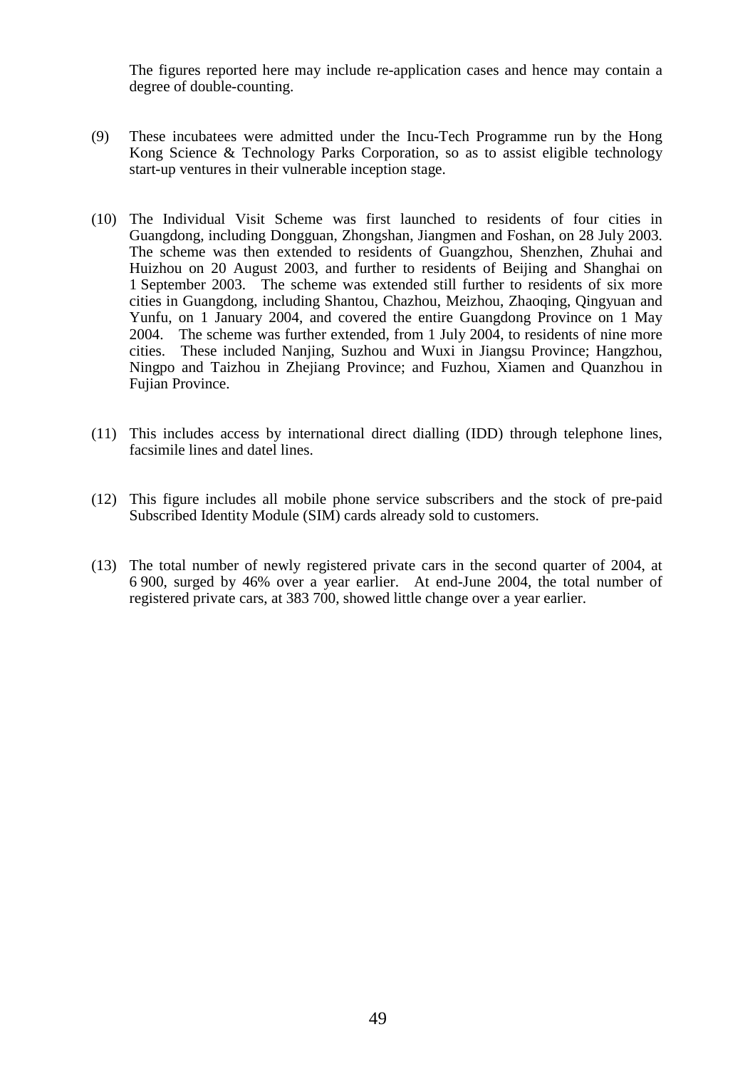The figures reported here may include re-application cases and hence may contain a degree of double-counting.

(9) These incubatees were admitted under the Incu-Tech Programme run by the Hong Kong Science & Technology Parks Corporation, so as to assist eligible technology start-up ventures in their vulnerable inception stage.

(10) The Individual Visit Scheme was first launched to residents of four cities in Guangdong, including Dongguan, Zhongshan, Jiangmen and Foshan, on 28 July 2003. The scheme was then extended to residents of Guangzhou, Shenzhen, Zhuhai and Huizhou on 20 August 2003, and further to residents of Beijing and Shanghai on 1 September 2003. The scheme was extended still further to residents of six more cities in Guangdong, including Shantou, Chazhou, Meizhou, Zhaoqing, Qingyuan and Yunfu, on 1 January 2004, and covered the entire Guangdong Province on 1 May 2004. The scheme was further extended, from 1 July 2004, to residents of nine more cities. These included Nanjing, Suzhou and Wuxi in Jiangsu Province; Hangzhou, Ningpo and Taizhou in Zhejiang Province; and Fuzhou, Xiamen and Quanzhou in Fujian Province.

(11) This includes access by international direct dialling (IDD) through telephone lines, facsimile lines and datel lines.

(12) This figure includes all mobile phone service subscribers and the stock of pre-paid Subscribed Identity Module (SIM) cards already sold to customers.

(13) The total number of newly registered private cars in the second quarter of 2004, at 6 900, surged by 46% over a year earlier. At end-June 2004, the total number of registered private cars, at 383 700, showed little change over a year earlier.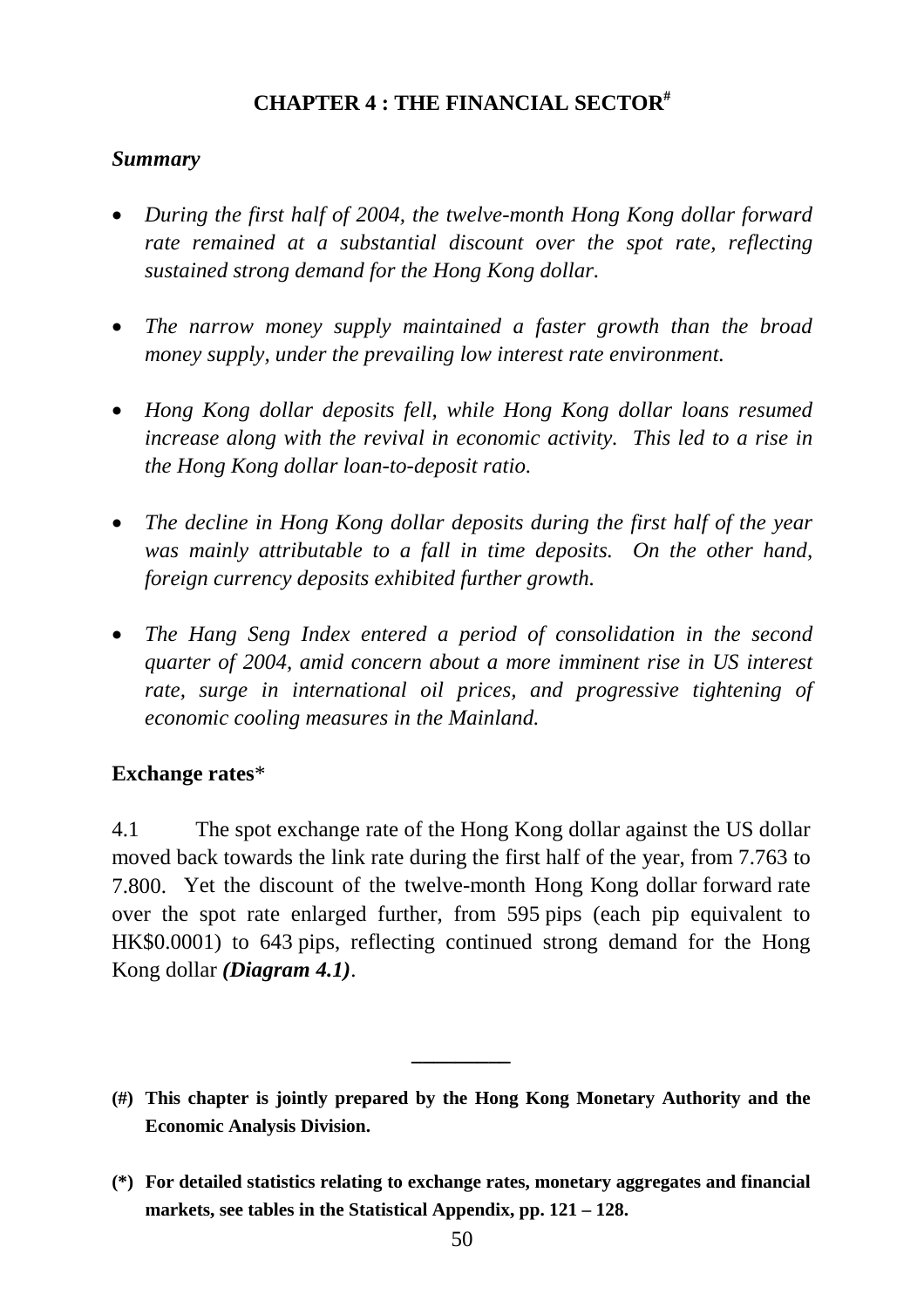# CHAPTER 4 : THE FINANCIAL SECTOR[#]

*Summary*

- *During the first half of 2004, the twelve-month Hong Kong dollar forward rate remained at a substantial discount over the spot rate, reflecting sustained strong demand for the Hong Kong dollar.*

- *The narrow money supply maintained a faster growth than the broad money supply, under the prevailing low interest rate environment.*

- *Hong Kong dollar deposits fell, while Hong Kong dollar loans resumed increase along with the revival in economic activity. This led to a rise in the Hong Kong dollar loan-to-deposit ratio.*

- *The decline in Hong Kong dollar deposits during the first half of the year was mainly attributable to a fall in time deposits. On the other hand, foreign currency deposits exhibited further growth.*

- *The Hang Seng Index entered a period of consolidation in the second quarter of 2004, amid concern about a more imminent rise in US interest rate, surge in international oil prices, and progressive tightening of economic cooling measures in the Mainland.*

**Exchange rates***

4.1 The spot exchange rate of the Hong Kong dollar against the US dollar moved back towards the link rate during the first half of the year, from 7.763 to 7.800. Yet the discount of the twelve-month Hong Kong dollar forward rate over the spot rate enlarged further, from 595 pips (each pip equivalent to HK$0.0001) to 643 pips, reflecting continued strong demand for the Hong Kong dollar ***(Diagram 4.1)***.

---

**(#) This chapter is jointly prepared by the Hong Kong Monetary Authority and the Economic Analysis Division.**

**(*) For detailed statistics relating to exchange rates, monetary aggregates and financial markets, see tables in the Statistical Appendix, pp. 121 – 128.**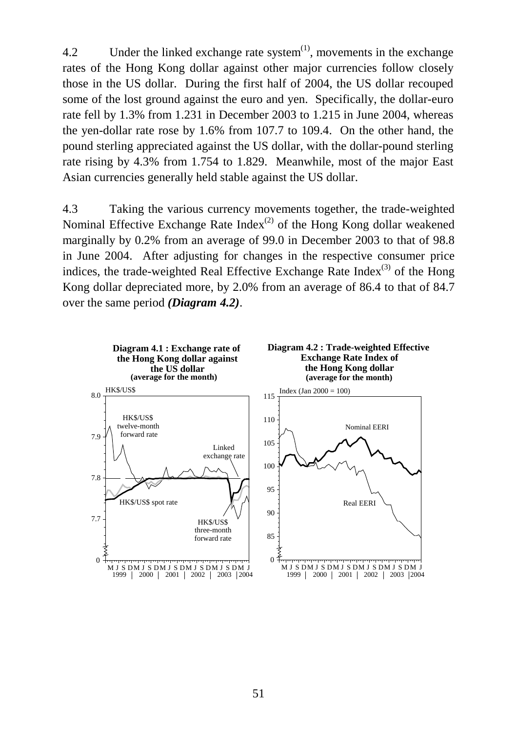4.2 Under the linked exchange rate system[(1)], movements in the exchange rates of the Hong Kong dollar against other major currencies follow closely those in the US dollar. During the first half of 2004, the US dollar recouped some of the lost ground against the euro and yen. Specifically, the dollar-euro rate fell by 1.3% from 1.231 in December 2003 to 1.215 in June 2004, whereas the yen-dollar rate rose by 1.6% from 107.7 to 109.4. On the other hand, the pound sterling appreciated against the US dollar, with the dollar-pound sterling rate rising by 4.3% from 1.754 to 1.829. Meanwhile, most of the major East Asian currencies generally held stable against the US dollar.

4.3 Taking the various currency movements together, the trade-weighted Nominal Effective Exchange Rate Index[(2)] of the Hong Kong dollar weakened marginally by 0.2% from an average of 99.0 in December 2003 to that of 98.8 in June 2004. After adjusting for changes in the respective consumer price indices, the trade-weighted Real Effective Exchange Rate Index[(3)] of the Hong Kong dollar depreciated more, by 2.0% from an average of 86.4 to that of 84.7 over the same period ***(Diagram 4.2)***.

**Diagram 4.1 : Exchange rate of the Hong Kong dollar against the US dollar (average for the month)**

**Diagram 4.2 : Trade-weighted Effective Exchange Rate Index of the Hong Kong dollar (average for the month)**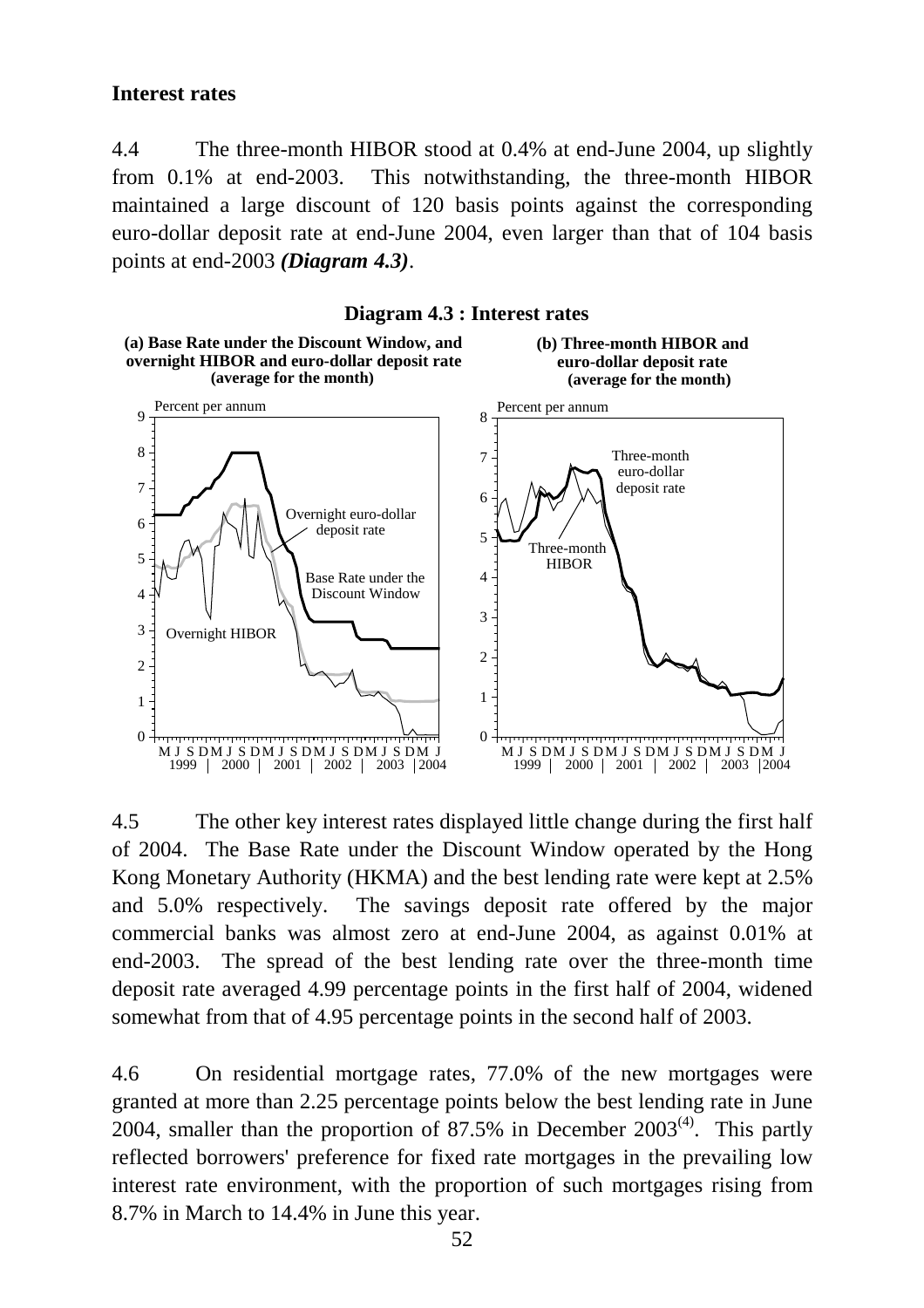## Interest rates

4.4 The three-month HIBOR stood at 0.4% at end-June 2004, up slightly from 0.1% at end-2003. This notwithstanding, the three-month HIBOR maintained a large discount of 120 basis points against the corresponding euro-dollar deposit rate at end-June 2004, even larger than that of 104 basis points at end-2003 ***(Diagram 4.3)***.

**Diagram 4.3 : Interest rates**

**(a) Base Rate under the Discount Window, and overnight HIBOR and euro-dollar deposit rate (average for the month)**

**(b) Three-month HIBOR and euro-dollar deposit rate (average for the month)**

4.5 The other key interest rates displayed little change during the first half of 2004. The Base Rate under the Discount Window operated by the Hong Kong Monetary Authority (HKMA) and the best lending rate were kept at 2.5% and 5.0% respectively. The savings deposit rate offered by the major commercial banks was almost zero at end-June 2004, as against 0.01% at end-2003. The spread of the best lending rate over the three-month time deposit rate averaged 4.99 percentage points in the first half of 2004, widened somewhat from that of 4.95 percentage points in the second half of 2003.

4.6 On residential mortgage rates, 77.0% of the new mortgages were granted at more than 2.25 percentage points below the best lending rate in June 2004, smaller than the proportion of 87.5% in December 2003[(4)]. This partly reflected borrowers' preference for fixed rate mortgages in the prevailing low interest rate environment, with the proportion of such mortgages rising from 8.7% in March to 14.4% in June this year.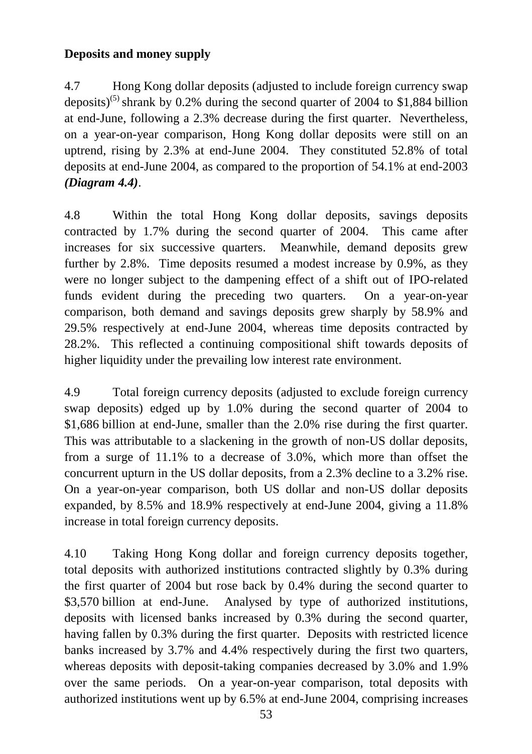**Deposits and money supply**

4.7 Hong Kong dollar deposits (adjusted to include foreign currency swap deposits)[(5)] shrank by 0.2% during the second quarter of 2004 to $1,884 billion at end-June, following a 2.3% decrease during the first quarter. Nevertheless, on a year-on-year comparison, Hong Kong dollar deposits were still on an uptrend, rising by 2.3% at end-June 2004. They constituted 52.8% of total deposits at end-June 2004, as compared to the proportion of 54.1% at end-2003 ***(Diagram 4.4)***.

4.8 Within the total Hong Kong dollar deposits, savings deposits contracted by 1.7% during the second quarter of 2004. This came after increases for six successive quarters. Meanwhile, demand deposits grew further by 2.8%. Time deposits resumed a modest increase by 0.9%, as they were no longer subject to the dampening effect of a shift out of IPO-related funds evident during the preceding two quarters. On a year-on-year comparison, both demand and savings deposits grew sharply by 58.9% and 29.5% respectively at end-June 2004, whereas time deposits contracted by 28.2%. This reflected a continuing compositional shift towards deposits of higher liquidity under the prevailing low interest rate environment.

4.9 Total foreign currency deposits (adjusted to exclude foreign currency swap deposits) edged up by 1.0% during the second quarter of 2004 to $1,686 billion at end-June, smaller than the 2.0% rise during the first quarter. This was attributable to a slackening in the growth of non-US dollar deposits, from a surge of 11.1% to a decrease of 3.0%, which more than offset the concurrent upturn in the US dollar deposits, from a 2.3% decline to a 3.2% rise. On a year-on-year comparison, both US dollar and non-US dollar deposits expanded, by 8.5% and 18.9% respectively at end-June 2004, giving a 11.8% increase in total foreign currency deposits.

4.10 Taking Hong Kong dollar and foreign currency deposits together, total deposits with authorized institutions contracted slightly by 0.3% during the first quarter of 2004 but rose back by 0.4% during the second quarter to $3,570 billion at end-June. Analysed by type of authorized institutions, deposits with licensed banks increased by 0.3% during the second quarter, having fallen by 0.3% during the first quarter. Deposits with restricted licence banks increased by 3.7% and 4.4% respectively during the first two quarters, whereas deposits with deposit-taking companies decreased by 3.0% and 1.9% over the same periods. On a year-on-year comparison, total deposits with authorized institutions went up by 6.5% at end-June 2004, comprising increases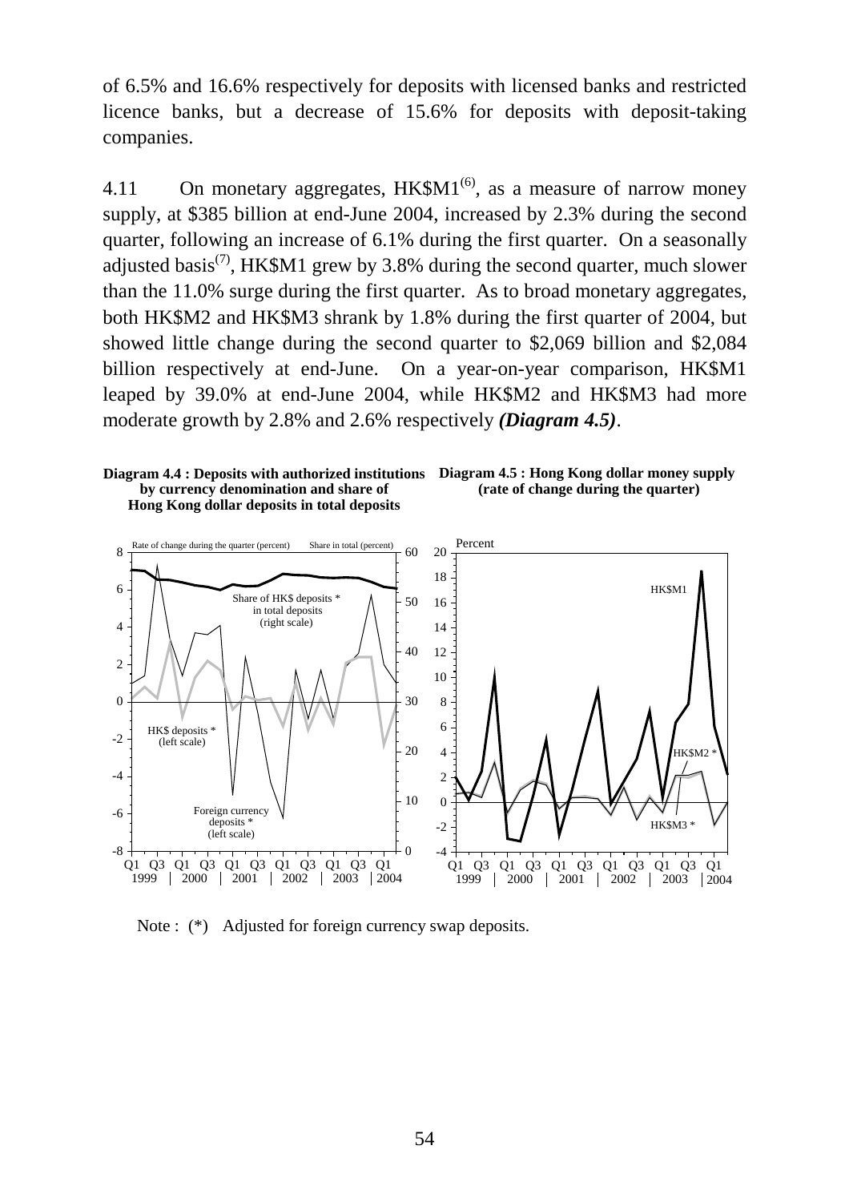of 6.5% and 16.6% respectively for deposits with licensed banks and restricted licence banks, but a decrease of 15.6% for deposits with deposit-taking companies.

4.11 On monetary aggregates, HK$M1[(6)], as a measure of narrow money supply, at $385 billion at end-June 2004, increased by 2.3% during the second quarter, following an increase of 6.1% during the first quarter. On a seasonally adjusted basis[(7)], HK$M1 grew by 3.8% during the second quarter, much slower than the 11.0% surge during the first quarter. As to broad monetary aggregates, both HK$M2 and HK$M3 shrank by 1.8% during the first quarter of 2004, but showed little change during the second quarter to $2,069 billion and $2,084 billion respectively at end-June. On a year-on-year comparison, HK$M1 leaped by 39.0% at end-June 2004, while HK$M2 and HK$M3 had more moderate growth by 2.8% and 2.6% respectively ***(Diagram 4.5)***.

**Diagram 4.4 : Deposits with authorized institutions by currency denomination and share of Hong Kong dollar deposits in total deposits**

**Diagram 4.5 : Hong Kong dollar money supply (rate of change during the quarter)**

Note : (*) Adjusted for foreign currency swap deposits.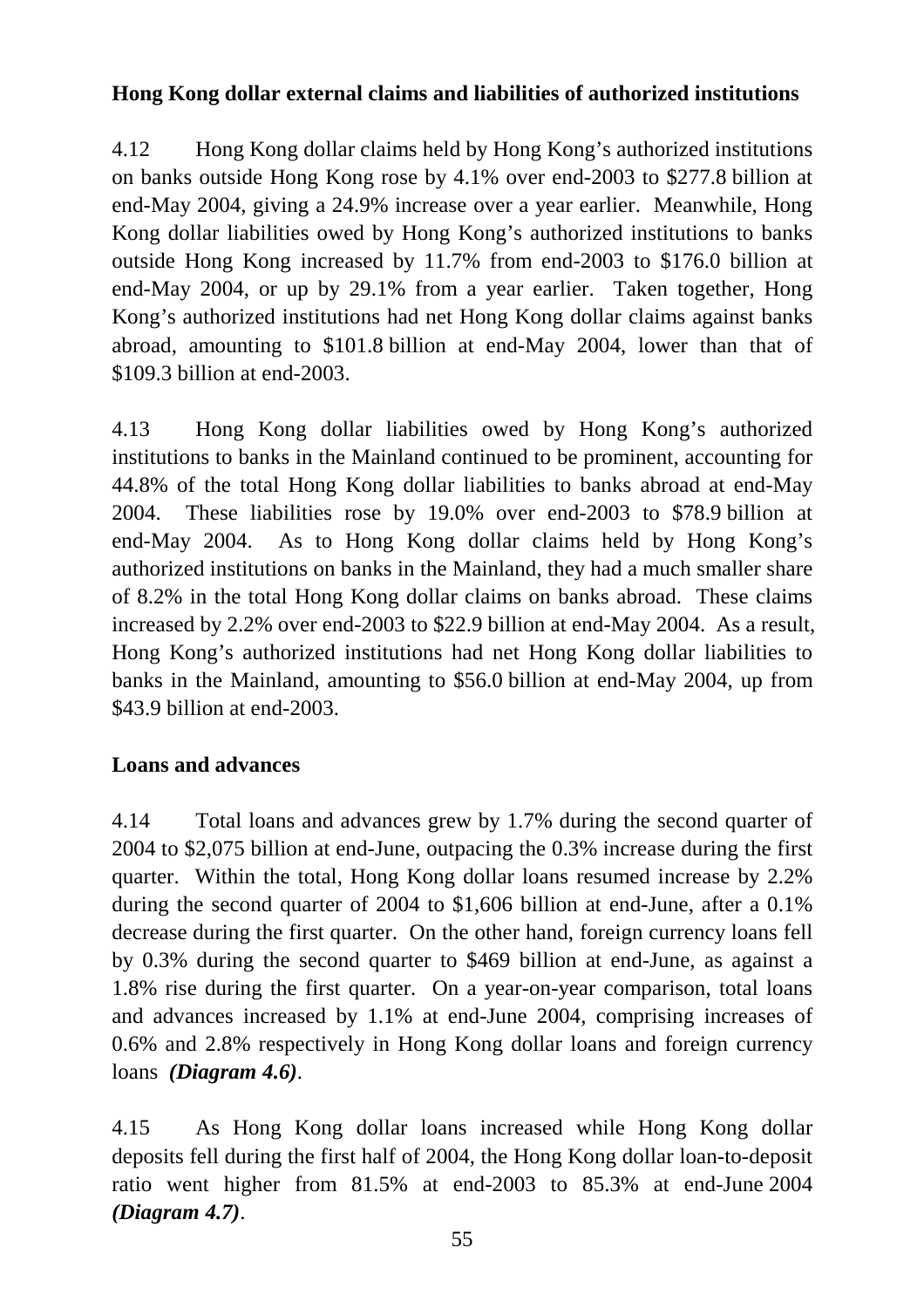**Hong Kong dollar external claims and liabilities of authorized institutions**

4.12 Hong Kong dollar claims held by Hong Kong's authorized institutions on banks outside Hong Kong rose by 4.1% over end-2003 to $277.8 billion at end-May 2004, giving a 24.9% increase over a year earlier. Meanwhile, Hong Kong dollar liabilities owed by Hong Kong's authorized institutions to banks outside Hong Kong increased by 11.7% from end-2003 to $176.0 billion at end-May 2004, or up by 29.1% from a year earlier. Taken together, Hong Kong's authorized institutions had net Hong Kong dollar claims against banks abroad, amounting to $101.8 billion at end-May 2004, lower than that of $109.3 billion at end-2003.

4.13 Hong Kong dollar liabilities owed by Hong Kong's authorized institutions to banks in the Mainland continued to be prominent, accounting for 44.8% of the total Hong Kong dollar liabilities to banks abroad at end-May 2004. These liabilities rose by 19.0% over end-2003 to $78.9 billion at end-May 2004. As to Hong Kong dollar claims held by Hong Kong's authorized institutions on banks in the Mainland, they had a much smaller share of 8.2% in the total Hong Kong dollar claims on banks abroad. These claims increased by 2.2% over end-2003 to $22.9 billion at end-May 2004. As a result, Hong Kong's authorized institutions had net Hong Kong dollar liabilities to banks in the Mainland, amounting to $56.0 billion at end-May 2004, up from $43.9 billion at end-2003.

**Loans and advances**

4.14 Total loans and advances grew by 1.7% during the second quarter of 2004 to $2,075 billion at end-June, outpacing the 0.3% increase during the first quarter. Within the total, Hong Kong dollar loans resumed increase by 2.2% during the second quarter of 2004 to $1,606 billion at end-June, after a 0.1% decrease during the first quarter. On the other hand, foreign currency loans fell by 0.3% during the second quarter to $469 billion at end-June, as against a 1.8% rise during the first quarter. On a year-on-year comparison, total loans and advances increased by 1.1% at end-June 2004, comprising increases of 0.6% and 2.8% respectively in Hong Kong dollar loans and foreign currency loans *(Diagram 4.6)*.

4.15 As Hong Kong dollar loans increased while Hong Kong dollar deposits fell during the first half of 2004, the Hong Kong dollar loan-to-deposit ratio went higher from 81.5% at end-2003 to 85.3% at end-June 2004 *(Diagram 4.7)*.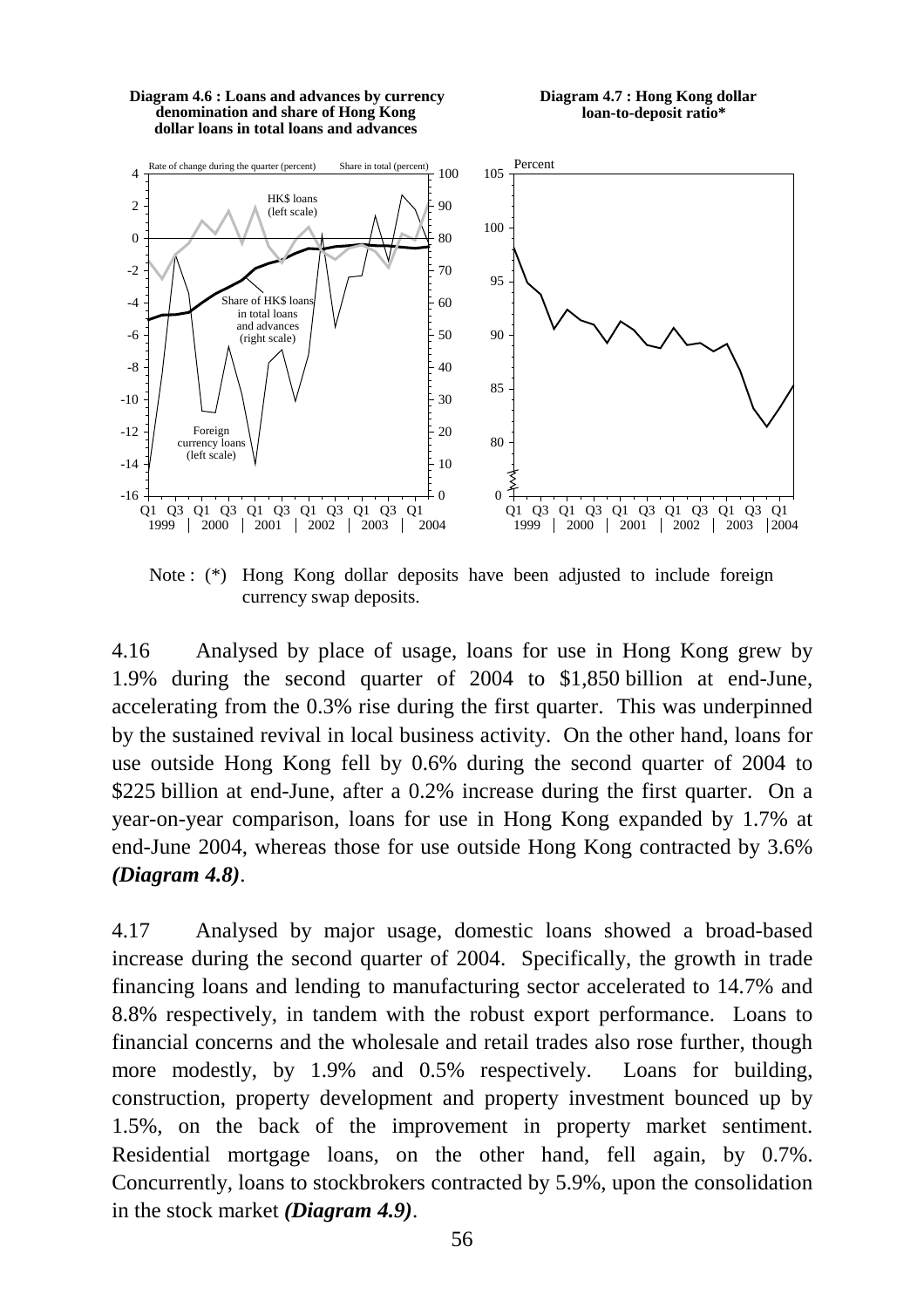**Diagram 4.6 : Loans and advances by currency denomination and share of Hong Kong dollar loans in total loans and advances**

**Diagram 4.7 : Hong Kong dollar loan-to-deposit ratio***

Note : (*) Hong Kong dollar deposits have been adjusted to include foreign currency swap deposits.

4.16 Analysed by place of usage, loans for use in Hong Kong grew by 1.9% during the second quarter of 2004 to $1,850 billion at end-June, accelerating from the 0.3% rise during the first quarter. This was underpinned by the sustained revival in local business activity. On the other hand, loans for use outside Hong Kong fell by 0.6% during the second quarter of 2004 to $225 billion at end-June, after a 0.2% increase during the first quarter. On a year-on-year comparison, loans for use in Hong Kong expanded by 1.7% at end-June 2004, whereas those for use outside Hong Kong contracted by 3.6% ***(Diagram 4.8)***.

4.17 Analysed by major usage, domestic loans showed a broad-based increase during the second quarter of 2004. Specifically, the growth in trade financing loans and lending to manufacturing sector accelerated to 14.7% and 8.8% respectively, in tandem with the robust export performance. Loans to financial concerns and the wholesale and retail trades also rose further, though more modestly, by 1.9% and 0.5% respectively. Loans for building, construction, property development and property investment bounced up by 1.5%, on the back of the improvement in property market sentiment. Residential mortgage loans, on the other hand, fell again, by 0.7%. Concurrently, loans to stockbrokers contracted by 5.9%, upon the consolidation in the stock market ***(Diagram 4.9)***.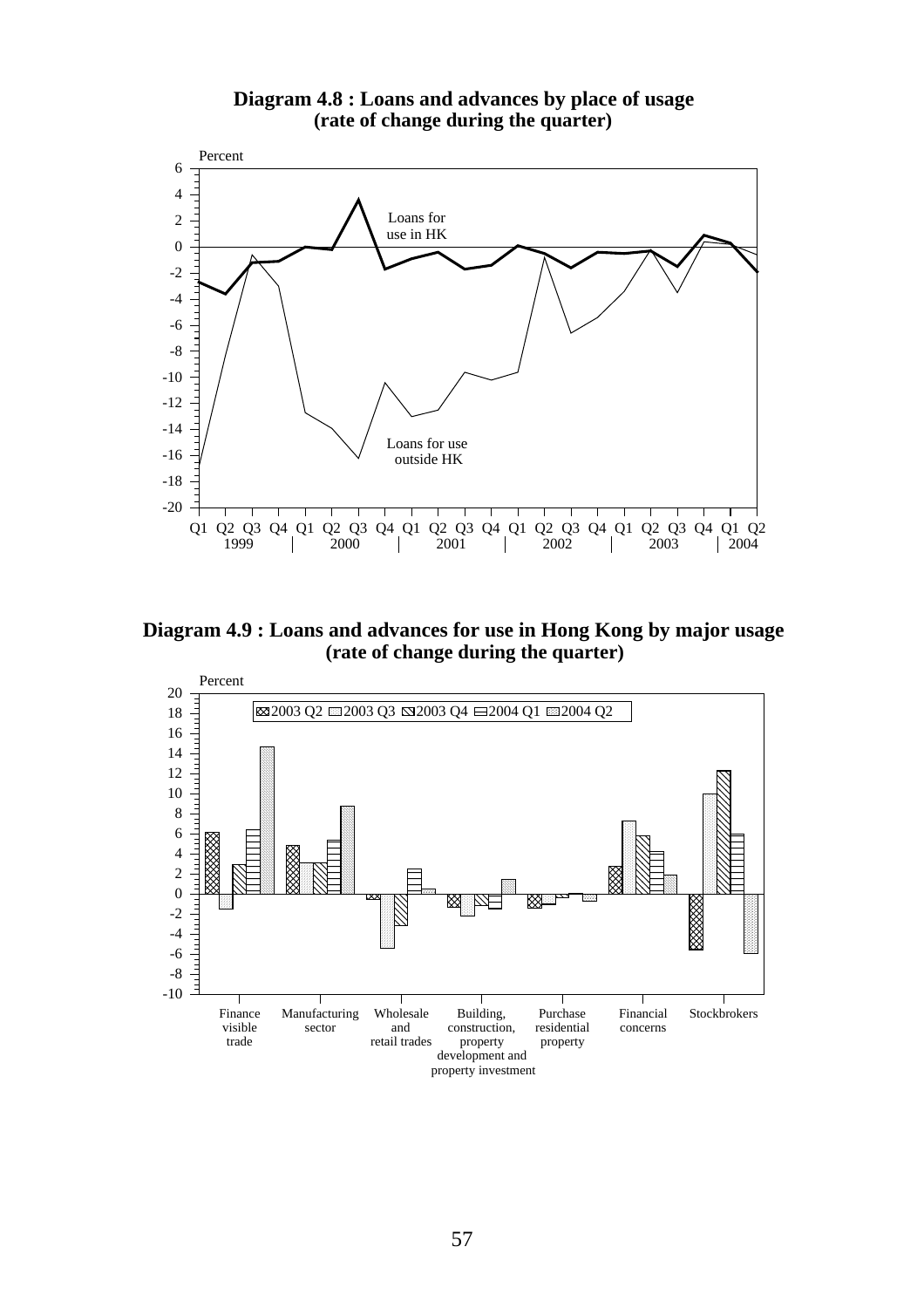**Diagram 4.8 : Loans and advances by place of usage (rate of change during the quarter)**

**Diagram 4.9 : Loans and advances for use in Hong Kong by major usage (rate of change during the quarter)**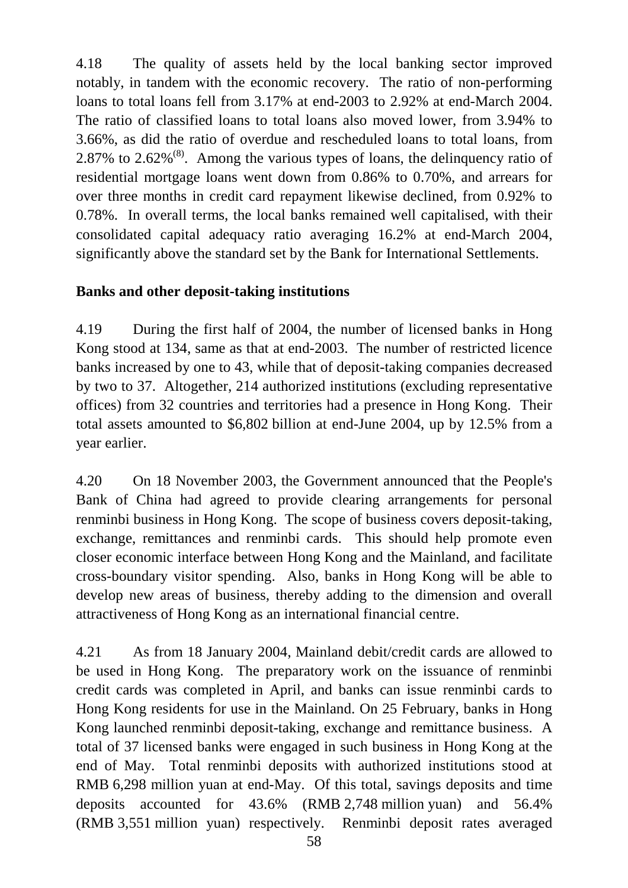4.18 The quality of assets held by the local banking sector improved notably, in tandem with the economic recovery. The ratio of non-performing loans to total loans fell from 3.17% at end-2003 to 2.92% at end-March 2004. The ratio of classified loans to total loans also moved lower, from 3.94% to 3.66%, as did the ratio of overdue and rescheduled loans to total loans, from 2.87% to 2.62%[(8)]. Among the various types of loans, the delinquency ratio of residential mortgage loans went down from 0.86% to 0.70%, and arrears for over three months in credit card repayment likewise declined, from 0.92% to 0.78%. In overall terms, the local banks remained well capitalised, with their consolidated capital adequacy ratio averaging 16.2% at end-March 2004, significantly above the standard set by the Bank for International Settlements.

**Banks and other deposit-taking institutions**

4.19 During the first half of 2004, the number of licensed banks in Hong Kong stood at 134, same as that at end-2003. The number of restricted licence banks increased by one to 43, while that of deposit-taking companies decreased by two to 37. Altogether, 214 authorized institutions (excluding representative offices) from 32 countries and territories had a presence in Hong Kong. Their total assets amounted to \$6,802 billion at end-June 2004, up by 12.5% from a year earlier.

4.20 On 18 November 2003, the Government announced that the People's Bank of China had agreed to provide clearing arrangements for personal renminbi business in Hong Kong. The scope of business covers deposit-taking, exchange, remittances and renminbi cards. This should help promote even closer economic interface between Hong Kong and the Mainland, and facilitate cross-boundary visitor spending. Also, banks in Hong Kong will be able to develop new areas of business, thereby adding to the dimension and overall attractiveness of Hong Kong as an international financial centre.

4.21 As from 18 January 2004, Mainland debit/credit cards are allowed to be used in Hong Kong. The preparatory work on the issuance of renminbi credit cards was completed in April, and banks can issue renminbi cards to Hong Kong residents for use in the Mainland. On 25 February, banks in Hong Kong launched renminbi deposit-taking, exchange and remittance business. A total of 37 licensed banks were engaged in such business in Hong Kong at the end of May. Total renminbi deposits with authorized institutions stood at RMB 6,298 million yuan at end-May. Of this total, savings deposits and time deposits accounted for 43.6% (RMB 2,748 million yuan) and 56.4% (RMB 3,551 million yuan) respectively. Renminbi deposit rates averaged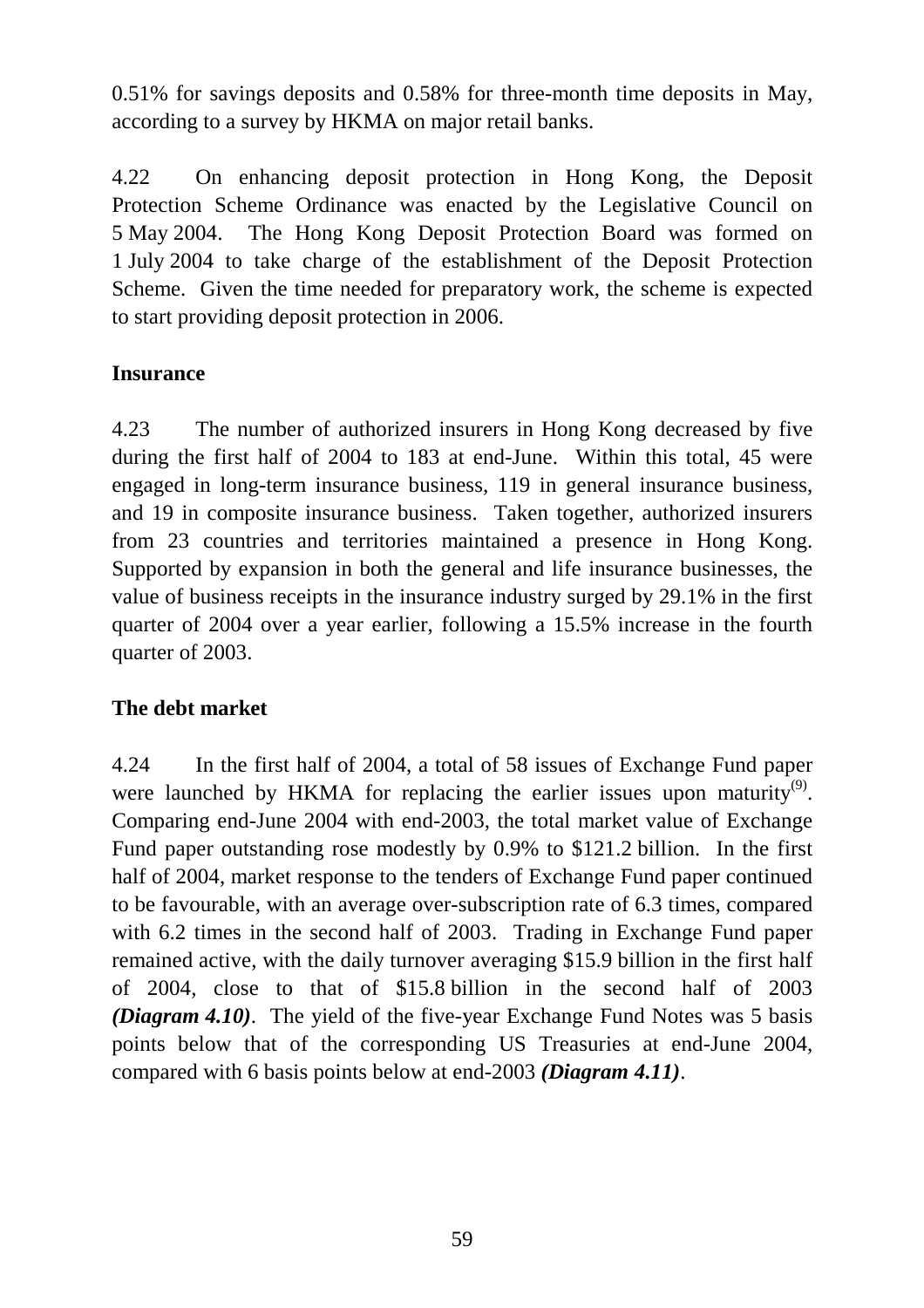0.51% for savings deposits and 0.58% for three-month time deposits in May, according to a survey by HKMA on major retail banks.

4.22 On enhancing deposit protection in Hong Kong, the Deposit Protection Scheme Ordinance was enacted by the Legislative Council on 5 May 2004. The Hong Kong Deposit Protection Board was formed on 1 July 2004 to take charge of the establishment of the Deposit Protection Scheme. Given the time needed for preparatory work, the scheme is expected to start providing deposit protection in 2006.

**Insurance**

4.23 The number of authorized insurers in Hong Kong decreased by five during the first half of 2004 to 183 at end-June. Within this total, 45 were engaged in long-term insurance business, 119 in general insurance business, and 19 in composite insurance business. Taken together, authorized insurers from 23 countries and territories maintained a presence in Hong Kong. Supported by expansion in both the general and life insurance businesses, the value of business receipts in the insurance industry surged by 29.1% in the first quarter of 2004 over a year earlier, following a 15.5% increase in the fourth quarter of 2003.

**The debt market**

4.24 In the first half of 2004, a total of 58 issues of Exchange Fund paper were launched by HKMA for replacing the earlier issues upon maturity[(9)]. Comparing end-June 2004 with end-2003, the total market value of Exchange Fund paper outstanding rose modestly by 0.9% to $121.2 billion. In the first half of 2004, market response to the tenders of Exchange Fund paper continued to be favourable, with an average over-subscription rate of 6.3 times, compared with 6.2 times in the second half of 2003. Trading in Exchange Fund paper remained active, with the daily turnover averaging $15.9 billion in the first half of 2004, close to that of $15.8 billion in the second half of 2003 ***(Diagram 4.10)***. The yield of the five-year Exchange Fund Notes was 5 basis points below that of the corresponding US Treasuries at end-June 2004, compared with 6 basis points below at end-2003 ***(Diagram 4.11)***.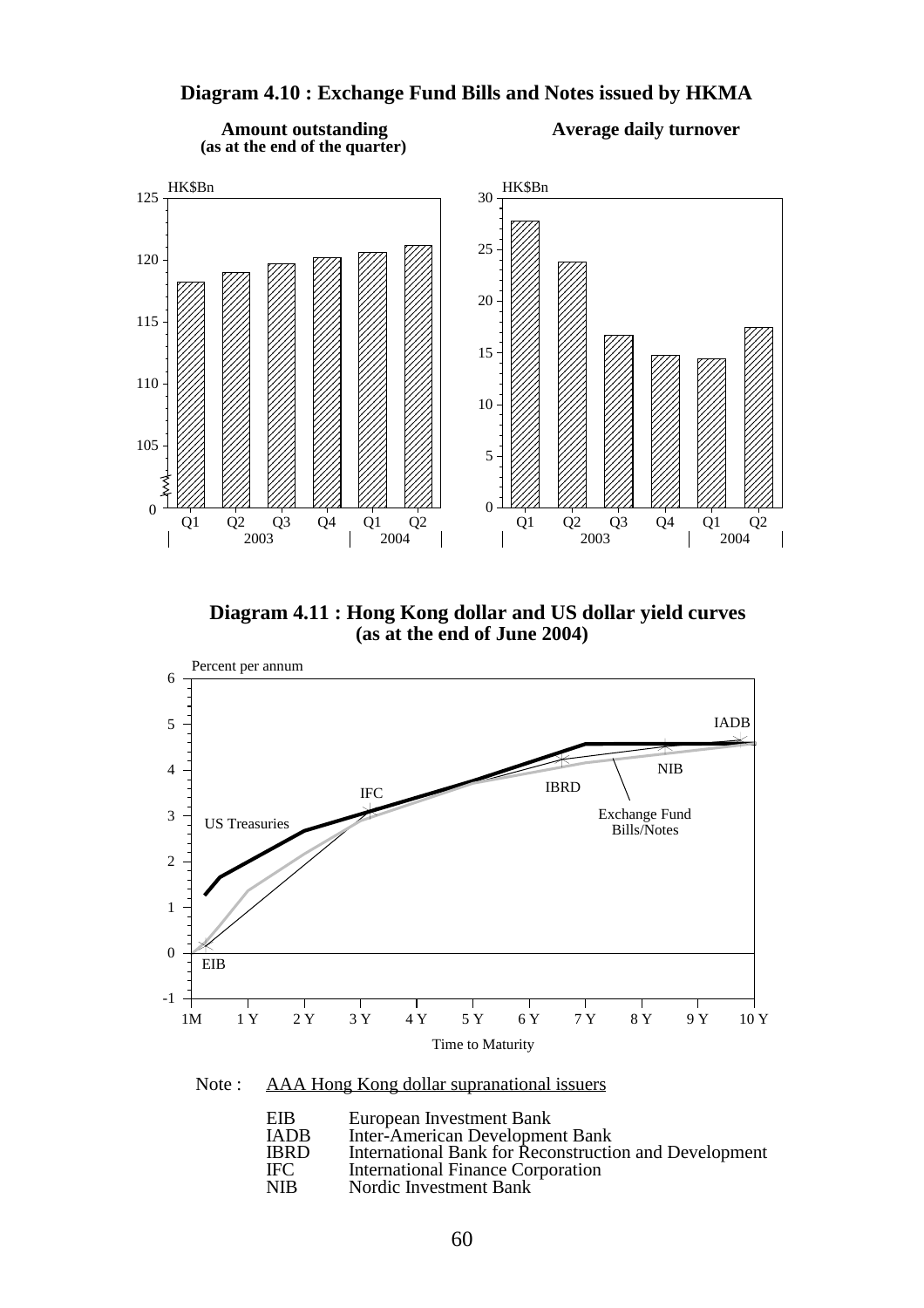## Diagram 4.10 : Exchange Fund Bills and Notes issued by HKMA

**Amount outstanding (as at the end of the quarter)**

**Average daily turnover**

## Diagram 4.11 : Hong Kong dollar and US dollar yield curves (as at the end of June 2004)

Note : AAA Hong Kong dollar supranational issuers

| | |
|---|---|
| EIB | European Investment Bank |
| IADB | Inter-American Development Bank |
| IBRD | International Bank for Reconstruction and Development |
| IFC | International Finance Corporation |
| NIB | Nordic Investment Bank |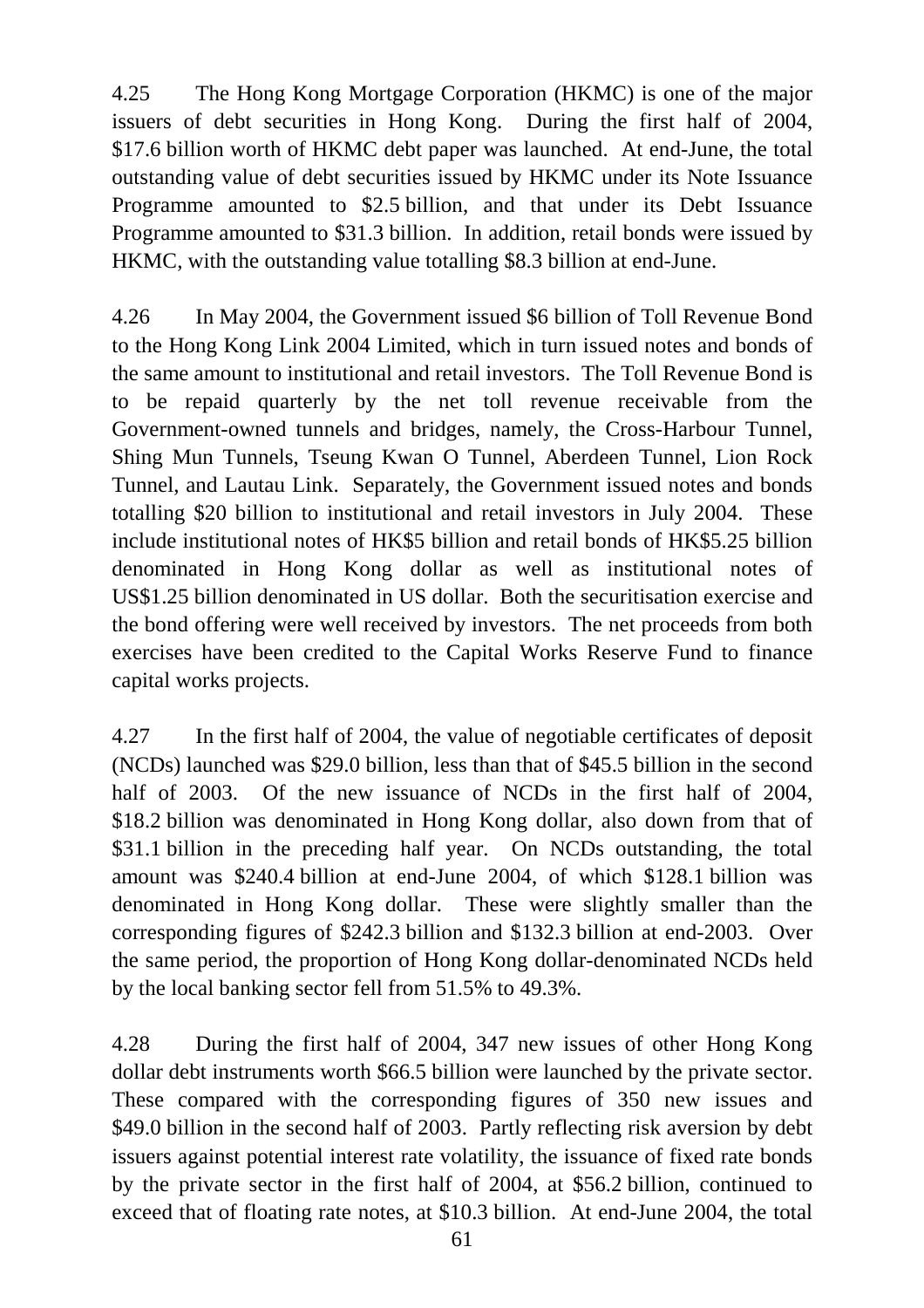4.25 The Hong Kong Mortgage Corporation (HKMC) is one of the major issuers of debt securities in Hong Kong. During the first half of 2004, $17.6 billion worth of HKMC debt paper was launched. At end-June, the total outstanding value of debt securities issued by HKMC under its Note Issuance Programme amounted to $2.5 billion, and that under its Debt Issuance Programme amounted to $31.3 billion. In addition, retail bonds were issued by HKMC, with the outstanding value totalling $8.3 billion at end-June.

4.26 In May 2004, the Government issued $6 billion of Toll Revenue Bond to the Hong Kong Link 2004 Limited, which in turn issued notes and bonds of the same amount to institutional and retail investors. The Toll Revenue Bond is to be repaid quarterly by the net toll revenue receivable from the Government-owned tunnels and bridges, namely, the Cross-Harbour Tunnel, Shing Mun Tunnels, Tseung Kwan O Tunnel, Aberdeen Tunnel, Lion Rock Tunnel, and Lautau Link. Separately, the Government issued notes and bonds totalling $20 billion to institutional and retail investors in July 2004. These include institutional notes of HK$5 billion and retail bonds of HK$5.25 billion denominated in Hong Kong dollar as well as institutional notes of US$1.25 billion denominated in US dollar. Both the securitisation exercise and the bond offering were well received by investors. The net proceeds from both exercises have been credited to the Capital Works Reserve Fund to finance capital works projects.

4.27 In the first half of 2004, the value of negotiable certificates of deposit (NCDs) launched was $29.0 billion, less than that of $45.5 billion in the second half of 2003. Of the new issuance of NCDs in the first half of 2004, $18.2 billion was denominated in Hong Kong dollar, also down from that of $31.1 billion in the preceding half year. On NCDs outstanding, the total amount was $240.4 billion at end-June 2004, of which $128.1 billion was denominated in Hong Kong dollar. These were slightly smaller than the corresponding figures of $242.3 billion and $132.3 billion at end-2003. Over the same period, the proportion of Hong Kong dollar-denominated NCDs held by the local banking sector fell from 51.5% to 49.3%.

4.28 During the first half of 2004, 347 new issues of other Hong Kong dollar debt instruments worth $66.5 billion were launched by the private sector. These compared with the corresponding figures of 350 new issues and $49.0 billion in the second half of 2003. Partly reflecting risk aversion by debt issuers against potential interest rate volatility, the issuance of fixed rate bonds by the private sector in the first half of 2004, at $56.2 billion, continued to exceed that of floating rate notes, at $10.3 billion. At end-June 2004, the total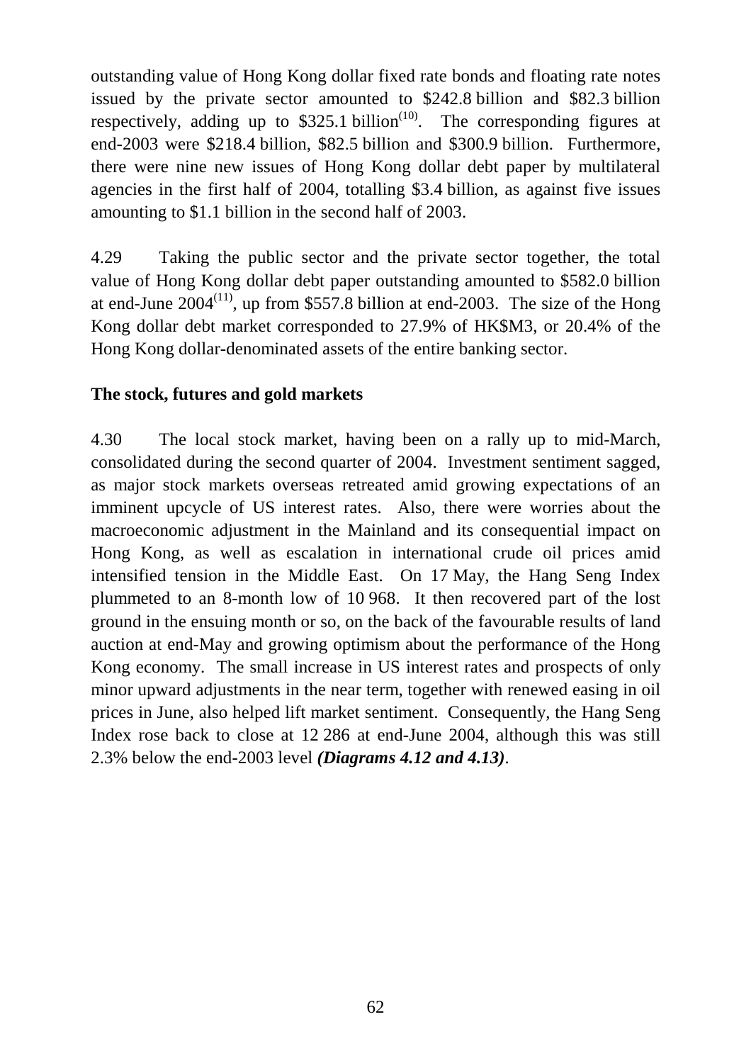outstanding value of Hong Kong dollar fixed rate bonds and floating rate notes issued by the private sector amounted to $242.8 billion and $82.3 billion respectively, adding up to $325.1 billion[(10)]. The corresponding figures at end-2003 were $218.4 billion, $82.5 billion and $300.9 billion. Furthermore, there were nine new issues of Hong Kong dollar debt paper by multilateral agencies in the first half of 2004, totalling $3.4 billion, as against five issues amounting to $1.1 billion in the second half of 2003.

4.29 Taking the public sector and the private sector together, the total value of Hong Kong dollar debt paper outstanding amounted to $582.0 billion at end-June 2004[(11)], up from $557.8 billion at end-2003. The size of the Hong Kong dollar debt market corresponded to 27.9% of HK$M3, or 20.4% of the Hong Kong dollar-denominated assets of the entire banking sector.

**The stock, futures and gold markets**

4.30 The local stock market, having been on a rally up to mid-March, consolidated during the second quarter of 2004. Investment sentiment sagged, as major stock markets overseas retreated amid growing expectations of an imminent upcycle of US interest rates. Also, there were worries about the macroeconomic adjustment in the Mainland and its consequential impact on Hong Kong, as well as escalation in international crude oil prices amid intensified tension in the Middle East. On 17 May, the Hang Seng Index plummeted to an 8-month low of 10 968. It then recovered part of the lost ground in the ensuing month or so, on the back of the favourable results of land auction at end-May and growing optimism about the performance of the Hong Kong economy. The small increase in US interest rates and prospects of only minor upward adjustments in the near term, together with renewed easing in oil prices in June, also helped lift market sentiment. Consequently, the Hang Seng Index rose back to close at 12 286 at end-June 2004, although this was still 2.3% below the end-2003 level ***(Diagrams 4.12 and 4.13)***.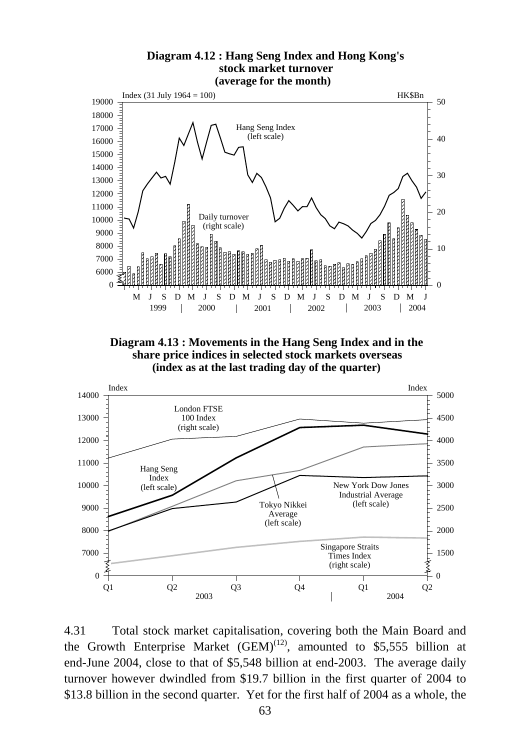**Diagram 4.12 : Hang Seng Index and Hong Kong's stock market turnover (average for the month)**

**Diagram 4.13 : Movements in the Hang Seng Index and in the share price indices in selected stock markets overseas (index as at the last trading day of the quarter)**

4.31 Total stock market capitalisation, covering both the Main Board and the Growth Enterprise Market (GEM)[12], amounted to \$5,555 billion at end-June 2004, close to that of \$5,548 billion at end-2003. The average daily turnover however dwindled from \$19.7 billion in the first quarter of 2004 to \$13.8 billion in the second quarter. Yet for the first half of 2004 as a whole, the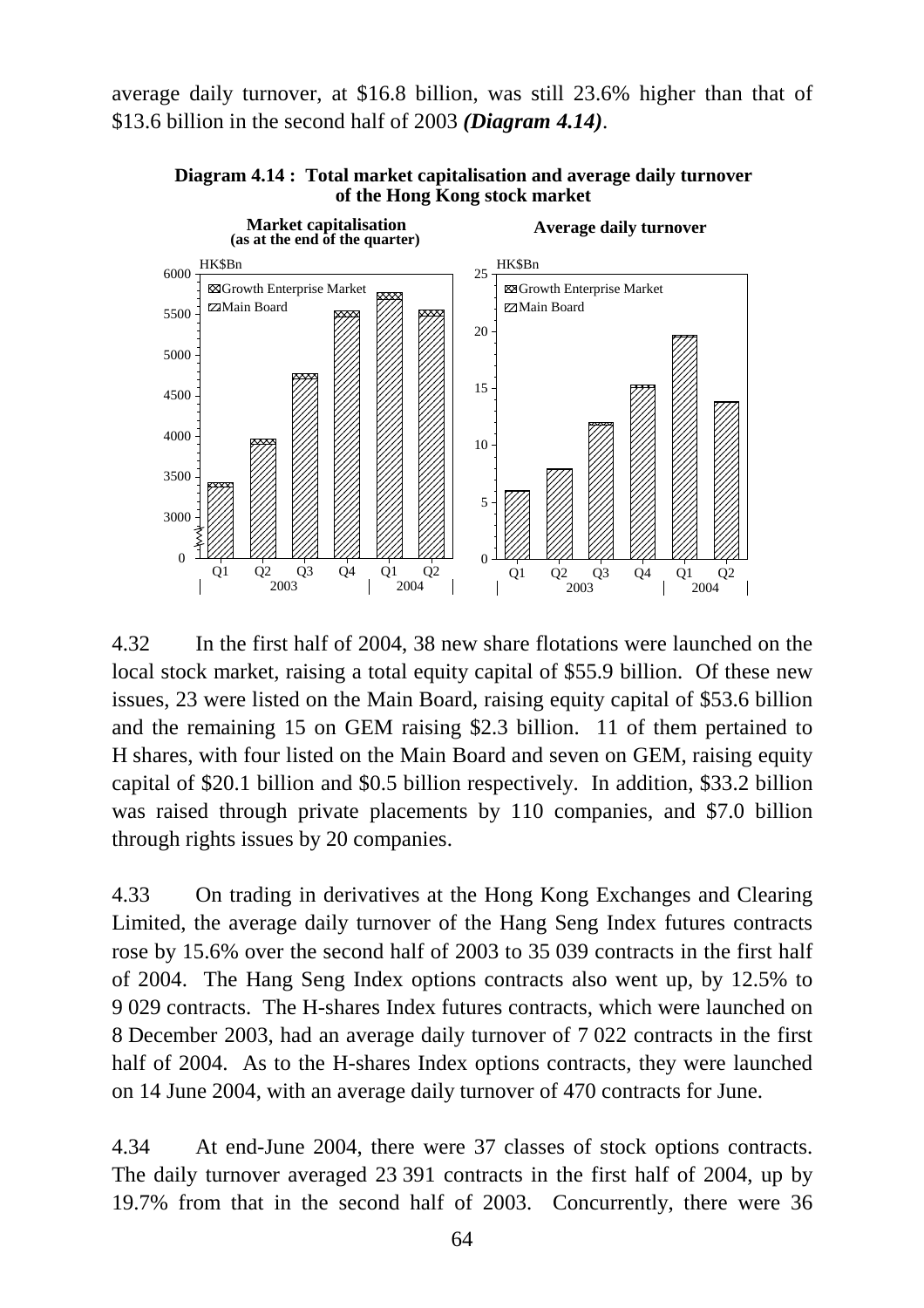average daily turnover, at $16.8 billion, was still 23.6% higher than that of $13.6 billion in the second half of 2003 ***(Diagram 4.14)***.

**Diagram 4.14 : Total market capitalisation and average daily turnover of the Hong Kong stock market**

4.32 In the first half of 2004, 38 new share flotations were launched on the local stock market, raising a total equity capital of $55.9 billion. Of these new issues, 23 were listed on the Main Board, raising equity capital of $53.6 billion and the remaining 15 on GEM raising $2.3 billion. 11 of them pertained to H shares, with four listed on the Main Board and seven on GEM, raising equity capital of $20.1 billion and $0.5 billion respectively. In addition, $33.2 billion was raised through private placements by 110 companies, and $7.0 billion through rights issues by 20 companies.

4.33 On trading in derivatives at the Hong Kong Exchanges and Clearing Limited, the average daily turnover of the Hang Seng Index futures contracts rose by 15.6% over the second half of 2003 to 35 039 contracts in the first half of 2004. The Hang Seng Index options contracts also went up, by 12.5% to 9 029 contracts. The H-shares Index futures contracts, which were launched on 8 December 2003, had an average daily turnover of 7 022 contracts in the first half of 2004. As to the H-shares Index options contracts, they were launched on 14 June 2004, with an average daily turnover of 470 contracts for June.

4.34 At end-June 2004, there were 37 classes of stock options contracts. The daily turnover averaged 23 391 contracts in the first half of 2004, up by 19.7% from that in the second half of 2003. Concurrently, there were 36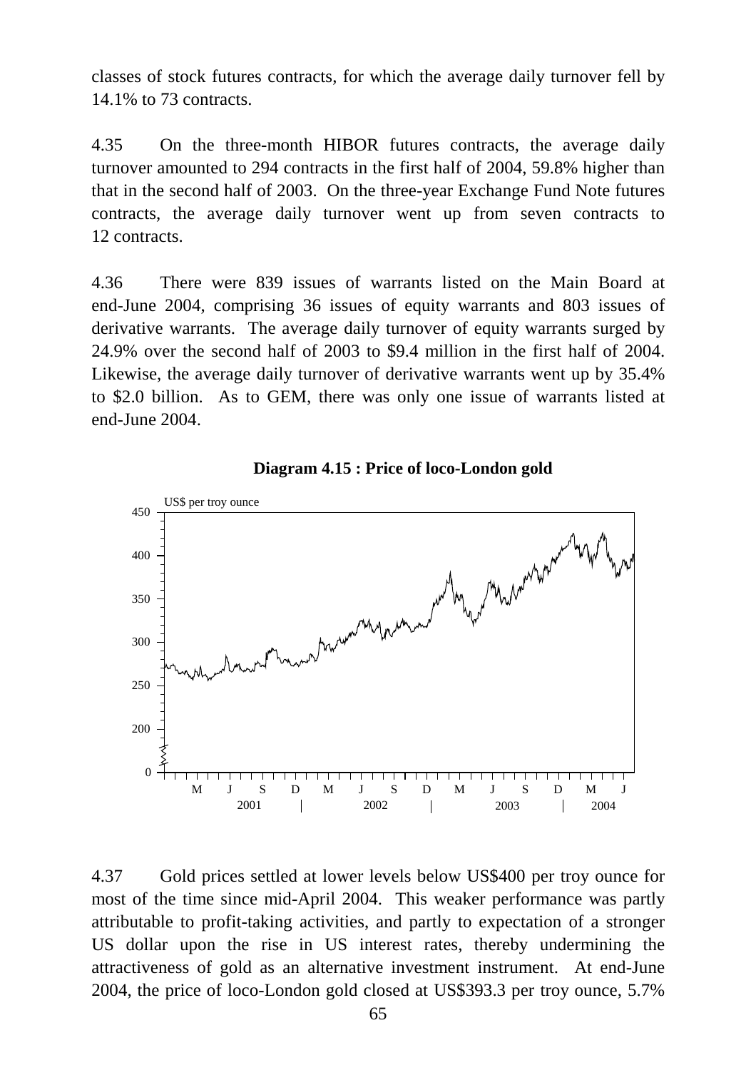classes of stock futures contracts, for which the average daily turnover fell by 14.1% to 73 contracts.

4.35 On the three-month HIBOR futures contracts, the average daily turnover amounted to 294 contracts in the first half of 2004, 59.8% higher than that in the second half of 2003. On the three-year Exchange Fund Note futures contracts, the average daily turnover went up from seven contracts to 12 contracts.

4.36 There were 839 issues of warrants listed on the Main Board at end-June 2004, comprising 36 issues of equity warrants and 803 issues of derivative warrants. The average daily turnover of equity warrants surged by 24.9% over the second half of 2003 to $9.4 million in the first half of 2004. Likewise, the average daily turnover of derivative warrants went up by 35.4% to $2.0 billion. As to GEM, there was only one issue of warrants listed at end-June 2004.

**Diagram 4.15 : Price of loco-London gold**

4.37 Gold prices settled at lower levels below US$400 per troy ounce for most of the time since mid-April 2004. This weaker performance was partly attributable to profit-taking activities, and partly to expectation of a stronger US dollar upon the rise in US interest rates, thereby undermining the attractiveness of gold as an alternative investment instrument. At end-June 2004, the price of loco-London gold closed at US$393.3 per troy ounce, 5.7%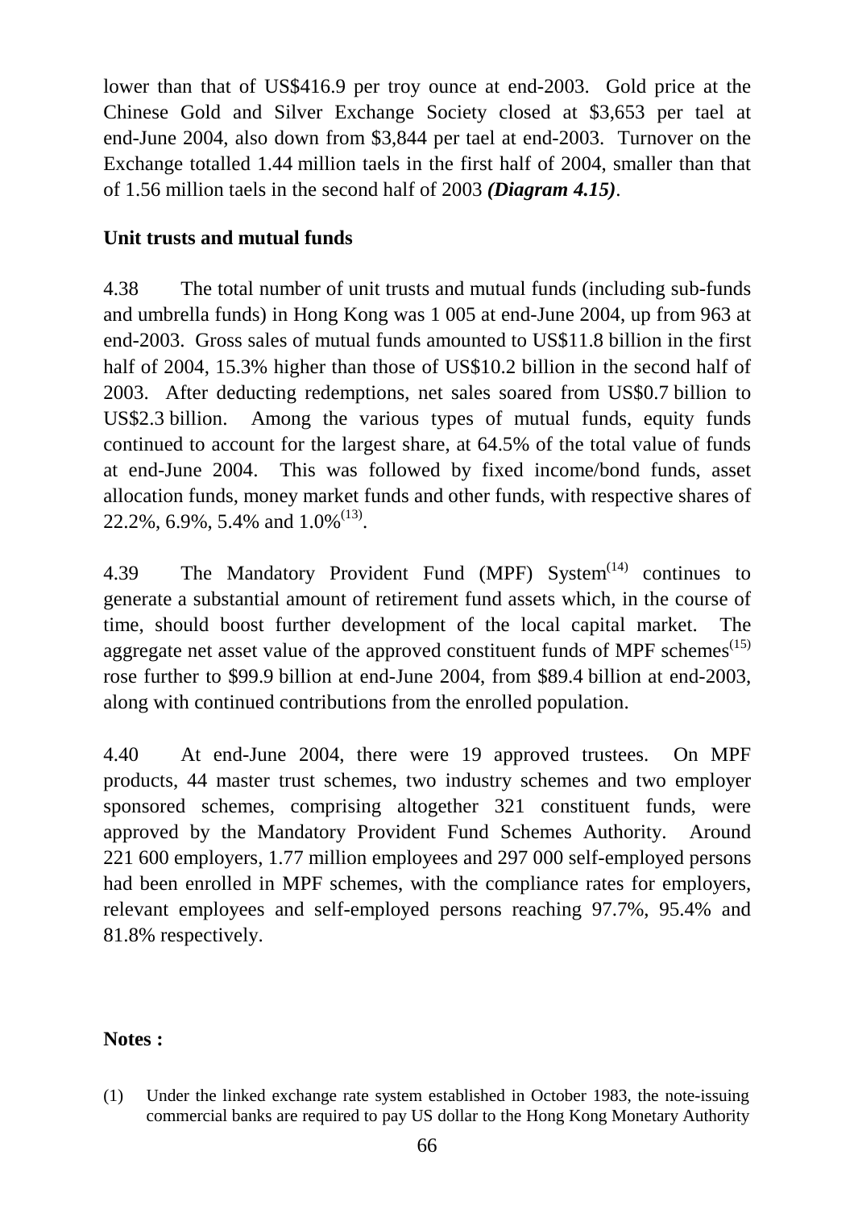lower than that of US$416.9 per troy ounce at end-2003. Gold price at the Chinese Gold and Silver Exchange Society closed at $3,653 per tael at end-June 2004, also down from $3,844 per tael at end-2003. Turnover on the Exchange totalled 1.44 million taels in the first half of 2004, smaller than that of 1.56 million taels in the second half of 2003 ***(Diagram 4.15)***.

**Unit trusts and mutual funds**

4.38 The total number of unit trusts and mutual funds (including sub-funds and umbrella funds) in Hong Kong was 1 005 at end-June 2004, up from 963 at end-2003. Gross sales of mutual funds amounted to US$11.8 billion in the first half of 2004, 15.3% higher than those of US$10.2 billion in the second half of 2003. After deducting redemptions, net sales soared from US$0.7 billion to US$2.3 billion. Among the various types of mutual funds, equity funds continued to account for the largest share, at 64.5% of the total value of funds at end-June 2004. This was followed by fixed income/bond funds, asset allocation funds, money market funds and other funds, with respective shares of 22.2%, 6.9%, 5.4% and 1.0%[(13)].

4.39 The Mandatory Provident Fund (MPF) System[(14)] continues to generate a substantial amount of retirement fund assets which, in the course of time, should boost further development of the local capital market. The aggregate net asset value of the approved constituent funds of MPF schemes[(15)] rose further to $99.9 billion at end-June 2004, from $89.4 billion at end-2003, along with continued contributions from the enrolled population.

4.40 At end-June 2004, there were 19 approved trustees. On MPF products, 44 master trust schemes, two industry schemes and two employer sponsored schemes, comprising altogether 321 constituent funds, were approved by the Mandatory Provident Fund Schemes Authority. Around 221 600 employers, 1.77 million employees and 297 000 self-employed persons had been enrolled in MPF schemes, with the compliance rates for employers, relevant employees and self-employed persons reaching 97.7%, 95.4% and 81.8% respectively.

**Notes :**

(1) Under the linked exchange rate system established in October 1983, the note-issuing commercial banks are required to pay US dollar to the Hong Kong Monetary Authority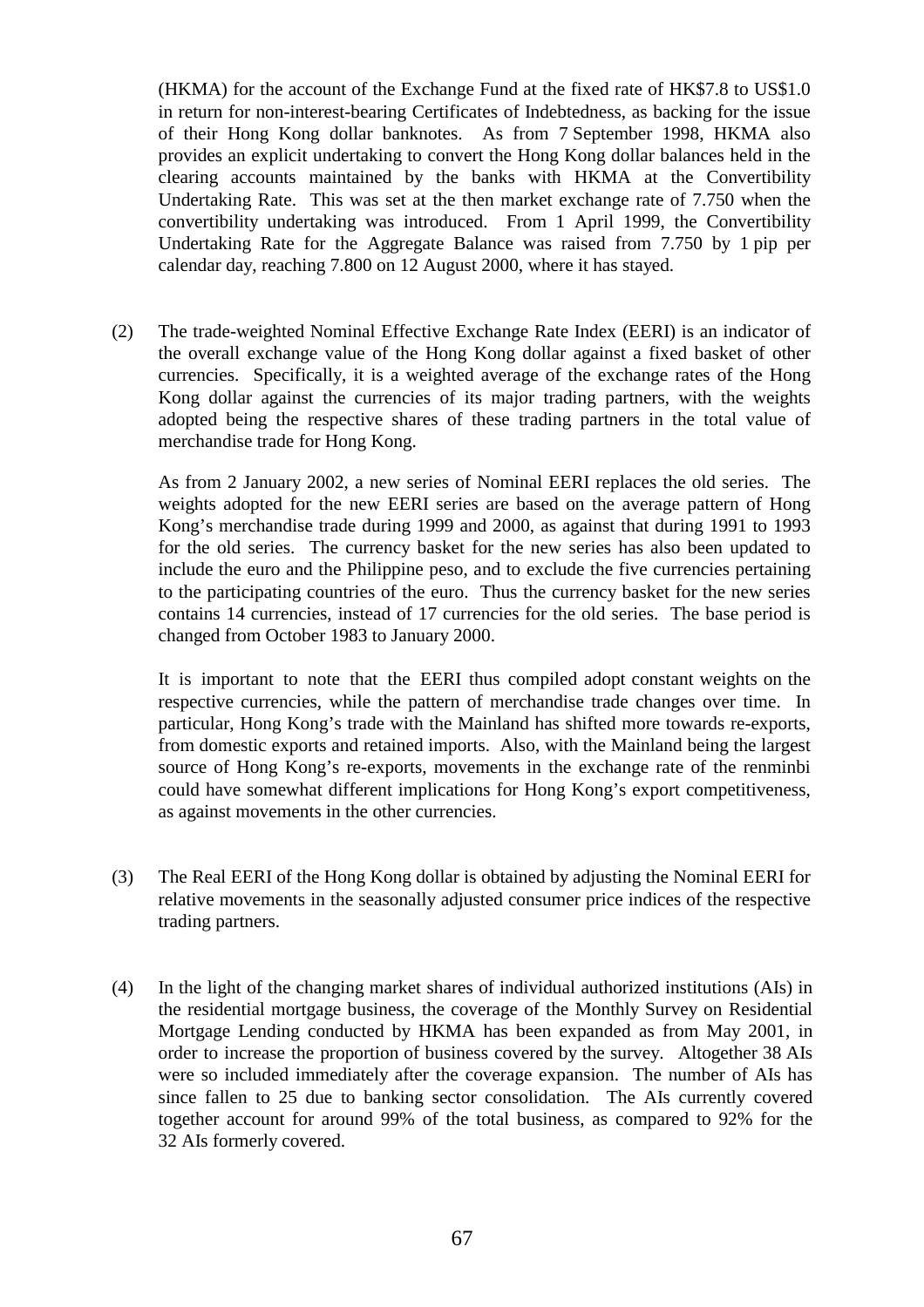(HKMA) for the account of the Exchange Fund at the fixed rate of HK$7.8 to US$1.0 in return for non-interest-bearing Certificates of Indebtedness, as backing for the issue of their Hong Kong dollar banknotes. As from 7 September 1998, HKMA also provides an explicit undertaking to convert the Hong Kong dollar balances held in the clearing accounts maintained by the banks with HKMA at the Convertibility Undertaking Rate. This was set at the then market exchange rate of 7.750 when the convertibility undertaking was introduced. From 1 April 1999, the Convertibility Undertaking Rate for the Aggregate Balance was raised from 7.750 by 1 pip per calendar day, reaching 7.800 on 12 August 2000, where it has stayed.

(2) The trade-weighted Nominal Effective Exchange Rate Index (EERI) is an indicator of the overall exchange value of the Hong Kong dollar against a fixed basket of other currencies. Specifically, it is a weighted average of the exchange rates of the Hong Kong dollar against the currencies of its major trading partners, with the weights adopted being the respective shares of these trading partners in the total value of merchandise trade for Hong Kong.

As from 2 January 2002, a new series of Nominal EERI replaces the old series. The weights adopted for the new EERI series are based on the average pattern of Hong Kong's merchandise trade during 1999 and 2000, as against that during 1991 to 1993 for the old series. The currency basket for the new series has also been updated to include the euro and the Philippine peso, and to exclude the five currencies pertaining to the participating countries of the euro. Thus the currency basket for the new series contains 14 currencies, instead of 17 currencies for the old series. The base period is changed from October 1983 to January 2000.

It is important to note that the EERI thus compiled adopt constant weights on the respective currencies, while the pattern of merchandise trade changes over time. In particular, Hong Kong's trade with the Mainland has shifted more towards re-exports, from domestic exports and retained imports. Also, with the Mainland being the largest source of Hong Kong's re-exports, movements in the exchange rate of the renminbi could have somewhat different implications for Hong Kong's export competitiveness, as against movements in the other currencies.

(3) The Real EERI of the Hong Kong dollar is obtained by adjusting the Nominal EERI for relative movements in the seasonally adjusted consumer price indices of the respective trading partners.

(4) In the light of the changing market shares of individual authorized institutions (AIs) in the residential mortgage business, the coverage of the Monthly Survey on Residential Mortgage Lending conducted by HKMA has been expanded as from May 2001, in order to increase the proportion of business covered by the survey. Altogether 38 AIs were so included immediately after the coverage expansion. The number of AIs has since fallen to 25 due to banking sector consolidation. The AIs currently covered together account for around 99% of the total business, as compared to 92% for the 32 AIs formerly covered.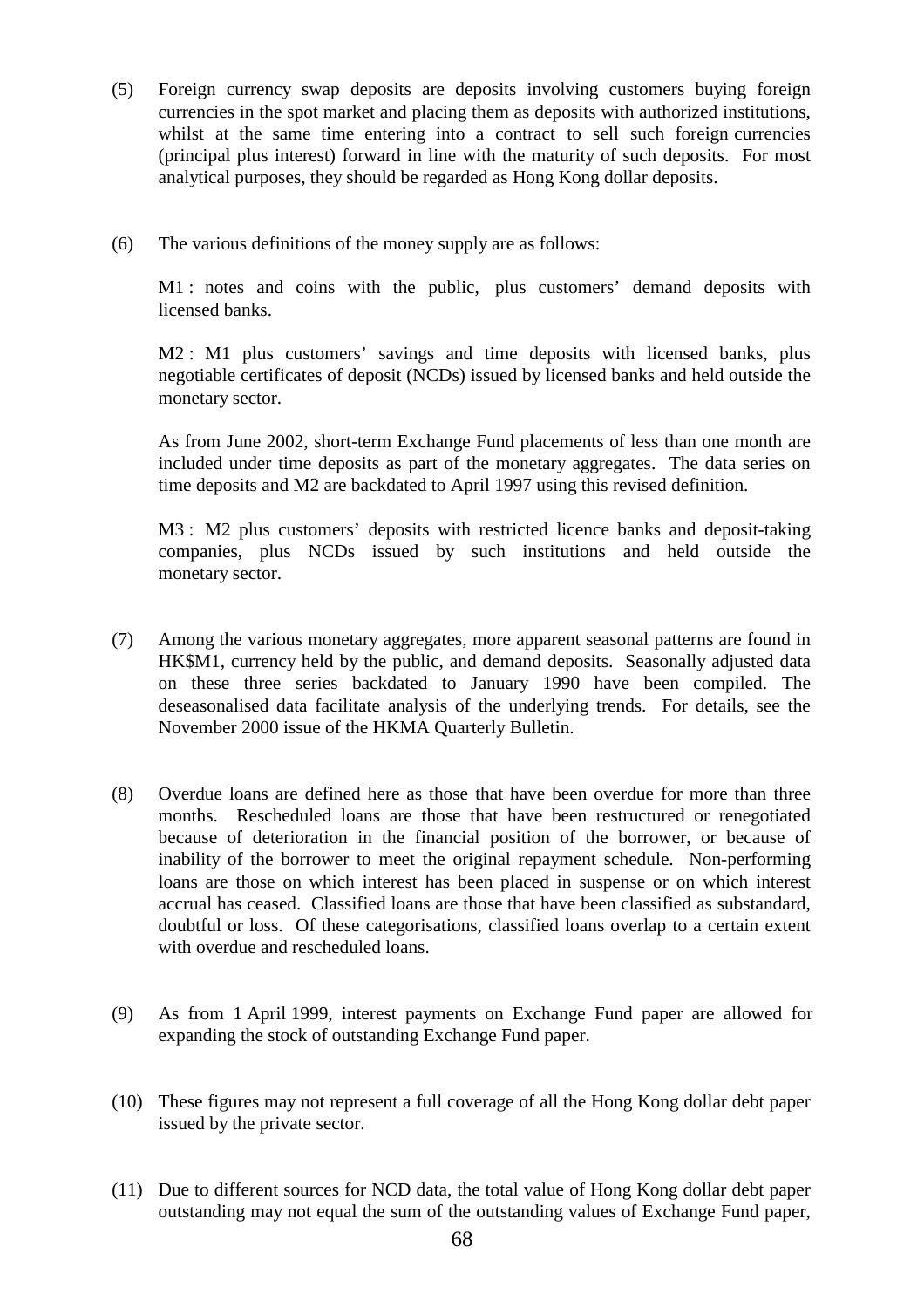(5) Foreign currency swap deposits are deposits involving customers buying foreign currencies in the spot market and placing them as deposits with authorized institutions, whilst at the same time entering into a contract to sell such foreign currencies (principal plus interest) forward in line with the maturity of such deposits. For most analytical purposes, they should be regarded as Hong Kong dollar deposits.

(6) The various definitions of the money supply are as follows:

M1 : notes and coins with the public, plus customers' demand deposits with licensed banks.

M2 : M1 plus customers' savings and time deposits with licensed banks, plus negotiable certificates of deposit (NCDs) issued by licensed banks and held outside the monetary sector.

As from June 2002, short-term Exchange Fund placements of less than one month are included under time deposits as part of the monetary aggregates. The data series on time deposits and M2 are backdated to April 1997 using this revised definition.

M3 : M2 plus customers' deposits with restricted licence banks and deposit-taking companies, plus NCDs issued by such institutions and held outside the monetary sector.

(7) Among the various monetary aggregates, more apparent seasonal patterns are found in HK$M1, currency held by the public, and demand deposits. Seasonally adjusted data on these three series backdated to January 1990 have been compiled. The deseasonalised data facilitate analysis of the underlying trends. For details, see the November 2000 issue of the HKMA Quarterly Bulletin.

(8) Overdue loans are defined here as those that have been overdue for more than three months. Rescheduled loans are those that have been restructured or renegotiated because of deterioration in the financial position of the borrower, or because of inability of the borrower to meet the original repayment schedule. Non-performing loans are those on which interest has been placed in suspense or on which interest accrual has ceased. Classified loans are those that have been classified as substandard, doubtful or loss. Of these categorisations, classified loans overlap to a certain extent with overdue and rescheduled loans.

(9) As from 1 April 1999, interest payments on Exchange Fund paper are allowed for expanding the stock of outstanding Exchange Fund paper.

(10) These figures may not represent a full coverage of all the Hong Kong dollar debt paper issued by the private sector.

(11) Due to different sources for NCD data, the total value of Hong Kong dollar debt paper outstanding may not equal the sum of the outstanding values of Exchange Fund paper,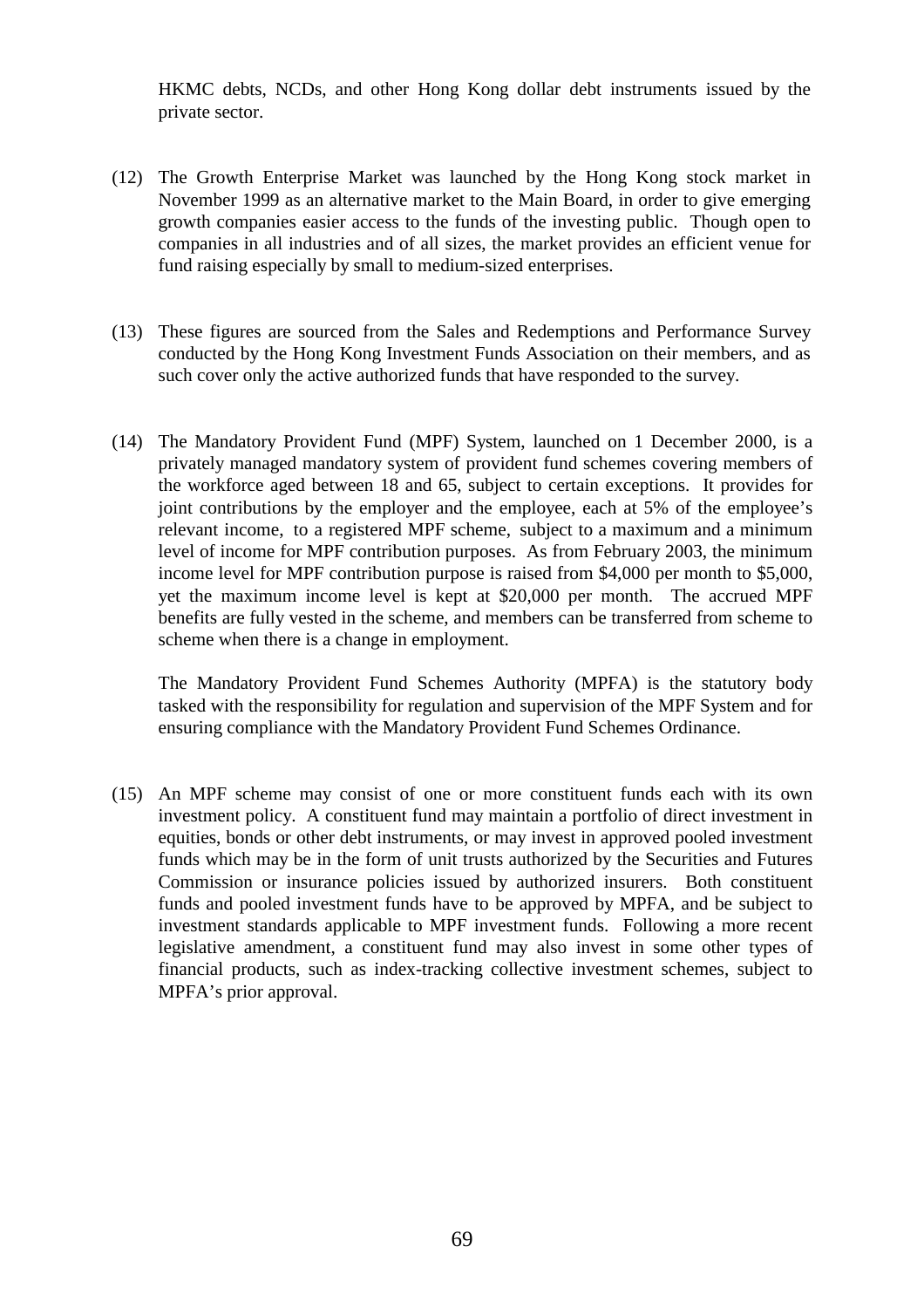HKMC debts, NCDs, and other Hong Kong dollar debt instruments issued by the private sector.

(12) The Growth Enterprise Market was launched by the Hong Kong stock market in November 1999 as an alternative market to the Main Board, in order to give emerging growth companies easier access to the funds of the investing public. Though open to companies in all industries and of all sizes, the market provides an efficient venue for fund raising especially by small to medium-sized enterprises.

(13) These figures are sourced from the Sales and Redemptions and Performance Survey conducted by the Hong Kong Investment Funds Association on their members, and as such cover only the active authorized funds that have responded to the survey.

(14) The Mandatory Provident Fund (MPF) System, launched on 1 December 2000, is a privately managed mandatory system of provident fund schemes covering members of the workforce aged between 18 and 65, subject to certain exceptions. It provides for joint contributions by the employer and the employee, each at 5% of the employee's relevant income, to a registered MPF scheme, subject to a maximum and a minimum level of income for MPF contribution purposes. As from February 2003, the minimum income level for MPF contribution purpose is raised from $4,000 per month to $5,000, yet the maximum income level is kept at $20,000 per month. The accrued MPF benefits are fully vested in the scheme, and members can be transferred from scheme to scheme when there is a change in employment.

The Mandatory Provident Fund Schemes Authority (MPFA) is the statutory body tasked with the responsibility for regulation and supervision of the MPF System and for ensuring compliance with the Mandatory Provident Fund Schemes Ordinance.

(15) An MPF scheme may consist of one or more constituent funds each with its own investment policy. A constituent fund may maintain a portfolio of direct investment in equities, bonds or other debt instruments, or may invest in approved pooled investment funds which may be in the form of unit trusts authorized by the Securities and Futures Commission or insurance policies issued by authorized insurers. Both constituent funds and pooled investment funds have to be approved by MPFA, and be subject to investment standards applicable to MPF investment funds. Following a more recent legislative amendment, a constituent fund may also invest in some other types of financial products, such as index-tracking collective investment schemes, subject to MPFA's prior approval.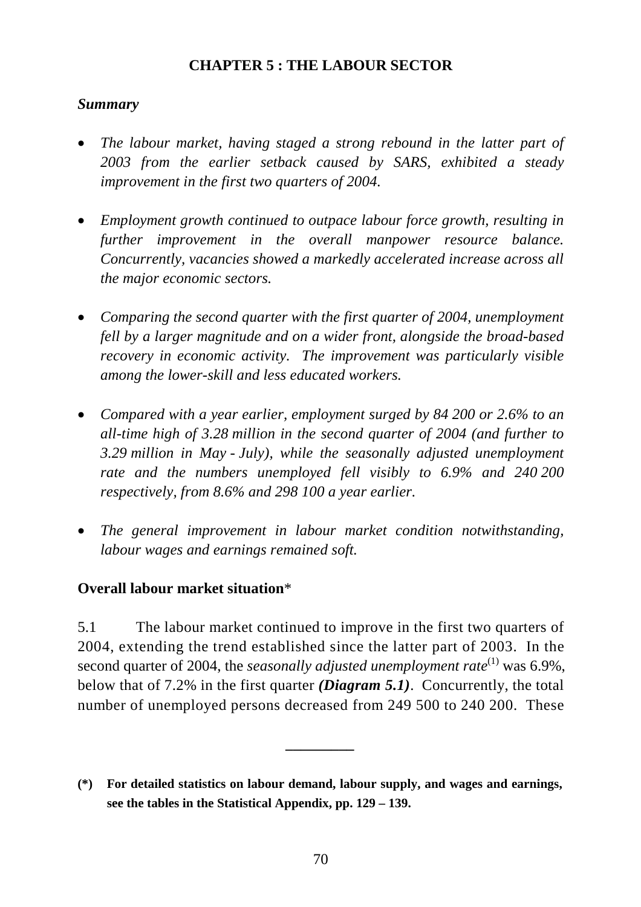# CHAPTER 5 : THE LABOUR SECTOR

### *Summary*

- *The labour market, having staged a strong rebound in the latter part of 2003 from the earlier setback caused by SARS, exhibited a steady improvement in the first two quarters of 2004.*

- *Employment growth continued to outpace labour force growth, resulting in further improvement in the overall manpower resource balance. Concurrently, vacancies showed a markedly accelerated increase across all the major economic sectors.*

- *Comparing the second quarter with the first quarter of 2004, unemployment fell by a larger magnitude and on a wider front, alongside the broad-based recovery in economic activity. The improvement was particularly visible among the lower-skill and less educated workers.*

- *Compared with a year earlier, employment surged by 84 200 or 2.6% to an all-time high of 3.28 million in the second quarter of 2004 (and further to 3.29 million in May - July), while the seasonally adjusted unemployment rate and the numbers unemployed fell visibly to 6.9% and 240 200 respectively, from 8.6% and 298 100 a year earlier.*

- *The general improvement in labour market condition notwithstanding, labour wages and earnings remained soft.*

### **Overall labour market situation***

5.1 The labour market continued to improve in the first two quarters of 2004, extending the trend established since the latter part of 2003. In the second quarter of 2004, the *seasonally adjusted unemployment rate*[(1)] was 6.9%, below that of 7.2% in the first quarter ***(Diagram 5.1)***. Concurrently, the total number of unemployed persons decreased from 249 500 to 240 200. These

---

**(*) For detailed statistics on labour demand, labour supply, and wages and earnings, see the tables in the Statistical Appendix, pp. 129 – 139.**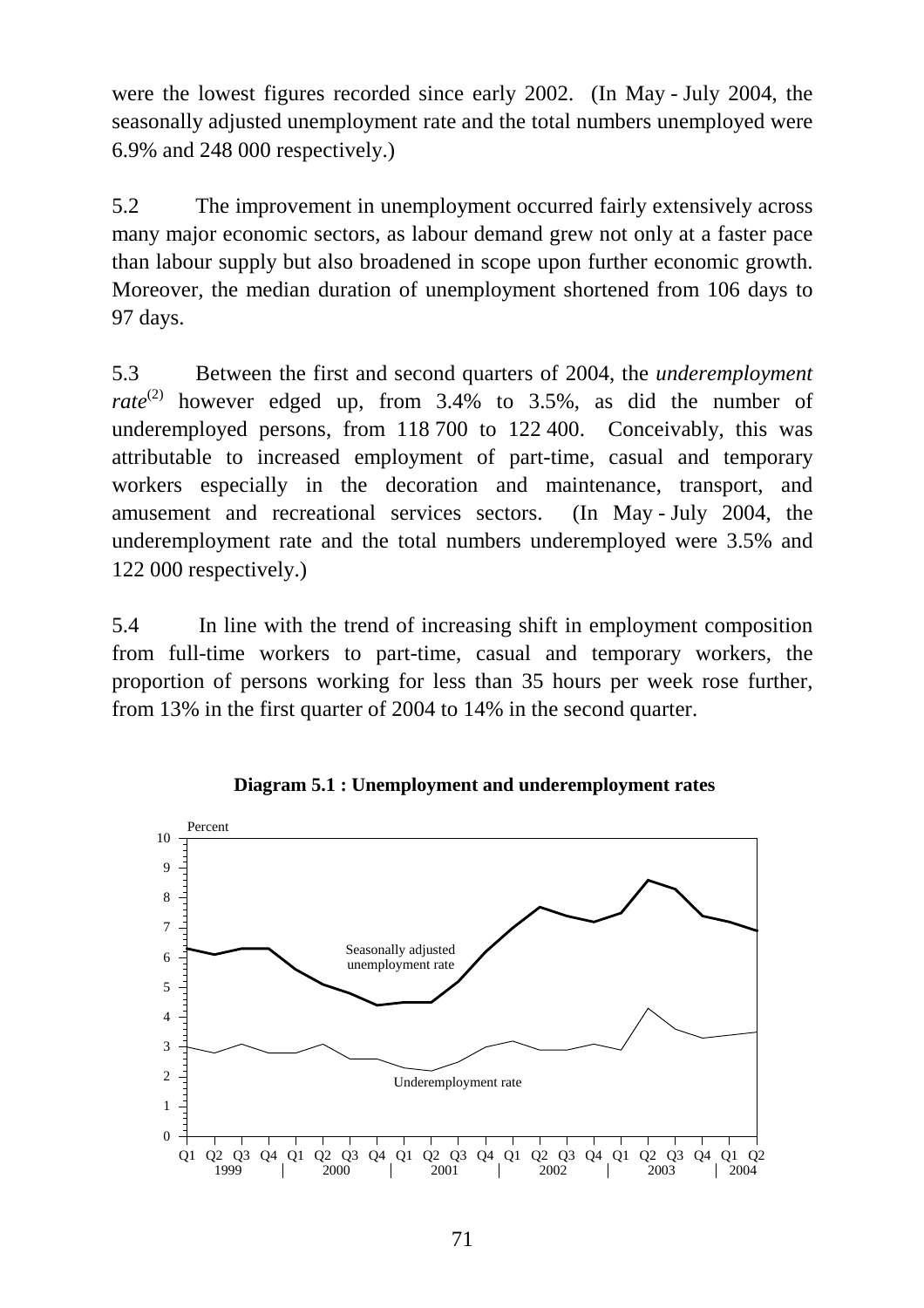were the lowest figures recorded since early 2002. (In May - July 2004, the seasonally adjusted unemployment rate and the total numbers unemployed were 6.9% and 248 000 respectively.)

5.2 The improvement in unemployment occurred fairly extensively across many major economic sectors, as labour demand grew not only at a faster pace than labour supply but also broadened in scope upon further economic growth. Moreover, the median duration of unemployment shortened from 106 days to 97 days.

5.3 Between the first and second quarters of 2004, the *underemployment rate*[(2)] however edged up, from 3.4% to 3.5%, as did the number of underemployed persons, from 118 700 to 122 400. Conceivably, this was attributable to increased employment of part-time, casual and temporary workers especially in the decoration and maintenance, transport, and amusement and recreational services sectors. (In May - July 2004, the underemployment rate and the total numbers underemployed were 3.5% and 122 000 respectively.)

5.4 In line with the trend of increasing shift in employment composition from full-time workers to part-time, casual and temporary workers, the proportion of persons working for less than 35 hours per week rose further, from 13% in the first quarter of 2004 to 14% in the second quarter.

**Diagram 5.1 : Unemployment and underemployment rates**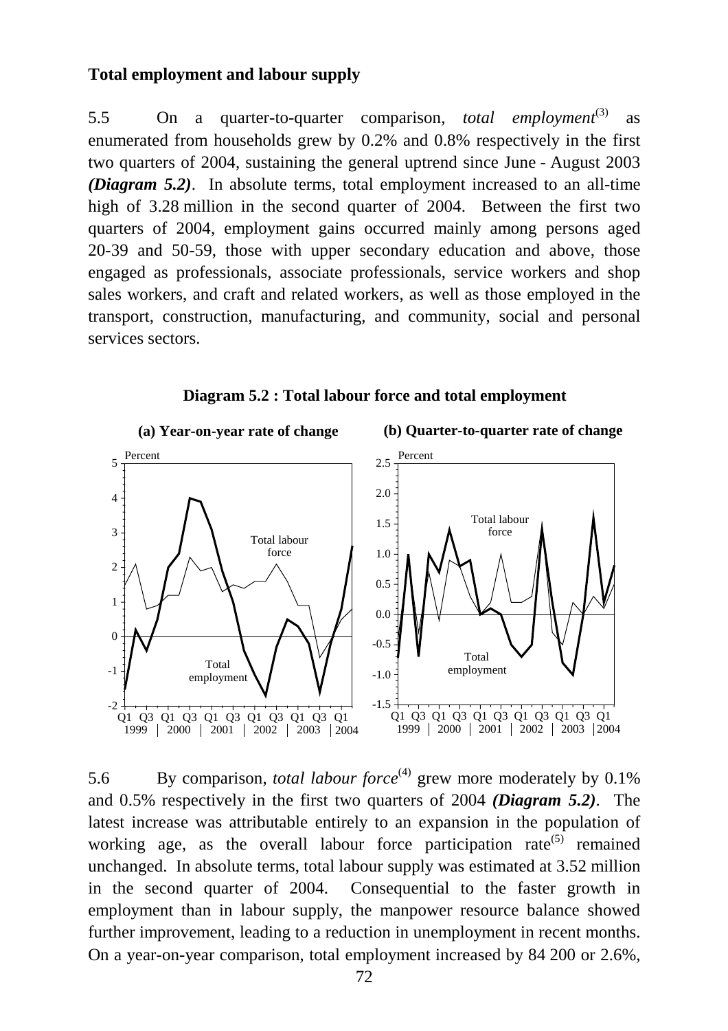**Total employment and labour supply**

5.5 On a quarter-to-quarter comparison, *total employment*(3) as enumerated from households grew by 0.2% and 0.8% respectively in the first two quarters of 2004, sustaining the general uptrend since June - August 2003 ***(Diagram 5.2)***. In absolute terms, total employment increased to an all-time high of 3.28 million in the second quarter of 2004. Between the first two quarters of 2004, employment gains occurred mainly among persons aged 20-39 and 50-59, those with upper secondary education and above, those engaged as professionals, associate professionals, service workers and shop sales workers, and craft and related workers, as well as those employed in the transport, construction, manufacturing, and community, social and personal services sectors.

**Diagram 5.2 : Total labour force and total employment**

**(a) Year-on-year rate of change** **(b) Quarter-to-quarter rate of change**

5.6 By comparison, *total labour force*(4) grew more moderately by 0.1% and 0.5% respectively in the first two quarters of 2004 ***(Diagram 5.2)***. The latest increase was attributable entirely to an expansion in the population of working age, as the overall labour force participation rate(5) remained unchanged. In absolute terms, total labour supply was estimated at 3.52 million in the second quarter of 2004. Consequential to the faster growth in employment than in labour supply, the manpower resource balance showed further improvement, leading to a reduction in unemployment in recent months. On a year-on-year comparison, total employment increased by 84 200 or 2.6%,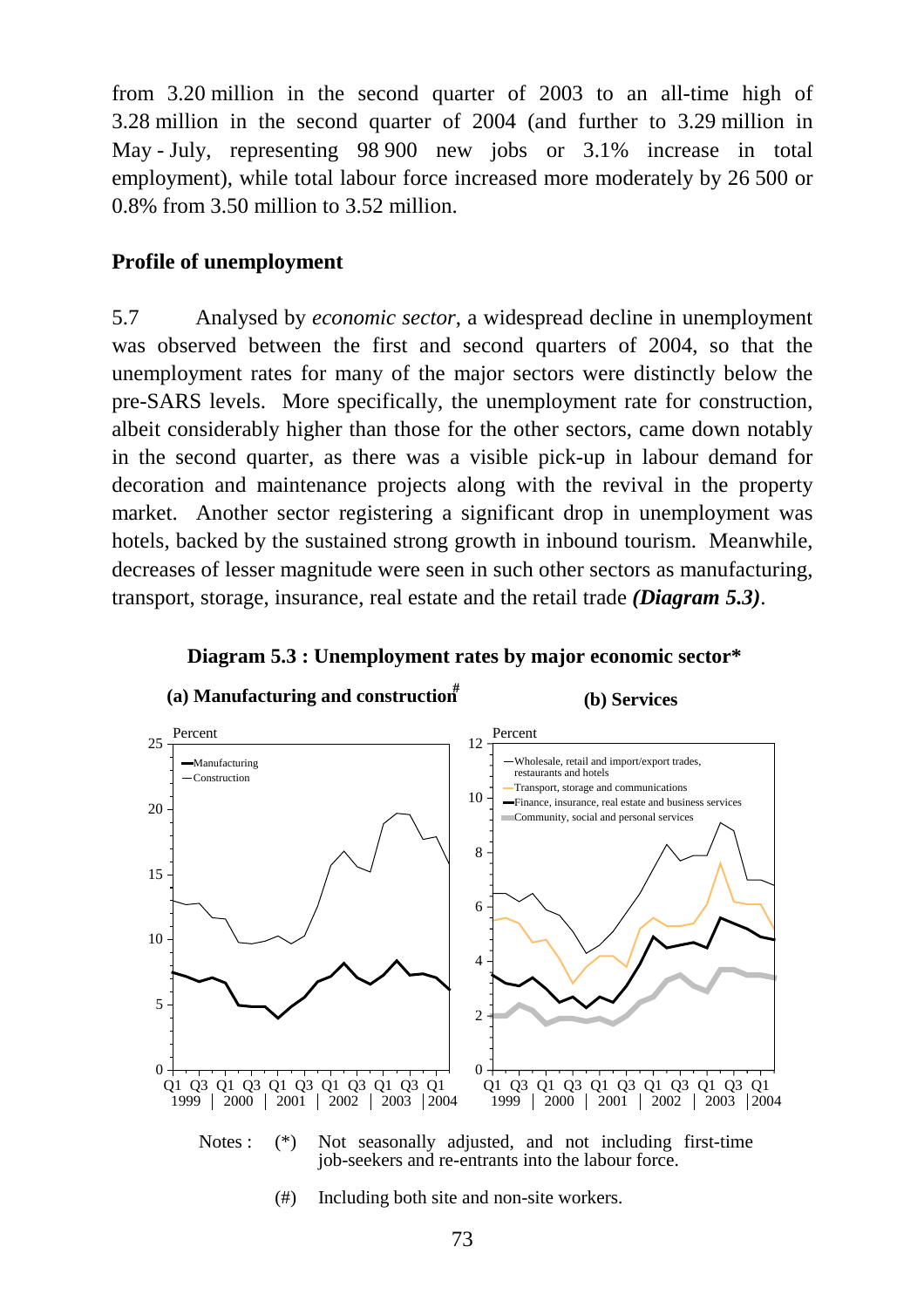from 3.20 million in the second quarter of 2003 to an all-time high of 3.28 million in the second quarter of 2004 (and further to 3.29 million in May - July, representing 98 900 new jobs or 3.1% increase in total employment), while total labour force increased more moderately by 26 500 or 0.8% from 3.50 million to 3.52 million.

**Profile of unemployment**

5.7 Analysed by *economic sector*, a widespread decline in unemployment was observed between the first and second quarters of 2004, so that the unemployment rates for many of the major sectors were distinctly below the pre-SARS levels. More specifically, the unemployment rate for construction, albeit considerably higher than those for the other sectors, came down notably in the second quarter, as there was a visible pick-up in labour demand for decoration and maintenance projects along with the revival in the property market. Another sector registering a significant drop in unemployment was hotels, backed by the sustained strong growth in inbound tourism. Meanwhile, decreases of lesser magnitude were seen in such other sectors as manufacturing, transport, storage, insurance, real estate and the retail trade ***(Diagram 5.3)***.

**Diagram 5.3 : Unemployment rates by major economic sector***

**(a) Manufacturing and construction#**

**(b) Services**

Notes : (*) Not seasonally adjusted, and not including first-time job-seekers and re-entrants into the labour force.

(#) Including both site and non-site workers.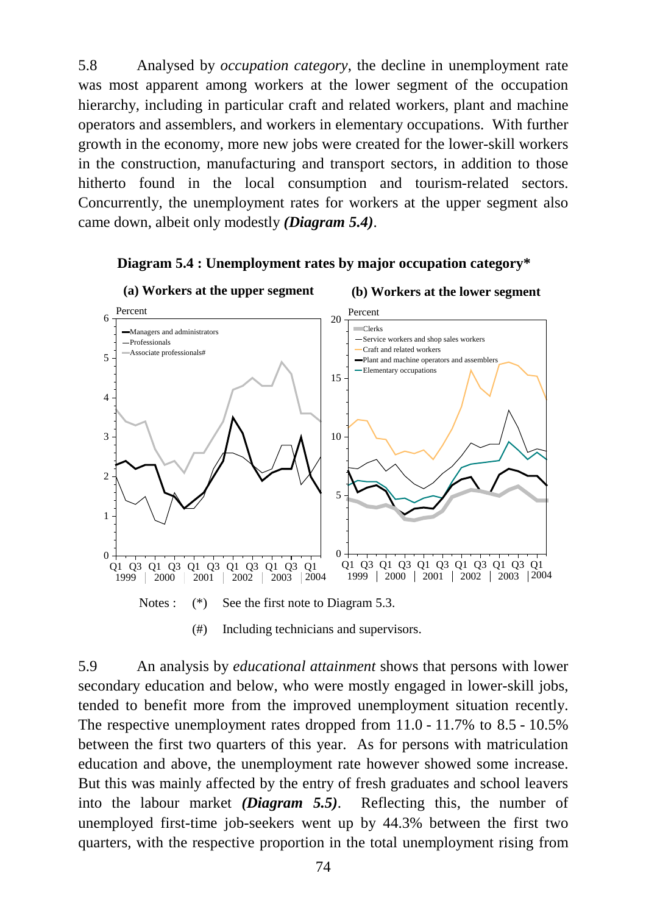5.8 Analysed by *occupation category*, the decline in unemployment rate was most apparent among workers at the lower segment of the occupation hierarchy, including in particular craft and related workers, plant and machine operators and assemblers, and workers in elementary occupations. With further growth in the economy, more new jobs were created for the lower-skill workers in the construction, manufacturing and transport sectors, in addition to those hitherto found in the local consumption and tourism-related sectors. Concurrently, the unemployment rates for workers at the upper segment also came down, albeit only modestly ***(Diagram 5.4)***.

**Diagram 5.4 : Unemployment rates by major occupation category***

**(a) Workers at the upper segment**

**(b) Workers at the lower segment**

Notes : (*) See the first note to Diagram 5.3.

(#) Including technicians and supervisors.

5.9 An analysis by *educational attainment* shows that persons with lower secondary education and below, who were mostly engaged in lower-skill jobs, tended to benefit more from the improved unemployment situation recently. The respective unemployment rates dropped from 11.0 - 11.7% to 8.5 - 10.5% between the first two quarters of this year. As for persons with matriculation education and above, the unemployment rate however showed some increase. But this was mainly affected by the entry of fresh graduates and school leavers into the labour market ***(Diagram 5.5)***. Reflecting this, the number of unemployed first-time job-seekers went up by 44.3% between the first two quarters, with the respective proportion in the total unemployment rising from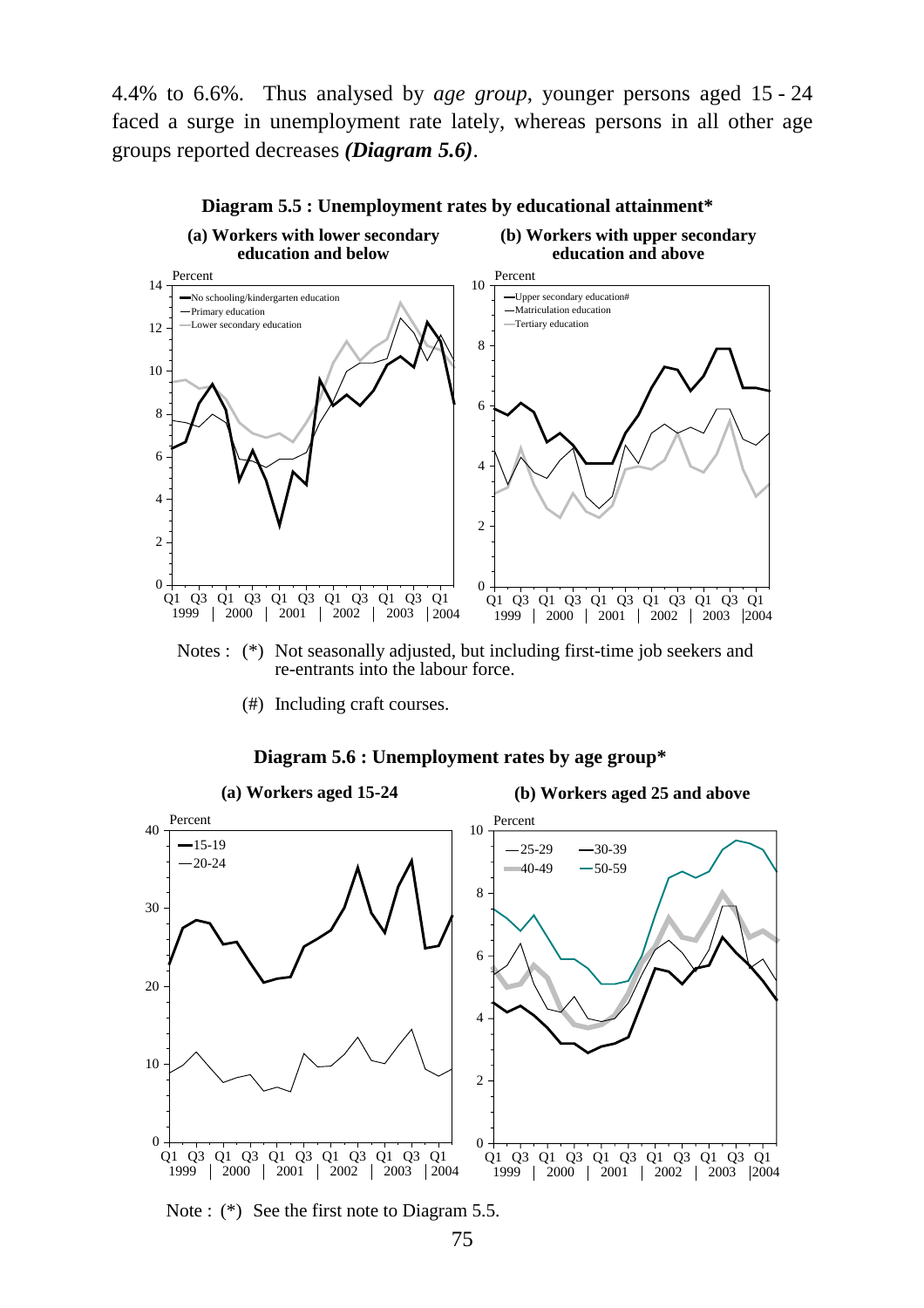4.4% to 6.6%. Thus analysed by *age group*, younger persons aged 15 - 24 faced a surge in unemployment rate lately, whereas persons in all other age groups reported decreases ***(Diagram 5.6)***.

**Diagram 5.5 : Unemployment rates by educational attainment***

**(a) Workers with lower secondary education and below**

**(b) Workers with upper secondary education and above**

Notes : (*) Not seasonally adjusted, but including first-time job seekers and re-entrants into the labour force.

(#) Including craft courses.

**Diagram 5.6 : Unemployment rates by age group***

**(a) Workers aged 15-24**

**(b) Workers aged 25 and above**

Note : (*) See the first note to Diagram 5.5.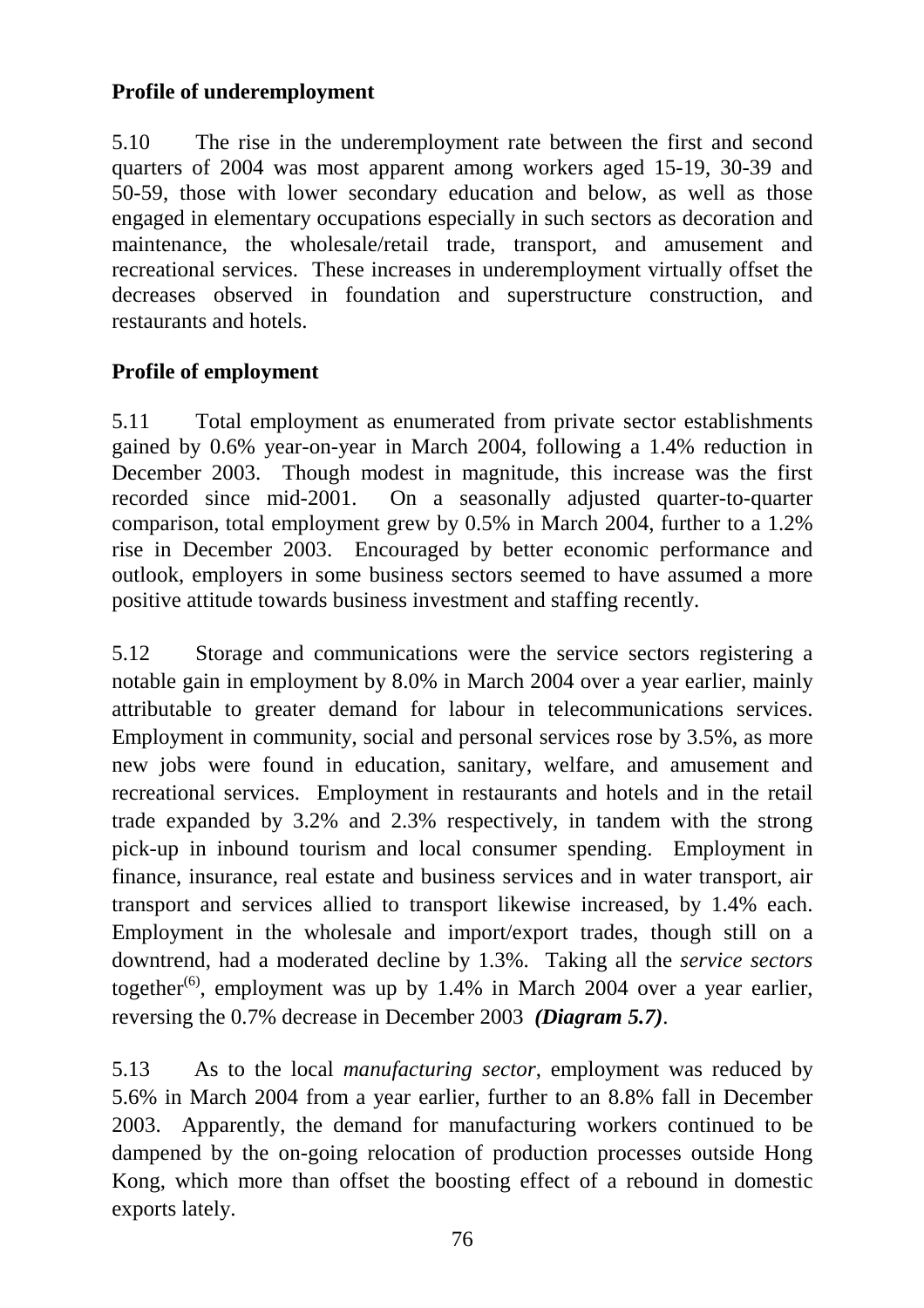### Profile of underemployment

5.10 The rise in the underemployment rate between the first and second quarters of 2004 was most apparent among workers aged 15-19, 30-39 and 50-59, those with lower secondary education and below, as well as those engaged in elementary occupations especially in such sectors as decoration and maintenance, the wholesale/retail trade, transport, and amusement and recreational services. These increases in underemployment virtually offset the decreases observed in foundation and superstructure construction, and restaurants and hotels.

### Profile of employment

5.11 Total employment as enumerated from private sector establishments gained by 0.6% year-on-year in March 2004, following a 1.4% reduction in December 2003. Though modest in magnitude, this increase was the first recorded since mid-2001. On a seasonally adjusted quarter-to-quarter comparison, total employment grew by 0.5% in March 2004, further to a 1.2% rise in December 2003. Encouraged by better economic performance and outlook, employers in some business sectors seemed to have assumed a more positive attitude towards business investment and staffing recently.

5.12 Storage and communications were the service sectors registering a notable gain in employment by 8.0% in March 2004 over a year earlier, mainly attributable to greater demand for labour in telecommunications services. Employment in community, social and personal services rose by 3.5%, as more new jobs were found in education, sanitary, welfare, and amusement and recreational services. Employment in restaurants and hotels and in the retail trade expanded by 3.2% and 2.3% respectively, in tandem with the strong pick-up in inbound tourism and local consumer spending. Employment in finance, insurance, real estate and business services and in water transport, air transport and services allied to transport likewise increased, by 1.4% each. Employment in the wholesale and import/export trades, though still on a downtrend, had a moderated decline by 1.3%. Taking all the *service sectors* together[6], employment was up by 1.4% in March 2004 over a year earlier, reversing the 0.7% decrease in December 2003 ***(Diagram 5.7)***.

5.13 As to the local *manufacturing sector*, employment was reduced by 5.6% in March 2004 from a year earlier, further to an 8.8% fall in December 2003. Apparently, the demand for manufacturing workers continued to be dampened by the on-going relocation of production processes outside Hong Kong, which more than offset the boosting effect of a rebound in domestic exports lately.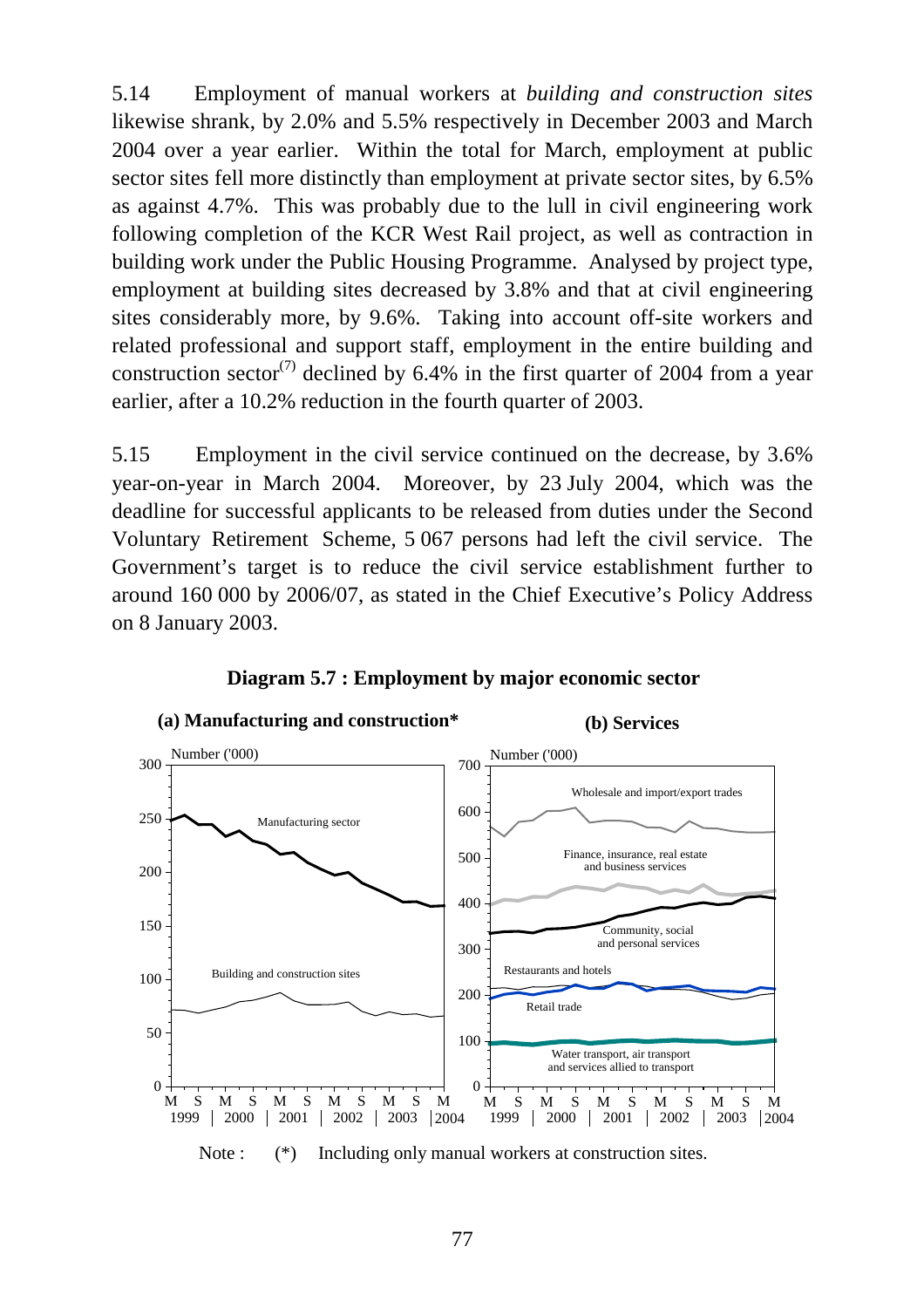5.14 Employment of manual workers at *building and construction sites* likewise shrank, by 2.0% and 5.5% respectively in December 2003 and March 2004 over a year earlier. Within the total for March, employment at public sector sites fell more distinctly than employment at private sector sites, by 6.5% as against 4.7%. This was probably due to the lull in civil engineering work following completion of the KCR West Rail project, as well as contraction in building work under the Public Housing Programme. Analysed by project type, employment at building sites decreased by 3.8% and that at civil engineering sites considerably more, by 9.6%. Taking into account off-site workers and related professional and support staff, employment in the entire building and construction sector(7) declined by 6.4% in the first quarter of 2004 from a year earlier, after a 10.2% reduction in the fourth quarter of 2003.

5.15 Employment in the civil service continued on the decrease, by 3.6% year-on-year in March 2004. Moreover, by 23 July 2004, which was the deadline for successful applicants to be released from duties under the Second Voluntary Retirement Scheme, 5 067 persons had left the civil service. The Government's target is to reduce the civil service establishment further to around 160 000 by 2006/07, as stated in the Chief Executive's Policy Address on 8 January 2003.

**Diagram 5.7 : Employment by major economic sector**

**(a) Manufacturing and construction\***

**(b) Services**

Note : (*) Including only manual workers at construction sites.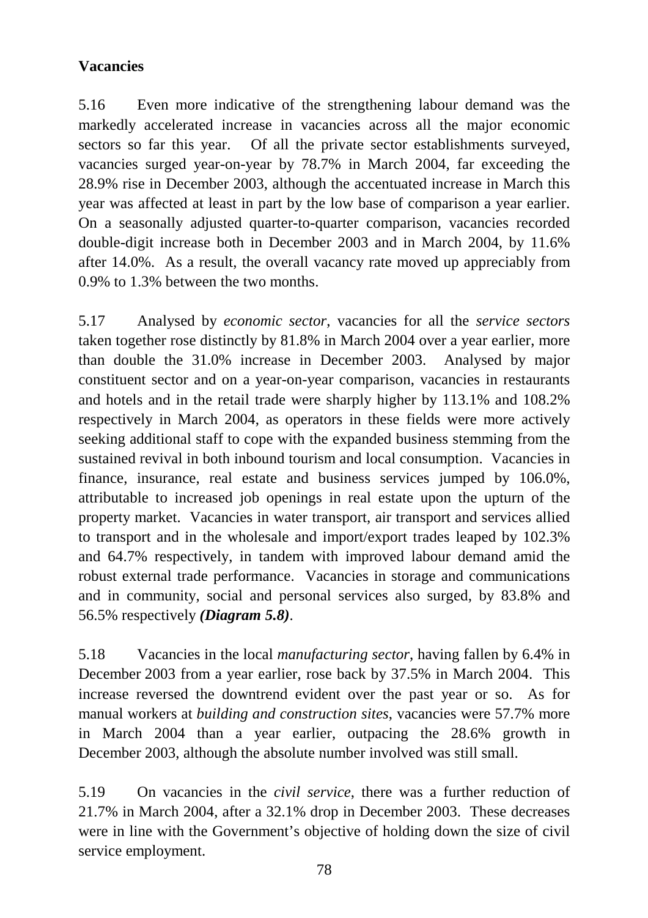**Vacancies**

5.16 Even more indicative of the strengthening labour demand was the markedly accelerated increase in vacancies across all the major economic sectors so far this year. Of all the private sector establishments surveyed, vacancies surged year-on-year by 78.7% in March 2004, far exceeding the 28.9% rise in December 2003, although the accentuated increase in March this year was affected at least in part by the low base of comparison a year earlier. On a seasonally adjusted quarter-to-quarter comparison, vacancies recorded double-digit increase both in December 2003 and in March 2004, by 11.6% after 14.0%. As a result, the overall vacancy rate moved up appreciably from 0.9% to 1.3% between the two months.

5.17 Analysed by *economic sector*, vacancies for all the *service sectors* taken together rose distinctly by 81.8% in March 2004 over a year earlier, more than double the 31.0% increase in December 2003. Analysed by major constituent sector and on a year-on-year comparison, vacancies in restaurants and hotels and in the retail trade were sharply higher by 113.1% and 108.2% respectively in March 2004, as operators in these fields were more actively seeking additional staff to cope with the expanded business stemming from the sustained revival in both inbound tourism and local consumption. Vacancies in finance, insurance, real estate and business services jumped by 106.0%, attributable to increased job openings in real estate upon the upturn of the property market. Vacancies in water transport, air transport and services allied to transport and in the wholesale and import/export trades leaped by 102.3% and 64.7% respectively, in tandem with improved labour demand amid the robust external trade performance. Vacancies in storage and communications and in community, social and personal services also surged, by 83.8% and 56.5% respectively ***(Diagram 5.8)***.

5.18 Vacancies in the local *manufacturing sector*, having fallen by 6.4% in December 2003 from a year earlier, rose back by 37.5% in March 2004. This increase reversed the downtrend evident over the past year or so. As for manual workers at *building and construction sites*, vacancies were 57.7% more in March 2004 than a year earlier, outpacing the 28.6% growth in December 2003, although the absolute number involved was still small.

5.19 On vacancies in the *civil service*, there was a further reduction of 21.7% in March 2004, after a 32.1% drop in December 2003. These decreases were in line with the Government's objective of holding down the size of civil service employment.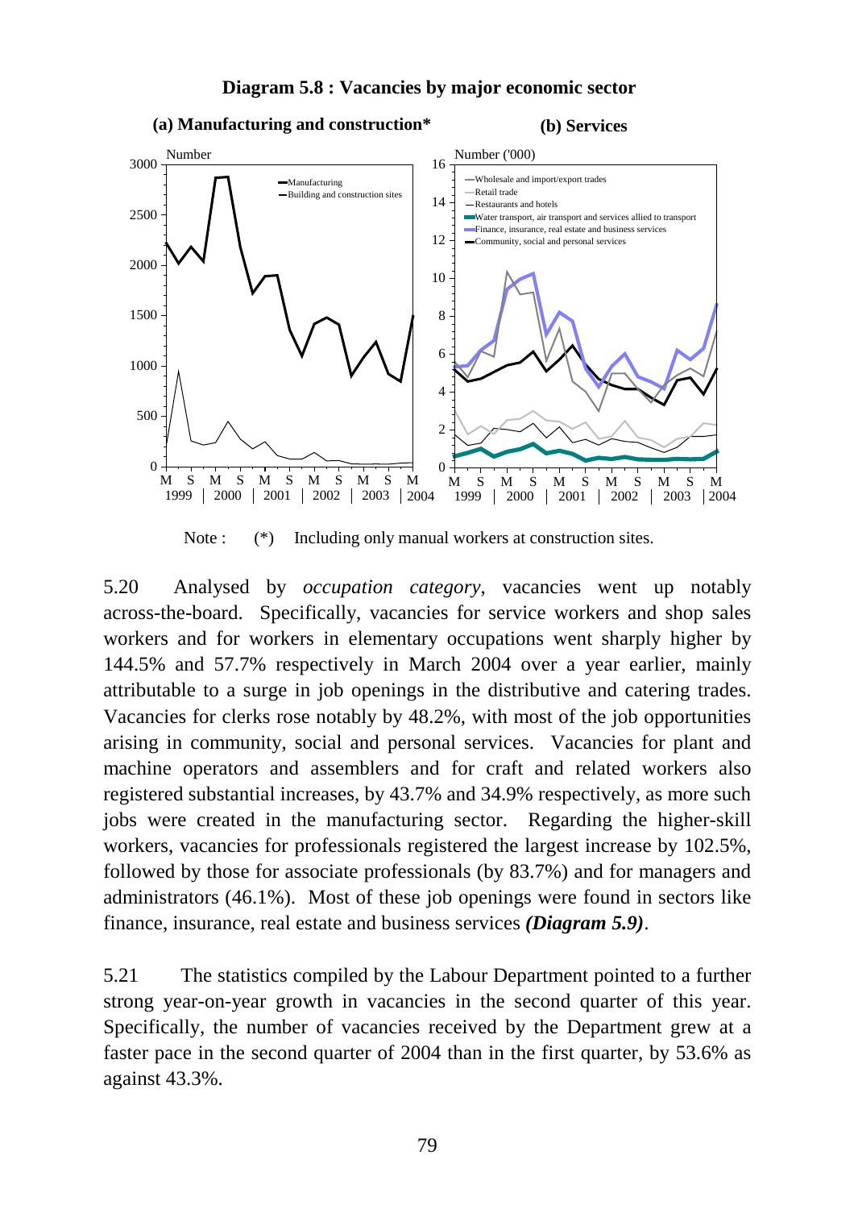**Diagram 5.8 : Vacancies by major economic sector**

**(a) Manufacturing and construction***

**(b) Services**

Note : (*) Including only manual workers at construction sites.

5.20 Analysed by *occupation category*, vacancies went up notably across-the-board. Specifically, vacancies for service workers and shop sales workers and for workers in elementary occupations went sharply higher by 144.5% and 57.7% respectively in March 2004 over a year earlier, mainly attributable to a surge in job openings in the distributive and catering trades. Vacancies for clerks rose notably by 48.2%, with most of the job opportunities arising in community, social and personal services. Vacancies for plant and machine operators and assemblers and for craft and related workers also registered substantial increases, by 43.7% and 34.9% respectively, as more such jobs were created in the manufacturing sector. Regarding the higher-skill workers, vacancies for professionals registered the largest increase by 102.5%, followed by those for associate professionals (by 83.7%) and for managers and administrators (46.1%). Most of these job openings were found in sectors like finance, insurance, real estate and business services ***(Diagram 5.9)***.

5.21 The statistics compiled by the Labour Department pointed to a further strong year-on-year growth in vacancies in the second quarter of this year. Specifically, the number of vacancies received by the Department grew at a faster pace in the second quarter of 2004 than in the first quarter, by 53.6% as against 43.3%.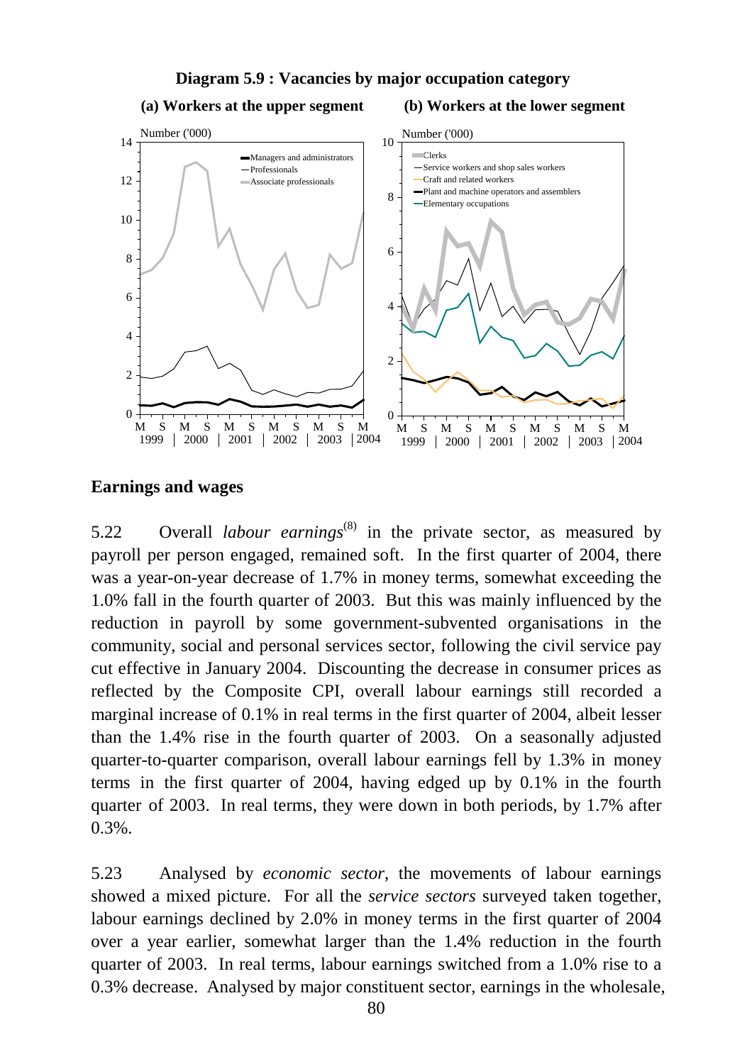**Diagram 5.9 : Vacancies by major occupation category**

**(a) Workers at the upper segment** **(b) Workers at the lower segment**

## Earnings and wages

5.22 Overall *labour earnings*[(8)] in the private sector, as measured by payroll per person engaged, remained soft. In the first quarter of 2004, there was a year-on-year decrease of 1.7% in money terms, somewhat exceeding the 1.0% fall in the fourth quarter of 2003. But this was mainly influenced by the reduction in payroll by some government-subvented organisations in the community, social and personal services sector, following the civil service pay cut effective in January 2004. Discounting the decrease in consumer prices as reflected by the Composite CPI, overall labour earnings still recorded a marginal increase of 0.1% in real terms in the first quarter of 2004, albeit lesser than the 1.4% rise in the fourth quarter of 2003. On a seasonally adjusted quarter-to-quarter comparison, overall labour earnings fell by 1.3% in money terms in the first quarter of 2004, having edged up by 0.1% in the fourth quarter of 2003. In real terms, they were down in both periods, by 1.7% after 0.3%.

5.23 Analysed by *economic sector*, the movements of labour earnings showed a mixed picture. For all the *service sectors* surveyed taken together, labour earnings declined by 2.0% in money terms in the first quarter of 2004 over a year earlier, somewhat larger than the 1.4% reduction in the fourth quarter of 2003. In real terms, labour earnings switched from a 1.0% rise to a 0.3% decrease. Analysed by major constituent sector, earnings in the wholesale,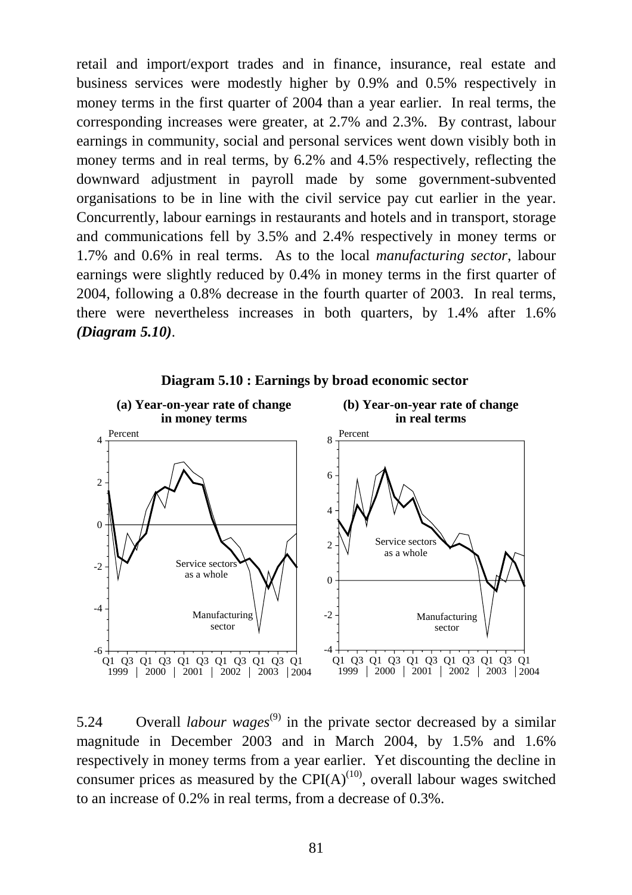retail and import/export trades and in finance, insurance, real estate and business services were modestly higher by 0.9% and 0.5% respectively in money terms in the first quarter of 2004 than a year earlier. In real terms, the corresponding increases were greater, at 2.7% and 2.3%. By contrast, labour earnings in community, social and personal services went down visibly both in money terms and in real terms, by 6.2% and 4.5% respectively, reflecting the downward adjustment in payroll made by some government-subvented organisations to be in line with the civil service pay cut earlier in the year. Concurrently, labour earnings in restaurants and hotels and in transport, storage and communications fell by 3.5% and 2.4% respectively in money terms or 1.7% and 0.6% in real terms. As to the local *manufacturing sector*, labour earnings were slightly reduced by 0.4% in money terms in the first quarter of 2004, following a 0.8% decrease in the fourth quarter of 2003. In real terms, there were nevertheless increases in both quarters, by 1.4% after 1.6% ***(Diagram 5.10)***.

**Diagram 5.10 : Earnings by broad economic sector**

**(a) Year-on-year rate of change in money terms**

**(b) Year-on-year rate of change in real terms**

5.24 Overall *labour wages*[9] in the private sector decreased by a similar magnitude in December 2003 and in March 2004, by 1.5% and 1.6% respectively in money terms from a year earlier. Yet discounting the decline in consumer prices as measured by the CPI(A)[10], overall labour wages switched to an increase of 0.2% in real terms, from a decrease of 0.3%.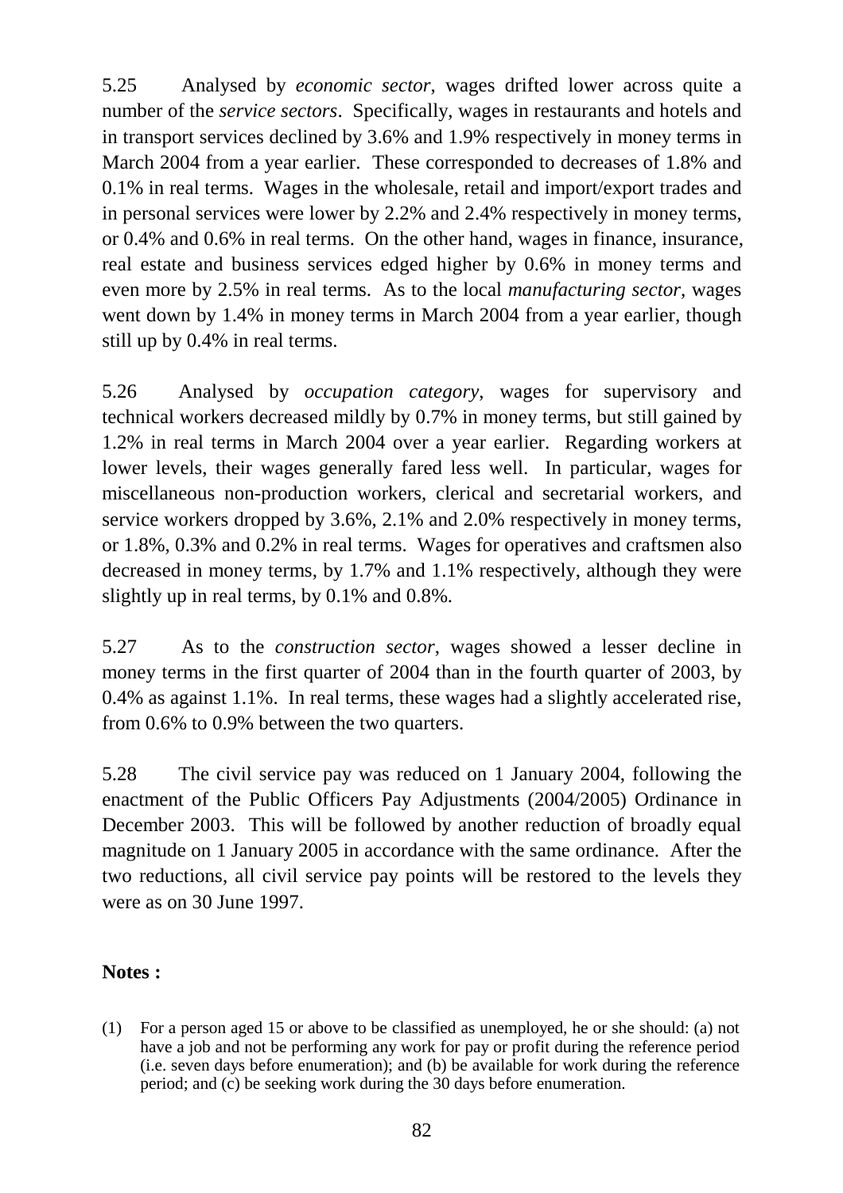5.25 Analysed by *economic sector*, wages drifted lower across quite a number of the *service sectors*. Specifically, wages in restaurants and hotels and in transport services declined by 3.6% and 1.9% respectively in money terms in March 2004 from a year earlier. These corresponded to decreases of 1.8% and 0.1% in real terms. Wages in the wholesale, retail and import/export trades and in personal services were lower by 2.2% and 2.4% respectively in money terms, or 0.4% and 0.6% in real terms. On the other hand, wages in finance, insurance, real estate and business services edged higher by 0.6% in money terms and even more by 2.5% in real terms. As to the local *manufacturing sector*, wages went down by 1.4% in money terms in March 2004 from a year earlier, though still up by 0.4% in real terms.

5.26 Analysed by *occupation category*, wages for supervisory and technical workers decreased mildly by 0.7% in money terms, but still gained by 1.2% in real terms in March 2004 over a year earlier. Regarding workers at lower levels, their wages generally fared less well. In particular, wages for miscellaneous non-production workers, clerical and secretarial workers, and service workers dropped by 3.6%, 2.1% and 2.0% respectively in money terms, or 1.8%, 0.3% and 0.2% in real terms. Wages for operatives and craftsmen also decreased in money terms, by 1.7% and 1.1% respectively, although they were slightly up in real terms, by 0.1% and 0.8%.

5.27 As to the *construction sector*, wages showed a lesser decline in money terms in the first quarter of 2004 than in the fourth quarter of 2003, by 0.4% as against 1.1%. In real terms, these wages had a slightly accelerated rise, from 0.6% to 0.9% between the two quarters.

5.28 The civil service pay was reduced on 1 January 2004, following the enactment of the Public Officers Pay Adjustments (2004/2005) Ordinance in December 2003. This will be followed by another reduction of broadly equal magnitude on 1 January 2005 in accordance with the same ordinance. After the two reductions, all civil service pay points will be restored to the levels they were as on 30 June 1997.

**Notes :**

(1) For a person aged 15 or above to be classified as unemployed, he or she should: (a) not have a job and not be performing any work for pay or profit during the reference period (i.e. seven days before enumeration); and (b) be available for work during the reference period; and (c) be seeking work during the 30 days before enumeration.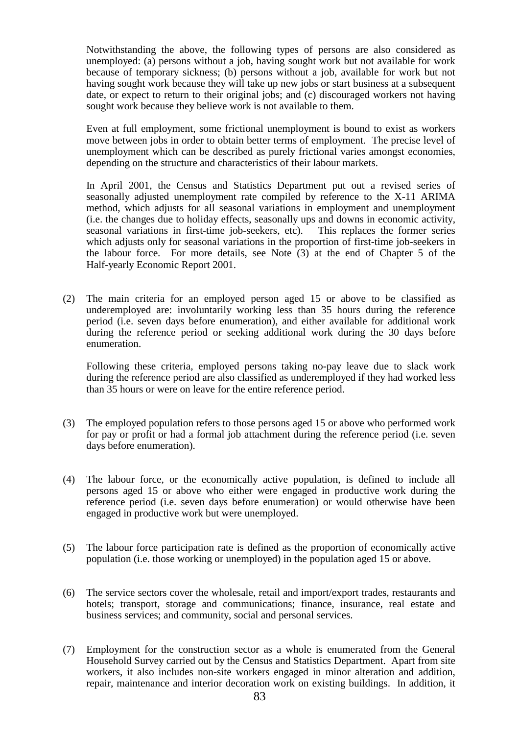Notwithstanding the above, the following types of persons are also considered as unemployed: (a) persons without a job, having sought work but not available for work because of temporary sickness; (b) persons without a job, available for work but not having sought work because they will take up new jobs or start business at a subsequent date, or expect to return to their original jobs; and (c) discouraged workers not having sought work because they believe work is not available to them.

Even at full employment, some frictional unemployment is bound to exist as workers move between jobs in order to obtain better terms of employment. The precise level of unemployment which can be described as purely frictional varies amongst economies, depending on the structure and characteristics of their labour markets.

In April 2001, the Census and Statistics Department put out a revised series of seasonally adjusted unemployment rate compiled by reference to the X-11 ARIMA method, which adjusts for all seasonal variations in employment and unemployment (i.e. the changes due to holiday effects, seasonally ups and downs in economic activity, seasonal variations in first-time job-seekers, etc). This replaces the former series which adjusts only for seasonal variations in the proportion of first-time job-seekers in the labour force. For more details, see Note (3) at the end of Chapter 5 of the Half-yearly Economic Report 2001.

(2) The main criteria for an employed person aged 15 or above to be classified as underemployed are: involuntarily working less than 35 hours during the reference period (i.e. seven days before enumeration), and either available for additional work during the reference period or seeking additional work during the 30 days before enumeration.

Following these criteria, employed persons taking no-pay leave due to slack work during the reference period are also classified as underemployed if they had worked less than 35 hours or were on leave for the entire reference period.

(3) The employed population refers to those persons aged 15 or above who performed work for pay or profit or had a formal job attachment during the reference period (i.e. seven days before enumeration).

(4) The labour force, or the economically active population, is defined to include all persons aged 15 or above who either were engaged in productive work during the reference period (i.e. seven days before enumeration) or would otherwise have been engaged in productive work but were unemployed.

(5) The labour force participation rate is defined as the proportion of economically active population (i.e. those working or unemployed) in the population aged 15 or above.

(6) The service sectors cover the wholesale, retail and import/export trades, restaurants and hotels; transport, storage and communications; finance, insurance, real estate and business services; and community, social and personal services.

(7) Employment for the construction sector as a whole is enumerated from the General Household Survey carried out by the Census and Statistics Department. Apart from site workers, it also includes non-site workers engaged in minor alteration and addition, repair, maintenance and interior decoration work on existing buildings. In addition, it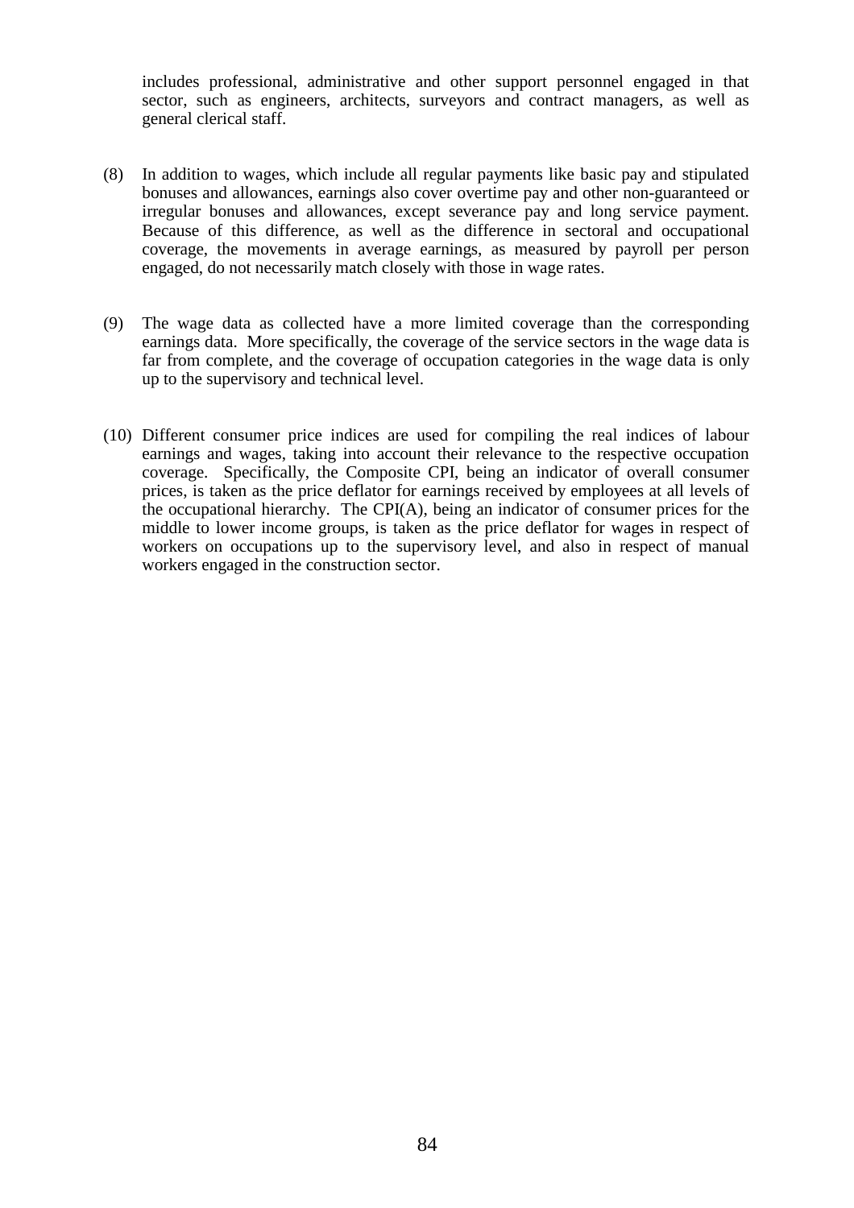includes professional, administrative and other support personnel engaged in that sector, such as engineers, architects, surveyors and contract managers, as well as general clerical staff.

(8) In addition to wages, which include all regular payments like basic pay and stipulated bonuses and allowances, earnings also cover overtime pay and other non-guaranteed or irregular bonuses and allowances, except severance pay and long service payment. Because of this difference, as well as the difference in sectoral and occupational coverage, the movements in average earnings, as measured by payroll per person engaged, do not necessarily match closely with those in wage rates.

(9) The wage data as collected have a more limited coverage than the corresponding earnings data. More specifically, the coverage of the service sectors in the wage data is far from complete, and the coverage of occupation categories in the wage data is only up to the supervisory and technical level.

(10) Different consumer price indices are used for compiling the real indices of labour earnings and wages, taking into account their relevance to the respective occupation coverage. Specifically, the Composite CPI, being an indicator of overall consumer prices, is taken as the price deflator for earnings received by employees at all levels of the occupational hierarchy. The CPI(A), being an indicator of consumer prices for the middle to lower income groups, is taken as the price deflator for wages in respect of workers on occupations up to the supervisory level, and also in respect of manual workers engaged in the construction sector.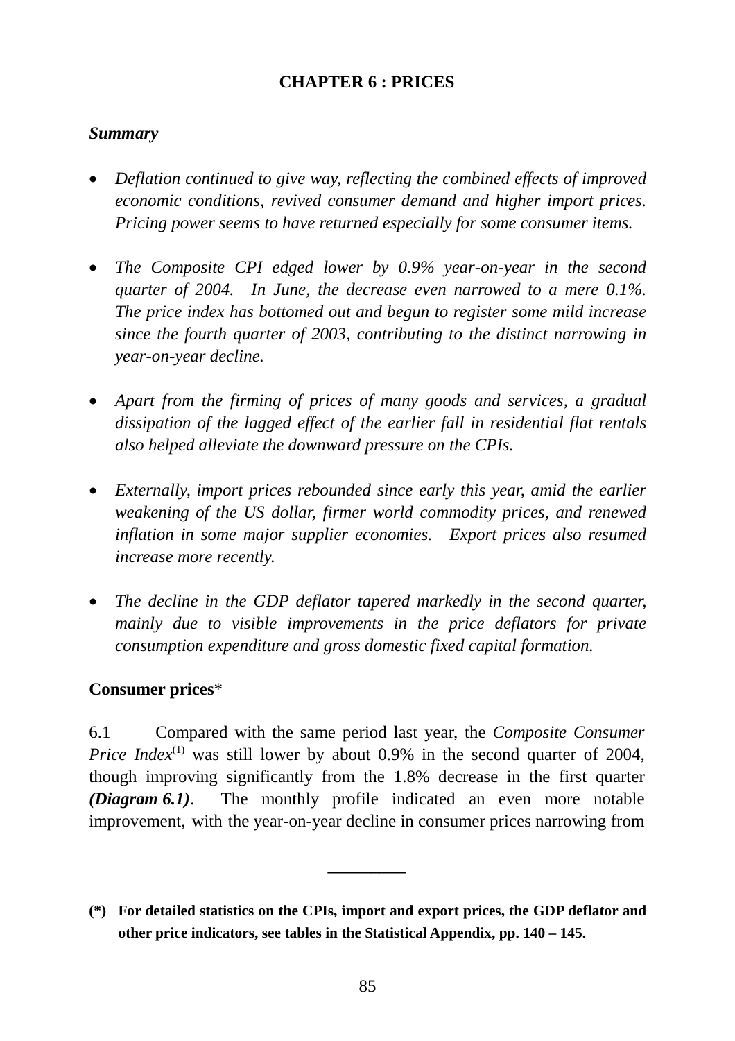# CHAPTER 6 : PRICES

***Summary***

- *Deflation continued to give way, reflecting the combined effects of improved economic conditions, revived consumer demand and higher import prices. Pricing power seems to have returned especially for some consumer items.*

- *The Composite CPI edged lower by 0.9% year-on-year in the second quarter of 2004. In June, the decrease even narrowed to a mere 0.1%. The price index has bottomed out and begun to register some mild increase since the fourth quarter of 2003, contributing to the distinct narrowing in year-on-year decline.*

- *Apart from the firming of prices of many goods and services, a gradual dissipation of the lagged effect of the earlier fall in residential flat rentals also helped alleviate the downward pressure on the CPIs.*

- *Externally, import prices rebounded since early this year, amid the earlier weakening of the US dollar, firmer world commodity prices, and renewed inflation in some major supplier economies. Export prices also resumed increase more recently.*

- *The decline in the GDP deflator tapered markedly in the second quarter, mainly due to visible improvements in the price deflators for private consumption expenditure and gross domestic fixed capital formation.*

**Consumer prices**\*

6.1 Compared with the same period last year, the *Composite Consumer Price Index*[(1)] was still lower by about 0.9% in the second quarter of 2004, though improving significantly from the 1.8% decrease in the first quarter ***(Diagram 6.1)***. The monthly profile indicated an even more notable improvement, with the year-on-year decline in consumer prices narrowing from

---

**(\*) For detailed statistics on the CPIs, import and export prices, the GDP deflator and other price indicators, see tables in the Statistical Appendix, pp. 140 – 145.**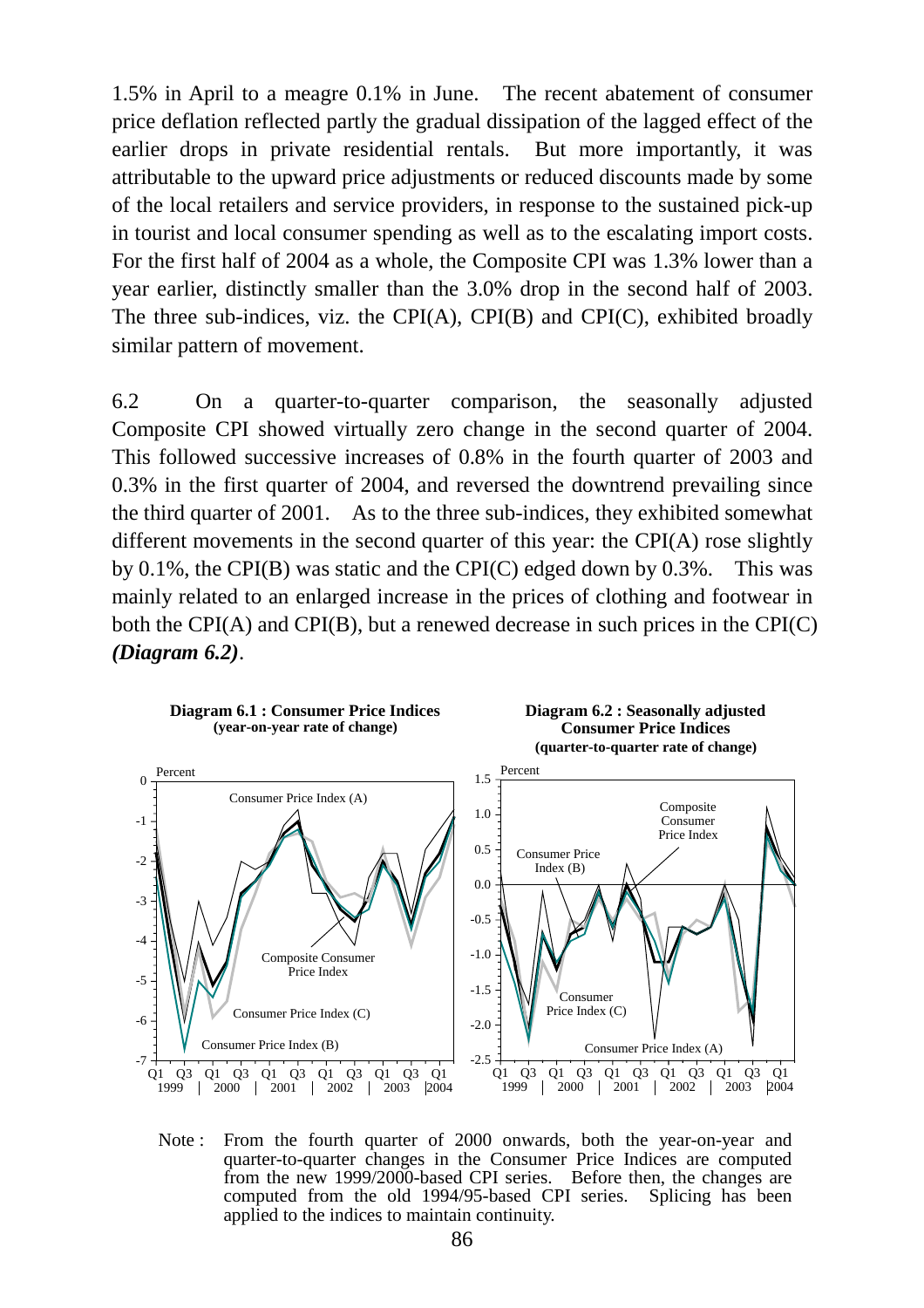1.5% in April to a meagre 0.1% in June. The recent abatement of consumer price deflation reflected partly the gradual dissipation of the lagged effect of the earlier drops in private residential rentals. But more importantly, it was attributable to the upward price adjustments or reduced discounts made by some of the local retailers and service providers, in response to the sustained pick-up in tourist and local consumer spending as well as to the escalating import costs. For the first half of 2004 as a whole, the Composite CPI was 1.3% lower than a year earlier, distinctly smaller than the 3.0% drop in the second half of 2003. The three sub-indices, viz. the CPI(A), CPI(B) and CPI(C), exhibited broadly similar pattern of movement.

6.2 On a quarter-to-quarter comparison, the seasonally adjusted Composite CPI showed virtually zero change in the second quarter of 2004. This followed successive increases of 0.8% in the fourth quarter of 2003 and 0.3% in the first quarter of 2004, and reversed the downtrend prevailing since the third quarter of 2001. As to the three sub-indices, they exhibited somewhat different movements in the second quarter of this year: the CPI(A) rose slightly by 0.1%, the CPI(B) was static and the CPI(C) edged down by 0.3%. This was mainly related to an enlarged increase in the prices of clothing and footwear in both the CPI(A) and CPI(B), but a renewed decrease in such prices in the CPI(C) ***(Diagram 6.2)***.

**Diagram 6.1 : Consumer Price Indices**
**(year-on-year rate of change)**

**Diagram 6.2 : Seasonally adjusted Consumer Price Indices**
**(quarter-to-quarter rate of change)**

Note : From the fourth quarter of 2000 onwards, both the year-on-year and quarter-to-quarter changes in the Consumer Price Indices are computed from the new 1999/2000-based CPI series. Before then, the changes are computed from the old 1994/95-based CPI series. Splicing has been applied to the indices to maintain continuity.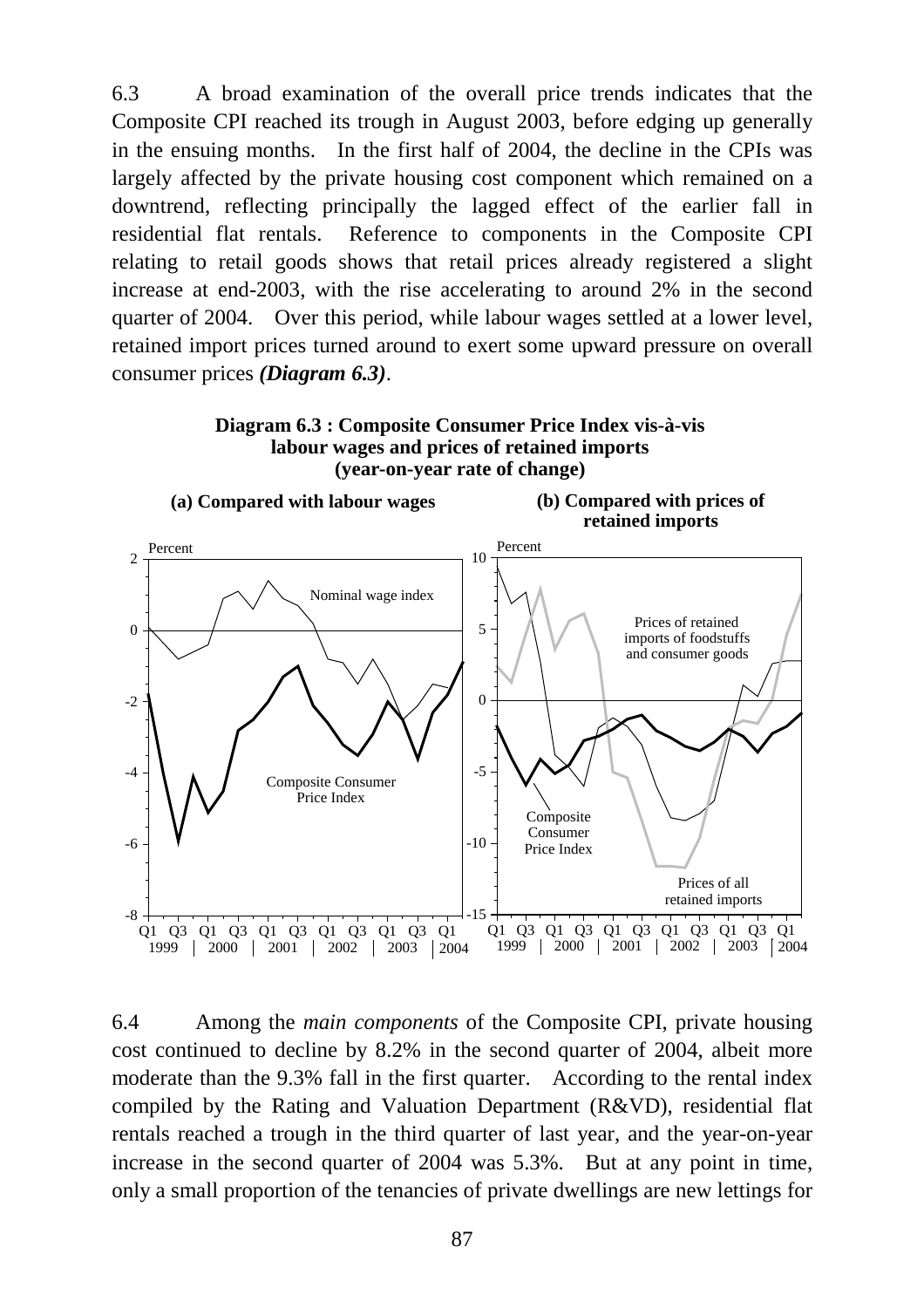6.3 A broad examination of the overall price trends indicates that the Composite CPI reached its trough in August 2003, before edging up generally in the ensuing months. In the first half of 2004, the decline in the CPIs was largely affected by the private housing cost component which remained on a downtrend, reflecting principally the lagged effect of the earlier fall in residential flat rentals. Reference to components in the Composite CPI relating to retail goods shows that retail prices already registered a slight increase at end-2003, with the rise accelerating to around 2% in the second quarter of 2004. Over this period, while labour wages settled at a lower level, retained import prices turned around to exert some upward pressure on overall consumer prices ***(Diagram 6.3)***.

**Diagram 6.3 : Composite Consumer Price Index vis-à-vis labour wages and prices of retained imports (year-on-year rate of change)**

**(a) Compared with labour wages**

**(b) Compared with prices of retained imports**

6.4 Among the *main components* of the Composite CPI, private housing cost continued to decline by 8.2% in the second quarter of 2004, albeit more moderate than the 9.3% fall in the first quarter. According to the rental index compiled by the Rating and Valuation Department (R&VD), residential flat rentals reached a trough in the third quarter of last year, and the year-on-year increase in the second quarter of 2004 was 5.3%. But at any point in time, only a small proportion of the tenancies of private dwellings are new lettings for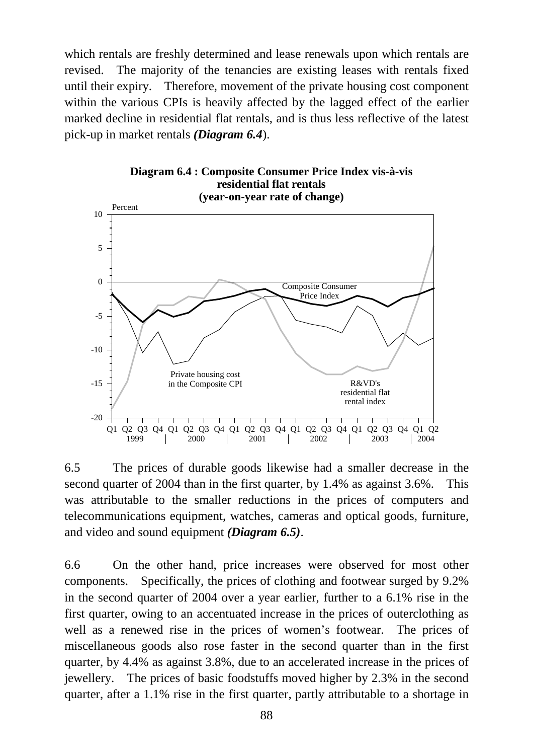which rentals are freshly determined and lease renewals upon which rentals are revised. The majority of the tenancies are existing leases with rentals fixed until their expiry. Therefore, movement of the private housing cost component within the various CPIs is heavily affected by the lagged effect of the earlier marked decline in residential flat rentals, and is thus less reflective of the latest pick-up in market rentals ***(Diagram 6.4)***.

**Diagram 6.4 : Composite Consumer Price Index vis-à-vis residential flat rentals (year-on-year rate of change)**

6.5 The prices of durable goods likewise had a smaller decrease in the second quarter of 2004 than in the first quarter, by 1.4% as against 3.6%. This was attributable to the smaller reductions in the prices of computers and telecommunications equipment, watches, cameras and optical goods, furniture, and video and sound equipment ***(Diagram 6.5)***.

6.6 On the other hand, price increases were observed for most other components. Specifically, the prices of clothing and footwear surged by 9.2% in the second quarter of 2004 over a year earlier, further to a 6.1% rise in the first quarter, owing to an accentuated increase in the prices of outerclothing as well as a renewed rise in the prices of women's footwear. The prices of miscellaneous goods also rose faster in the second quarter than in the first quarter, by 4.4% as against 3.8%, due to an accelerated increase in the prices of jewellery. The prices of basic foodstuffs moved higher by 2.3% in the second quarter, after a 1.1% rise in the first quarter, partly attributable to a shortage in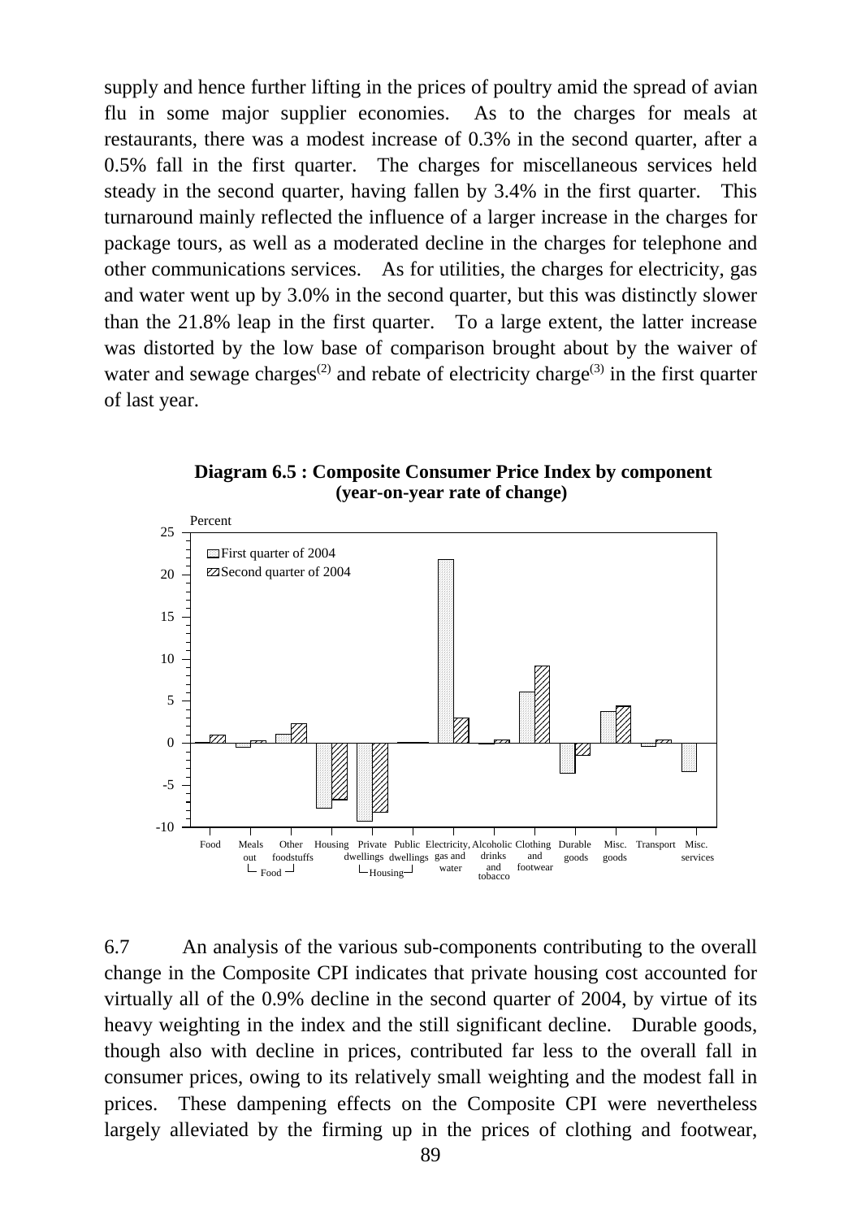supply and hence further lifting in the prices of poultry amid the spread of avian flu in some major supplier economies. As to the charges for meals at restaurants, there was a modest increase of 0.3% in the second quarter, after a 0.5% fall in the first quarter. The charges for miscellaneous services held steady in the second quarter, having fallen by 3.4% in the first quarter. This turnaround mainly reflected the influence of a larger increase in the charges for package tours, as well as a moderated decline in the charges for telephone and other communications services. As for utilities, the charges for electricity, gas and water went up by 3.0% in the second quarter, but this was distinctly slower than the 21.8% leap in the first quarter. To a large extent, the latter increase was distorted by the low base of comparison brought about by the waiver of water and sewage charges[(2)] and rebate of electricity charge[(3)] in the first quarter of last year.

**Diagram 6.5 : Composite Consumer Price Index by component (year-on-year rate of change)**

6.7 An analysis of the various sub-components contributing to the overall change in the Composite CPI indicates that private housing cost accounted for virtually all of the 0.9% decline in the second quarter of 2004, by virtue of its heavy weighting in the index and the still significant decline. Durable goods, though also with decline in prices, contributed far less to the overall fall in consumer prices, owing to its relatively small weighting and the modest fall in prices. These dampening effects on the Composite CPI were nevertheless largely alleviated by the firming up in the prices of clothing and footwear,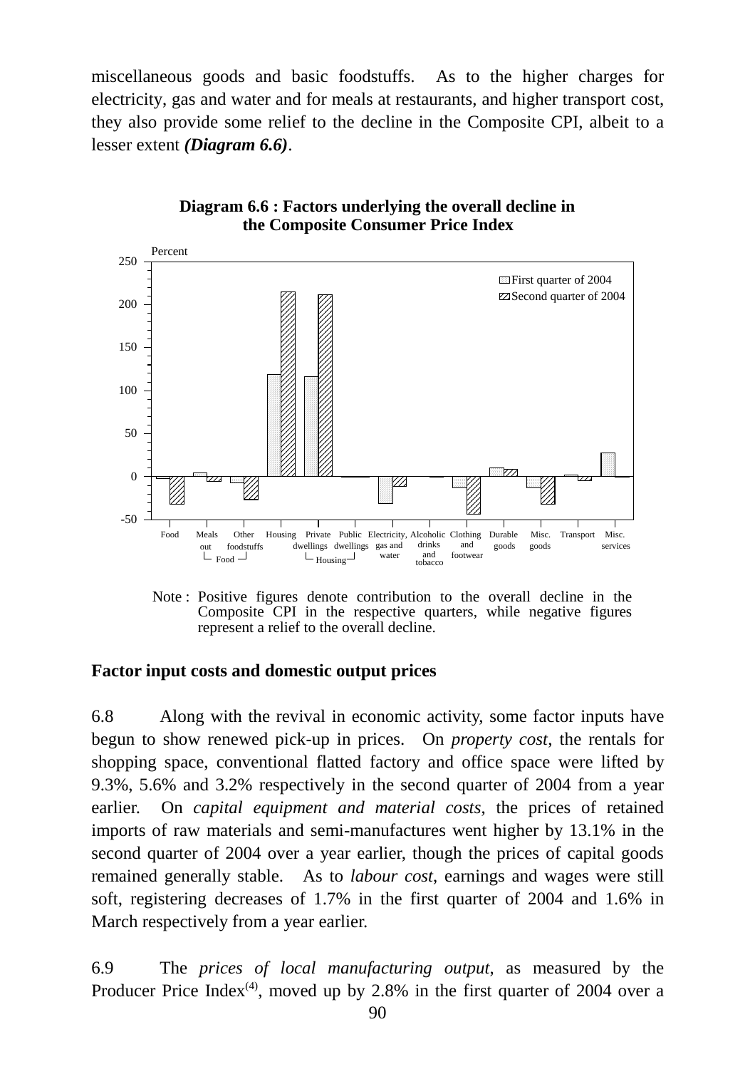miscellaneous goods and basic foodstuffs. As to the higher charges for electricity, gas and water and for meals at restaurants, and higher transport cost, they also provide some relief to the decline in the Composite CPI, albeit to a lesser extent ***(Diagram 6.6)***.

**Diagram 6.6 : Factors underlying the overall decline in the Composite Consumer Price Index**

Note : Positive figures denote contribution to the overall decline in the Composite CPI in the respective quarters, while negative figures represent a relief to the overall decline.

**Factor input costs and domestic output prices**

6.8 Along with the revival in economic activity, some factor inputs have begun to show renewed pick-up in prices. On *property cost*, the rentals for shopping space, conventional flatted factory and office space were lifted by 9.3%, 5.6% and 3.2% respectively in the second quarter of 2004 from a year earlier. On *capital equipment and material costs*, the prices of retained imports of raw materials and semi-manufactures went higher by 13.1% in the second quarter of 2004 over a year earlier, though the prices of capital goods remained generally stable. As to *labour cost*, earnings and wages were still soft, registering decreases of 1.7% in the first quarter of 2004 and 1.6% in March respectively from a year earlier.

6.9 The *prices of local manufacturing output*, as measured by the Producer Price Index[(4)], moved up by 2.8% in the first quarter of 2004 over a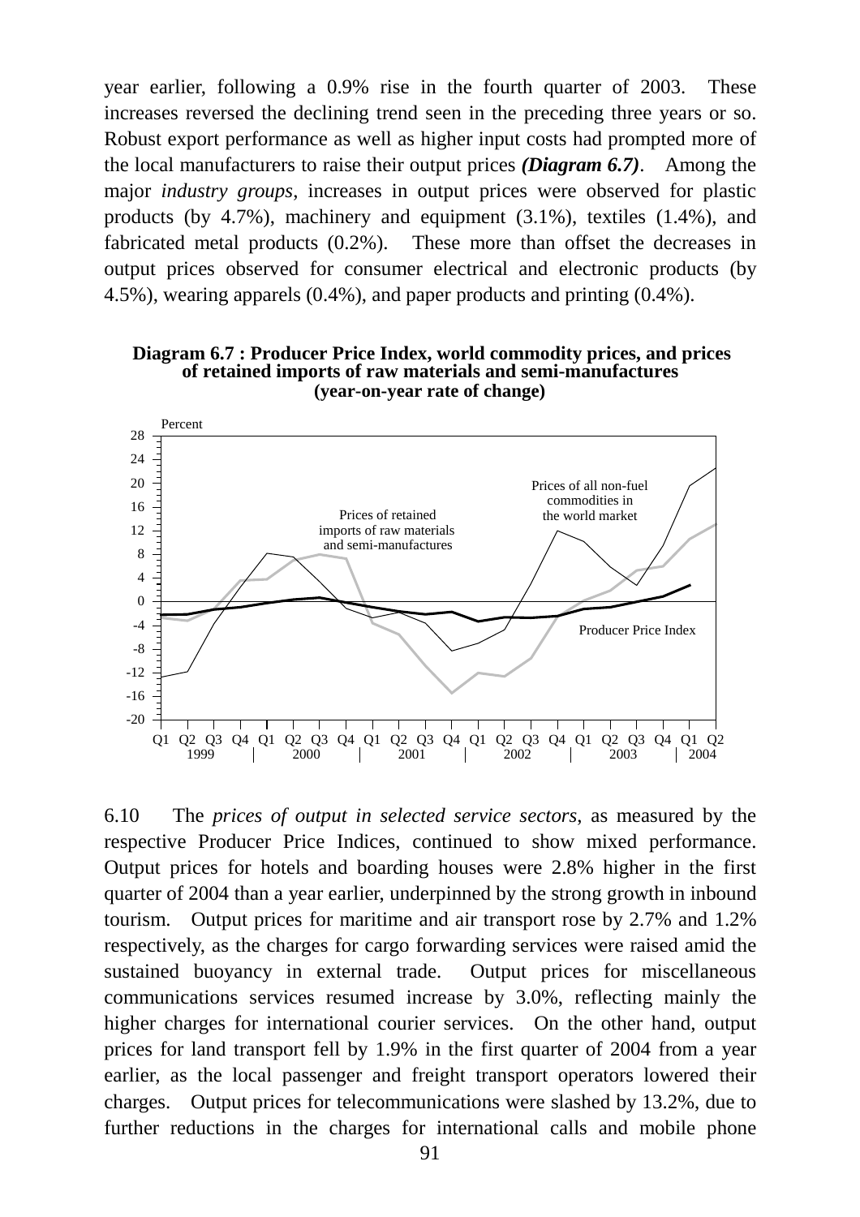year earlier, following a 0.9% rise in the fourth quarter of 2003. These increases reversed the declining trend seen in the preceding three years or so. Robust export performance as well as higher input costs had prompted more of the local manufacturers to raise their output prices ***(Diagram 6.7)***. Among the major *industry groups*, increases in output prices were observed for plastic products (by 4.7%), machinery and equipment (3.1%), textiles (1.4%), and fabricated metal products (0.2%). These more than offset the decreases in output prices observed for consumer electrical and electronic products (by 4.5%), wearing apparels (0.4%), and paper products and printing (0.4%).

**Diagram 6.7 : Producer Price Index, world commodity prices, and prices of retained imports of raw materials and semi-manufactures (year-on-year rate of change)**

6.10 The *prices of output in selected service sectors*, as measured by the respective Producer Price Indices, continued to show mixed performance. Output prices for hotels and boarding houses were 2.8% higher in the first quarter of 2004 than a year earlier, underpinned by the strong growth in inbound tourism. Output prices for maritime and air transport rose by 2.7% and 1.2% respectively, as the charges for cargo forwarding services were raised amid the sustained buoyancy in external trade. Output prices for miscellaneous communications services resumed increase by 3.0%, reflecting mainly the higher charges for international courier services. On the other hand, output prices for land transport fell by 1.9% in the first quarter of 2004 from a year earlier, as the local passenger and freight transport operators lowered their charges. Output prices for telecommunications were slashed by 13.2%, due to further reductions in the charges for international calls and mobile phone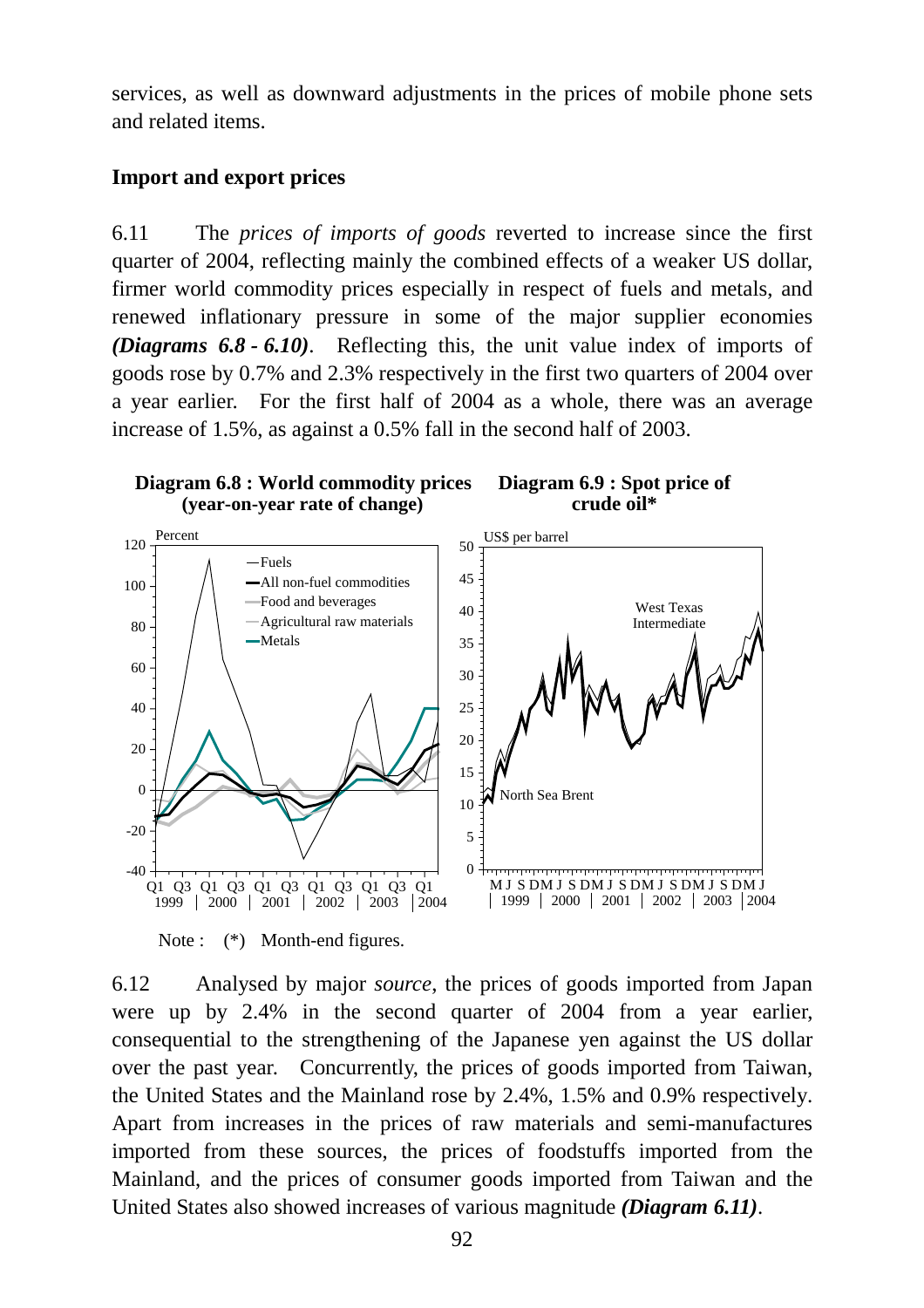services, as well as downward adjustments in the prices of mobile phone sets and related items.

### Import and export prices

6.11 The *prices of imports of goods* reverted to increase since the first quarter of 2004, reflecting mainly the combined effects of a weaker US dollar, firmer world commodity prices especially in respect of fuels and metals, and renewed inflationary pressure in some of the major supplier economies ***(Diagrams 6.8 - 6.10)***. Reflecting this, the unit value index of imports of goods rose by 0.7% and 2.3% respectively in the first two quarters of 2004 over a year earlier. For the first half of 2004 as a whole, there was an average increase of 1.5%, as against a 0.5% fall in the second half of 2003.

**Diagram 6.8 : World commodity prices (year-on-year rate of change)**

**Diagram 6.9 : Spot price of crude oil***

Note : (*) Month-end figures.

6.12 Analysed by major *source*, the prices of goods imported from Japan were up by 2.4% in the second quarter of 2004 from a year earlier, consequential to the strengthening of the Japanese yen against the US dollar over the past year. Concurrently, the prices of goods imported from Taiwan, the United States and the Mainland rose by 2.4%, 1.5% and 0.9% respectively. Apart from increases in the prices of raw materials and semi-manufactures imported from these sources, the prices of foodstuffs imported from the Mainland, and the prices of consumer goods imported from Taiwan and the United States also showed increases of various magnitude ***(Diagram 6.11)***.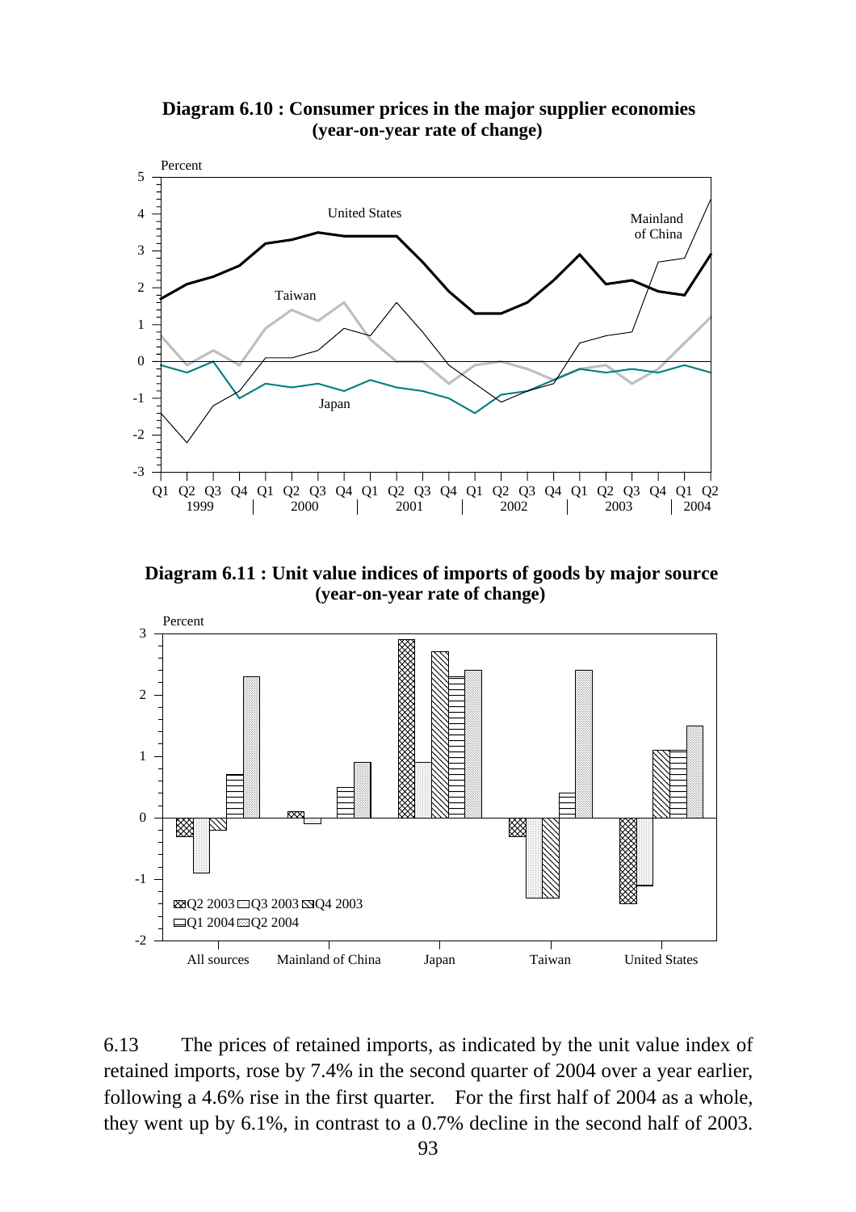**Diagram 6.10 : Consumer prices in the major supplier economies (year-on-year rate of change)**

**Diagram 6.11 : Unit value indices of imports of goods by major source (year-on-year rate of change)**

6.13 The prices of retained imports, as indicated by the unit value index of retained imports, rose by 7.4% in the second quarter of 2004 over a year earlier, following a 4.6% rise in the first quarter. For the first half of 2004 as a whole, they went up by 6.1%, in contrast to a 0.7% decline in the second half of 2003.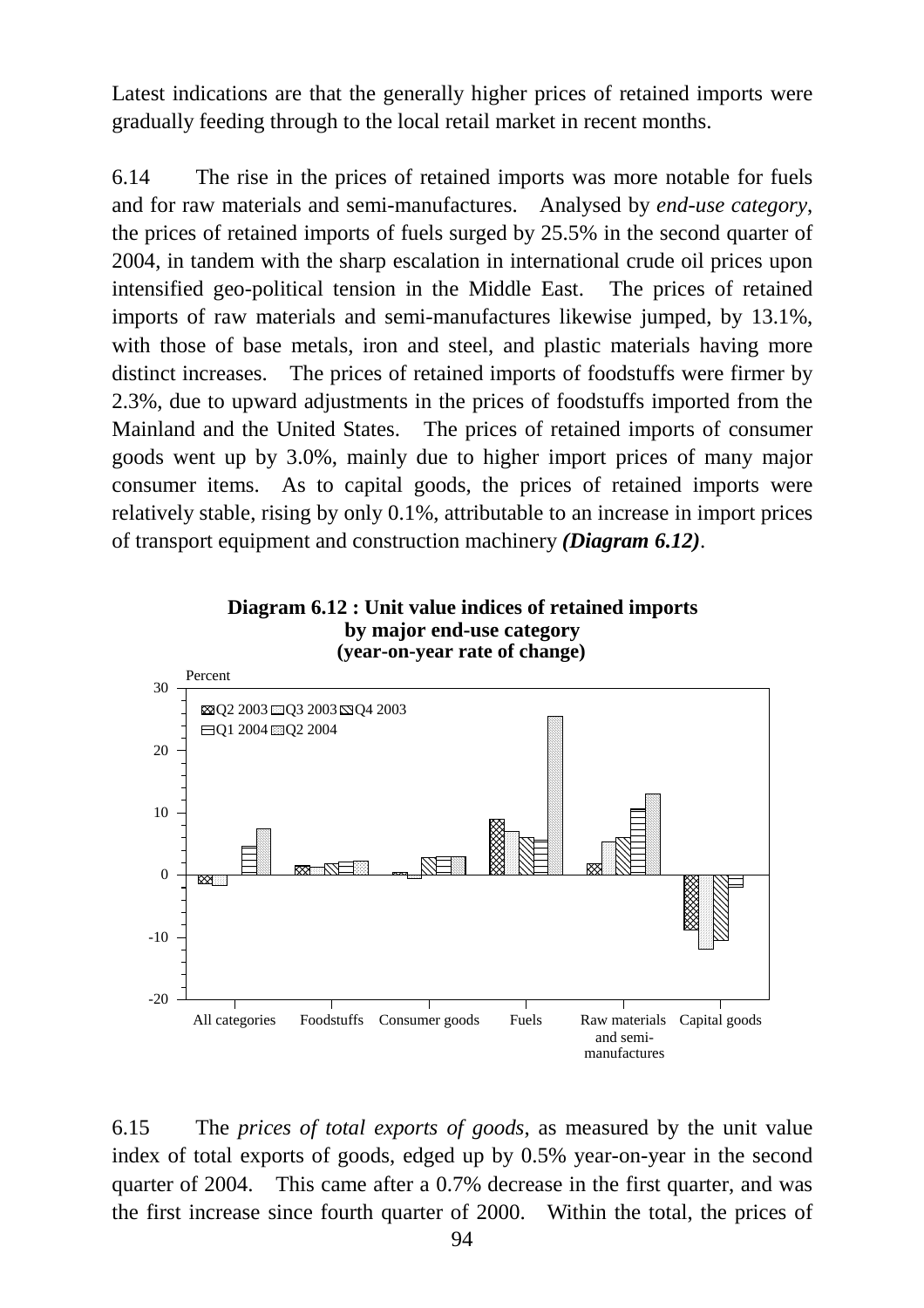Latest indications are that the generally higher prices of retained imports were gradually feeding through to the local retail market in recent months.

6.14 The rise in the prices of retained imports was more notable for fuels and for raw materials and semi-manufactures. Analysed by *end-use category*, the prices of retained imports of fuels surged by 25.5% in the second quarter of 2004, in tandem with the sharp escalation in international crude oil prices upon intensified geo-political tension in the Middle East. The prices of retained imports of raw materials and semi-manufactures likewise jumped, by 13.1%, with those of base metals, iron and steel, and plastic materials having more distinct increases. The prices of retained imports of foodstuffs were firmer by 2.3%, due to upward adjustments in the prices of foodstuffs imported from the Mainland and the United States. The prices of retained imports of consumer goods went up by 3.0%, mainly due to higher import prices of many major consumer items. As to capital goods, the prices of retained imports were relatively stable, rising by only 0.1%, attributable to an increase in import prices of transport equipment and construction machinery ***(Diagram 6.12)***.

**Diagram 6.12 : Unit value indices of retained imports by major end-use category (year-on-year rate of change)**

6.15 The *prices of total exports of goods*, as measured by the unit value index of total exports of goods, edged up by 0.5% year-on-year in the second quarter of 2004. This came after a 0.7% decrease in the first quarter, and was the first increase since fourth quarter of 2000. Within the total, the prices of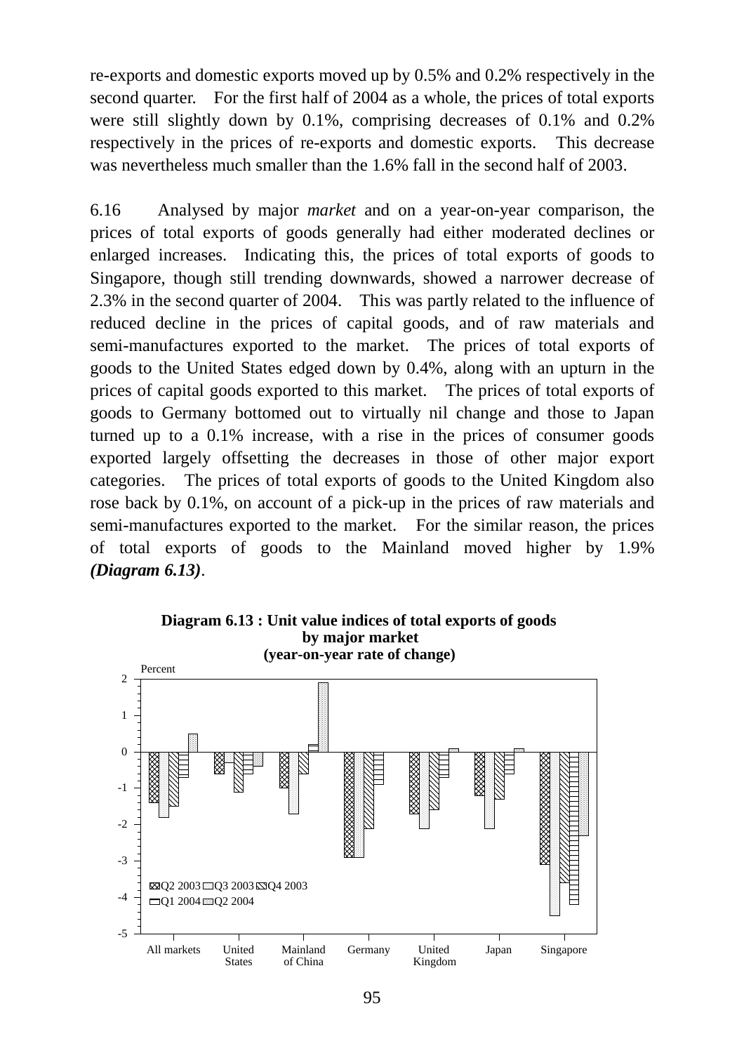re-exports and domestic exports moved up by 0.5% and 0.2% respectively in the second quarter. For the first half of 2004 as a whole, the prices of total exports were still slightly down by 0.1%, comprising decreases of 0.1% and 0.2% respectively in the prices of re-exports and domestic exports. This decrease was nevertheless much smaller than the 1.6% fall in the second half of 2003.

6.16 Analysed by major *market* and on a year-on-year comparison, the prices of total exports of goods generally had either moderated declines or enlarged increases. Indicating this, the prices of total exports of goods to Singapore, though still trending downwards, showed a narrower decrease of 2.3% in the second quarter of 2004. This was partly related to the influence of reduced decline in the prices of capital goods, and of raw materials and semi-manufactures exported to the market. The prices of total exports of goods to the United States edged down by 0.4%, along with an upturn in the prices of capital goods exported to this market. The prices of total exports of goods to Germany bottomed out to virtually nil change and those to Japan turned up to a 0.1% increase, with a rise in the prices of consumer goods exported largely offsetting the decreases in those of other major export categories. The prices of total exports of goods to the United Kingdom also rose back by 0.1%, on account of a pick-up in the prices of raw materials and semi-manufactures exported to the market. For the similar reason, the prices of total exports of goods to the Mainland moved higher by 1.9% ***(Diagram 6.13)***.

**Diagram 6.13 : Unit value indices of total exports of goods by major market (year-on-year rate of change)**

Percent

Legend: Q2 2003, Q3 2003, Q4 2003, Q1 2004, Q2 2004

Markets: All markets, United States, Mainland of China, Germany, United Kingdom, Japan, Singapore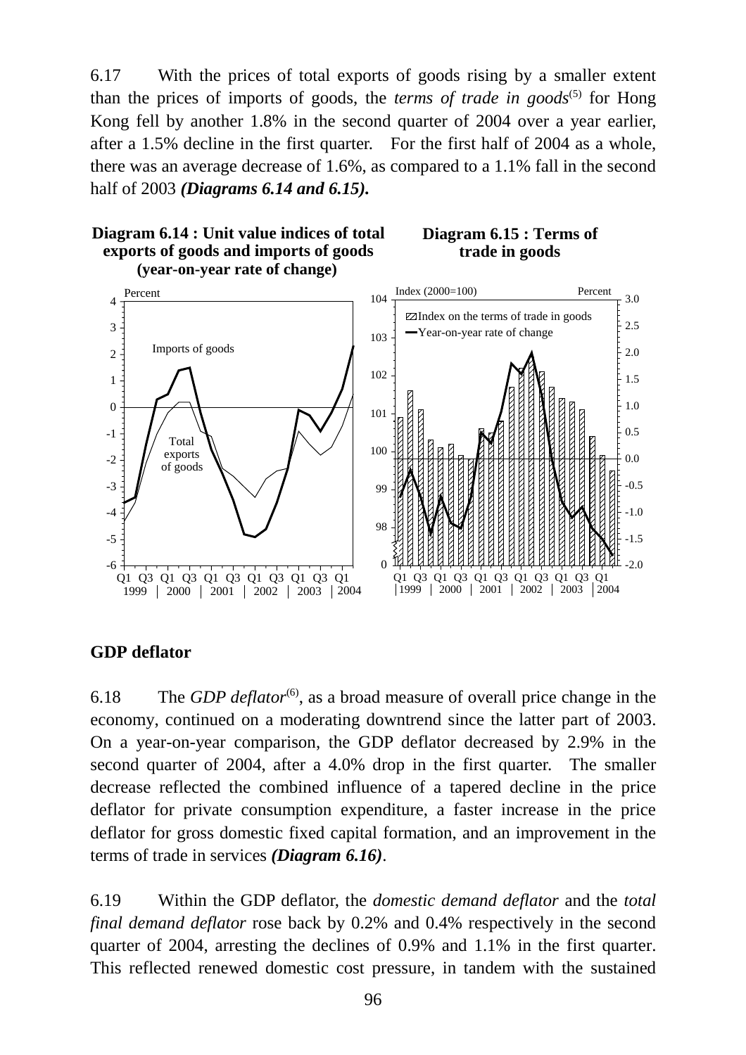6.17 With the prices of total exports of goods rising by a smaller extent than the prices of imports of goods, the *terms of trade in goods*[(5)] for Hong Kong fell by another 1.8% in the second quarter of 2004 over a year earlier, after a 1.5% decline in the first quarter. For the first half of 2004 as a whole, there was an average decrease of 1.6%, as compared to a 1.1% fall in the second half of 2003 ***(Diagrams 6.14 and 6.15).***

**Diagram 6.14 : Unit value indices of total exports of goods and imports of goods (year-on-year rate of change)**

**Diagram 6.15 : Terms of trade in goods**

## GDP deflator

6.18 The *GDP deflator*[(6)], as a broad measure of overall price change in the economy, continued on a moderating downtrend since the latter part of 2003. On a year-on-year comparison, the GDP deflator decreased by 2.9% in the second quarter of 2004, after a 4.0% drop in the first quarter. The smaller decrease reflected the combined influence of a tapered decline in the price deflator for private consumption expenditure, a faster increase in the price deflator for gross domestic fixed capital formation, and an improvement in the terms of trade in services ***(Diagram 6.16)***.

6.19 Within the GDP deflator, the *domestic demand deflator* and the *total final demand deflator* rose back by 0.2% and 0.4% respectively in the second quarter of 2004, arresting the declines of 0.9% and 1.1% in the first quarter. This reflected renewed domestic cost pressure, in tandem with the sustained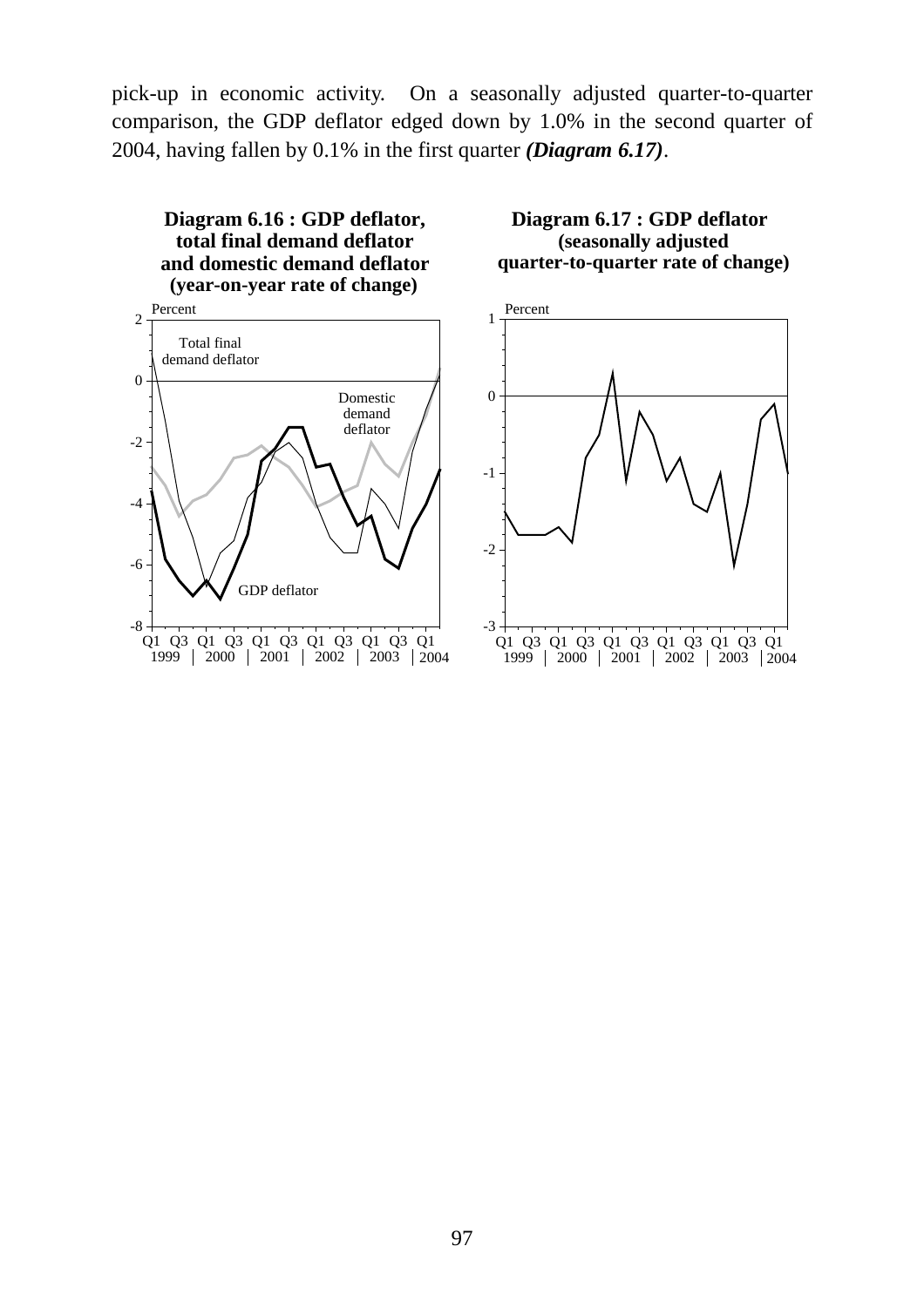pick-up in economic activity. On a seasonally adjusted quarter-to-quarter comparison, the GDP deflator edged down by 1.0% in the second quarter of 2004, having fallen by 0.1% in the first quarter ***(Diagram 6.17)***.

**Diagram 6.16 : GDP deflator, total final demand deflator and domestic demand deflator (year-on-year rate of change)**

**Diagram 6.17 : GDP deflator (seasonally adjusted quarter-to-quarter rate of change)**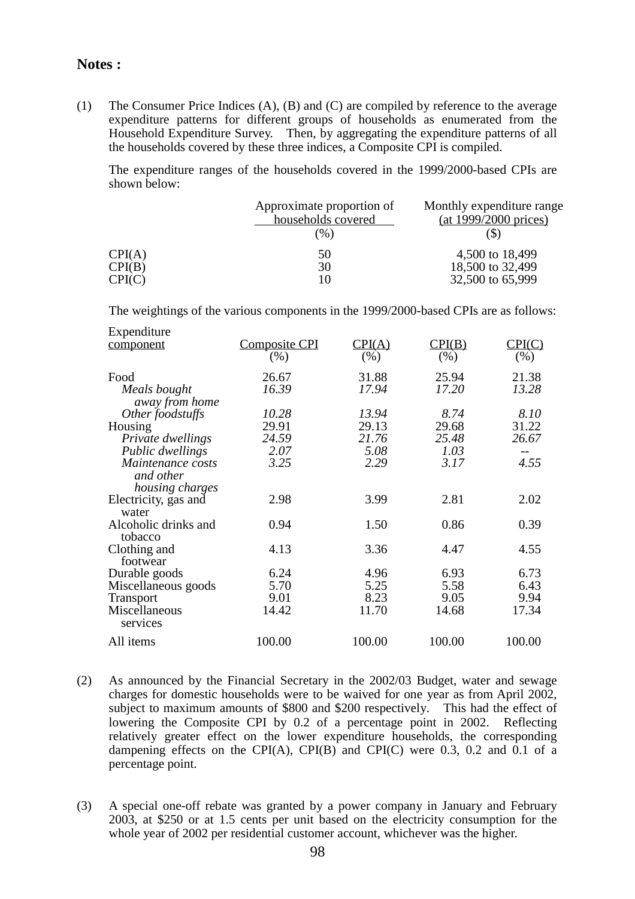**Notes :**

(1) The Consumer Price Indices (A), (B) and (C) are compiled by reference to the average expenditure patterns for different groups of households as enumerated from the Household Expenditure Survey. Then, by aggregating the expenditure patterns of all the households covered by these three indices, a Composite CPI is compiled.

The expenditure ranges of the households covered in the 1999/2000-based CPIs are shown below:

| | Approximate proportion of households covered (%) | Monthly expenditure range (at 1999/2000 prices) ($) |
|---|---|---|
| CPI(A) | 50 | 4,500 to 18,499 |
| CPI(B) | 30 | 18,500 to 32,499 |
| CPI(C) | 10 | 32,500 to 65,999 |

The weightings of the various components in the 1999/2000-based CPIs are as follows:

| Expenditure component | Composite CPI (%) | CPI(A) (%) | CPI(B) (%) | CPI(C) (%) |
|---|---|---|---|---|
| Food | 26.67 | 31.88 | 25.94 | 21.38 |
| *Meals bought away from home* | *16.39* | *17.94* | *17.20* | *13.28* |
| *Other foodstuffs* | *10.28* | *13.94* | *8.74* | *8.10* |
| Housing | 29.91 | 29.13 | 29.68 | 31.22 |
| *Private dwellings* | *24.59* | *21.76* | *25.48* | *26.67* |
| *Public dwellings* | *2.07* | *5.08* | *1.03* | -- |
| *Maintenance costs and other housing charges* | *3.25* | *2.29* | *3.17* | *4.55* |
| Electricity, gas and water | 2.98 | 3.99 | 2.81 | 2.02 |
| Alcoholic drinks and tobacco | 0.94 | 1.50 | 0.86 | 0.39 |
| Clothing and footwear | 4.13 | 3.36 | 4.47 | 4.55 |
| Durable goods | 6.24 | 4.96 | 6.93 | 6.73 |
| Miscellaneous goods | 5.70 | 5.25 | 5.58 | 6.43 |
| Transport | 9.01 | 8.23 | 9.05 | 9.94 |
| Miscellaneous services | 14.42 | 11.70 | 14.68 | 17.34 |
| All items | 100.00 | 100.00 | 100.00 | 100.00 |

(2) As announced by the Financial Secretary in the 2002/03 Budget, water and sewage charges for domestic households were to be waived for one year as from April 2002, subject to maximum amounts of $800 and $200 respectively. This had the effect of lowering the Composite CPI by 0.2 of a percentage point in 2002. Reflecting relatively greater effect on the lower expenditure households, the corresponding dampening effects on the CPI(A), CPI(B) and CPI(C) were 0.3, 0.2 and 0.1 of a percentage point.

(3) A special one-off rebate was granted by a power company in January and February 2003, at $250 or at 1.5 cents per unit based on the electricity consumption for the whole year of 2002 per residential customer account, whichever was the higher.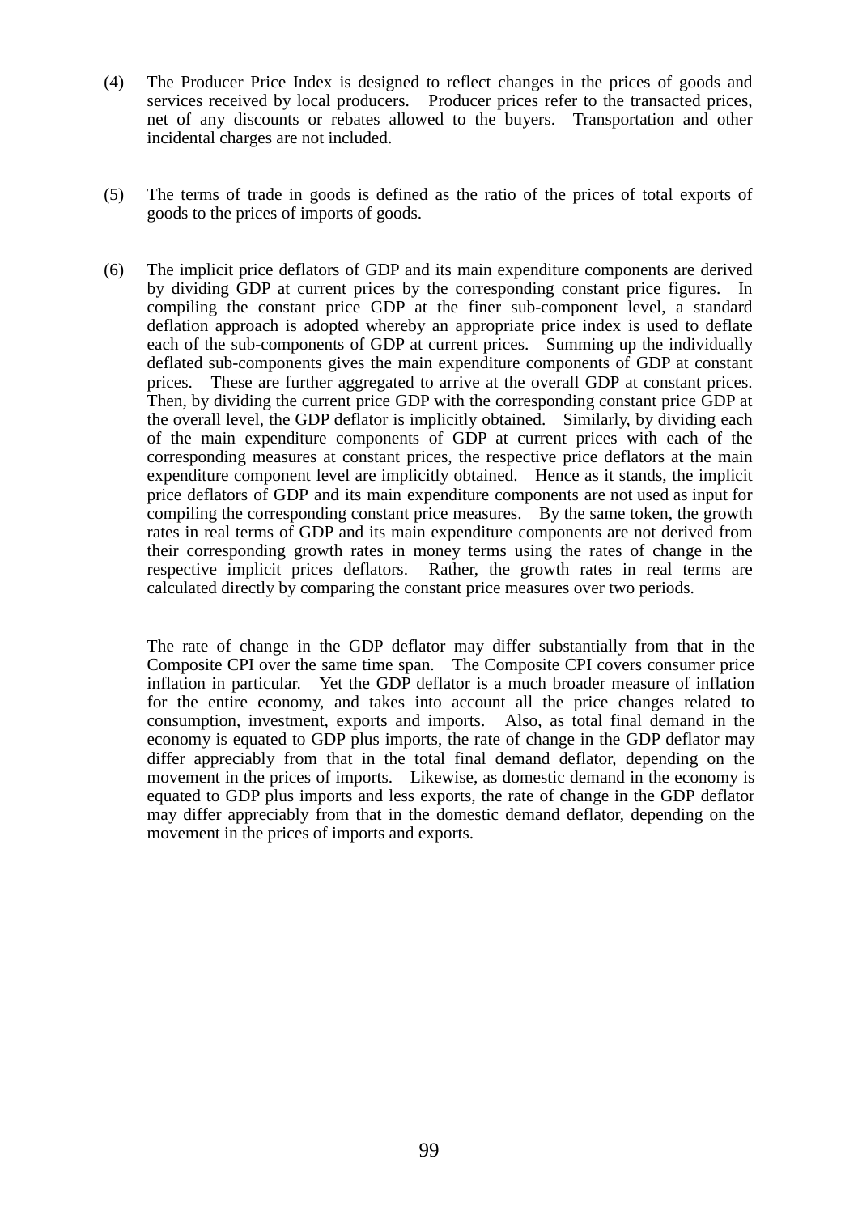(4) The Producer Price Index is designed to reflect changes in the prices of goods and services received by local producers. Producer prices refer to the transacted prices, net of any discounts or rebates allowed to the buyers. Transportation and other incidental charges are not included.

(5) The terms of trade in goods is defined as the ratio of the prices of total exports of goods to the prices of imports of goods.

(6) The implicit price deflators of GDP and its main expenditure components are derived by dividing GDP at current prices by the corresponding constant price figures. In compiling the constant price GDP at the finer sub-component level, a standard deflation approach is adopted whereby an appropriate price index is used to deflate each of the sub-components of GDP at current prices. Summing up the individually deflated sub-components gives the main expenditure components of GDP at constant prices. These are further aggregated to arrive at the overall GDP at constant prices. Then, by dividing the current price GDP with the corresponding constant price GDP at the overall level, the GDP deflator is implicitly obtained. Similarly, by dividing each of the main expenditure components of GDP at current prices with each of the corresponding measures at constant prices, the respective price deflators at the main expenditure component level are implicitly obtained. Hence as it stands, the implicit price deflators of GDP and its main expenditure components are not used as input for compiling the corresponding constant price measures. By the same token, the growth rates in real terms of GDP and its main expenditure components are not derived from their corresponding growth rates in money terms using the rates of change in the respective implicit prices deflators. Rather, the growth rates in real terms are calculated directly by comparing the constant price measures over two periods.

The rate of change in the GDP deflator may differ substantially from that in the Composite CPI over the same time span. The Composite CPI covers consumer price inflation in particular. Yet the GDP deflator is a much broader measure of inflation for the entire economy, and takes into account all the price changes related to consumption, investment, exports and imports. Also, as total final demand in the economy is equated to GDP plus imports, the rate of change in the GDP deflator may differ appreciably from that in the total final demand deflator, depending on the movement in the prices of imports. Likewise, as domestic demand in the economy is equated to GDP plus imports and less exports, the rate of change in the GDP deflator may differ appreciably from that in the domestic demand deflator, depending on the movement in the prices of imports and exports.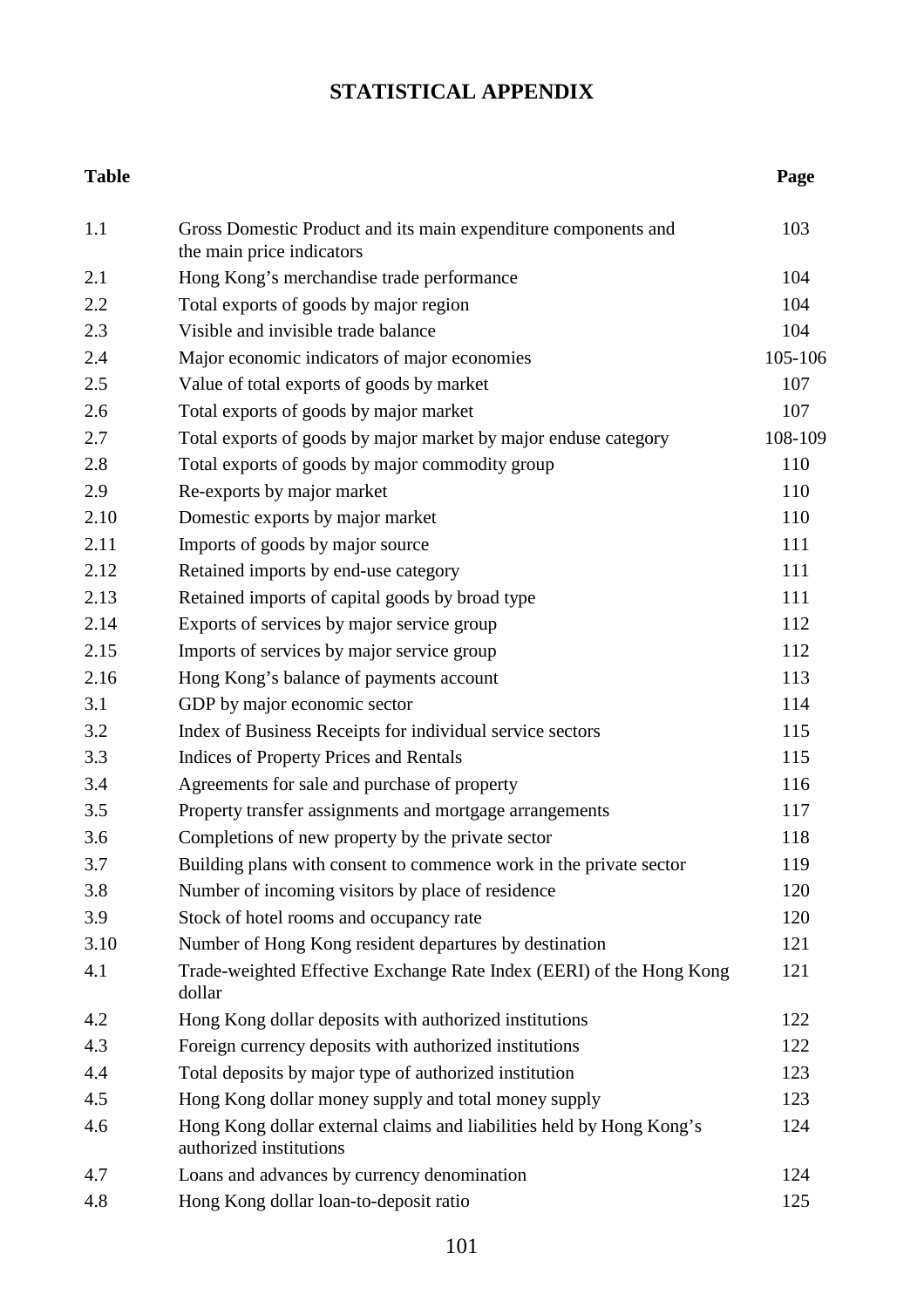# STATISTICAL APPENDIX

| Table | | Page |
|---|---|---|
| 1.1 | Gross Domestic Product and its main expenditure components and the main price indicators | 103 |
| 2.1 | Hong Kong's merchandise trade performance | 104 |
| 2.2 | Total exports of goods by major region | 104 |
| 2.3 | Visible and invisible trade balance | 104 |
| 2.4 | Major economic indicators of major economies | 105-106 |
| 2.5 | Value of total exports of goods by market | 107 |
| 2.6 | Total exports of goods by major market | 107 |
| 2.7 | Total exports of goods by major market by major enduse category | 108-109 |
| 2.8 | Total exports of goods by major commodity group | 110 |
| 2.9 | Re-exports by major market | 110 |
| 2.10 | Domestic exports by major market | 110 |
| 2.11 | Imports of goods by major source | 111 |
| 2.12 | Retained imports by end-use category | 111 |
| 2.13 | Retained imports of capital goods by broad type | 111 |
| 2.14 | Exports of services by major service group | 112 |
| 2.15 | Imports of services by major service group | 112 |
| 2.16 | Hong Kong's balance of payments account | 113 |
| 3.1 | GDP by major economic sector | 114 |
| 3.2 | Index of Business Receipts for individual service sectors | 115 |
| 3.3 | Indices of Property Prices and Rentals | 115 |
| 3.4 | Agreements for sale and purchase of property | 116 |
| 3.5 | Property transfer assignments and mortgage arrangements | 117 |
| 3.6 | Completions of new property by the private sector | 118 |
| 3.7 | Building plans with consent to commence work in the private sector | 119 |
| 3.8 | Number of incoming visitors by place of residence | 120 |
| 3.9 | Stock of hotel rooms and occupancy rate | 120 |
| 3.10 | Number of Hong Kong resident departures by destination | 121 |
| 4.1 | Trade-weighted Effective Exchange Rate Index (EERI) of the Hong Kong dollar | 121 |
| 4.2 | Hong Kong dollar deposits with authorized institutions | 122 |
| 4.3 | Foreign currency deposits with authorized institutions | 122 |
| 4.4 | Total deposits by major type of authorized institution | 123 |
| 4.5 | Hong Kong dollar money supply and total money supply | 123 |
| 4.6 | Hong Kong dollar external claims and liabilities held by Hong Kong's authorized institutions | 124 |
| 4.7 | Loans and advances by currency denomination | 124 |
| 4.8 | Hong Kong dollar loan-to-deposit ratio | 125 |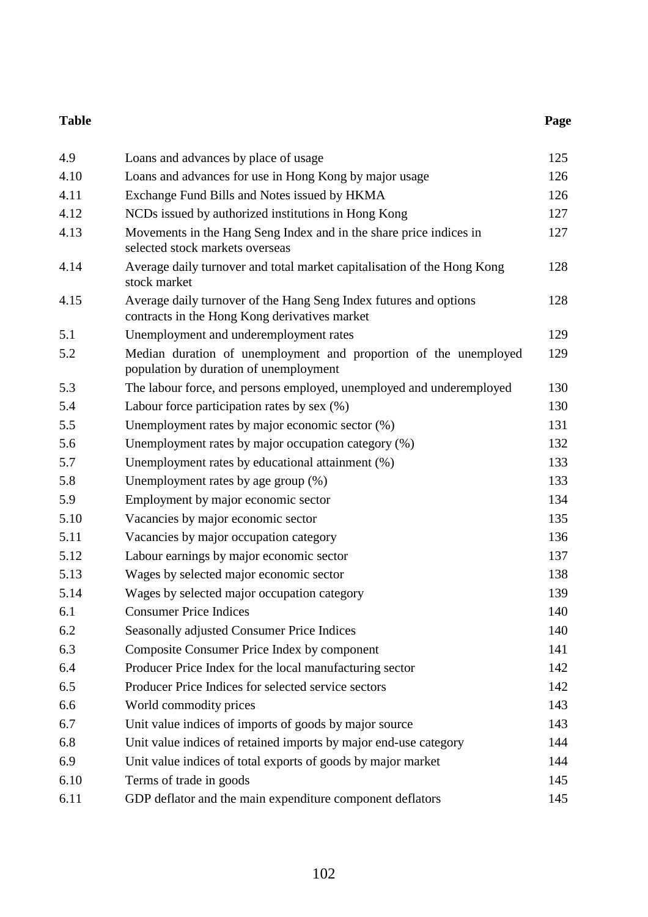| Table | | Page |
|---|---|---|
| 4.9 | Loans and advances by place of usage | 125 |
| 4.10 | Loans and advances for use in Hong Kong by major usage | 126 |
| 4.11 | Exchange Fund Bills and Notes issued by HKMA | 126 |
| 4.12 | NCDs issued by authorized institutions in Hong Kong | 127 |
| 4.13 | Movements in the Hang Seng Index and in the share price indices in selected stock markets overseas | 127 |
| 4.14 | Average daily turnover and total market capitalisation of the Hong Kong stock market | 128 |
| 4.15 | Average daily turnover of the Hang Seng Index futures and options contracts in the Hong Kong derivatives market | 128 |
| 5.1 | Unemployment and underemployment rates | 129 |
| 5.2 | Median duration of unemployment and proportion of the unemployed population by duration of unemployment | 129 |
| 5.3 | The labour force, and persons employed, unemployed and underemployed | 130 |
| 5.4 | Labour force participation rates by sex (%) | 130 |
| 5.5 | Unemployment rates by major economic sector (%) | 131 |
| 5.6 | Unemployment rates by major occupation category (%) | 132 |
| 5.7 | Unemployment rates by educational attainment (%) | 133 |
| 5.8 | Unemployment rates by age group (%) | 133 |
| 5.9 | Employment by major economic sector | 134 |
| 5.10 | Vacancies by major economic sector | 135 |
| 5.11 | Vacancies by major occupation category | 136 |
| 5.12 | Labour earnings by major economic sector | 137 |
| 5.13 | Wages by selected major economic sector | 138 |
| 5.14 | Wages by selected major occupation category | 139 |
| 6.1 | Consumer Price Indices | 140 |
| 6.2 | Seasonally adjusted Consumer Price Indices | 140 |
| 6.3 | Composite Consumer Price Index by component | 141 |
| 6.4 | Producer Price Index for the local manufacturing sector | 142 |
| 6.5 | Producer Price Indices for selected service sectors | 142 |
| 6.6 | World commodity prices | 143 |
| 6.7 | Unit value indices of imports of goods by major source | 143 |
| 6.8 | Unit value indices of retained imports by major end-use category | 144 |
| 6.9 | Unit value indices of total exports of goods by major market | 144 |
| 6.10 | Terms of trade in goods | 145 |
| 6.11 | GDP deflator and the main expenditure component deflators | 145 |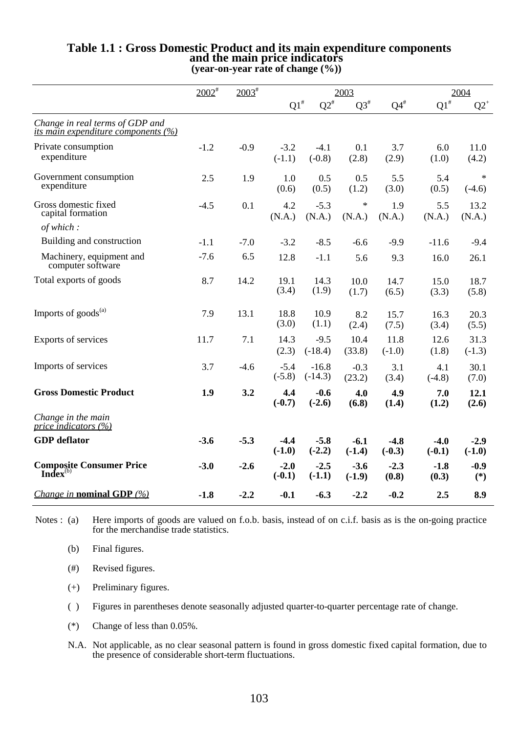# Table 1.1 : Gross Domestic Product and its main expenditure components and the main price indicators

**(year-on-year rate of change (%))**

| | 2002# | 2003# | 2003 Q1# | 2003 Q2# | 2003 Q3# | 2003 Q4# | 2004 Q1# | 2004 Q2+ |
|---|---|---|---|---|---|---|---|---|
| *Change in real terms of GDP and its main expenditure components (%)* | | | | | | | | |
| Private consumption expenditure | -1.2 | -0.9 | -3.2 (-1.1) | -4.1 (-0.8) | 0.1 (2.8) | 3.7 (2.9) | 6.0 (1.0) | 11.0 (4.2) |
| Government consumption expenditure | 2.5 | 1.9 | 1.0 (0.6) | 0.5 (0.5) | 0.5 (1.2) | 5.5 (3.0) | 5.4 (0.5) | * (-4.6) |
| Gross domestic fixed capital formation | -4.5 | 0.1 | 4.2 (N.A.) | -5.3 (N.A.) | * (N.A.) | 1.9 (N.A.) | 5.5 (N.A.) | 13.2 (N.A.) |
| *of which :* | | | | | | | | |
| Building and construction | -1.1 | -7.0 | -3.2 | -8.5 | -6.6 | -9.9 | -11.6 | -9.4 |
| Machinery, equipment and computer software | -7.6 | 6.5 | 12.8 | -1.1 | 5.6 | 9.3 | 16.0 | 26.1 |
| Total exports of goods | 8.7 | 14.2 | 19.1 (3.4) | 14.3 (1.9) | 10.0 (1.7) | 14.7 (6.5) | 15.0 (3.3) | 18.7 (5.8) |
| Imports of goods[(a)] | 7.9 | 13.1 | 18.8 (3.0) | 10.9 (1.1) | 8.2 (2.4) | 15.7 (7.5) | 16.3 (3.4) | 20.3 (5.5) |
| Exports of services | 11.7 | 7.1 | 14.3 (2.3) | -9.5 (-18.4) | 10.4 (33.8) | 11.8 (-1.0) | 12.6 (1.8) | 31.3 (-1.3) |
| Imports of services | 3.7 | -4.6 | -5.4 (-5.8) | -16.8 (-14.3) | -0.3 (23.2) | 3.1 (3.4) | 4.1 (-4.8) | 30.1 (7.0) |
| **Gross Domestic Product** | **1.9** | **3.2** | **4.4 (-0.7)** | **-0.6 (-2.6)** | **4.0 (6.8)** | **4.9 (1.4)** | **7.0 (1.2)** | **12.1 (2.6)** |
| *Change in the main price indicators (%)* | | | | | | | | |
| **GDP deflator** | **-3.6** | **-5.3** | **-4.4 (-1.0)** | **-5.8 (-2.2)** | **-6.1 (-1.4)** | **-4.8 (-0.3)** | **-4.0 (-0.1)** | **-2.9 (-1.0)** |
| **Composite Consumer Price Index**[(b)] | **-3.0** | **-2.6** | **-2.0 (-0.1)** | **-2.5 (-1.1)** | **-3.6 (-1.9)** | **-2.3 (0.8)** | **-1.8 (0.3)** | **-0.9 (*)** |
| *Change in* **nominal GDP** *(%)* | **-1.8** | **-2.2** | **-0.1** | **-6.3** | **-2.2** | **-0.2** | **2.5** | **8.9** |

Notes : (a) Here imports of goods are valued on f.o.b. basis, instead of on c.i.f. basis as is the on-going practice for the merchandise trade statistics.

(b) Final figures.

(#) Revised figures.

(+) Preliminary figures.

( ) Figures in parentheses denote seasonally adjusted quarter-to-quarter percentage rate of change.

(*) Change of less than 0.05%.

N.A. Not applicable, as no clear seasonal pattern is found in gross domestic fixed capital formation, due to the presence of considerable short-term fluctuations.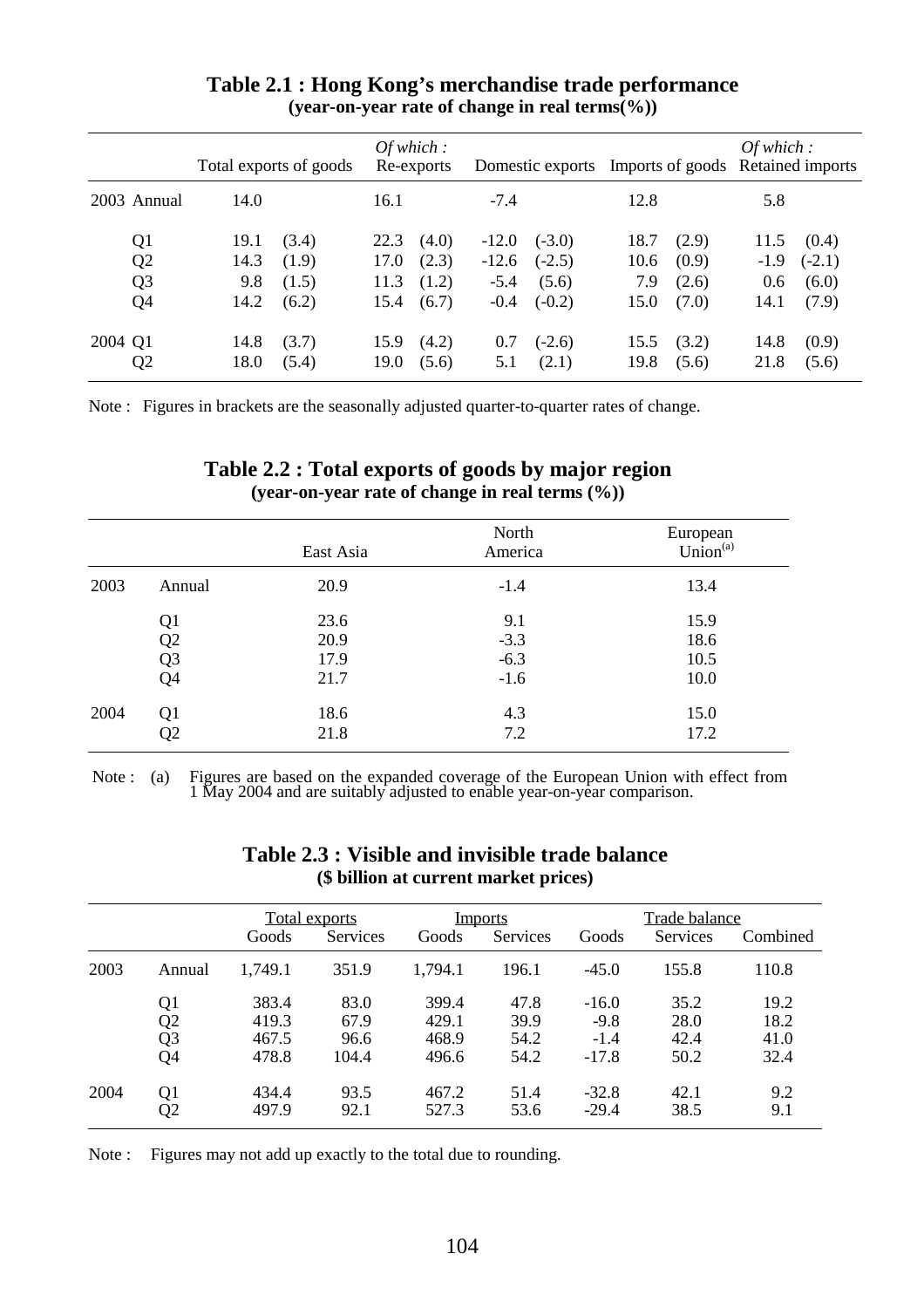**Table 2.1 : Hong Kong's merchandise trade performance**
**(year-on-year rate of change in real terms(%))**

| | | Total exports of goods | | *Of which :* Re-exports | | Domestic exports | | Imports of goods | | *Of which :* Retained imports | |
|---|---|---|---|---|---|---|---|---|---|---|---|
| 2003 | Annual | 14.0 | | 16.1 | | -7.4 | | 12.8 | | 5.8 | |
| | Q1 | 19.1 | (3.4) | 22.3 | (4.0) | -12.0 | (-3.0) | 18.7 | (2.9) | 11.5 | (0.4) |
| | Q2 | 14.3 | (1.9) | 17.0 | (2.3) | -12.6 | (-2.5) | 10.6 | (0.9) | -1.9 | (-2.1) |
| | Q3 | 9.8 | (1.5) | 11.3 | (1.2) | -5.4 | (5.6) | 7.9 | (2.6) | 0.6 | (6.0) |
| | Q4 | 14.2 | (6.2) | 15.4 | (6.7) | -0.4 | (-0.2) | 15.0 | (7.0) | 14.1 | (7.9) |
| 2004 | Q1 | 14.8 | (3.7) | 15.9 | (4.2) | 0.7 | (-2.6) | 15.5 | (3.2) | 14.8 | (0.9) |
| | Q2 | 18.0 | (5.4) | 19.0 | (5.6) | 5.1 | (2.1) | 19.8 | (5.6) | 21.8 | (5.6) |

Note : Figures in brackets are the seasonally adjusted quarter-to-quarter rates of change.

**Table 2.2 : Total exports of goods by major region**
**(year-on-year rate of change in real terms (%))**

| | | East Asia | North America | European Union[(a)] |
|---|---|---|---|---|
| 2003 | Annual | 20.9 | -1.4 | 13.4 |
| | Q1 | 23.6 | 9.1 | 15.9 |
| | Q2 | 20.9 | -3.3 | 18.6 |
| | Q3 | 17.9 | -6.3 | 10.5 |
| | Q4 | 21.7 | -1.6 | 10.0 |
| 2004 | Q1 | 18.6 | 4.3 | 15.0 |
| | Q2 | 21.8 | 7.2 | 17.2 |

Note : (a) Figures are based on the expanded coverage of the European Union with effect from 1 May 2004 and are suitably adjusted to enable year-on-year comparison.

**Table 2.3 : Visible and invisible trade balance**
**($ billion at current market prices)**

| | | Total exports | | Imports | | Trade balance | | |
|---|---|---|---|---|---|---|---|---|
| | | Goods | Services | Goods | Services | Goods | Services | Combined |
| 2003 | Annual | 1,749.1 | 351.9 | 1,794.1 | 196.1 | -45.0 | 155.8 | 110.8 |
| | Q1 | 383.4 | 83.0 | 399.4 | 47.8 | -16.0 | 35.2 | 19.2 |
| | Q2 | 419.3 | 67.9 | 429.1 | 39.9 | -9.8 | 28.0 | 18.2 |
| | Q3 | 467.5 | 96.6 | 468.9 | 54.2 | -1.4 | 42.4 | 41.0 |
| | Q4 | 478.8 | 104.4 | 496.6 | 54.2 | -17.8 | 50.2 | 32.4 |
| 2004 | Q1 | 434.4 | 93.5 | 467.2 | 51.4 | -32.8 | 42.1 | 9.2 |
| | Q2 | 497.9 | 92.1 | 527.3 | 53.6 | -29.4 | 38.5 | 9.1 |

Note : Figures may not add up exactly to the total due to rounding.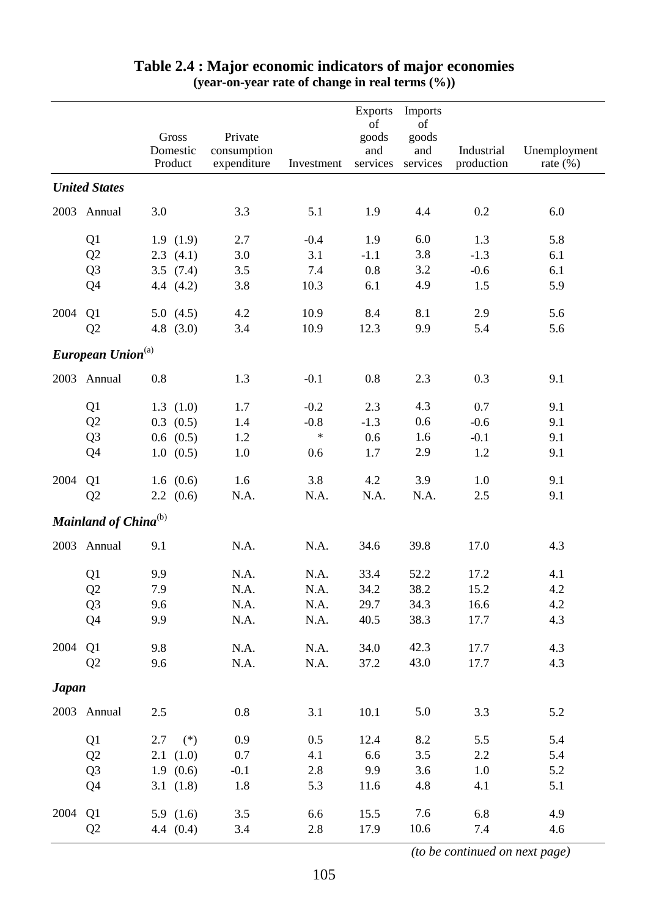## Table 2.4 : Major economic indicators of major economies
**(year-on-year rate of change in real terms (%))**

| | | Gross Domestic Product | Private consumption expenditure | Investment | Exports of goods and services | Imports of goods and services | Industrial production | Unemployment rate (%) |
|---|---|---|---|---|---|---|---|---|
| ***United States*** | | | | | | | | |
| 2003 | Annual | 3.0 | 3.3 | 5.1 | 1.9 | 4.4 | 0.2 | 6.0 |
| | Q1 | 1.9 (1.9) | 2.7 | -0.4 | 1.9 | 6.0 | 1.3 | 5.8 |
| | Q2 | 2.3 (4.1) | 3.0 | 3.1 | -1.1 | 3.8 | -1.3 | 6.1 |
| | Q3 | 3.5 (7.4) | 3.5 | 7.4 | 0.8 | 3.2 | -0.6 | 6.1 |
| | Q4 | 4.4 (4.2) | 3.8 | 10.3 | 6.1 | 4.9 | 1.5 | 5.9 |
| 2004 | Q1 | 5.0 (4.5) | 4.2 | 10.9 | 8.4 | 8.1 | 2.9 | 5.6 |
| | Q2 | 4.8 (3.0) | 3.4 | 10.9 | 12.3 | 9.9 | 5.4 | 5.6 |
| ***European Union***[(a)] | | | | | | | | |
| 2003 | Annual | 0.8 | 1.3 | -0.1 | 0.8 | 2.3 | 0.3 | 9.1 |
| | Q1 | 1.3 (1.0) | 1.7 | -0.2 | 2.3 | 4.3 | 0.7 | 9.1 |
| | Q2 | 0.3 (0.5) | 1.4 | -0.8 | -1.3 | 0.6 | -0.6 | 9.1 |
| | Q3 | 0.6 (0.5) | 1.2 | * | 0.6 | 1.6 | -0.1 | 9.1 |
| | Q4 | 1.0 (0.5) | 1.0 | 0.6 | 1.7 | 2.9 | 1.2 | 9.1 |
| 2004 | Q1 | 1.6 (0.6) | 1.6 | 3.8 | 4.2 | 3.9 | 1.0 | 9.1 |
| | Q2 | 2.2 (0.6) | N.A. | N.A. | N.A. | N.A. | 2.5 | 9.1 |
| ***Mainland of China***[(b)] | | | | | | | | |
| 2003 | Annual | 9.1 | N.A. | N.A. | 34.6 | 39.8 | 17.0 | 4.3 |
| | Q1 | 9.9 | N.A. | N.A. | 33.4 | 52.2 | 17.2 | 4.1 |
| | Q2 | 7.9 | N.A. | N.A. | 34.2 | 38.2 | 15.2 | 4.2 |
| | Q3 | 9.6 | N.A. | N.A. | 29.7 | 34.3 | 16.6 | 4.2 |
| | Q4 | 9.9 | N.A. | N.A. | 40.5 | 38.3 | 17.7 | 4.3 |
| 2004 | Q1 | 9.8 | N.A. | N.A. | 34.0 | 42.3 | 17.7 | 4.3 |
| | Q2 | 9.6 | N.A. | N.A. | 37.2 | 43.0 | 17.7 | 4.3 |
| ***Japan*** | | | | | | | | |
| 2003 | Annual | 2.5 | 0.8 | 3.1 | 10.1 | 5.0 | 3.3 | 5.2 |
| | Q1 | 2.7 (*) | 0.9 | 0.5 | 12.4 | 8.2 | 5.5 | 5.4 |
| | Q2 | 2.1 (1.0) | 0.7 | 4.1 | 6.6 | 3.5 | 2.2 | 5.4 |
| | Q3 | 1.9 (0.6) | -0.1 | 2.8 | 9.9 | 3.6 | 1.0 | 5.2 |
| | Q4 | 3.1 (1.8) | 1.8 | 5.3 | 11.6 | 4.8 | 4.1 | 5.1 |
| 2004 | Q1 | 5.9 (1.6) | 3.5 | 6.6 | 15.5 | 7.6 | 6.8 | 4.9 |
| | Q2 | 4.4 (0.4) | 3.4 | 2.8 | 17.9 | 10.6 | 7.4 | 4.6 |

*(to be continued on next page)*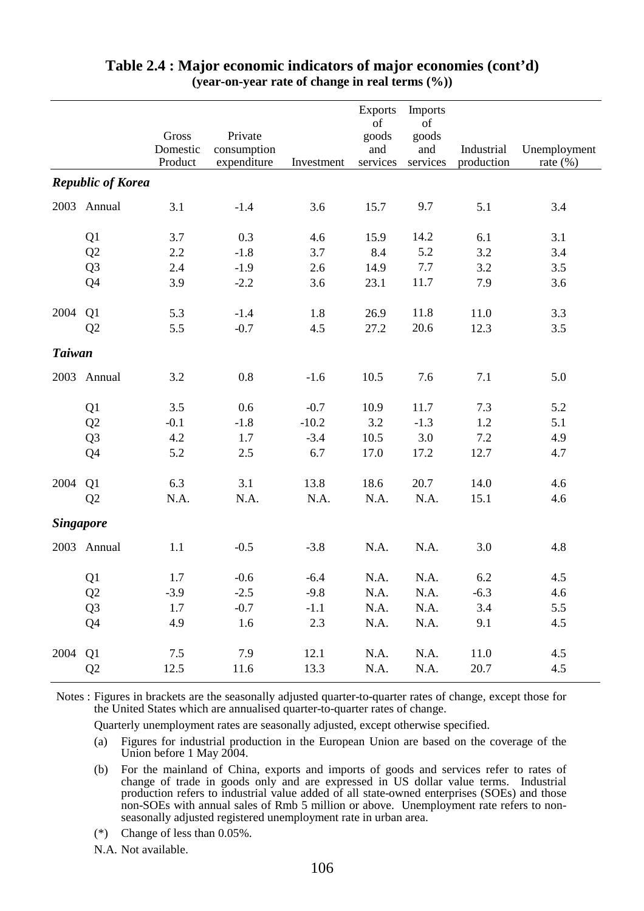**Table 2.4 : Major economic indicators of major economies (cont'd)**
**(year-on-year rate of change in real terms (%))**

| | | Gross Domestic Product | Private consumption expenditure | Investment | Exports of goods and services | Imports of goods and services | Industrial production | Unemployment rate (%) |
|---|---|---|---|---|---|---|---|---|
| ***Republic of Korea*** | | | | | | | | |
| 2003 | Annual | 3.1 | -1.4 | 3.6 | 15.7 | 9.7 | 5.1 | 3.4 |
| | Q1 | 3.7 | 0.3 | 4.6 | 15.9 | 14.2 | 6.1 | 3.1 |
| | Q2 | 2.2 | -1.8 | 3.7 | 8.4 | 5.2 | 3.2 | 3.4 |
| | Q3 | 2.4 | -1.9 | 2.6 | 14.9 | 7.7 | 3.2 | 3.5 |
| | Q4 | 3.9 | -2.2 | 3.6 | 23.1 | 11.7 | 7.9 | 3.6 |
| 2004 | Q1 | 5.3 | -1.4 | 1.8 | 26.9 | 11.8 | 11.0 | 3.3 |
| | Q2 | 5.5 | -0.7 | 4.5 | 27.2 | 20.6 | 12.3 | 3.5 |
| ***Taiwan*** | | | | | | | | |
| 2003 | Annual | 3.2 | 0.8 | -1.6 | 10.5 | 7.6 | 7.1 | 5.0 |
| | Q1 | 3.5 | 0.6 | -0.7 | 10.9 | 11.7 | 7.3 | 5.2 |
| | Q2 | -0.1 | -1.8 | -10.2 | 3.2 | -1.3 | 1.2 | 5.1 |
| | Q3 | 4.2 | 1.7 | -3.4 | 10.5 | 3.0 | 7.2 | 4.9 |
| | Q4 | 5.2 | 2.5 | 6.7 | 17.0 | 17.2 | 12.7 | 4.7 |
| 2004 | Q1 | 6.3 | 3.1 | 13.8 | 18.6 | 20.7 | 14.0 | 4.6 |
| | Q2 | N.A. | N.A. | N.A. | N.A. | N.A. | 15.1 | 4.6 |
| ***Singapore*** | | | | | | | | |
| 2003 | Annual | 1.1 | -0.5 | -3.8 | N.A. | N.A. | 3.0 | 4.8 |
| | Q1 | 1.7 | -0.6 | -6.4 | N.A. | N.A. | 6.2 | 4.5 |
| | Q2 | -3.9 | -2.5 | -9.8 | N.A. | N.A. | -6.3 | 4.6 |
| | Q3 | 1.7 | -0.7 | -1.1 | N.A. | N.A. | 3.4 | 5.5 |
| | Q4 | 4.9 | 1.6 | 2.3 | N.A. | N.A. | 9.1 | 4.5 |
| 2004 | Q1 | 7.5 | 7.9 | 12.1 | N.A. | N.A. | 11.0 | 4.5 |
| | Q2 | 12.5 | 11.6 | 13.3 | N.A. | N.A. | 20.7 | 4.5 |

Notes : Figures in brackets are the seasonally adjusted quarter-to-quarter rates of change, except those for the United States which are annualised quarter-to-quarter rates of change.

Quarterly unemployment rates are seasonally adjusted, except otherwise specified.

(a) Figures for industrial production in the European Union are based on the coverage of the Union before 1 May 2004.

(b) For the mainland of China, exports and imports of goods and services refer to rates of change of trade in goods only and are expressed in US dollar value terms. Industrial production refers to industrial value added of all state-owned enterprises (SOEs) and those non-SOEs with annual sales of Rmb 5 million or above. Unemployment rate refers to non-seasonally adjusted registered unemployment rate in urban area.

(*) Change of less than 0.05%.

N.A. Not available.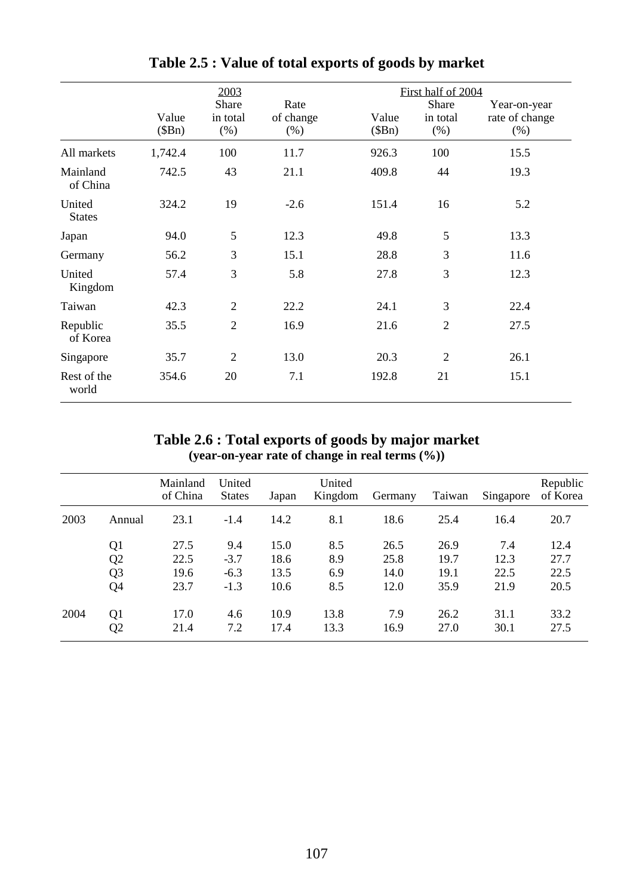## Table 2.5 : Value of total exports of goods by market

| | 2003 | | | First half of 2004 | | |
|---|---|---|---|---|---|---|
| | Value ($Bn) | Share in total (%) | Rate of change (%) | Value ($Bn) | Share in total (%) | Year-on-year rate of change (%) |
| All markets | 1,742.4 | 100 | 11.7 | 926.3 | 100 | 15.5 |
| Mainland of China | 742.5 | 43 | 21.1 | 409.8 | 44 | 19.3 |
| United States | 324.2 | 19 | -2.6 | 151.4 | 16 | 5.2 |
| Japan | 94.0 | 5 | 12.3 | 49.8 | 5 | 13.3 |
| Germany | 56.2 | 3 | 15.1 | 28.8 | 3 | 11.6 |
| United Kingdom | 57.4 | 3 | 5.8 | 27.8 | 3 | 12.3 |
| Taiwan | 42.3 | 2 | 22.2 | 24.1 | 3 | 22.4 |
| Republic of Korea | 35.5 | 2 | 16.9 | 21.6 | 2 | 27.5 |
| Singapore | 35.7 | 2 | 13.0 | 20.3 | 2 | 26.1 |
| Rest of the world | 354.6 | 20 | 7.1 | 192.8 | 21 | 15.1 |

## Table 2.6 : Total exports of goods by major market
**(year-on-year rate of change in real terms (%))**

| | | Mainland of China | United States | Japan | United Kingdom | Germany | Taiwan | Singapore | Republic of Korea |
|---|---|---|---|---|---|---|---|---|---|
| 2003 | Annual | 23.1 | -1.4 | 14.2 | 8.1 | 18.6 | 25.4 | 16.4 | 20.7 |
| | Q1 | 27.5 | 9.4 | 15.0 | 8.5 | 26.5 | 26.9 | 7.4 | 12.4 |
| | Q2 | 22.5 | -3.7 | 18.6 | 8.9 | 25.8 | 19.7 | 12.3 | 27.7 |
| | Q3 | 19.6 | -6.3 | 13.5 | 6.9 | 14.0 | 19.1 | 22.5 | 22.5 |
| | Q4 | 23.7 | -1.3 | 10.6 | 8.5 | 12.0 | 35.9 | 21.9 | 20.5 |
| 2004 | Q1 | 17.0 | 4.6 | 10.9 | 13.8 | 7.9 | 26.2 | 31.1 | 33.2 |
| | Q2 | 21.4 | 7.2 | 17.4 | 13.3 | 16.9 | 27.0 | 30.1 | 27.5 |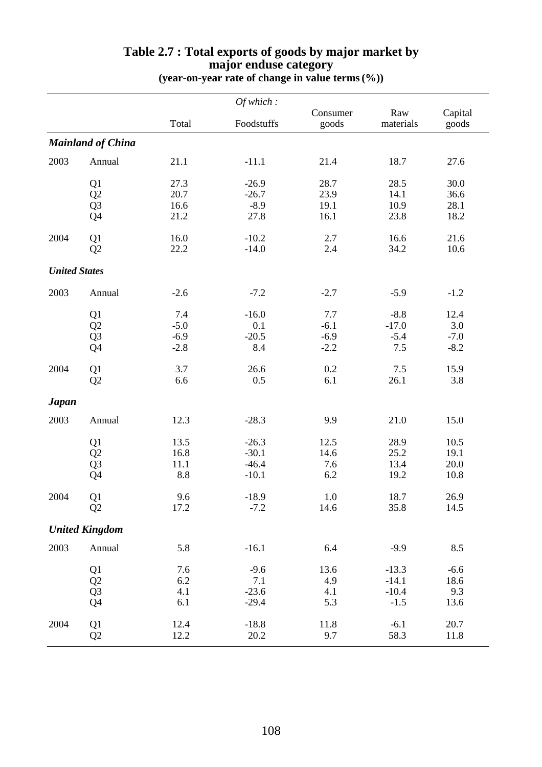## Table 2.7 : Total exports of goods by major market by major enduse category
**(year-on-year rate of change in value terms (%))**

| | | Total | *Of which :* Foodstuffs | Consumer goods | Raw materials | Capital goods |
|---|---|---|---|---|---|---|
| ***Mainland of China*** | | | | | | |
| 2003 | Annual | 21.1 | -11.1 | 21.4 | 18.7 | 27.6 |
| | Q1 | 27.3 | -26.9 | 28.7 | 28.5 | 30.0 |
| | Q2 | 20.7 | -26.7 | 23.9 | 14.1 | 36.6 |
| | Q3 | 16.6 | -8.9 | 19.1 | 10.9 | 28.1 |
| | Q4 | 21.2 | 27.8 | 16.1 | 23.8 | 18.2 |
| 2004 | Q1 | 16.0 | -10.2 | 2.7 | 16.6 | 21.6 |
| | Q2 | 22.2 | -14.0 | 2.4 | 34.2 | 10.6 |
| ***United States*** | | | | | | |
| 2003 | Annual | -2.6 | -7.2 | -2.7 | -5.9 | -1.2 |
| | Q1 | 7.4 | -16.0 | 7.7 | -8.8 | 12.4 |
| | Q2 | -5.0 | 0.1 | -6.1 | -17.0 | 3.0 |
| | Q3 | -6.9 | -20.5 | -6.9 | -5.4 | -7.0 |
| | Q4 | -2.8 | 8.4 | -2.2 | 7.5 | -8.2 |
| 2004 | Q1 | 3.7 | 26.6 | 0.2 | 7.5 | 15.9 |
| | Q2 | 6.6 | 0.5 | 6.1 | 26.1 | 3.8 |
| ***Japan*** | | | | | | |
| 2003 | Annual | 12.3 | -28.3 | 9.9 | 21.0 | 15.0 |
| | Q1 | 13.5 | -26.3 | 12.5 | 28.9 | 10.5 |
| | Q2 | 16.8 | -30.1 | 14.6 | 25.2 | 19.1 |
| | Q3 | 11.1 | -46.4 | 7.6 | 13.4 | 20.0 |
| | Q4 | 8.8 | -10.1 | 6.2 | 19.2 | 10.8 |
| 2004 | Q1 | 9.6 | -18.9 | 1.0 | 18.7 | 26.9 |
| | Q2 | 17.2 | -7.2 | 14.6 | 35.8 | 14.5 |
| ***United Kingdom*** | | | | | | |
| 2003 | Annual | 5.8 | -16.1 | 6.4 | -9.9 | 8.5 |
| | Q1 | 7.6 | -9.6 | 13.6 | -13.3 | -6.6 |
| | Q2 | 6.2 | 7.1 | 4.9 | -14.1 | 18.6 |
| | Q3 | 4.1 | -23.6 | 4.1 | -10.4 | 9.3 |
| | Q4 | 6.1 | -29.4 | 5.3 | -1.5 | 13.6 |
| 2004 | Q1 | 12.4 | -18.8 | 11.8 | -6.1 | 20.7 |
| | Q2 | 12.2 | 20.2 | 9.7 | 58.3 | 11.8 |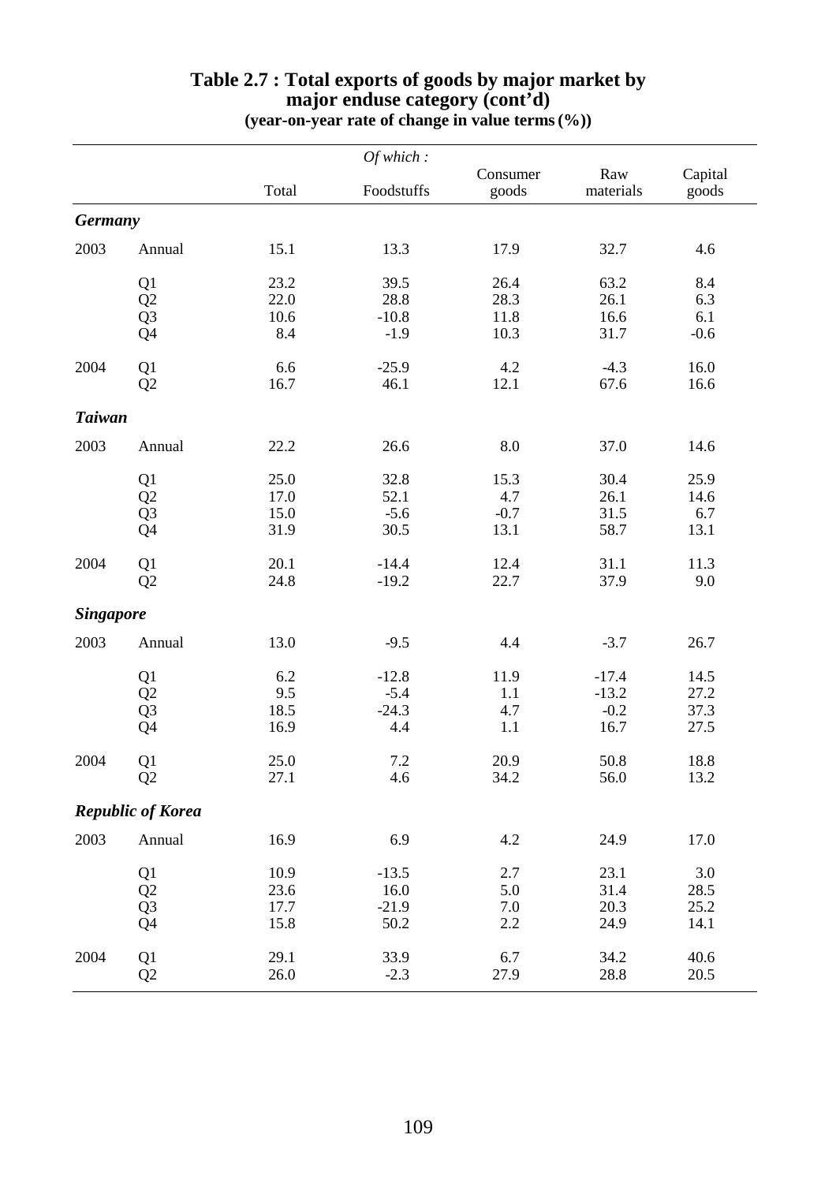## Table 2.7 : Total exports of goods by major market by major enduse category (cont'd)

**(year-on-year rate of change in value terms (%))**

| | | Total | *Of which :* Foodstuffs | Consumer goods | Raw materials | Capital goods |
|---|---|---|---|---|---|---|
| ***Germany*** | | | | | | |
| 2003 | Annual | 15.1 | 13.3 | 17.9 | 32.7 | 4.6 |
| | Q1 | 23.2 | 39.5 | 26.4 | 63.2 | 8.4 |
| | Q2 | 22.0 | 28.8 | 28.3 | 26.1 | 6.3 |
| | Q3 | 10.6 | -10.8 | 11.8 | 16.6 | 6.1 |
| | Q4 | 8.4 | -1.9 | 10.3 | 31.7 | -0.6 |
| 2004 | Q1 | 6.6 | -25.9 | 4.2 | -4.3 | 16.0 |
| | Q2 | 16.7 | 46.1 | 12.1 | 67.6 | 16.6 |
| ***Taiwan*** | | | | | | |
| 2003 | Annual | 22.2 | 26.6 | 8.0 | 37.0 | 14.6 |
| | Q1 | 25.0 | 32.8 | 15.3 | 30.4 | 25.9 |
| | Q2 | 17.0 | 52.1 | 4.7 | 26.1 | 14.6 |
| | Q3 | 15.0 | -5.6 | -0.7 | 31.5 | 6.7 |
| | Q4 | 31.9 | 30.5 | 13.1 | 58.7 | 13.1 |
| 2004 | Q1 | 20.1 | -14.4 | 12.4 | 31.1 | 11.3 |
| | Q2 | 24.8 | -19.2 | 22.7 | 37.9 | 9.0 |
| ***Singapore*** | | | | | | |
| 2003 | Annual | 13.0 | -9.5 | 4.4 | -3.7 | 26.7 |
| | Q1 | 6.2 | -12.8 | 11.9 | -17.4 | 14.5 |
| | Q2 | 9.5 | -5.4 | 1.1 | -13.2 | 27.2 |
| | Q3 | 18.5 | -24.3 | 4.7 | -0.2 | 37.3 |
| | Q4 | 16.9 | 4.4 | 1.1 | 16.7 | 27.5 |
| 2004 | Q1 | 25.0 | 7.2 | 20.9 | 50.8 | 18.8 |
| | Q2 | 27.1 | 4.6 | 34.2 | 56.0 | 13.2 |
| ***Republic of Korea*** | | | | | | |
| 2003 | Annual | 16.9 | 6.9 | 4.2 | 24.9 | 17.0 |
| | Q1 | 10.9 | -13.5 | 2.7 | 23.1 | 3.0 |
| | Q2 | 23.6 | 16.0 | 5.0 | 31.4 | 28.5 |
| | Q3 | 17.7 | -21.9 | 7.0 | 20.3 | 25.2 |
| | Q4 | 15.8 | 50.2 | 2.2 | 24.9 | 14.1 |
| 2004 | Q1 | 29.1 | 33.9 | 6.7 | 34.2 | 40.6 |
| | Q2 | 26.0 | -2.3 | 27.9 | 28.8 | 20.5 |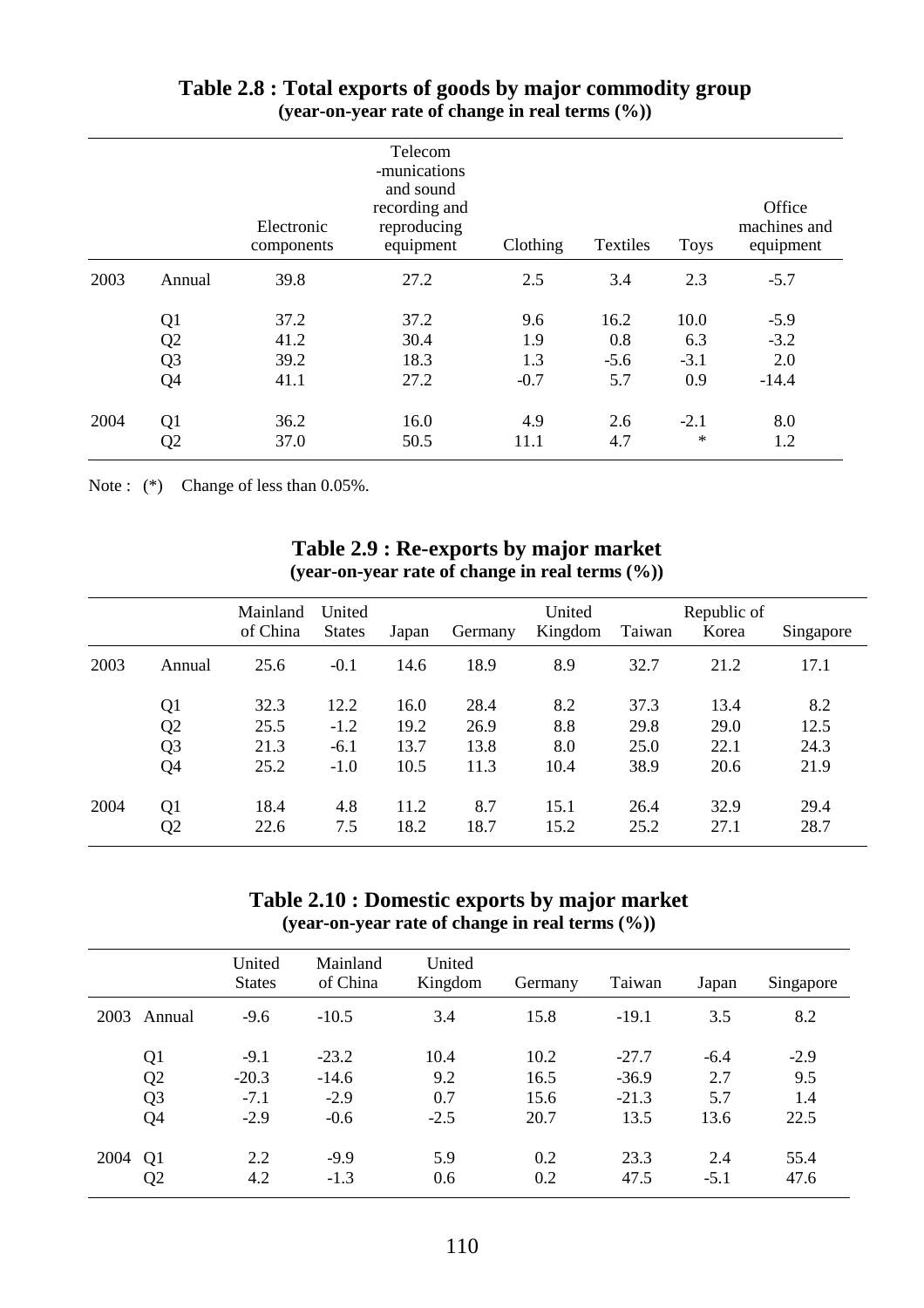## Table 2.8 : Total exports of goods by major commodity group
**(year-on-year rate of change in real terms (%))**

| | | Electronic components | Telecom -munications and sound recording and reproducing equipment | Clothing | Textiles | Toys | Office machines and equipment |
|---|---|---|---|---|---|---|---|
| 2003 | Annual | 39.8 | 27.2 | 2.5 | 3.4 | 2.3 | -5.7 |
| | Q1 | 37.2 | 37.2 | 9.6 | 16.2 | 10.0 | -5.9 |
| | Q2 | 41.2 | 30.4 | 1.9 | 0.8 | 6.3 | -3.2 |
| | Q3 | 39.2 | 18.3 | 1.3 | -5.6 | -3.1 | 2.0 |
| | Q4 | 41.1 | 27.2 | -0.7 | 5.7 | 0.9 | -14.4 |
| 2004 | Q1 | 36.2 | 16.0 | 4.9 | 2.6 | -2.1 | 8.0 |
| | Q2 | 37.0 | 50.5 | 11.1 | 4.7 | * | 1.2 |

Note : (*) Change of less than 0.05%.

## Table 2.9 : Re-exports by major market
**(year-on-year rate of change in real terms (%))**

| | | Mainland of China | United States | Japan | Germany | United Kingdom | Taiwan | Republic of Korea | Singapore |
|---|---|---|---|---|---|---|---|---|---|
| 2003 | Annual | 25.6 | -0.1 | 14.6 | 18.9 | 8.9 | 32.7 | 21.2 | 17.1 |
| | Q1 | 32.3 | 12.2 | 16.0 | 28.4 | 8.2 | 37.3 | 13.4 | 8.2 |
| | Q2 | 25.5 | -1.2 | 19.2 | 26.9 | 8.8 | 29.8 | 29.0 | 12.5 |
| | Q3 | 21.3 | -6.1 | 13.7 | 13.8 | 8.0 | 25.0 | 22.1 | 24.3 |
| | Q4 | 25.2 | -1.0 | 10.5 | 11.3 | 10.4 | 38.9 | 20.6 | 21.9 |
| 2004 | Q1 | 18.4 | 4.8 | 11.2 | 8.7 | 15.1 | 26.4 | 32.9 | 29.4 |
| | Q2 | 22.6 | 7.5 | 18.2 | 18.7 | 15.2 | 25.2 | 27.1 | 28.7 |

## Table 2.10 : Domestic exports by major market
**(year-on-year rate of change in real terms (%))**

| | | United States | Mainland of China | United Kingdom | Germany | Taiwan | Japan | Singapore |
|---|---|---|---|---|---|---|---|---|
| 2003 | Annual | -9.6 | -10.5 | 3.4 | 15.8 | -19.1 | 3.5 | 8.2 |
| | Q1 | -9.1 | -23.2 | 10.4 | 10.2 | -27.7 | -6.4 | -2.9 |
| | Q2 | -20.3 | -14.6 | 9.2 | 16.5 | -36.9 | 2.7 | 9.5 |
| | Q3 | -7.1 | -2.9 | 0.7 | 15.6 | -21.3 | 5.7 | 1.4 |
| | Q4 | -2.9 | -0.6 | -2.5 | 20.7 | 13.5 | 13.6 | 22.5 |
| 2004 | Q1 | 2.2 | -9.9 | 5.9 | 0.2 | 23.3 | 2.4 | 55.4 |
| | Q2 | 4.2 | -1.3 | 0.6 | 0.2 | 47.5 | -5.1 | 47.6 |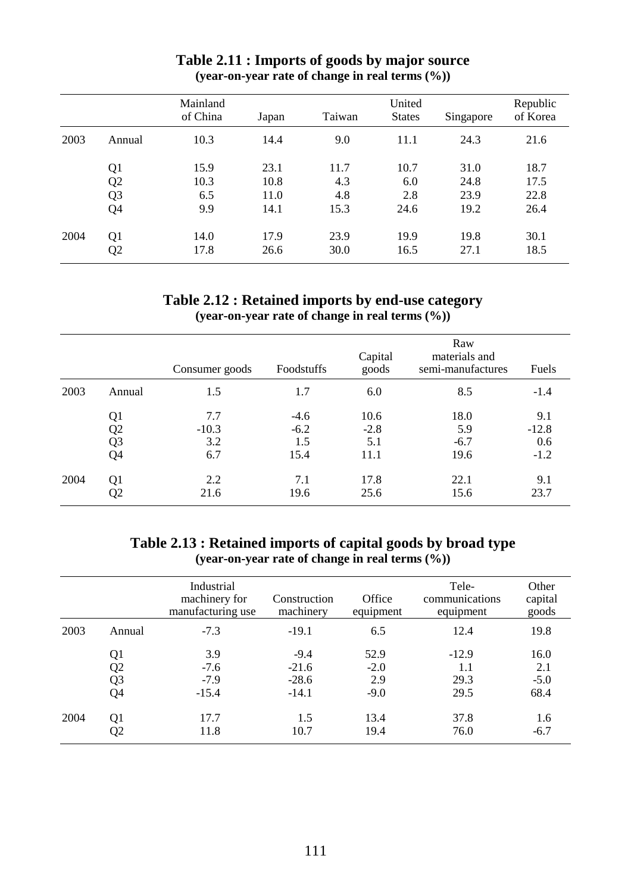## Table 2.11 : Imports of goods by major source
**(year-on-year rate of change in real terms (%))**

| | | Mainland of China | Japan | Taiwan | United States | Singapore | Republic of Korea |
|---|---|---|---|---|---|---|---|
| 2003 | Annual | 10.3 | 14.4 | 9.0 | 11.1 | 24.3 | 21.6 |
| | Q1 | 15.9 | 23.1 | 11.7 | 10.7 | 31.0 | 18.7 |
| | Q2 | 10.3 | 10.8 | 4.3 | 6.0 | 24.8 | 17.5 |
| | Q3 | 6.5 | 11.0 | 4.8 | 2.8 | 23.9 | 22.8 |
| | Q4 | 9.9 | 14.1 | 15.3 | 24.6 | 19.2 | 26.4 |
| 2004 | Q1 | 14.0 | 17.9 | 23.9 | 19.9 | 19.8 | 30.1 |
| | Q2 | 17.8 | 26.6 | 30.0 | 16.5 | 27.1 | 18.5 |

## Table 2.12 : Retained imports by end-use category
**(year-on-year rate of change in real terms (%))**

| | | Consumer goods | Foodstuffs | Capital goods | Raw materials and semi-manufactures | Fuels |
|---|---|---|---|---|---|---|
| 2003 | Annual | 1.5 | 1.7 | 6.0 | 8.5 | -1.4 |
| | Q1 | 7.7 | -4.6 | 10.6 | 18.0 | 9.1 |
| | Q2 | -10.3 | -6.2 | -2.8 | 5.9 | -12.8 |
| | Q3 | 3.2 | 1.5 | 5.1 | -6.7 | 0.6 |
| | Q4 | 6.7 | 15.4 | 11.1 | 19.6 | -1.2 |
| 2004 | Q1 | 2.2 | 7.1 | 17.8 | 22.1 | 9.1 |
| | Q2 | 21.6 | 19.6 | 25.6 | 15.6 | 23.7 |

## Table 2.13 : Retained imports of capital goods by broad type
**(year-on-year rate of change in real terms (%))**

| | | Industrial machinery for manufacturing use | Construction machinery | Office equipment | Tele-communications equipment | Other capital goods |
|---|---|---|---|---|---|---|
| 2003 | Annual | -7.3 | -19.1 | 6.5 | 12.4 | 19.8 |
| | Q1 | 3.9 | -9.4 | 52.9 | -12.9 | 16.0 |
| | Q2 | -7.6 | -21.6 | -2.0 | 1.1 | 2.1 |
| | Q3 | -7.9 | -28.6 | 2.9 | 29.3 | -5.0 |
| | Q4 | -15.4 | -14.1 | -9.0 | 29.5 | 68.4 |
| 2004 | Q1 | 17.7 | 1.5 | 13.4 | 37.8 | 1.6 |
| | Q2 | 11.8 | 10.7 | 19.4 | 76.0 | -6.7 |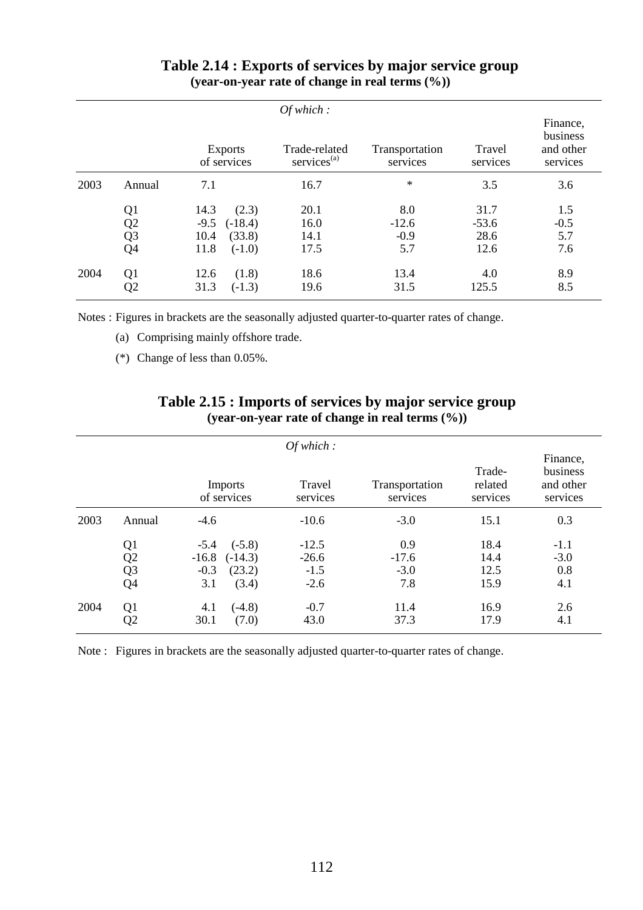## Table 2.14 : Exports of services by major service group

**(year-on-year rate of change in real terms (%))**

| | | Exports of services | | *Of which :* Trade-related services[(a)] | Transportation services | Travel services | Finance, business and other services |
|---|---|---|---|---|---|---|---|
| 2003 | Annual | 7.1 | | 16.7 | * | 3.5 | 3.6 |
| | Q1 | 14.3 | (2.3) | 20.1 | 8.0 | 31.7 | 1.5 |
| | Q2 | -9.5 | (-18.4) | 16.0 | -12.6 | -53.6 | -0.5 |
| | Q3 | 10.4 | (33.8) | 14.1 | -0.9 | 28.6 | 5.7 |
| | Q4 | 11.8 | (-1.0) | 17.5 | 5.7 | 12.6 | 7.6 |
| 2004 | Q1 | 12.6 | (1.8) | 18.6 | 13.4 | 4.0 | 8.9 |
| | Q2 | 31.3 | (-1.3) | 19.6 | 31.5 | 125.5 | 8.5 |

Notes : Figures in brackets are the seasonally adjusted quarter-to-quarter rates of change.

(a) Comprising mainly offshore trade.

(*) Change of less than 0.05%.

## Table 2.15 : Imports of services by major service group

**(year-on-year rate of change in real terms (%))**

| | | Imports of services | | *Of which :* Travel services | Transportation services | Trade-related services | Finance, business and other services |
|---|---|---|---|---|---|---|---|
| 2003 | Annual | -4.6 | | -10.6 | -3.0 | 15.1 | 0.3 |
| | Q1 | -5.4 | (-5.8) | -12.5 | 0.9 | 18.4 | -1.1 |
| | Q2 | -16.8 | (-14.3) | -26.6 | -17.6 | 14.4 | -3.0 |
| | Q3 | -0.3 | (23.2) | -1.5 | -3.0 | 12.5 | 0.8 |
| | Q4 | 3.1 | (3.4) | -2.6 | 7.8 | 15.9 | 4.1 |
| 2004 | Q1 | 4.1 | (-4.8) | -0.7 | 11.4 | 16.9 | 2.6 |
| | Q2 | 30.1 | (7.0) | 43.0 | 37.3 | 17.9 | 4.1 |

Note : Figures in brackets are the seasonally adjusted quarter-to-quarter rates of change.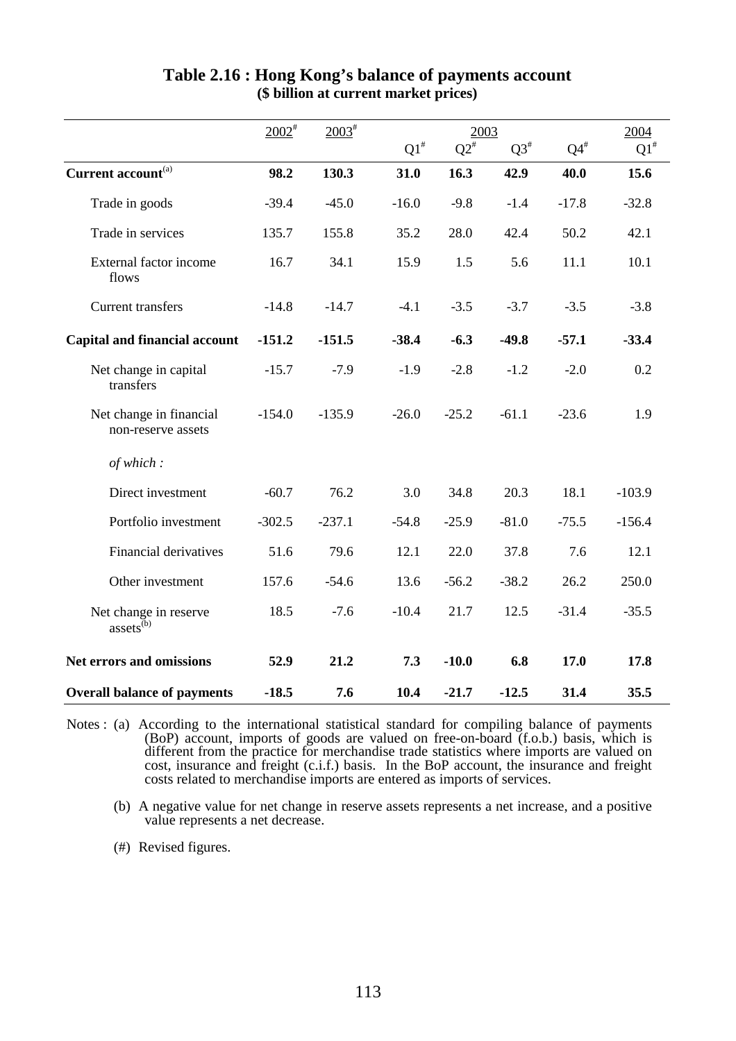## Table 2.16 : Hong Kong's balance of payments account

**($ billion at current market prices)**

| | 2002# | 2003# | 2003 | | | | 2004 |
|---|---|---|---|---|---|---|---|
| | | | Q1# | Q2# | Q3# | Q4# | Q1# |
| **Current account**[(a)] | **98.2** | **130.3** | **31.0** | **16.3** | **42.9** | **40.0** | **15.6** |
| Trade in goods | -39.4 | -45.0 | -16.0 | -9.8 | -1.4 | -17.8 | -32.8 |
| Trade in services | 135.7 | 155.8 | 35.2 | 28.0 | 42.4 | 50.2 | 42.1 |
| External factor income flows | 16.7 | 34.1 | 15.9 | 1.5 | 5.6 | 11.1 | 10.1 |
| Current transfers | -14.8 | -14.7 | -4.1 | -3.5 | -3.7 | -3.5 | -3.8 |
| **Capital and financial account** | **-151.2** | **-151.5** | **-38.4** | **-6.3** | **-49.8** | **-57.1** | **-33.4** |
| Net change in capital transfers | -15.7 | -7.9 | -1.9 | -2.8 | -1.2 | -2.0 | 0.2 |
| Net change in financial non-reserve assets | -154.0 | -135.9 | -26.0 | -25.2 | -61.1 | -23.6 | 1.9 |
| *of which :* | | | | | | | |
| Direct investment | -60.7 | 76.2 | 3.0 | 34.8 | 20.3 | 18.1 | -103.9 |
| Portfolio investment | -302.5 | -237.1 | -54.8 | -25.9 | -81.0 | -75.5 | -156.4 |
| Financial derivatives | 51.6 | 79.6 | 12.1 | 22.0 | 37.8 | 7.6 | 12.1 |
| Other investment | 157.6 | -54.6 | 13.6 | -56.2 | -38.2 | 26.2 | 250.0 |
| Net change in reserve assets[(b)] | 18.5 | -7.6 | -10.4 | 21.7 | 12.5 | -31.4 | -35.5 |
| **Net errors and omissions** | **52.9** | **21.2** | **7.3** | **-10.0** | **6.8** | **17.0** | **17.8** |
| **Overall balance of payments** | **-18.5** | **7.6** | **10.4** | **-21.7** | **-12.5** | **31.4** | **35.5** |

Notes : (a) According to the international statistical standard for compiling balance of payments (BoP) account, imports of goods are valued on free-on-board (f.o.b.) basis, which is different from the practice for merchandise trade statistics where imports are valued on cost, insurance and freight (c.i.f.) basis. In the BoP account, the insurance and freight costs related to merchandise imports are entered as imports of services.

(b) A negative value for net change in reserve assets represents a net increase, and a positive value represents a net decrease.

(#) Revised figures.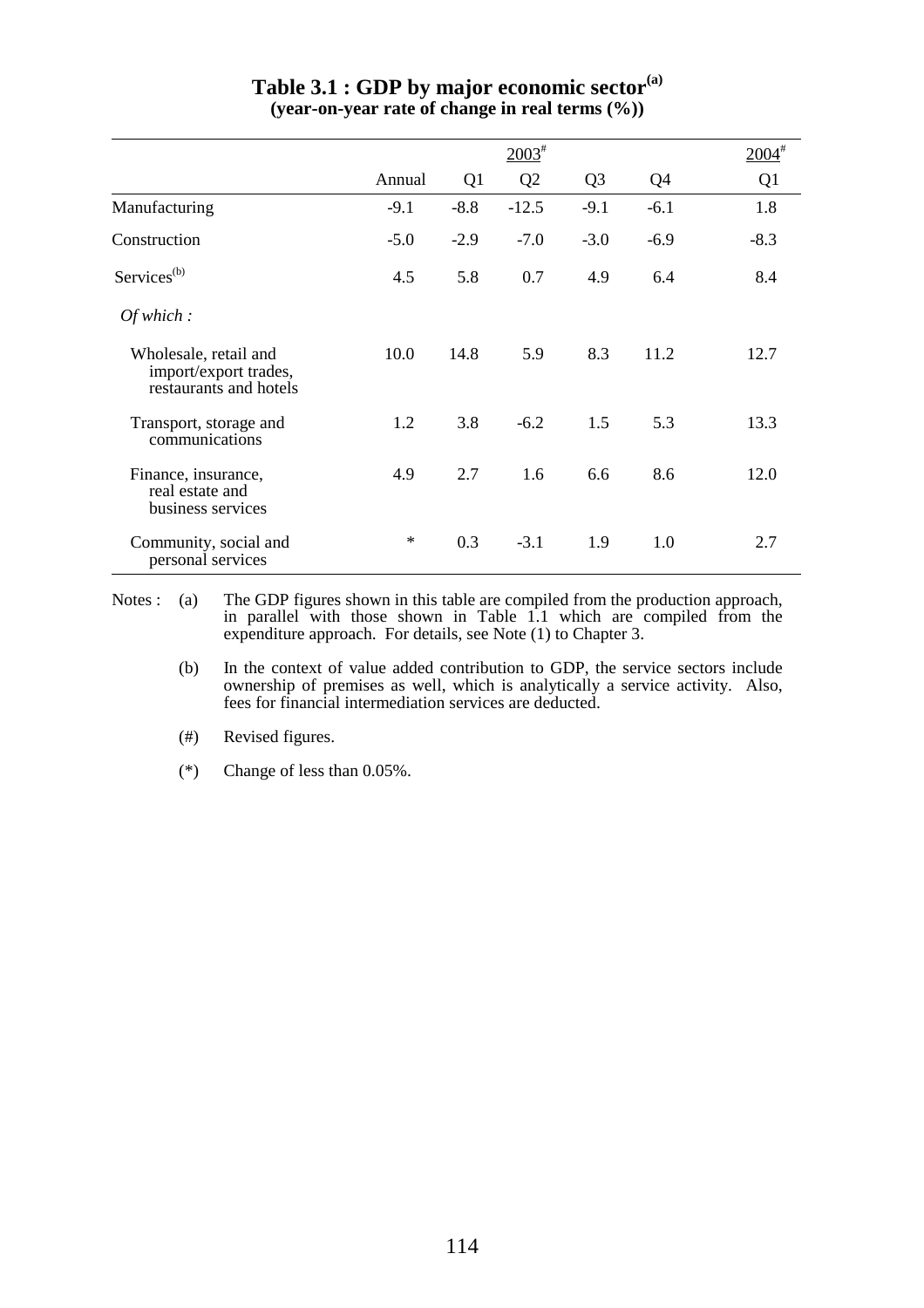## Table 3.1 : GDP by major economic sector[(a)]

**(year-on-year rate of change in real terms (%))**

| | 2003[#] | | | | | 2004[#] |
|---|---|---|---|---|---|---|
| | Annual | Q1 | Q2 | Q3 | Q4 | Q1 |
| Manufacturing | -9.1 | -8.8 | -12.5 | -9.1 | -6.1 | 1.8 |
| Construction | -5.0 | -2.9 | -7.0 | -3.0 | -6.9 | -8.3 |
| Services[(b)] | 4.5 | 5.8 | 0.7 | 4.9 | 6.4 | 8.4 |
| *Of which :* | | | | | | |
| Wholesale, retail and import/export trades, restaurants and hotels | 10.0 | 14.8 | 5.9 | 8.3 | 11.2 | 12.7 |
| Transport, storage and communications | 1.2 | 3.8 | -6.2 | 1.5 | 5.3 | 13.3 |
| Finance, insurance, real estate and business services | 4.9 | 2.7 | 1.6 | 6.6 | 8.6 | 12.0 |
| Community, social and personal services | * | 0.3 | -3.1 | 1.9 | 1.0 | 2.7 |

Notes : (a) The GDP figures shown in this table are compiled from the production approach, in parallel with those shown in Table 1.1 which are compiled from the expenditure approach. For details, see Note (1) to Chapter 3.

(b) In the context of value added contribution to GDP, the service sectors include ownership of premises as well, which is analytically a service activity. Also, fees for financial intermediation services are deducted.

(#) Revised figures.

(*) Change of less than 0.05%.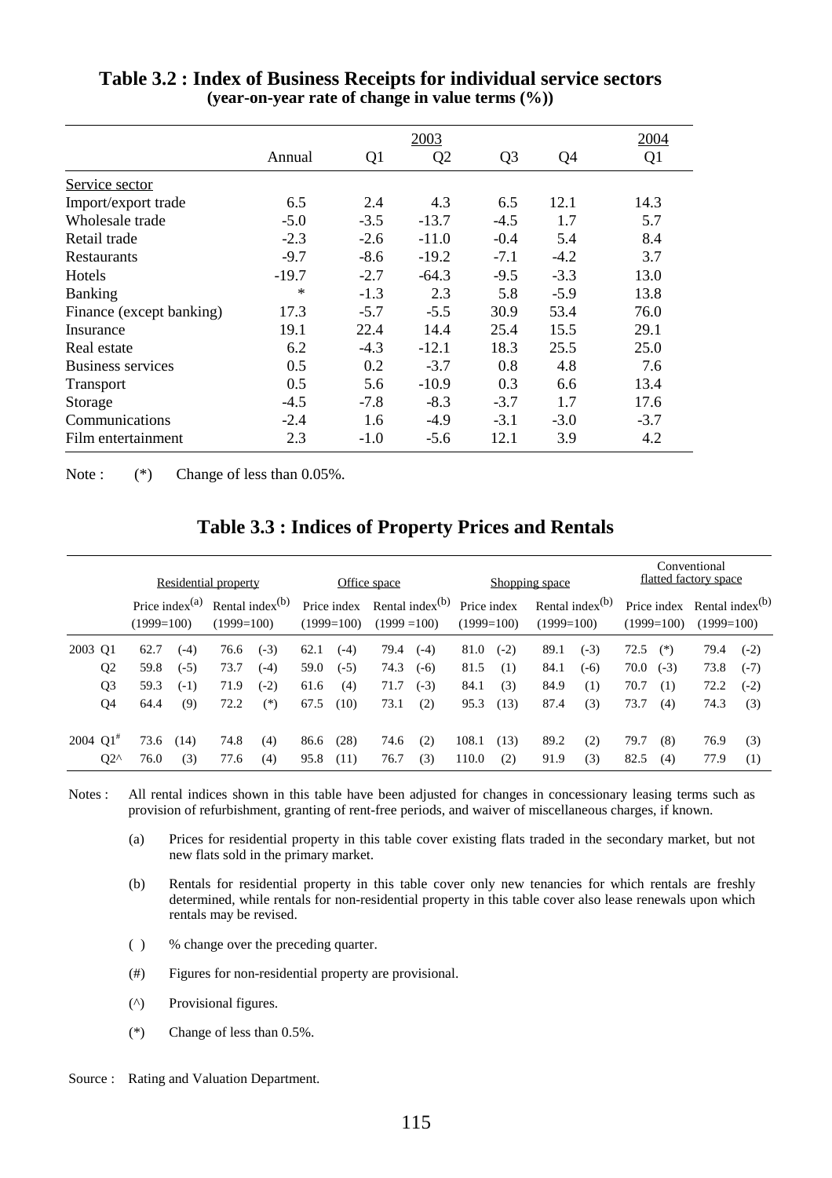## Table 3.2 : Index of Business Receipts for individual service sectors

**(year-on-year rate of change in value terms (%))**

| | 2003 | | | | | 2004 |
|---|---|---|---|---|---|---|
| | Annual | Q1 | Q2 | Q3 | Q4 | Q1 |
| Service sector | | | | | | |
| Import/export trade | 6.5 | 2.4 | 4.3 | 6.5 | 12.1 | 14.3 |
| Wholesale trade | -5.0 | -3.5 | -13.7 | -4.5 | 1.7 | 5.7 |
| Retail trade | -2.3 | -2.6 | -11.0 | -0.4 | 5.4 | 8.4 |
| Restaurants | -9.7 | -8.6 | -19.2 | -7.1 | -4.2 | 3.7 |
| Hotels | -19.7 | -2.7 | -64.3 | -9.5 | -3.3 | 13.0 |
| Banking | * | -1.3 | 2.3 | 5.8 | -5.9 | 13.8 |
| Finance (except banking) | 17.3 | -5.7 | -5.5 | 30.9 | 53.4 | 76.0 |
| Insurance | 19.1 | 22.4 | 14.4 | 25.4 | 15.5 | 29.1 |
| Real estate | 6.2 | -4.3 | -12.1 | 18.3 | 25.5 | 25.0 |
| Business services | 0.5 | 0.2 | -3.7 | 0.8 | 4.8 | 7.6 |
| Transport | 0.5 | 5.6 | -10.9 | 0.3 | 6.6 | 13.4 |
| Storage | -4.5 | -7.8 | -8.3 | -3.7 | 1.7 | 17.6 |
| Communications | -2.4 | 1.6 | -4.9 | -3.1 | -3.0 | -3.7 |
| Film entertainment | 2.3 | -1.0 | -5.6 | 12.1 | 3.9 | 4.2 |

Note : (*) Change of less than 0.05%.

## Table 3.3 : Indices of Property Prices and Rentals

| | Residential property | | | | Office space | | | | Shopping space | | | | Conventional flatted factory space | | | |
|---|---|---|---|---|---|---|---|---|---|---|---|---|---|---|---|---|
| | Price index[(a)] (1999=100) | | Rental index[(b)] (1999=100) | | Price index (1999=100) | | Rental index[(b)] (1999 =100) | | Price index (1999=100) | | Rental index[(b)] (1999=100) | | Price index (1999=100) | | Rental index[(b)] (1999=100) | |
| 2003 Q1 | 62.7 | (-4) | 76.6 | (-3) | 62.1 | (-4) | 79.4 | (-4) | 81.0 | (-2) | 89.1 | (-3) | 72.5 | (*) | 79.4 | (-2) |
| Q2 | 59.8 | (-5) | 73.7 | (-4) | 59.0 | (-5) | 74.3 | (-6) | 81.5 | (1) | 84.1 | (-6) | 70.0 | (-3) | 73.8 | (-7) |
| Q3 | 59.3 | (-1) | 71.9 | (-2) | 61.6 | (4) | 71.7 | (-3) | 84.1 | (3) | 84.9 | (1) | 70.7 | (1) | 72.2 | (-2) |
| Q4 | 64.4 | (9) | 72.2 | (*) | 67.5 | (10) | 73.1 | (2) | 95.3 | (13) | 87.4 | (3) | 73.7 | (4) | 74.3 | (3) |
| 2004 Q1# | 73.6 | (14) | 74.8 | (4) | 86.6 | (28) | 74.6 | (2) | 108.1 | (13) | 89.2 | (2) | 79.7 | (8) | 76.9 | (3) |
| Q2^ | 76.0 | (3) | 77.6 | (4) | 95.8 | (11) | 76.7 | (3) | 110.0 | (2) | 91.9 | (3) | 82.5 | (4) | 77.9 | (1) |

Notes : All rental indices shown in this table have been adjusted for changes in concessionary leasing terms such as provision of refurbishment, granting of rent-free periods, and waiver of miscellaneous charges, if known.

(a) Prices for residential property in this table cover existing flats traded in the secondary market, but not new flats sold in the primary market.

(b) Rentals for residential property in this table cover only new tenancies for which rentals are freshly determined, while rentals for non-residential property in this table cover also lease renewals upon which rentals may be revised.

( ) % change over the preceding quarter.

(#) Figures for non-residential property are provisional.

(^) Provisional figures.

(*) Change of less than 0.5%.

Source : Rating and Valuation Department.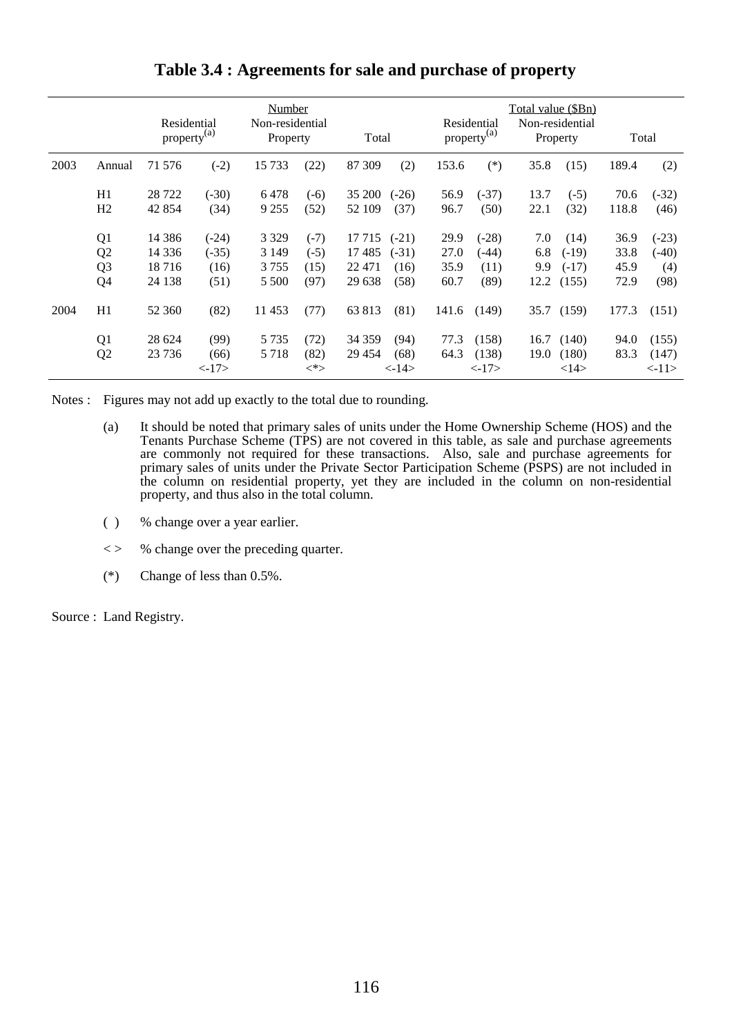# Table 3.4 : Agreements for sale and purchase of property

| | | Number | | | | | | Total value ($Bn) | | | | | |
|---|---|---|---|---|---|---|---|---|---|---|---|---|---|
| | | Residential property[(a)] | | Non-residential Property | | Total | | Residential property[(a)] | | Non-residential Property | | Total | |
| 2003 | Annual | 71 576 | (-2) | 15 733 | (22) | 87 309 | (2) | 153.6 | (*) | 35.8 | (15) | 189.4 | (2) |
| | H1 | 28 722 | (-30) | 6 478 | (-6) | 35 200 | (-26) | 56.9 | (-37) | 13.7 | (-5) | 70.6 | (-32) |
| | H2 | 42 854 | (34) | 9 255 | (52) | 52 109 | (37) | 96.7 | (50) | 22.1 | (32) | 118.8 | (46) |
| | Q1 | 14 386 | (-24) | 3 329 | (-7) | 17 715 | (-21) | 29.9 | (-28) | 7.0 | (14) | 36.9 | (-23) |
| | Q2 | 14 336 | (-35) | 3 149 | (-5) | 17 485 | (-31) | 27.0 | (-44) | 6.8 | (-19) | 33.8 | (-40) |
| | Q3 | 18 716 | (16) | 3 755 | (15) | 22 471 | (16) | 35.9 | (11) | 9.9 | (-17) | 45.9 | (4) |
| | Q4 | 24 138 | (51) | 5 500 | (97) | 29 638 | (58) | 60.7 | (89) | 12.2 | (155) | 72.9 | (98) |
| 2004 | H1 | 52 360 | (82) | 11 453 | (77) | 63 813 | (81) | 141.6 | (149) | 35.7 | (159) | 177.3 | (151) |
| | Q1 | 28 624 | (99) | 5 735 | (72) | 34 359 | (94) | 77.3 | (158) | 16.7 | (140) | 94.0 | (155) |
| | Q2 | 23 736 | (66) <-17> | 5 718 | (82) <*> | 29 454 | (68) <-14> | 64.3 | (138) <-17> | 19.0 | (180) <14> | 83.3 | (147) <-11> |

Notes : Figures may not add up exactly to the total due to rounding.

(a) It should be noted that primary sales of units under the Home Ownership Scheme (HOS) and the Tenants Purchase Scheme (TPS) are not covered in this table, as sale and purchase agreements are commonly not required for these transactions. Also, sale and purchase agreements for primary sales of units under the Private Sector Participation Scheme (PSPS) are not included in the column on residential property, yet they are included in the column on non-residential property, and thus also in the total column.

( ) % change over a year earlier.

< > % change over the preceding quarter.

(*) Change of less than 0.5%.

Source : Land Registry.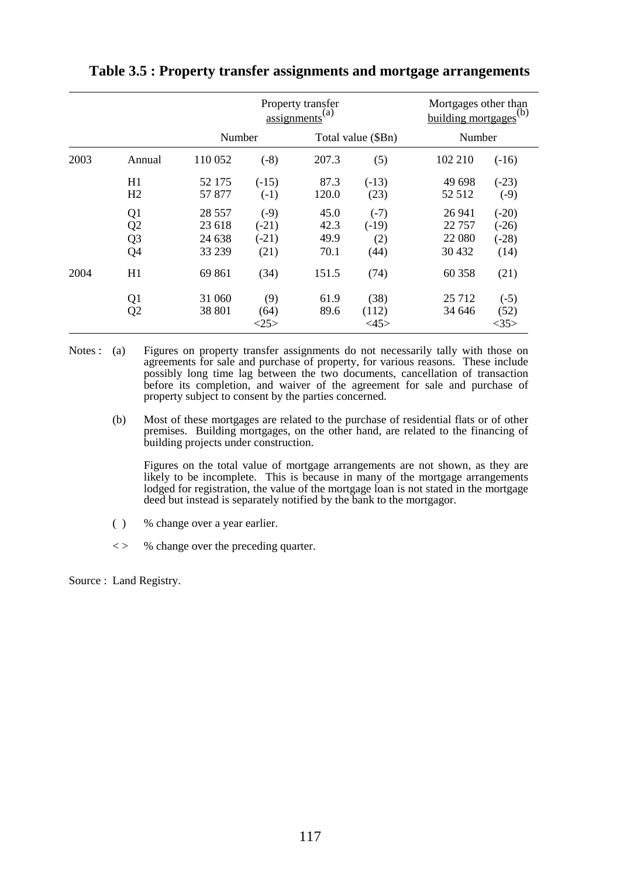## Table 3.5 : Property transfer assignments and mortgage arrangements

| | | Property transfer assignments[(a)] | | | | Mortgages other than building mortgages[(b)] | |
|---|---|---|---|---|---|---|---|
| | | Number | | Total value ($Bn) | | Number | |
| 2003 | Annual | 110 052 | (-8) | 207.3 | (5) | 102 210 | (-16) |
| | H1 | 52 175 | (-15) | 87.3 | (-13) | 49 698 | (-23) |
| | H2 | 57 877 | (-1) | 120.0 | (23) | 52 512 | (-9) |
| | Q1 | 28 557 | (-9) | 45.0 | (-7) | 26 941 | (-20) |
| | Q2 | 23 618 | (-21) | 42.3 | (-19) | 22 757 | (-26) |
| | Q3 | 24 638 | (-21) | 49.9 | (2) | 22 080 | (-28) |
| | Q4 | 33 239 | (21) | 70.1 | (44) | 30 432 | (14) |
| 2004 | H1 | 69 861 | (34) | 151.5 | (74) | 60 358 | (21) |
| | Q1 | 31 060 | (9) | 61.9 | (38) | 25 712 | (-5) |
| | Q2 | 38 801 | (64) <25> | 89.6 | (112) <45> | 34 646 | (52) <35> |

Notes : (a) Figures on property transfer assignments do not necessarily tally with those on agreements for sale and purchase of property, for various reasons. These include possibly long time lag between the two documents, cancellation of transaction before its completion, and waiver of the agreement for sale and purchase of property subject to consent by the parties concerned.

(b) Most of these mortgages are related to the purchase of residential flats or of other premises. Building mortgages, on the other hand, are related to the financing of building projects under construction.

Figures on the total value of mortgage arrangements are not shown, as they are likely to be incomplete. This is because in many of the mortgage arrangements lodged for registration, the value of the mortgage loan is not stated in the mortgage deed but instead is separately notified by the bank to the mortgagor.

( ) % change over a year earlier.

< > % change over the preceding quarter.

Source : Land Registry.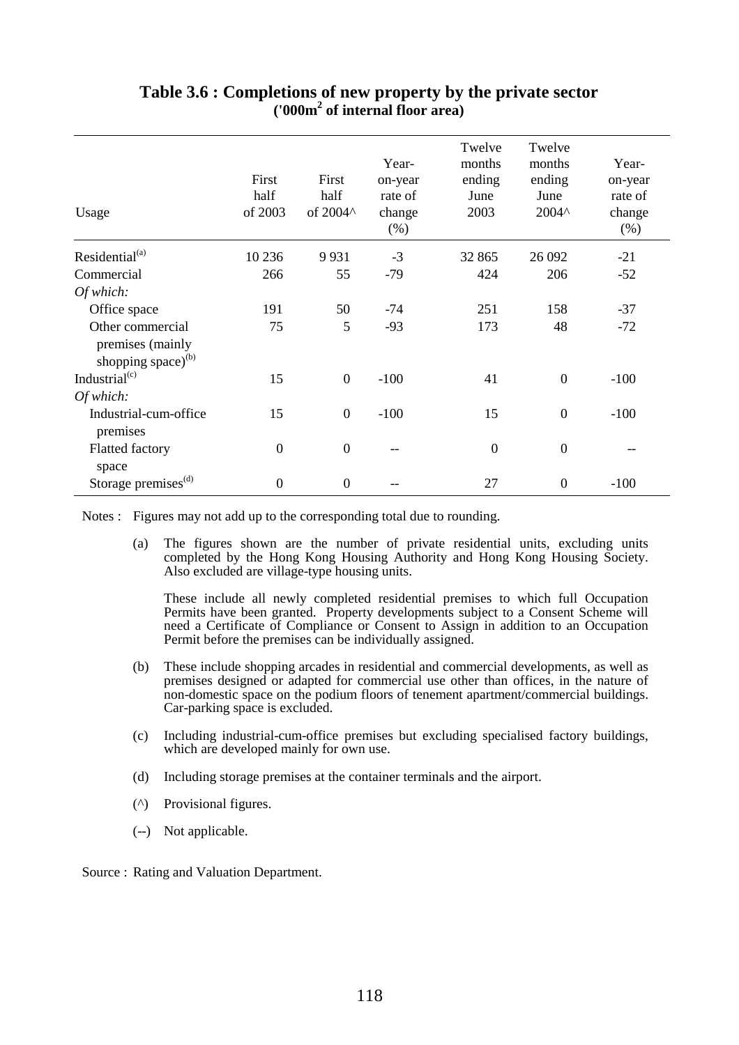# Table 3.6 : Completions of new property by the private sector

**('000m² of internal floor area)**

| Usage | First half of 2003 | First half of 2004^ | Year-on-year rate of change (%) | Twelve months ending June 2003 | Twelve months ending June 2004^ | Year-on-year rate of change (%) |
|---|---|---|---|---|---|---|
| Residential[(a)] | 10 236 | 9 931 | -3 | 32 865 | 26 092 | -21 |
| Commercial | 266 | 55 | -79 | 424 | 206 | -52 |
| *Of which:* | | | | | | |
| Office space | 191 | 50 | -74 | 251 | 158 | -37 |
| Other commercial premises (mainly shopping space)[(b)] | 75 | 5 | -93 | 173 | 48 | -72 |
| Industrial[(c)] | 15 | 0 | -100 | 41 | 0 | -100 |
| *Of which:* | | | | | | |
| Industrial-cum-office premises | 15 | 0 | -100 | 15 | 0 | -100 |
| Flatted factory space | 0 | 0 | -- | 0 | 0 | -- |
| Storage premises[(d)] | 0 | 0 | -- | 27 | 0 | -100 |

Notes : Figures may not add up to the corresponding total due to rounding.

(a) The figures shown are the number of private residential units, excluding units completed by the Hong Kong Housing Authority and Hong Kong Housing Society. Also excluded are village-type housing units.

These include all newly completed residential premises to which full Occupation Permits have been granted. Property developments subject to a Consent Scheme will need a Certificate of Compliance or Consent to Assign in addition to an Occupation Permit before the premises can be individually assigned.

(b) These include shopping arcades in residential and commercial developments, as well as premises designed or adapted for commercial use other than offices, in the nature of non-domestic space on the podium floors of tenement apartment/commercial buildings. Car-parking space is excluded.

(c) Including industrial-cum-office premises but excluding specialised factory buildings, which are developed mainly for own use.

(d) Including storage premises at the container terminals and the airport.

(^) Provisional figures.

(--) Not applicable.

Source : Rating and Valuation Department.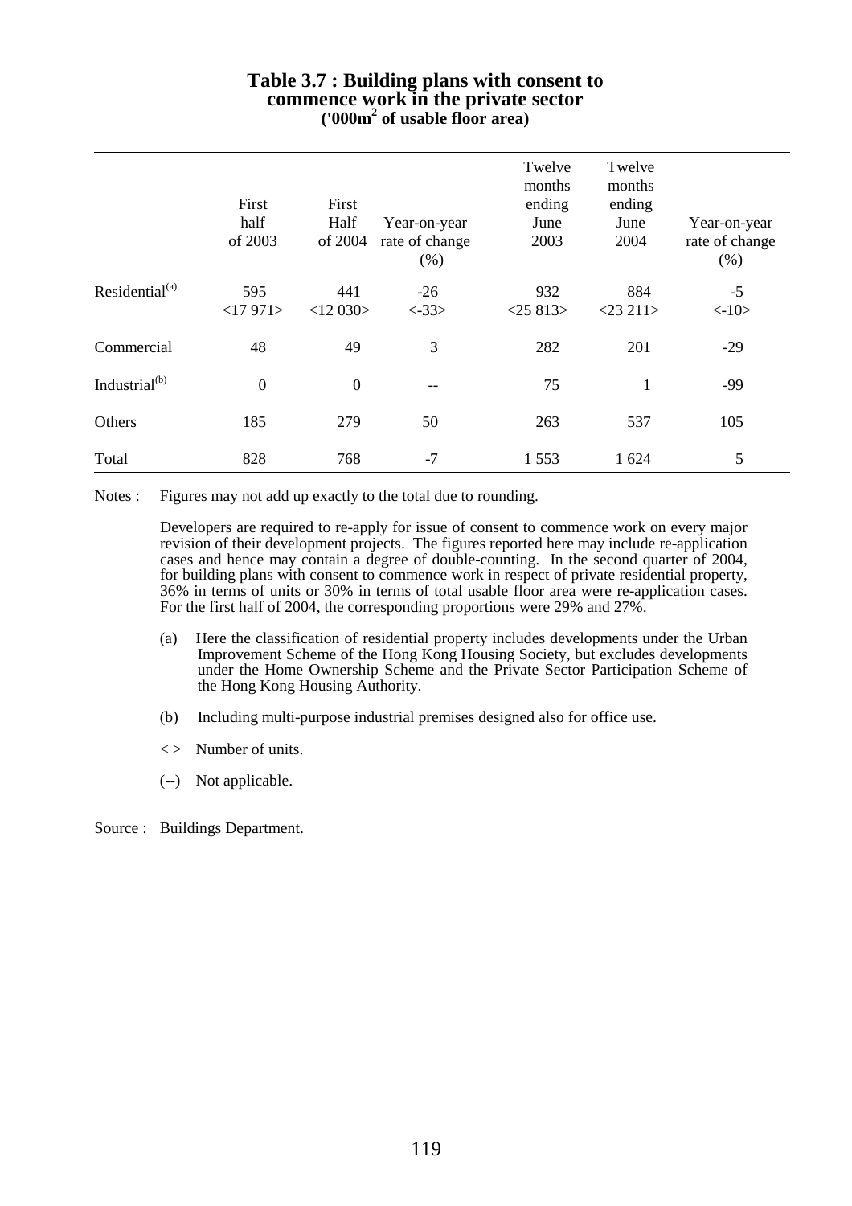# Table 3.7 : Building plans with consent to commence work in the private sector
### ('000m$^2$ of usable floor area)

| | First half of 2003 | First Half of 2004 | Year-on-year rate of change (%) | Twelve months ending June 2003 | Twelve months ending June 2004 | Year-on-year rate of change (%) |
|---|---|---|---|---|---|---|
| Residential[(a)] | 595 <17 971> | 441 <12 030> | -26 <-33> | 932 <25 813> | 884 <23 211> | -5 <-10> |
| Commercial | 48 | 49 | 3 | 282 | 201 | -29 |
| Industrial[(b)] | 0 | 0 | -- | 75 | 1 | -99 |
| Others | 185 | 279 | 50 | 263 | 537 | 105 |
| Total | 828 | 768 | -7 | 1 553 | 1 624 | 5 |

Notes : Figures may not add up exactly to the total due to rounding.

Developers are required to re-apply for issue of consent to commence work on every major revision of their development projects. The figures reported here may include re-application cases and hence may contain a degree of double-counting. In the second quarter of 2004, for building plans with consent to commence work in respect of private residential property, 36% in terms of units or 30% in terms of total usable floor area were re-application cases. For the first half of 2004, the corresponding proportions were 29% and 27%.

(a) Here the classification of residential property includes developments under the Urban Improvement Scheme of the Hong Kong Housing Society, but excludes developments under the Home Ownership Scheme and the Private Sector Participation Scheme of the Hong Kong Housing Authority.

(b) Including multi-purpose industrial premises designed also for office use.

< > Number of units.

(--) Not applicable.

Source : Buildings Department.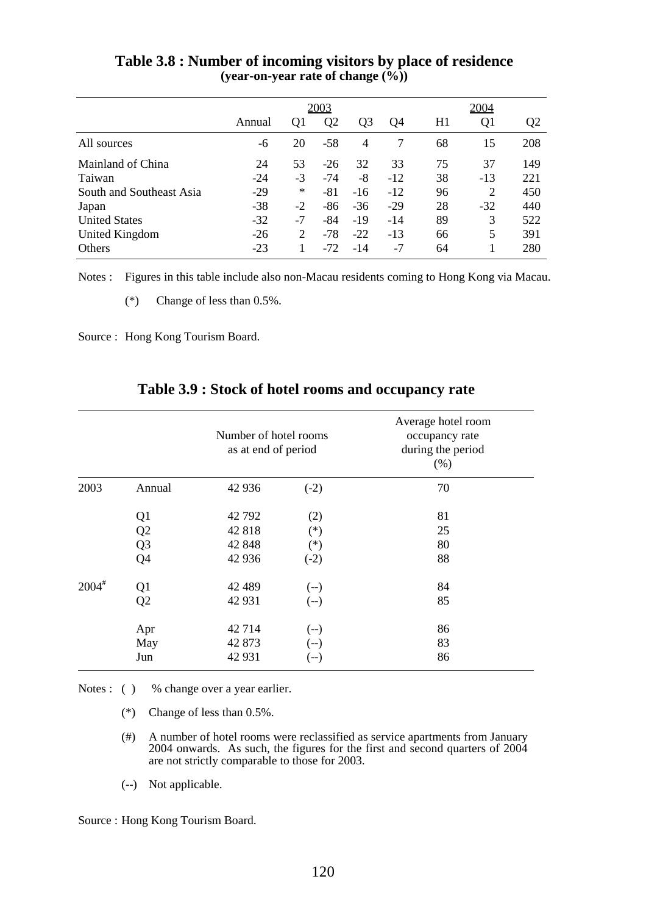## Table 3.8 : Number of incoming visitors by place of residence

**(year-on-year rate of change (%))**

| | 2003 | | | | | 2004 | | |
|---|---|---|---|---|---|---|---|---|
| | Annual | Q1 | Q2 | Q3 | Q4 | H1 | Q1 | Q2 |
| All sources | -6 | 20 | -58 | 4 | 7 | 68 | 15 | 208 |
| Mainland of China | 24 | 53 | -26 | 32 | 33 | 75 | 37 | 149 |
| Taiwan | -24 | -3 | -74 | -8 | -12 | 38 | -13 | 221 |
| South and Southeast Asia | -29 | * | -81 | -16 | -12 | 96 | 2 | 450 |
| Japan | -38 | -2 | -86 | -36 | -29 | 28 | -32 | 440 |
| United States | -32 | -7 | -84 | -19 | -14 | 89 | 3 | 522 |
| United Kingdom | -26 | 2 | -78 | -22 | -13 | 66 | 5 | 391 |
| Others | -23 | 1 | -72 | -14 | -7 | 64 | 1 | 280 |

Notes : Figures in this table include also non-Macau residents coming to Hong Kong via Macau.

(*) Change of less than 0.5%.

Source : Hong Kong Tourism Board.

## Table 3.9 : Stock of hotel rooms and occupancy rate

| | | Number of hotel rooms as at end of period | | Average hotel room occupancy rate during the period (%) |
|---|---|---|---|---|
| 2003 | Annual | 42 936 | (-2) | 70 |
| | Q1 | 42 792 | (2) | 81 |
| | Q2 | 42 818 | (*) | 25 |
| | Q3 | 42 848 | (*) | 80 |
| | Q4 | 42 936 | (-2) | 88 |
| 2004# | Q1 | 42 489 | (--) | 84 |
| | Q2 | 42 931 | (--) | 85 |
| | Apr | 42 714 | (--) | 86 |
| | May | 42 873 | (--) | 83 |
| | Jun | 42 931 | (--) | 86 |

Notes : ( ) % change over a year earlier.

(*) Change of less than 0.5%.

(#) A number of hotel rooms were reclassified as service apartments from January 2004 onwards. As such, the figures for the first and second quarters of 2004 are not strictly comparable to those for 2003.

(--) Not applicable.

Source : Hong Kong Tourism Board.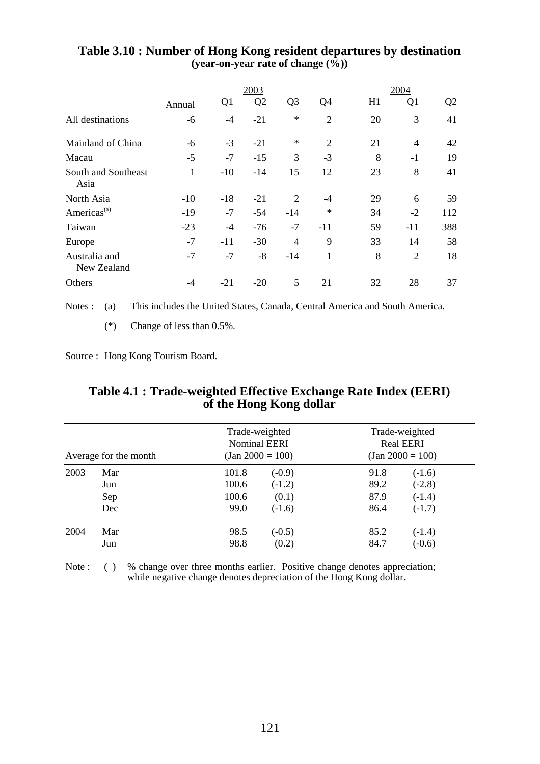## Table 3.10 : Number of Hong Kong resident departures by destination
**(year-on-year rate of change (%))**

| | 2003 | | | | | 2004 | | |
|---|---|---|---|---|---|---|---|---|
| | Annual | Q1 | Q2 | Q3 | Q4 | H1 | Q1 | Q2 |
| All destinations | -6 | -4 | -21 | * | 2 | 20 | 3 | 41 |
| Mainland of China | -6 | -3 | -21 | * | 2 | 21 | 4 | 42 |
| Macau | -5 | -7 | -15 | 3 | -3 | 8 | -1 | 19 |
| South and Southeast Asia | 1 | -10 | -14 | 15 | 12 | 23 | 8 | 41 |
| North Asia | -10 | -18 | -21 | 2 | -4 | 29 | 6 | 59 |
| Americas[(a)] | -19 | -7 | -54 | -14 | * | 34 | -2 | 112 |
| Taiwan | -23 | -4 | -76 | -7 | -11 | 59 | -11 | 388 |
| Europe | -7 | -11 | -30 | 4 | 9 | 33 | 14 | 58 |
| Australia and New Zealand | -7 | -7 | -8 | -14 | 1 | 8 | 2 | 18 |
| Others | -4 | -21 | -20 | 5 | 21 | 32 | 28 | 37 |

Notes : (a) This includes the United States, Canada, Central America and South America.

(*) Change of less than 0.5%.

Source : Hong Kong Tourism Board.

## Table 4.1 : Trade-weighted Effective Exchange Rate Index (EERI) of the Hong Kong dollar

| Average for the month | | Trade-weighted Nominal EERI (Jan 2000 = 100) | | Trade-weighted Real EERI (Jan 2000 = 100) | |
|---|---|---|---|---|---|
| 2003 | Mar | 101.8 | (-0.9) | 91.8 | (-1.6) |
| | Jun | 100.6 | (-1.2) | 89.2 | (-2.8) |
| | Sep | 100.6 | (0.1) | 87.9 | (-1.4) |
| | Dec | 99.0 | (-1.6) | 86.4 | (-1.7) |
| 2004 | Mar | 98.5 | (-0.5) | 85.2 | (-1.4) |
| | Jun | 98.8 | (0.2) | 84.7 | (-0.6) |

Note : ( ) % change over three months earlier. Positive change denotes appreciation; while negative change denotes depreciation of the Hong Kong dollar.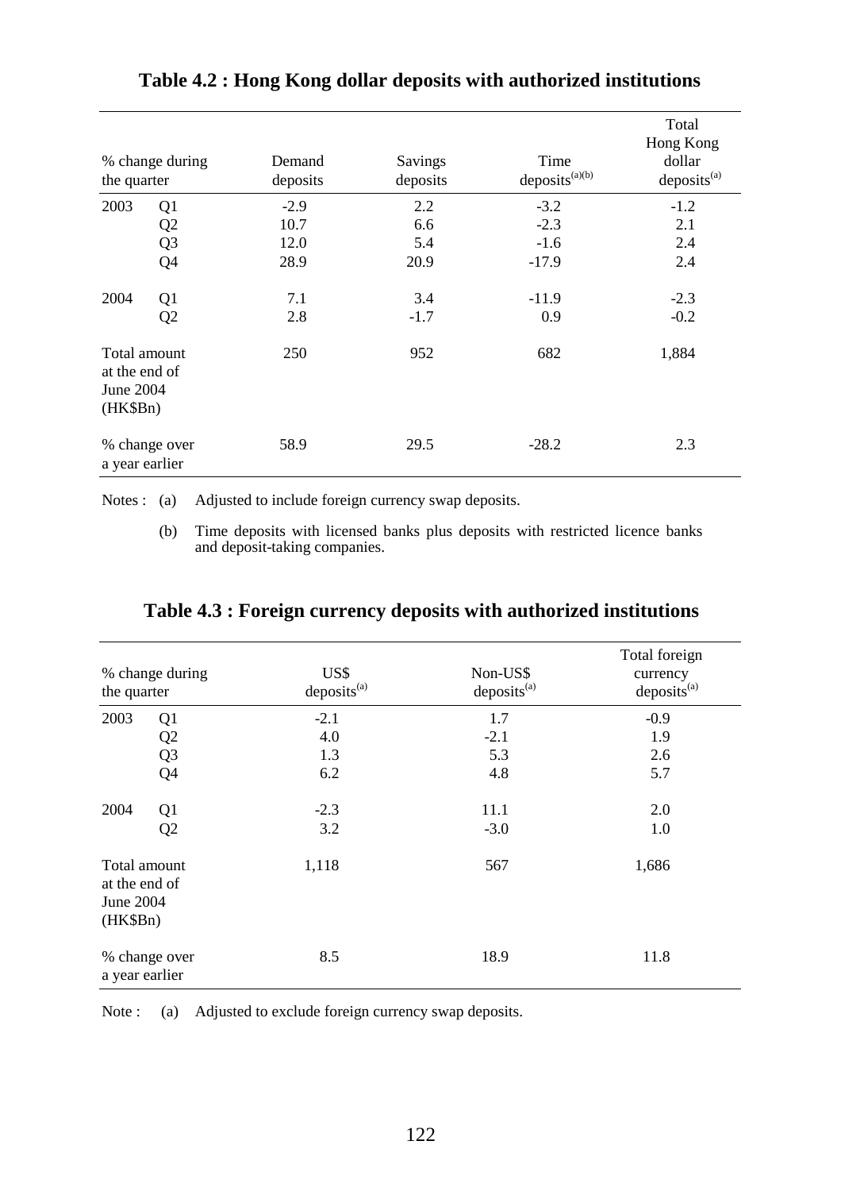## Table 4.2 : Hong Kong dollar deposits with authorized institutions

| % change during the quarter | | Demand deposits | Savings deposits | Time deposits[(a)(b)] | Total Hong Kong dollar deposits[(a)] |
|---|---|---|---|---|---|
| 2003 | Q1 | -2.9 | 2.2 | -3.2 | -1.2 |
| | Q2 | 10.7 | 6.6 | -2.3 | 2.1 |
| | Q3 | 12.0 | 5.4 | -1.6 | 2.4 |
| | Q4 | 28.9 | 20.9 | -17.9 | 2.4 |
| 2004 | Q1 | 7.1 | 3.4 | -11.9 | -2.3 |
| | Q2 | 2.8 | -1.7 | 0.9 | -0.2 |
| Total amount at the end of June 2004 (HK$Bn) | | 250 | 952 | 682 | 1,884 |
| % change over a year earlier | | 58.9 | 29.5 | -28.2 | 2.3 |

Notes : (a) Adjusted to include foreign currency swap deposits.

(b) Time deposits with licensed banks plus deposits with restricted licence banks and deposit-taking companies.

## Table 4.3 : Foreign currency deposits with authorized institutions

| % change during the quarter | | US$ deposits[(a)] | Non-US$ deposits[(a)] | Total foreign currency deposits[(a)] |
|---|---|---|---|---|
| 2003 | Q1 | -2.1 | 1.7 | -0.9 |
| | Q2 | 4.0 | -2.1 | 1.9 |
| | Q3 | 1.3 | 5.3 | 2.6 |
| | Q4 | 6.2 | 4.8 | 5.7 |
| 2004 | Q1 | -2.3 | 11.1 | 2.0 |
| | Q2 | 3.2 | -3.0 | 1.0 |
| Total amount at the end of June 2004 (HK$Bn) | | 1,118 | 567 | 1,686 |
| % change over a year earlier | | 8.5 | 18.9 | 11.8 |

Note : (a) Adjusted to exclude foreign currency swap deposits.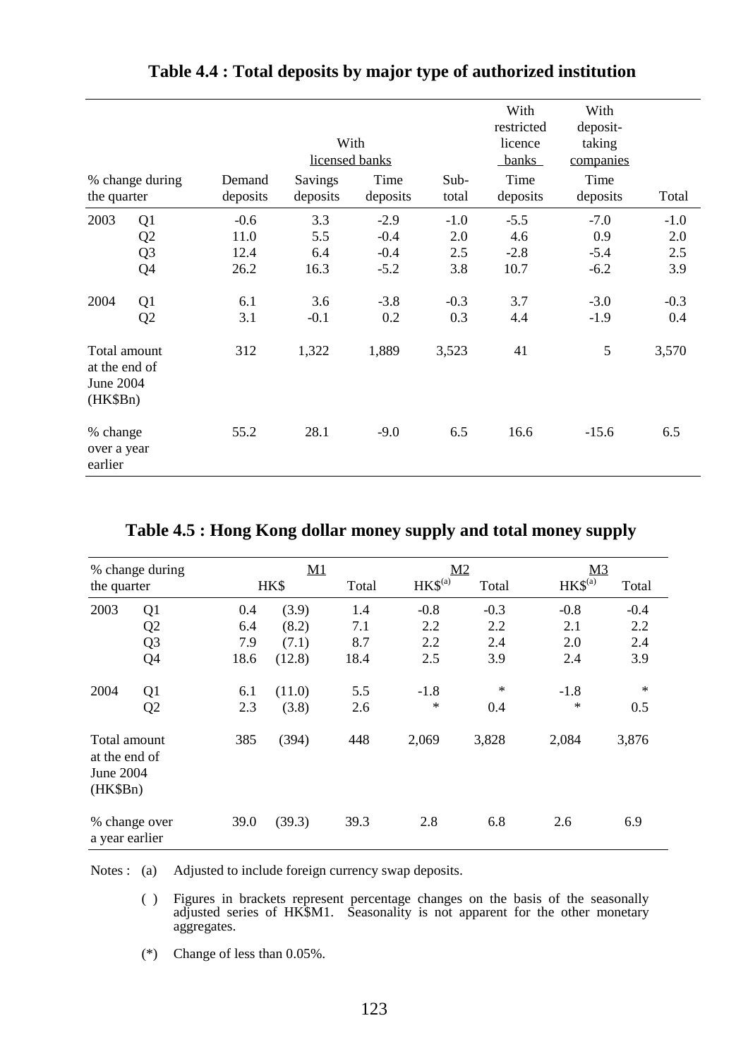## Table 4.4 : Total deposits by major type of authorized institution

| % change during the quarter | | With licensed banks | | | | With restricted licence banks | With deposit-taking companies | |
|---|---|---|---|---|---|---|---|---|
| | | Demand deposits | Savings deposits | Time deposits | Sub-total | Time deposits | Time deposits | Total |
| 2003 | Q1 | -0.6 | 3.3 | -2.9 | -1.0 | -5.5 | -7.0 | -1.0 |
| | Q2 | 11.0 | 5.5 | -0.4 | 2.0 | 4.6 | 0.9 | 2.0 |
| | Q3 | 12.4 | 6.4 | -0.4 | 2.5 | -2.8 | -5.4 | 2.5 |
| | Q4 | 26.2 | 16.3 | -5.2 | 3.8 | 10.7 | -6.2 | 3.9 |
| 2004 | Q1 | 6.1 | 3.6 | -3.8 | -0.3 | 3.7 | -3.0 | -0.3 |
| | Q2 | 3.1 | -0.1 | 0.2 | 0.3 | 4.4 | -1.9 | 0.4 |
| Total amount at the end of June 2004 (HK$Bn) | | 312 | 1,322 | 1,889 | 3,523 | 41 | 5 | 3,570 |
| % change over a year earlier | | 55.2 | 28.1 | -9.0 | 6.5 | 16.6 | -15.6 | 6.5 |

## Table 4.5 : Hong Kong dollar money supply and total money supply

| % change during the quarter | | M1 | | | M2 | | M3 | |
|---|---|---|---|---|---|---|---|---|
| | | HK$ | | Total | HK$[(a)] | Total | HK$[(a)] | Total |
| 2003 | Q1 | 0.4 | (3.9) | 1.4 | -0.8 | -0.3 | -0.8 | -0.4 |
| | Q2 | 6.4 | (8.2) | 7.1 | 2.2 | 2.2 | 2.1 | 2.2 |
| | Q3 | 7.9 | (7.1) | 8.7 | 2.2 | 2.4 | 2.0 | 2.4 |
| | Q4 | 18.6 | (12.8) | 18.4 | 2.5 | 3.9 | 2.4 | 3.9 |
| 2004 | Q1 | 6.1 | (11.0) | 5.5 | -1.8 | * | -1.8 | * |
| | Q2 | 2.3 | (3.8) | 2.6 | * | 0.4 | * | 0.5 |
| Total amount at the end of June 2004 (HK$Bn) | | 385 | (394) | 448 | 2,069 | 3,828 | 2,084 | 3,876 |
| % change over a year earlier | | 39.0 | (39.3) | 39.3 | 2.8 | 6.8 | 2.6 | 6.9 |

Notes : (a) Adjusted to include foreign currency swap deposits.

( ) Figures in brackets represent percentage changes on the basis of the seasonally adjusted series of HK$M1. Seasonality is not apparent for the other monetary aggregates.

(*) Change of less than 0.05%.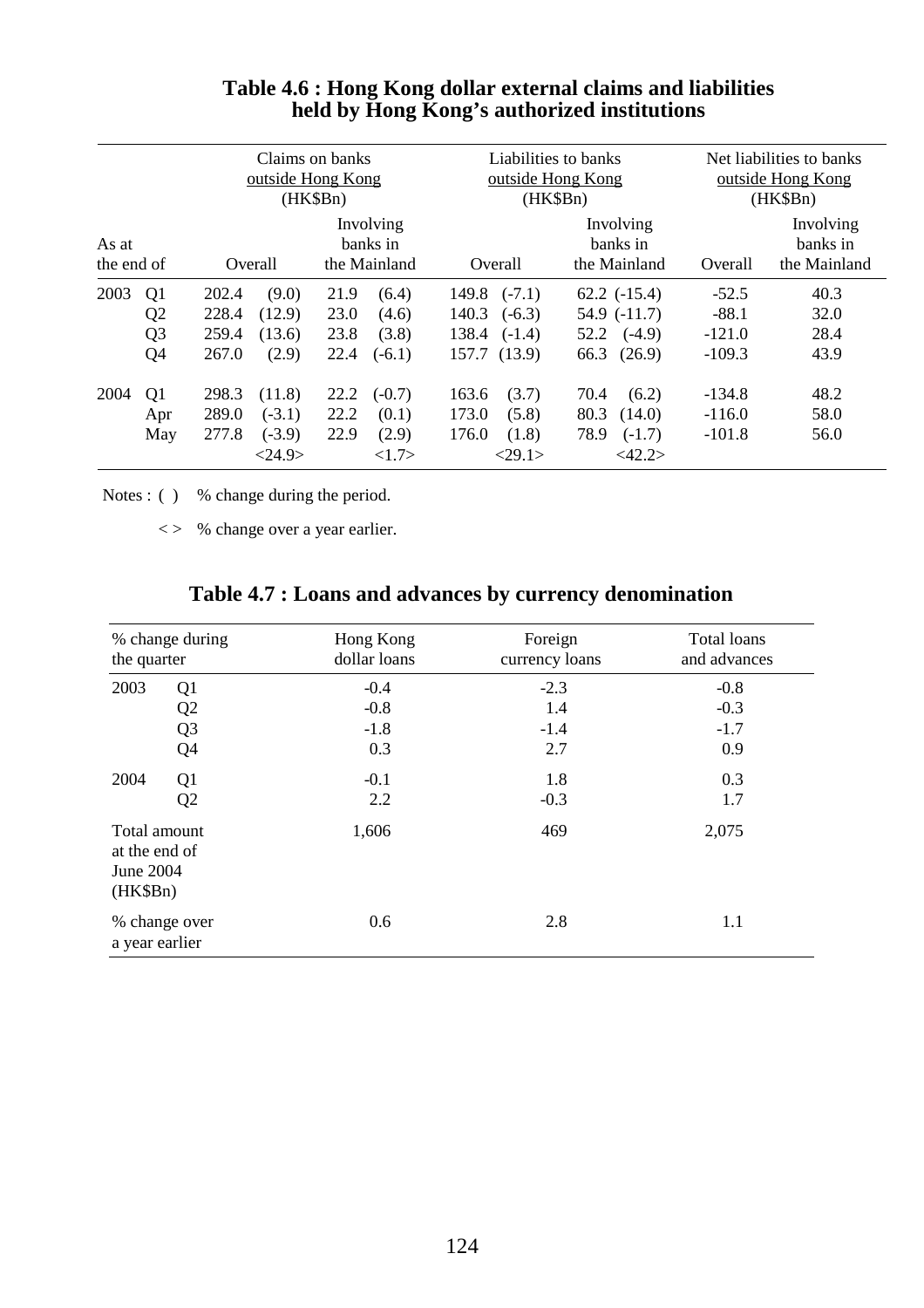## Table 4.6 : Hong Kong dollar external claims and liabilities held by Hong Kong's authorized institutions

| As at the end of | | Claims on banks outside Hong Kong (HK$Bn) | | | | Liabilities to banks outside Hong Kong (HK$Bn) | | | | Net liabilities to banks outside Hong Kong (HK$Bn) | |
|---|---|---|---|---|---|---|---|---|---|---|---|
| | | Overall | | Involving banks in the Mainland | | Overall | | Involving banks in the Mainland | | Overall | Involving banks in the Mainland |
| 2003 | Q1 | 202.4 | (9.0) | 21.9 | (6.4) | 149.8 | (-7.1) | 62.2 | (-15.4) | -52.5 | 40.3 |
| | Q2 | 228.4 | (12.9) | 23.0 | (4.6) | 140.3 | (-6.3) | 54.9 | (-11.7) | -88.1 | 32.0 |
| | Q3 | 259.4 | (13.6) | 23.8 | (3.8) | 138.4 | (-1.4) | 52.2 | (-4.9) | -121.0 | 28.4 |
| | Q4 | 267.0 | (2.9) | 22.4 | (-6.1) | 157.7 | (13.9) | 66.3 | (26.9) | -109.3 | 43.9 |
| 2004 | Q1 | 298.3 | (11.8) | 22.2 | (-0.7) | 163.6 | (3.7) | 70.4 | (6.2) | -134.8 | 48.2 |
| | Apr | 289.0 | (-3.1) | 22.2 | (0.1) | 173.0 | (5.8) | 80.3 | (14.0) | -116.0 | 58.0 |
| | May | 277.8 | (-3.9) | 22.9 | (2.9) | 176.0 | (1.8) | 78.9 | (-1.7) | -101.8 | 56.0 |
| | | | <24.9> | | <1.7> | | <29.1> | | <42.2> | | |

Notes : ( ) % change during the period.

< > % change over a year earlier.

## Table 4.7 : Loans and advances by currency denomination

| % change during the quarter | | Hong Kong dollar loans | Foreign currency loans | Total loans and advances |
|---|---|---|---|---|
| 2003 | Q1 | -0.4 | -2.3 | -0.8 |
| | Q2 | -0.8 | 1.4 | -0.3 |
| | Q3 | -1.8 | -1.4 | -1.7 |
| | Q4 | 0.3 | 2.7 | 0.9 |
| 2004 | Q1 | -0.1 | 1.8 | 0.3 |
| | Q2 | 2.2 | -0.3 | 1.7 |
| Total amount at the end of June 2004 (HK$Bn) | | 1,606 | 469 | 2,075 |
| % change over a year earlier | | 0.6 | 2.8 | 1.1 |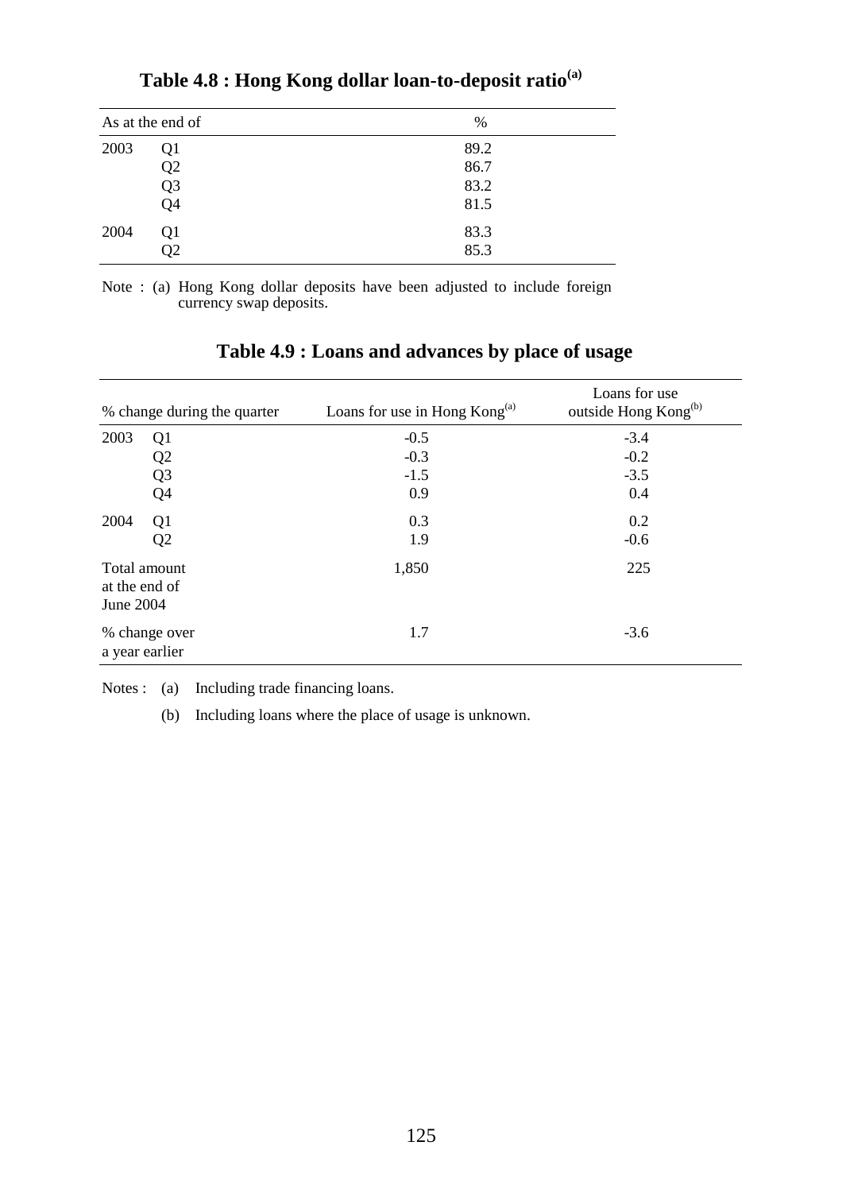## Table 4.8 : Hong Kong dollar loan-to-deposit ratio[(a)]

| As at the end of | | % |
|---|---|---|
| 2003 | Q1 | 89.2 |
| | Q2 | 86.7 |
| | Q3 | 83.2 |
| | Q4 | 81.5 |
| 2004 | Q1 | 83.3 |
| | Q2 | 85.3 |

Note : (a) Hong Kong dollar deposits have been adjusted to include foreign currency swap deposits.

## Table 4.9 : Loans and advances by place of usage

| % change during the quarter | | Loans for use in Hong Kong[(a)] | Loans for use outside Hong Kong[(b)] |
|---|---|---|---|
| 2003 | Q1 | -0.5 | -3.4 |
| | Q2 | -0.3 | -0.2 |
| | Q3 | -1.5 | -3.5 |
| | Q4 | 0.9 | 0.4 |
| 2004 | Q1 | 0.3 | 0.2 |
| | Q2 | 1.9 | -0.6 |
| Total amount at the end of June 2004 | | 1,850 | 225 |
| % change over a year earlier | | 1.7 | -3.6 |

Notes : (a) Including trade financing loans.

(b) Including loans where the place of usage is unknown.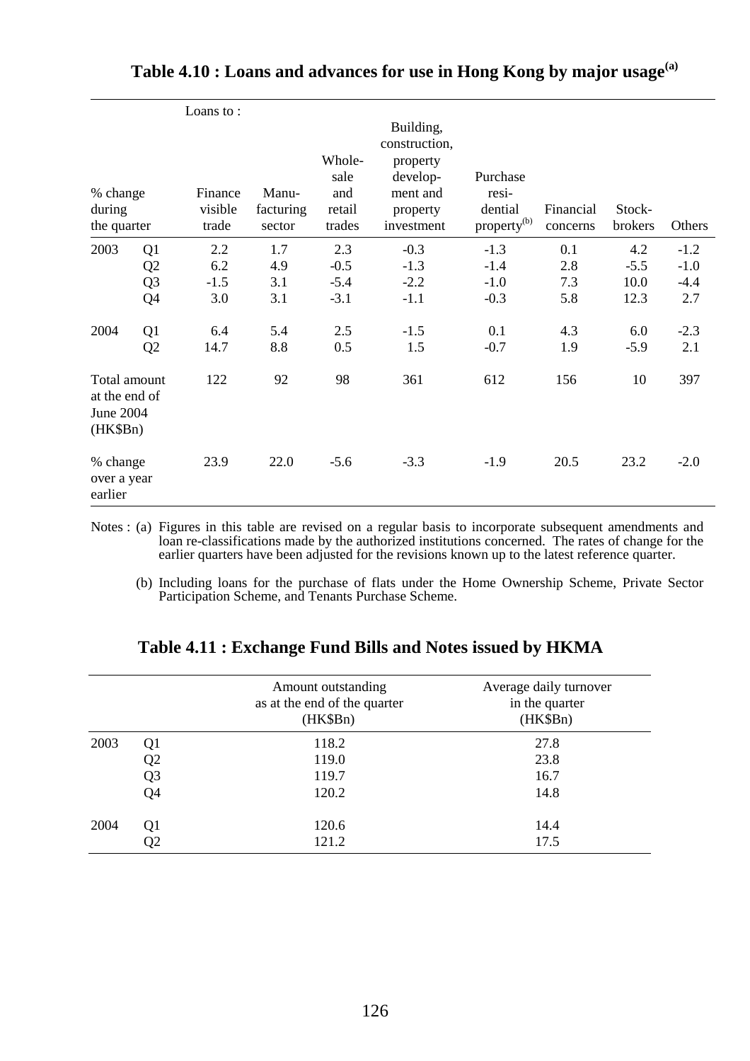# Table 4.10 : Loans and advances for use in Hong Kong by major usage[(a)]

| % change during the quarter | | Loans to : Finance visible trade | Manu-facturing sector | Whole-sale and retail trades | Building, construction, property develop-ment and property investment | Purchase resi-dential property[(b)] | Financial concerns | Stock-brokers | Others |
|---|---|---|---|---|---|---|---|---|---|
| 2003 | Q1 | 2.2 | 1.7 | 2.3 | -0.3 | -1.3 | 0.1 | 4.2 | -1.2 |
| | Q2 | 6.2 | 4.9 | -0.5 | -1.3 | -1.4 | 2.8 | -5.5 | -1.0 |
| | Q3 | -1.5 | 3.1 | -5.4 | -2.2 | -1.0 | 7.3 | 10.0 | -4.4 |
| | Q4 | 3.0 | 3.1 | -3.1 | -1.1 | -0.3 | 5.8 | 12.3 | 2.7 |
| 2004 | Q1 | 6.4 | 5.4 | 2.5 | -1.5 | 0.1 | 4.3 | 6.0 | -2.3 |
| | Q2 | 14.7 | 8.8 | 0.5 | 1.5 | -0.7 | 1.9 | -5.9 | 2.1 |
| Total amount at the end of June 2004 (HK$Bn) | | 122 | 92 | 98 | 361 | 612 | 156 | 10 | 397 |
| % change over a year earlier | | 23.9 | 22.0 | -5.6 | -3.3 | -1.9 | 20.5 | 23.2 | -2.0 |

Notes : (a) Figures in this table are revised on a regular basis to incorporate subsequent amendments and loan re-classifications made by the authorized institutions concerned. The rates of change for the earlier quarters have been adjusted for the revisions known up to the latest reference quarter.

(b) Including loans for the purchase of flats under the Home Ownership Scheme, Private Sector Participation Scheme, and Tenants Purchase Scheme.

# Table 4.11 : Exchange Fund Bills and Notes issued by HKMA

| | | Amount outstanding as at the end of the quarter (HK$Bn) | Average daily turnover in the quarter (HK$Bn) |
|---|---|---|---|
| 2003 | Q1 | 118.2 | 27.8 |
| | Q2 | 119.0 | 23.8 |
| | Q3 | 119.7 | 16.7 |
| | Q4 | 120.2 | 14.8 |
| 2004 | Q1 | 120.6 | 14.4 |
| | Q2 | 121.2 | 17.5 |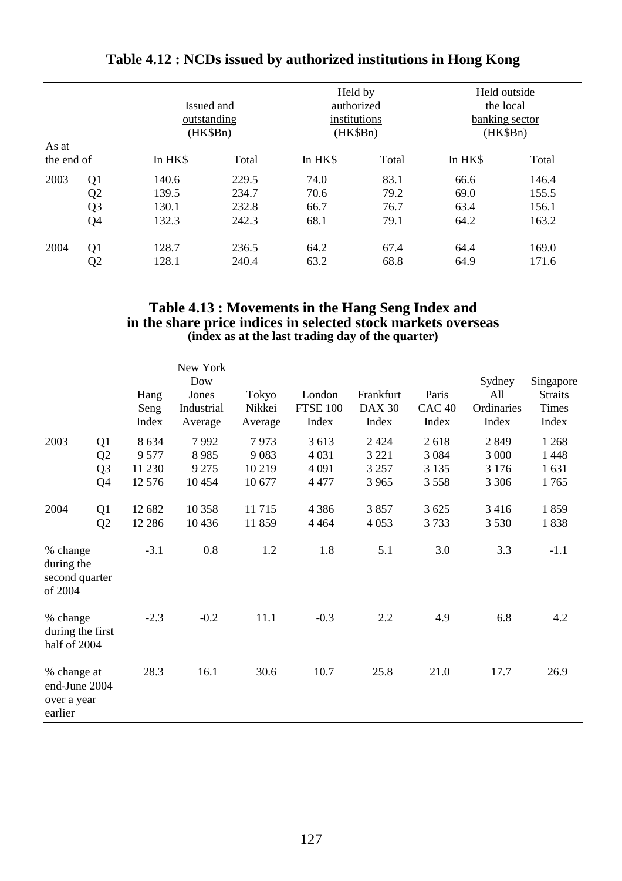## Table 4.12 : NCDs issued by authorized institutions in Hong Kong

| As at the end of | | Issued and outstanding (HK$Bn) | | Held by authorized institutions (HK$Bn) | | Held outside the local banking sector (HK$Bn) | |
|---|---|---|---|---|---|---|---|
| | | In HK$ | Total | In HK$ | Total | In HK$ | Total |
| 2003 | Q1 | 140.6 | 229.5 | 74.0 | 83.1 | 66.6 | 146.4 |
| | Q2 | 139.5 | 234.7 | 70.6 | 79.2 | 69.0 | 155.5 |
| | Q3 | 130.1 | 232.8 | 66.7 | 76.7 | 63.4 | 156.1 |
| | Q4 | 132.3 | 242.3 | 68.1 | 79.1 | 64.2 | 163.2 |
| 2004 | Q1 | 128.7 | 236.5 | 64.2 | 67.4 | 64.4 | 169.0 |
| | Q2 | 128.1 | 240.4 | 63.2 | 68.8 | 64.9 | 171.6 |

## Table 4.13 : Movements in the Hang Seng Index and in the share price indices in selected stock markets overseas

**(index as at the last trading day of the quarter)**

| | | Hang Seng Index | New York Dow Jones Industrial Average | Tokyo Nikkei Average | London FTSE 100 Index | Frankfurt DAX 30 Index | Paris CAC 40 Index | Sydney All Ordinaries Index | Singapore Straits Times Index |
|---|---|---|---|---|---|---|---|---|---|
| 2003 | Q1 | 8 634 | 7 992 | 7 973 | 3 613 | 2 424 | 2 618 | 2 849 | 1 268 |
| | Q2 | 9 577 | 8 985 | 9 083 | 4 031 | 3 221 | 3 084 | 3 000 | 1 448 |
| | Q3 | 11 230 | 9 275 | 10 219 | 4 091 | 3 257 | 3 135 | 3 176 | 1 631 |
| | Q4 | 12 576 | 10 454 | 10 677 | 4 477 | 3 965 | 3 558 | 3 306 | 1 765 |
| 2004 | Q1 | 12 682 | 10 358 | 11 715 | 4 386 | 3 857 | 3 625 | 3 416 | 1 859 |
| | Q2 | 12 286 | 10 436 | 11 859 | 4 464 | 4 053 | 3 733 | 3 530 | 1 838 |
| % change during the second quarter of 2004 | | -3.1 | 0.8 | 1.2 | 1.8 | 5.1 | 3.0 | 3.3 | -1.1 |
| % change during the first half of 2004 | | -2.3 | -0.2 | 11.1 | -0.3 | 2.2 | 4.9 | 6.8 | 4.2 |
| % change at end-June 2004 over a year earlier | | 28.3 | 16.1 | 30.6 | 10.7 | 25.8 | 21.0 | 17.7 | 26.9 |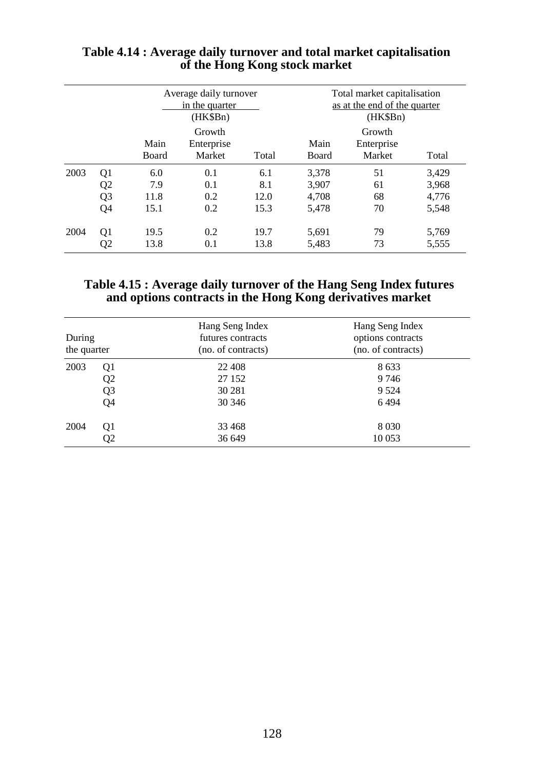**Table 4.14 : Average daily turnover and total market capitalisation of the Hong Kong stock market**

| | | Average daily turnover in the quarter (HK$Bn) | | | Total market capitalisation as at the end of the quarter (HK$Bn) | | |
|---|---|---|---|---|---|---|---|
| | | Main Board | Growth Enterprise Market | Total | Main Board | Growth Enterprise Market | Total |
| 2003 | Q1 | 6.0 | 0.1 | 6.1 | 3,378 | 51 | 3,429 |
| | Q2 | 7.9 | 0.1 | 8.1 | 3,907 | 61 | 3,968 |
| | Q3 | 11.8 | 0.2 | 12.0 | 4,708 | 68 | 4,776 |
| | Q4 | 15.1 | 0.2 | 15.3 | 5,478 | 70 | 5,548 |
| 2004 | Q1 | 19.5 | 0.2 | 19.7 | 5,691 | 79 | 5,769 |
| | Q2 | 13.8 | 0.1 | 13.8 | 5,483 | 73 | 5,555 |

**Table 4.15 : Average daily turnover of the Hang Seng Index futures and options contracts in the Hong Kong derivatives market**

| During the quarter | | Hang Seng Index futures contracts (no. of contracts) | Hang Seng Index options contracts (no. of contracts) |
|---|---|---|---|
| 2003 | Q1 | 22 408 | 8 633 |
| | Q2 | 27 152 | 9 746 |
| | Q3 | 30 281 | 9 524 |
| | Q4 | 30 346 | 6 494 |
| 2004 | Q1 | 33 468 | 8 030 |
| | Q2 | 36 649 | 10 053 |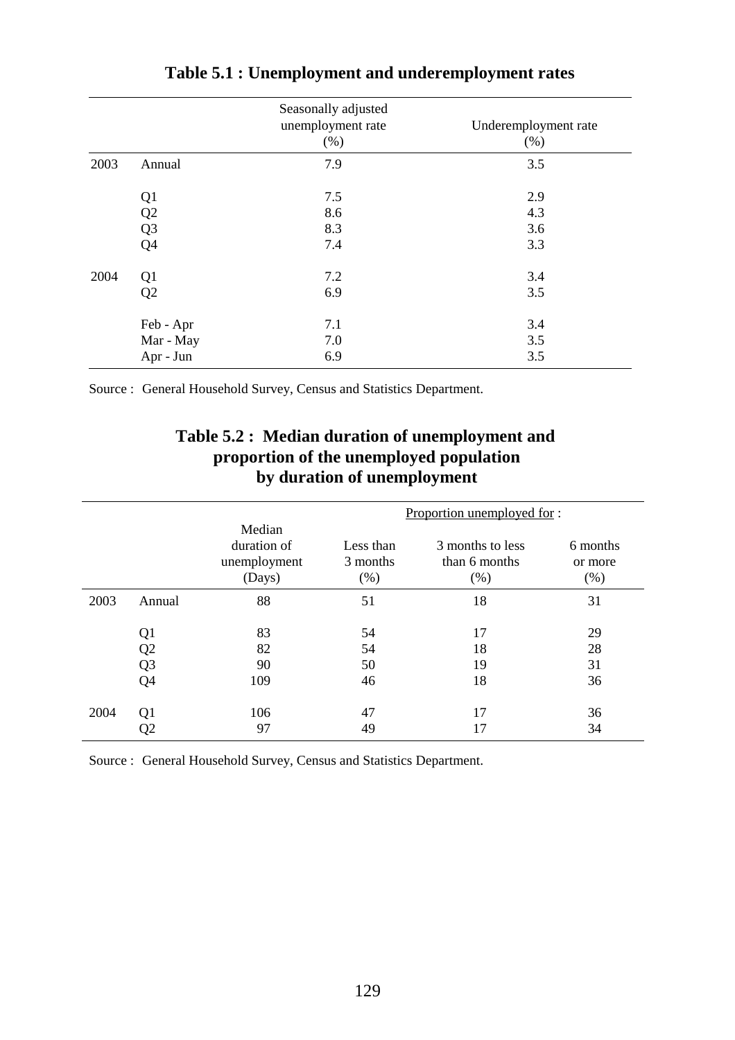## Table 5.1 : Unemployment and underemployment rates

| | | Seasonally adjusted unemployment rate (%) | Underemployment rate (%) |
|---|---|---|---|
| 2003 | Annual | 7.9 | 3.5 |
| | Q1 | 7.5 | 2.9 |
| | Q2 | 8.6 | 4.3 |
| | Q3 | 8.3 | 3.6 |
| | Q4 | 7.4 | 3.3 |
| 2004 | Q1 | 7.2 | 3.4 |
| | Q2 | 6.9 | 3.5 |
| | Feb - Apr | 7.1 | 3.4 |
| | Mar - May | 7.0 | 3.5 |
| | Apr - Jun | 6.9 | 3.5 |

Source : General Household Survey, Census and Statistics Department.

## Table 5.2 : Median duration of unemployment and proportion of the unemployed population by duration of unemployment

| | | | Proportion unemployed for : | | |
|---|---|---|---|---|---|
| | | Median duration of unemployment (Days) | Less than 3 months (%) | 3 months to less than 6 months (%) | 6 months or more (%) |
| 2003 | Annual | 88 | 51 | 18 | 31 |
| | Q1 | 83 | 54 | 17 | 29 |
| | Q2 | 82 | 54 | 18 | 28 |
| | Q3 | 90 | 50 | 19 | 31 |
| | Q4 | 109 | 46 | 18 | 36 |
| 2004 | Q1 | 106 | 47 | 17 | 36 |
| | Q2 | 97 | 49 | 17 | 34 |

Source : General Household Survey, Census and Statistics Department.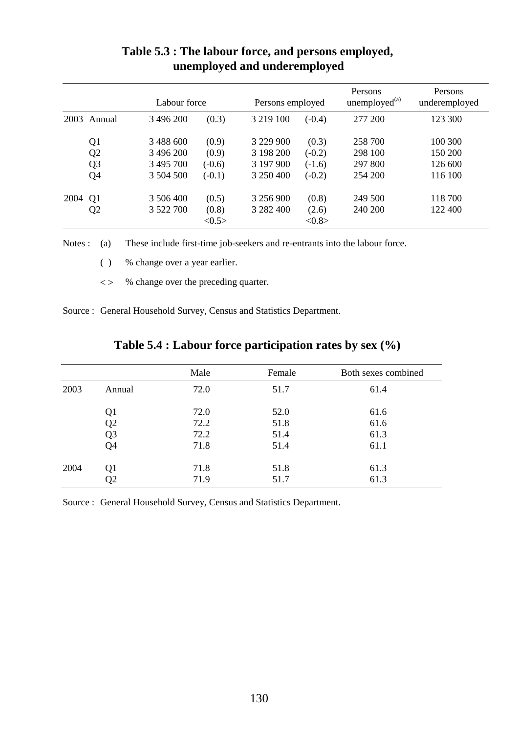## Table 5.3 : The labour force, and persons employed, unemployed and underemployed

| | | Labour force | | Persons employed | | Persons unemployed[(a)] | Persons underemployed |
|---|---|---|---|---|---|---|---|
| 2003 | Annual | 3 496 200 | (0.3) | 3 219 100 | (-0.4) | 277 200 | 123 300 |
| | Q1 | 3 488 600 | (0.9) | 3 229 900 | (0.3) | 258 700 | 100 300 |
| | Q2 | 3 496 200 | (0.9) | 3 198 200 | (-0.2) | 298 100 | 150 200 |
| | Q3 | 3 495 700 | (-0.6) | 3 197 900 | (-1.6) | 297 800 | 126 600 |
| | Q4 | 3 504 500 | (-0.1) | 3 250 400 | (-0.2) | 254 200 | 116 100 |
| 2004 | Q1 | 3 506 400 | (0.5) | 3 256 900 | (0.8) | 249 500 | 118 700 |
| | Q2 | 3 522 700 | (0.8) <0.5> | 3 282 400 | (2.6) <0.8> | 240 200 | 122 400 |

Notes : (a) These include first-time job-seekers and re-entrants into the labour force.

( ) % change over a year earlier.

< > % change over the preceding quarter.

Source : General Household Survey, Census and Statistics Department.

## Table 5.4 : Labour force participation rates by sex (%)

| | | Male | Female | Both sexes combined |
|---|---|---|---|---|
| 2003 | Annual | 72.0 | 51.7 | 61.4 |
| | Q1 | 72.0 | 52.0 | 61.6 |
| | Q2 | 72.2 | 51.8 | 61.6 |
| | Q3 | 72.2 | 51.4 | 61.3 |
| | Q4 | 71.8 | 51.4 | 61.1 |
| 2004 | Q1 | 71.8 | 51.8 | 61.3 |
| | Q2 | 71.9 | 51.7 | 61.3 |

Source : General Household Survey, Census and Statistics Department.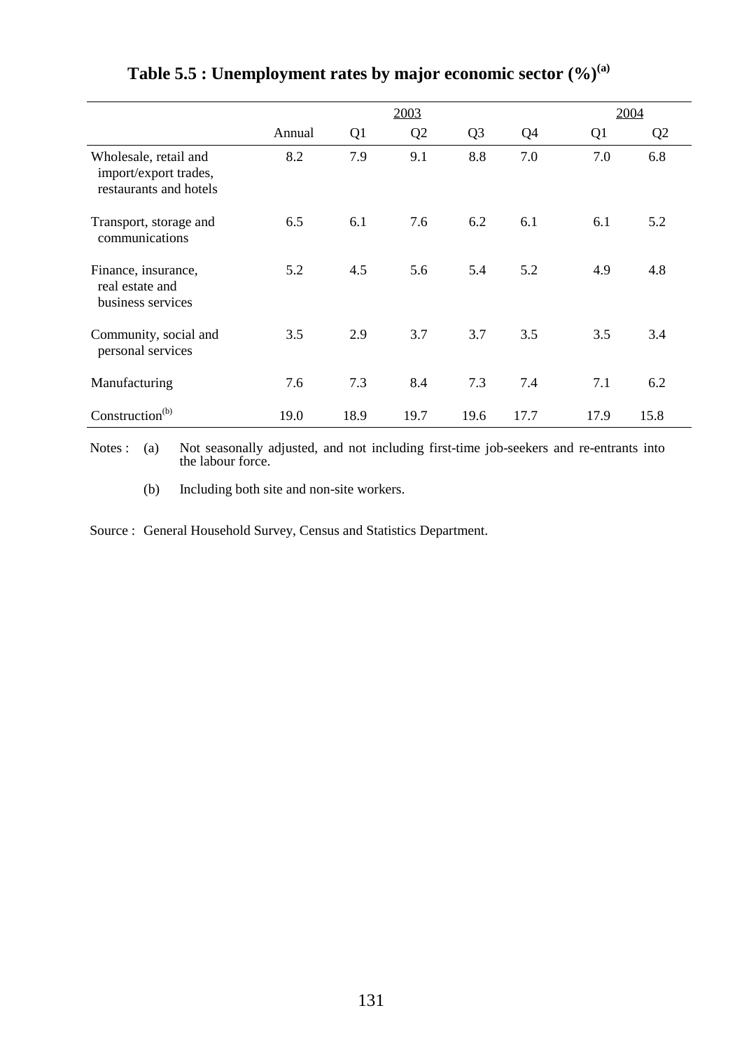## Table 5.5 : Unemployment rates by major economic sector (%)[(a)]

| | 2003 | | | | | 2004 | |
|---|---|---|---|---|---|---|---|
| | Annual | Q1 | Q2 | Q3 | Q4 | Q1 | Q2 |
| Wholesale, retail and import/export trades, restaurants and hotels | 8.2 | 7.9 | 9.1 | 8.8 | 7.0 | 7.0 | 6.8 |
| Transport, storage and communications | 6.5 | 6.1 | 7.6 | 6.2 | 6.1 | 6.1 | 5.2 |
| Finance, insurance, real estate and business services | 5.2 | 4.5 | 5.6 | 5.4 | 5.2 | 4.9 | 4.8 |
| Community, social and personal services | 3.5 | 2.9 | 3.7 | 3.7 | 3.5 | 3.5 | 3.4 |
| Manufacturing | 7.6 | 7.3 | 8.4 | 7.3 | 7.4 | 7.1 | 6.2 |
| Construction[(b)] | 19.0 | 18.9 | 19.7 | 19.6 | 17.7 | 17.9 | 15.8 |

Notes : (a) Not seasonally adjusted, and not including first-time job-seekers and re-entrants into the labour force.

(b) Including both site and non-site workers.

Source : General Household Survey, Census and Statistics Department.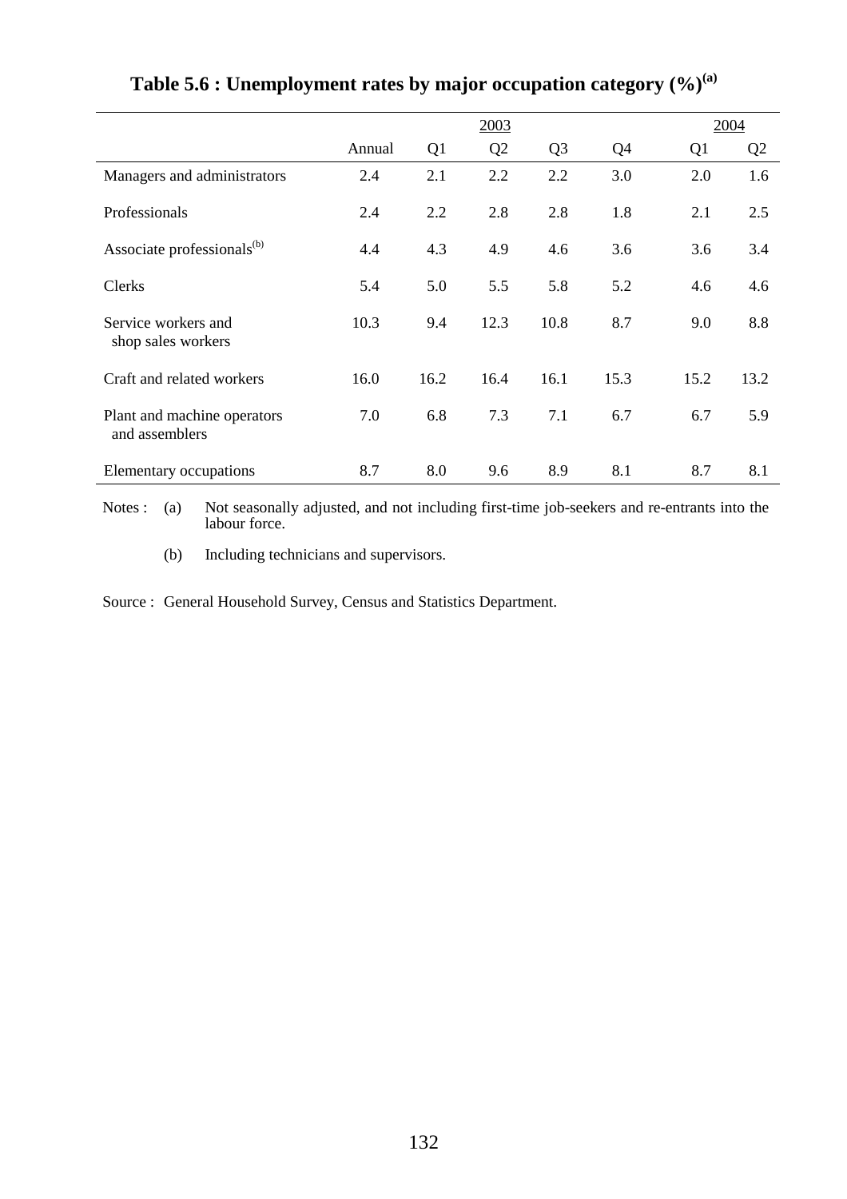## Table 5.6 : Unemployment rates by major occupation category (%)[(a)]

| | 2003 | | | | | 2004 | |
|---|---|---|---|---|---|---|---|
| | Annual | Q1 | Q2 | Q3 | Q4 | Q1 | Q2 |
| Managers and administrators | 2.4 | 2.1 | 2.2 | 2.2 | 3.0 | 2.0 | 1.6 |
| Professionals | 2.4 | 2.2 | 2.8 | 2.8 | 1.8 | 2.1 | 2.5 |
| Associate professionals[(b)] | 4.4 | 4.3 | 4.9 | 4.6 | 3.6 | 3.6 | 3.4 |
| Clerks | 5.4 | 5.0 | 5.5 | 5.8 | 5.2 | 4.6 | 4.6 |
| Service workers and shop sales workers | 10.3 | 9.4 | 12.3 | 10.8 | 8.7 | 9.0 | 8.8 |
| Craft and related workers | 16.0 | 16.2 | 16.4 | 16.1 | 15.3 | 15.2 | 13.2 |
| Plant and machine operators and assemblers | 7.0 | 6.8 | 7.3 | 7.1 | 6.7 | 6.7 | 5.9 |
| Elementary occupations | 8.7 | 8.0 | 9.6 | 8.9 | 8.1 | 8.7 | 8.1 |

Notes : (a) Not seasonally adjusted, and not including first-time job-seekers and re-entrants into the labour force.

(b) Including technicians and supervisors.

Source : General Household Survey, Census and Statistics Department.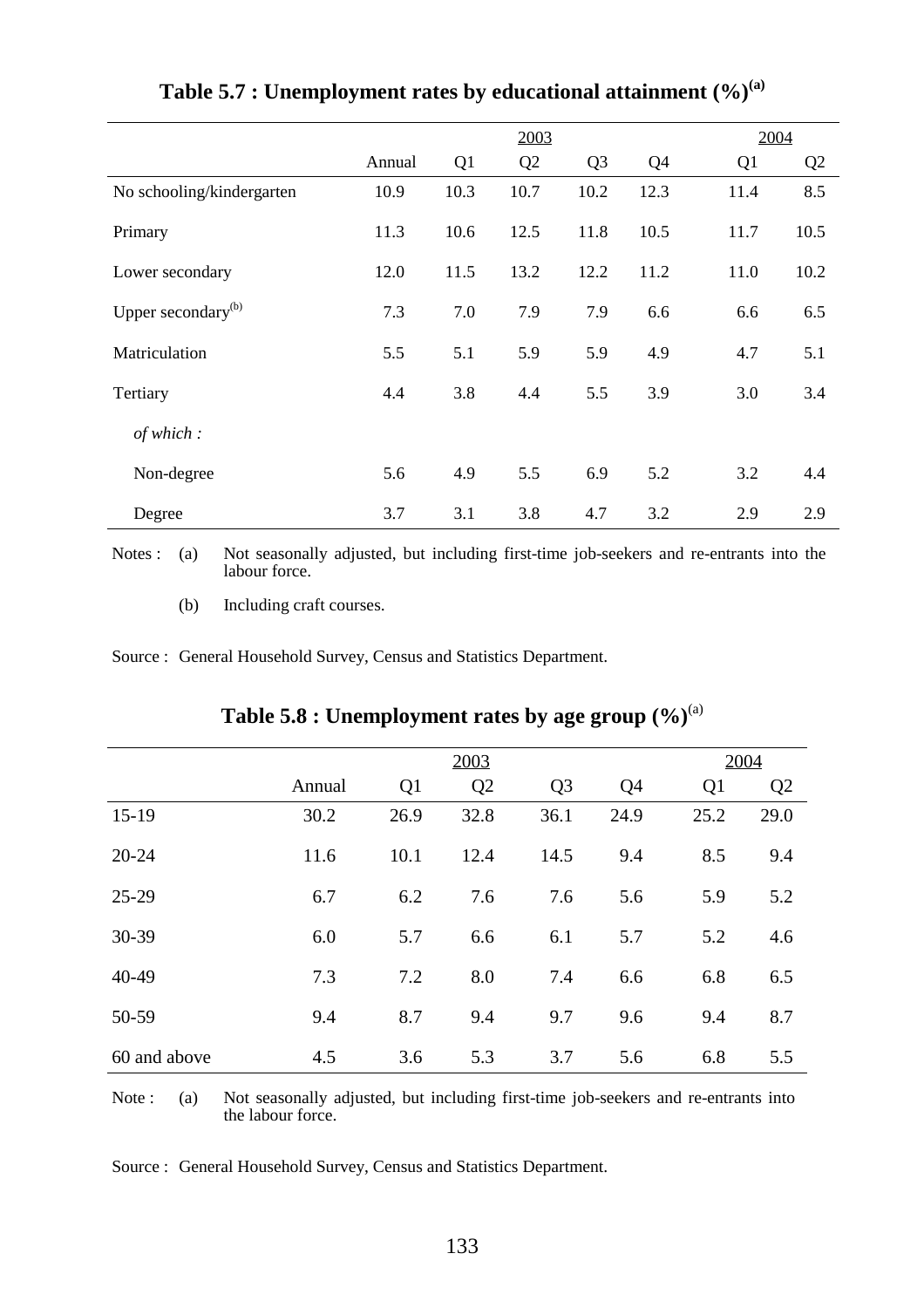## Table 5.7 : Unemployment rates by educational attainment (%)[(a)]

| | 2003 | | | | | 2004 | |
|---|---|---|---|---|---|---|---|
| | Annual | Q1 | Q2 | Q3 | Q4 | Q1 | Q2 |
| No schooling/kindergarten | 10.9 | 10.3 | 10.7 | 10.2 | 12.3 | 11.4 | 8.5 |
| Primary | 11.3 | 10.6 | 12.5 | 11.8 | 10.5 | 11.7 | 10.5 |
| Lower secondary | 12.0 | 11.5 | 13.2 | 12.2 | 11.2 | 11.0 | 10.2 |
| Upper secondary[(b)] | 7.3 | 7.0 | 7.9 | 7.9 | 6.6 | 6.6 | 6.5 |
| Matriculation | 5.5 | 5.1 | 5.9 | 5.9 | 4.9 | 4.7 | 5.1 |
| Tertiary | 4.4 | 3.8 | 4.4 | 5.5 | 3.9 | 3.0 | 3.4 |
| *of which :* | | | | | | | |
| Non-degree | 5.6 | 4.9 | 5.5 | 6.9 | 5.2 | 3.2 | 4.4 |
| Degree | 3.7 | 3.1 | 3.8 | 4.7 | 3.2 | 2.9 | 2.9 |

Notes : (a) Not seasonally adjusted, but including first-time job-seekers and re-entrants into the labour force.

(b) Including craft courses.

Source : General Household Survey, Census and Statistics Department.

## Table 5.8 : Unemployment rates by age group (%)[(a)]

| | 2003 | | | | | 2004 | |
|---|---|---|---|---|---|---|---|
| | Annual | Q1 | Q2 | Q3 | Q4 | Q1 | Q2 |
| 15-19 | 30.2 | 26.9 | 32.8 | 36.1 | 24.9 | 25.2 | 29.0 |
| 20-24 | 11.6 | 10.1 | 12.4 | 14.5 | 9.4 | 8.5 | 9.4 |
| 25-29 | 6.7 | 6.2 | 7.6 | 7.6 | 5.6 | 5.9 | 5.2 |
| 30-39 | 6.0 | 5.7 | 6.6 | 6.1 | 5.7 | 5.2 | 4.6 |
| 40-49 | 7.3 | 7.2 | 8.0 | 7.4 | 6.6 | 6.8 | 6.5 |
| 50-59 | 9.4 | 8.7 | 9.4 | 9.7 | 9.6 | 9.4 | 8.7 |
| 60 and above | 4.5 | 3.6 | 5.3 | 3.7 | 5.6 | 6.8 | 5.5 |

Note : (a) Not seasonally adjusted, but including first-time job-seekers and re-entrants into the labour force.

Source : General Household Survey, Census and Statistics Department.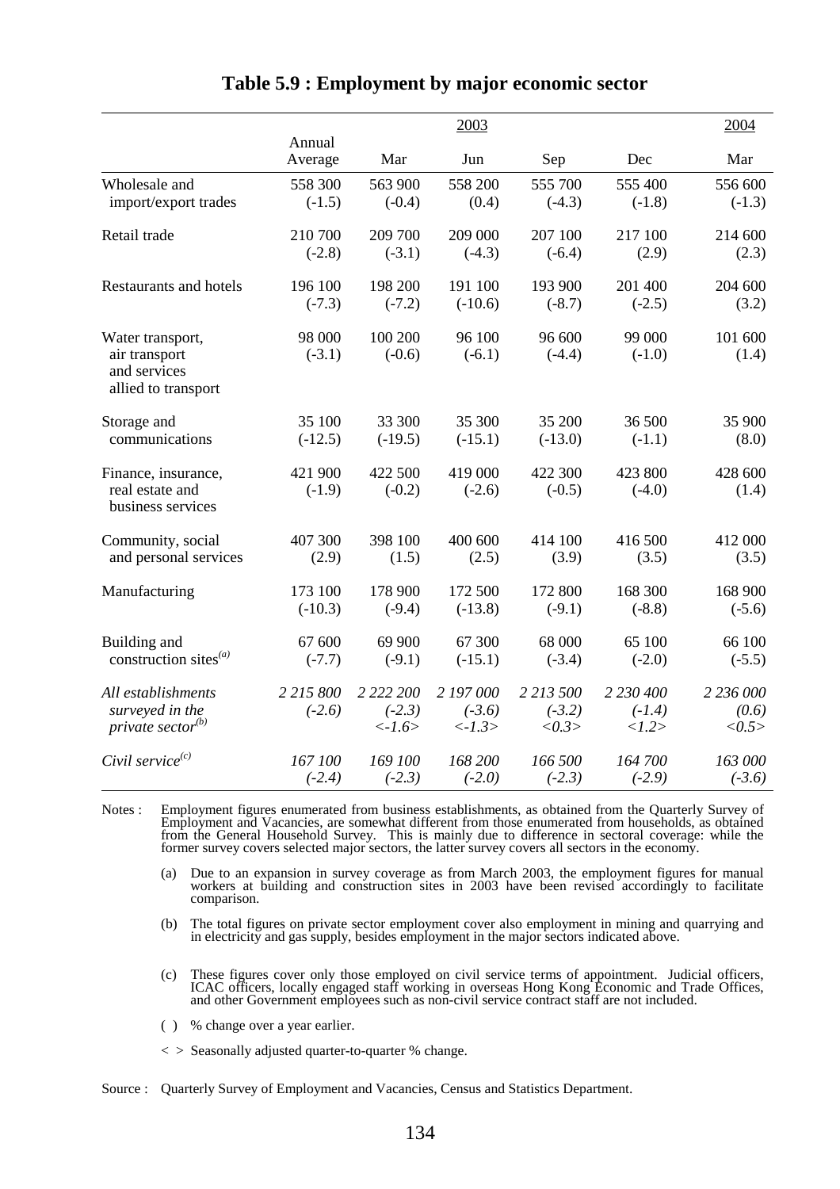## Table 5.9 : Employment by major economic sector

| | 2003 | | | | | 2004 |
|---|---|---|---|---|---|---|
| | Annual Average | Mar | Jun | Sep | Dec | Mar |
| Wholesale and import/export trades | 558 300<br>(-1.5) | 563 900<br>(-0.4) | 558 200<br>(0.4) | 555 700<br>(-4.3) | 555 400<br>(-1.8) | 556 600<br>(-1.3) |
| Retail trade | 210 700<br>(-2.8) | 209 700<br>(-3.1) | 209 000<br>(-4.3) | 207 100<br>(-6.4) | 217 100<br>(2.9) | 214 600<br>(2.3) |
| Restaurants and hotels | 196 100<br>(-7.3) | 198 200<br>(-7.2) | 191 100<br>(-10.6) | 193 900<br>(-8.7) | 201 400<br>(-2.5) | 204 600<br>(3.2) |
| Water transport, air transport and services allied to transport | 98 000<br>(-3.1) | 100 200<br>(-0.6) | 96 100<br>(-6.1) | 96 600<br>(-4.4) | 99 000<br>(-1.0) | 101 600<br>(1.4) |
| Storage and communications | 35 100<br>(-12.5) | 33 300<br>(-19.5) | 35 300<br>(-15.1) | 35 200<br>(-13.0) | 36 500<br>(-1.1) | 35 900<br>(8.0) |
| Finance, insurance, real estate and business services | 421 900<br>(-1.9) | 422 500<br>(-0.2) | 419 000<br>(-2.6) | 422 300<br>(-0.5) | 423 800<br>(-4.0) | 428 600<br>(1.4) |
| Community, social and personal services | 407 300<br>(2.9) | 398 100<br>(1.5) | 400 600<br>(2.5) | 414 100<br>(3.9) | 416 500<br>(3.5) | 412 000<br>(3.5) |
| Manufacturing | 173 100<br>(-10.3) | 178 900<br>(-9.4) | 172 500<br>(-13.8) | 172 800<br>(-9.1) | 168 300<br>(-8.8) | 168 900<br>(-5.6) |
| Building and construction sites[(a)] | 67 600<br>(-7.7) | 69 900<br>(-9.1) | 67 300<br>(-15.1) | 68 000<br>(-3.4) | 65 100<br>(-2.0) | 66 100<br>(-5.5) |
| *All establishments surveyed in the private sector[(b)]* | *2 215 800<br>(-2.6)* | *2 222 200<br>(-2.3)<br><-1.6>* | *2 197 000<br>(-3.6)<br><-1.3>* | *2 213 500<br>(-3.2)<br><0.3>* | *2 230 400<br>(-1.4)<br><1.2>* | *2 236 000<br>(0.6)<br><0.5>* |
| *Civil service[(c)]* | *167 100<br>(-2.4)* | *169 100<br>(-2.3)* | *168 200<br>(-2.0)* | *166 500<br>(-2.3)* | *164 700<br>(-2.9)* | *163 000<br>(-3.6)* |

Notes : Employment figures enumerated from business establishments, as obtained from the Quarterly Survey of Employment and Vacancies, are somewhat different from those enumerated from households, as obtained from the General Household Survey. This is mainly due to difference in sectoral coverage: while the former survey covers selected major sectors, the latter survey covers all sectors in the economy.

(a) Due to an expansion in survey coverage as from March 2003, the employment figures for manual workers at building and construction sites in 2003 have been revised accordingly to facilitate comparison.

(b) The total figures on private sector employment cover also employment in mining and quarrying and in electricity and gas supply, besides employment in the major sectors indicated above.

(c) These figures cover only those employed on civil service terms of appointment. Judicial officers, ICAC officers, locally engaged staff working in overseas Hong Kong Economic and Trade Offices, and other Government employees such as non-civil service contract staff are not included.

( ) % change over a year earlier.

< > Seasonally adjusted quarter-to-quarter % change.

Source : Quarterly Survey of Employment and Vacancies, Census and Statistics Department.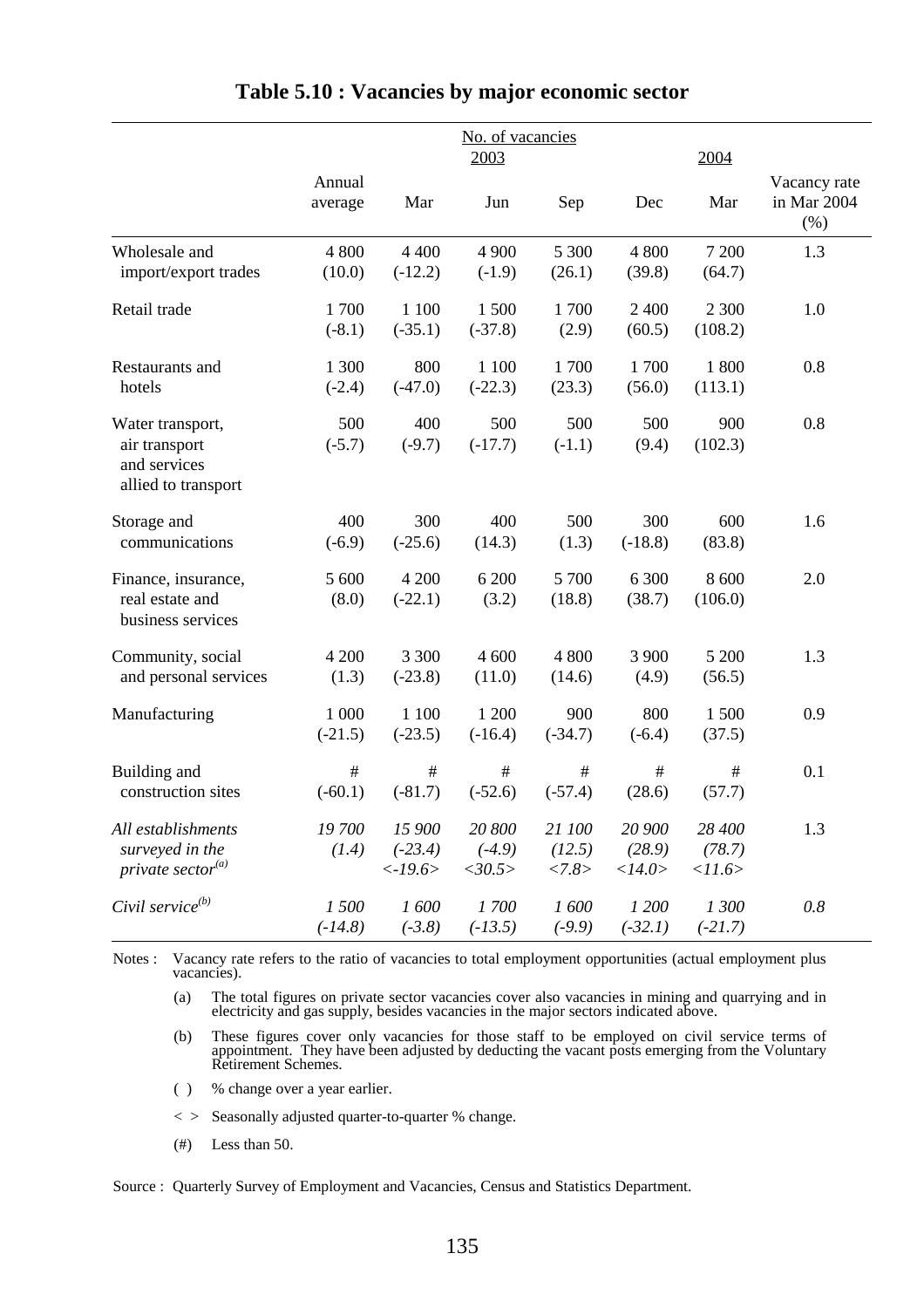# Table 5.10 : Vacancies by major economic sector

| | No. of vacancies | | | | | | |
|---|---|---|---|---|---|---|---|
| | 2003 | | | | | 2004 | |
| | Annual average | Mar | Jun | Sep | Dec | Mar | Vacancy rate in Mar 2004 (%) |
| Wholesale and import/export trades | 4 800 (10.0) | 4 400 (-12.2) | 4 900 (-1.9) | 5 300 (26.1) | 4 800 (39.8) | 7 200 (64.7) | 1.3 |
| Retail trade | 1 700 (-8.1) | 1 100 (-35.1) | 1 500 (-37.8) | 1 700 (2.9) | 2 400 (60.5) | 2 300 (108.2) | 1.0 |
| Restaurants and hotels | 1 300 (-2.4) | 800 (-47.0) | 1 100 (-22.3) | 1 700 (23.3) | 1 700 (56.0) | 1 800 (113.1) | 0.8 |
| Water transport, air transport and services allied to transport | 500 (-5.7) | 400 (-9.7) | 500 (-17.7) | 500 (-1.1) | 500 (9.4) | 900 (102.3) | 0.8 |
| Storage and communications | 400 (-6.9) | 300 (-25.6) | 400 (14.3) | 500 (1.3) | 300 (-18.8) | 600 (83.8) | 1.6 |
| Finance, insurance, real estate and business services | 5 600 (8.0) | 4 200 (-22.1) | 6 200 (3.2) | 5 700 (18.8) | 6 300 (38.7) | 8 600 (106.0) | 2.0 |
| Community, social and personal services | 4 200 (1.3) | 3 300 (-23.8) | 4 600 (11.0) | 4 800 (14.6) | 3 900 (4.9) | 5 200 (56.5) | 1.3 |
| Manufacturing | 1 000 (-21.5) | 1 100 (-23.5) | 1 200 (-16.4) | 900 (-34.7) | 800 (-6.4) | 1 500 (37.5) | 0.9 |
| Building and construction sites | # (-60.1) | # (-81.7) | # (-52.6) | # (-57.4) | # (28.6) | # (57.7) | 0.1 |
| *All establishments surveyed in the private sector[(a)]* | *19 700 (1.4)* | *15 900 (-23.4) <-19.6>* | *20 800 (-4.9) <30.5>* | *21 100 (12.5) <7.8>* | *20 900 (28.9) <14.0>* | *28 400 (78.7) <11.6>* | 1.3 |
| *Civil service[(b)]* | *1 500 (-14.8)* | *1 600 (-3.8)* | *1 700 (-13.5)* | *1 600 (-9.9)* | *1 200 (-32.1)* | *1 300 (-21.7)* | *0.8* |

Notes : Vacancy rate refers to the ratio of vacancies to total employment opportunities (actual employment plus vacancies).

(a) The total figures on private sector vacancies cover also vacancies in mining and quarrying and in electricity and gas supply, besides vacancies in the major sectors indicated above.

(b) These figures cover only vacancies for those staff to be employed on civil service terms of appointment. They have been adjusted by deducting the vacant posts emerging from the Voluntary Retirement Schemes.

( ) % change over a year earlier.

< > Seasonally adjusted quarter-to-quarter % change.

(#) Less than 50.

Source : Quarterly Survey of Employment and Vacancies, Census and Statistics Department.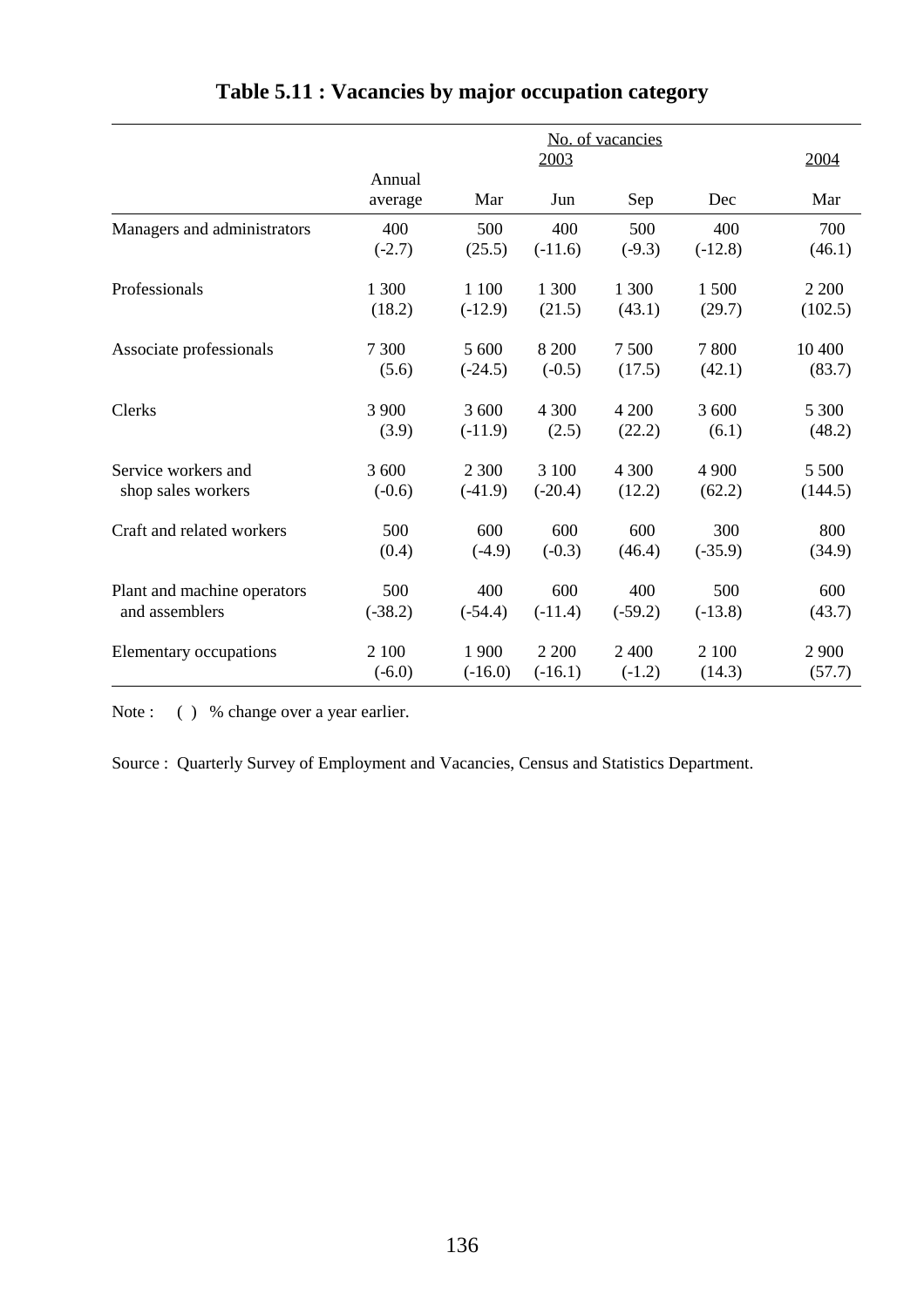# Table 5.11 : Vacancies by major occupation category

| | No. of vacancies | | | | | |
|---|---|---|---|---|---|---|
| | 2003 | | | | | 2004 |
| | Annual average | Mar | Jun | Sep | Dec | Mar |
| Managers and administrators | 400 (-2.7) | 500 (25.5) | 400 (-11.6) | 500 (-9.3) | 400 (-12.8) | 700 (46.1) |
| Professionals | 1 300 (18.2) | 1 100 (-12.9) | 1 300 (21.5) | 1 300 (43.1) | 1 500 (29.7) | 2 200 (102.5) |
| Associate professionals | 7 300 (5.6) | 5 600 (-24.5) | 8 200 (-0.5) | 7 500 (17.5) | 7 800 (42.1) | 10 400 (83.7) |
| Clerks | 3 900 (3.9) | 3 600 (-11.9) | 4 300 (2.5) | 4 200 (22.2) | 3 600 (6.1) | 5 300 (48.2) |
| Service workers and shop sales workers | 3 600 (-0.6) | 2 300 (-41.9) | 3 100 (-20.4) | 4 300 (12.2) | 4 900 (62.2) | 5 500 (144.5) |
| Craft and related workers | 500 (0.4) | 600 (-4.9) | 600 (-0.3) | 600 (46.4) | 300 (-35.9) | 800 (34.9) |
| Plant and machine operators and assemblers | 500 (-38.2) | 400 (-54.4) | 600 (-11.4) | 400 (-59.2) | 500 (-13.8) | 600 (43.7) |
| Elementary occupations | 2 100 (-6.0) | 1 900 (-16.0) | 2 200 (-16.1) | 2 400 (-1.2) | 2 100 (14.3) | 2 900 (57.7) |

Note : ( ) % change over a year earlier.

Source : Quarterly Survey of Employment and Vacancies, Census and Statistics Department.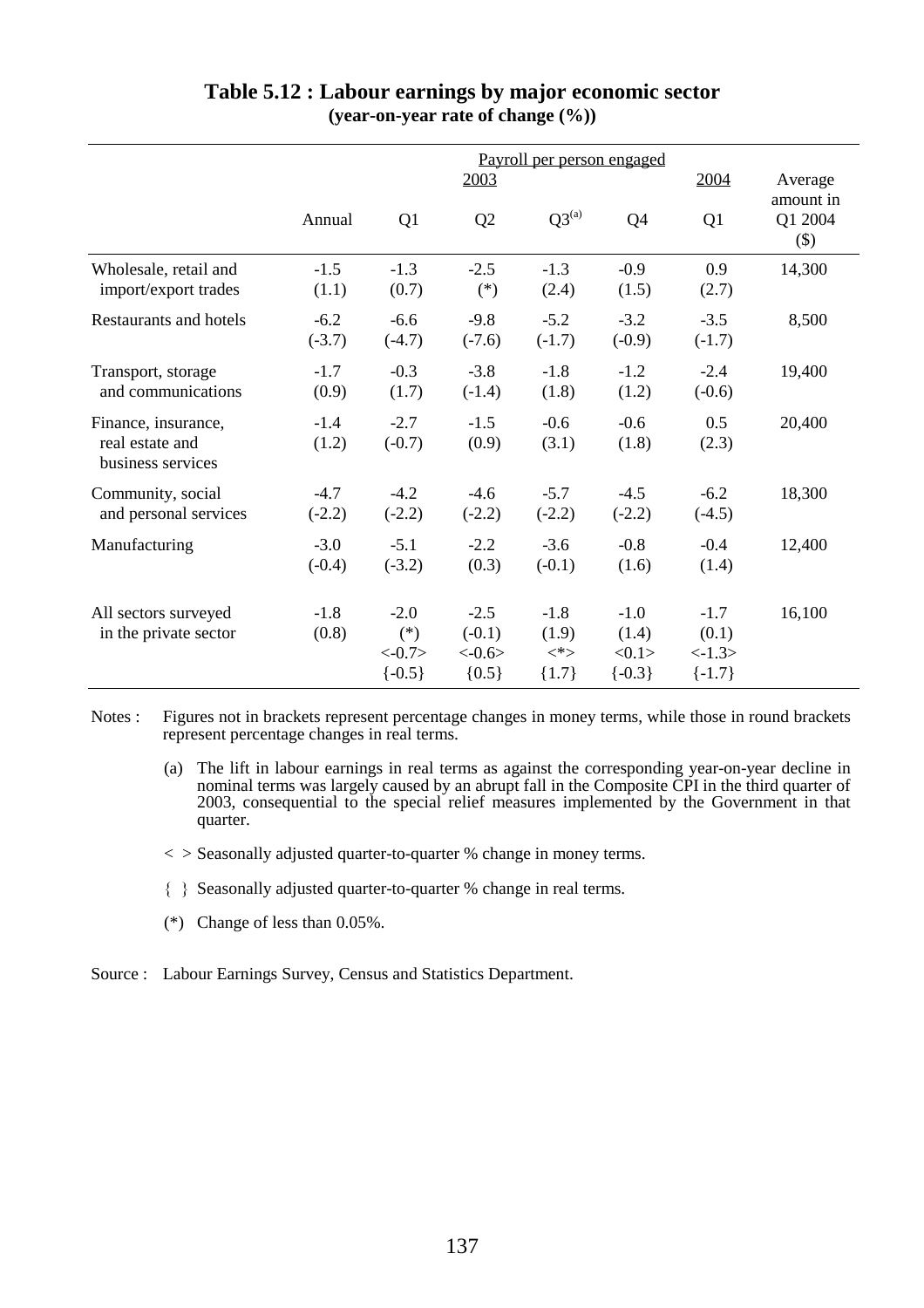## Table 5.12 : Labour earnings by major economic sector

**(year-on-year rate of change (%))**

| | Payroll per person engaged | | | | | | |
|---|---|---|---|---|---|---|---|
| | 2003 | | | | | 2004 | Average amount in Q1 2004 ($) |
| | Annual | Q1 | Q2 | Q3(a) | Q4 | Q1 | |
| Wholesale, retail and import/export trades | -1.5 (1.1) | -1.3 (0.7) | -2.5 (*) | -1.3 (2.4) | -0.9 (1.5) | 0.9 (2.7) | 14,300 |
| Restaurants and hotels | -6.2 (-3.7) | -6.6 (-4.7) | -9.8 (-7.6) | -5.2 (-1.7) | -3.2 (-0.9) | -3.5 (-1.7) | 8,500 |
| Transport, storage and communications | -1.7 (0.9) | -0.3 (1.7) | -3.8 (-1.4) | -1.8 (1.8) | -1.2 (1.2) | -2.4 (-0.6) | 19,400 |
| Finance, insurance, real estate and business services | -1.4 (1.2) | -2.7 (-0.7) | -1.5 (0.9) | -0.6 (3.1) | -0.6 (1.8) | 0.5 (2.3) | 20,400 |
| Community, social and personal services | -4.7 (-2.2) | -4.2 (-2.2) | -4.6 (-2.2) | -5.7 (-2.2) | -4.5 (-2.2) | -6.2 (-4.5) | 18,300 |
| Manufacturing | -3.0 (-0.4) | -5.1 (-3.2) | -2.2 (0.3) | -3.6 (-0.1) | -0.8 (1.6) | -0.4 (1.4) | 12,400 |
| All sectors surveyed in the private sector | -1.8 (0.8) | -2.0 (*) <-0.7> {-0.5} | -2.5 (-0.1) <-0.6> {0.5} | -1.8 (1.9) <*> {1.7} | -1.0 (1.4) <0.1> {-0.3} | -1.7 (0.1) <-1.3> {-1.7} | 16,100 |

Notes : Figures not in brackets represent percentage changes in money terms, while those in round brackets represent percentage changes in real terms.

(a) The lift in labour earnings in real terms as against the corresponding year-on-year decline in nominal terms was largely caused by an abrupt fall in the Composite CPI in the third quarter of 2003, consequential to the special relief measures implemented by the Government in that quarter.

< > Seasonally adjusted quarter-to-quarter % change in money terms.

{ } Seasonally adjusted quarter-to-quarter % change in real terms.

(*) Change of less than 0.05%.

Source : Labour Earnings Survey, Census and Statistics Department.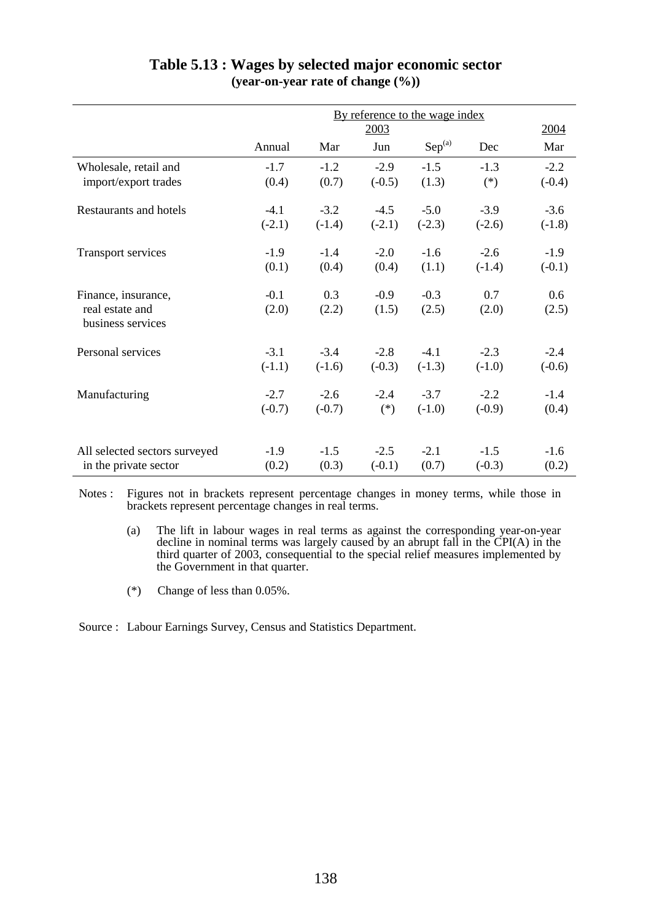## Table 5.13 : Wages by selected major economic sector

**(year-on-year rate of change (%))**

| | By reference to the wage index | | | | | |
|---|---|---|---|---|---|---|
| | 2003 | | | | | 2004 |
| | Annual | Mar | Jun | Sep[(a)] | Dec | Mar |
| Wholesale, retail and import/export trades | -1.7<br>(0.4) | -1.2<br>(0.7) | -2.9<br>(-0.5) | -1.5<br>(1.3) | -1.3<br>(*) | -2.2<br>(-0.4) |
| Restaurants and hotels | -4.1<br>(-2.1) | -3.2<br>(-1.4) | -4.5<br>(-2.1) | -5.0<br>(-2.3) | -3.9<br>(-2.6) | -3.6<br>(-1.8) |
| Transport services | -1.9<br>(0.1) | -1.4<br>(0.4) | -2.0<br>(0.4) | -1.6<br>(1.1) | -2.6<br>(-1.4) | -1.9<br>(-0.1) |
| Finance, insurance, real estate and business services | -0.1<br>(2.0) | 0.3<br>(2.2) | -0.9<br>(1.5) | -0.3<br>(2.5) | 0.7<br>(2.0) | 0.6<br>(2.5) |
| Personal services | -3.1<br>(-1.1) | -3.4<br>(-1.6) | -2.8<br>(-0.3) | -4.1<br>(-1.3) | -2.3<br>(-1.0) | -2.4<br>(-0.6) |
| Manufacturing | -2.7<br>(-0.7) | -2.6<br>(-0.7) | -2.4<br>(*) | -3.7<br>(-1.0) | -2.2<br>(-0.9) | -1.4<br>(0.4) |
| All selected sectors surveyed in the private sector | -1.9<br>(0.2) | -1.5<br>(0.3) | -2.5<br>(-0.1) | -2.1<br>(0.7) | -1.5<br>(-0.3) | -1.6<br>(0.2) |

Notes : Figures not in brackets represent percentage changes in money terms, while those in brackets represent percentage changes in real terms.

(a) The lift in labour wages in real terms as against the corresponding year-on-year decline in nominal terms was largely caused by an abrupt fall in the CPI(A) in the third quarter of 2003, consequential to the special relief measures implemented by the Government in that quarter.

(*) Change of less than 0.05%.

Source : Labour Earnings Survey, Census and Statistics Department.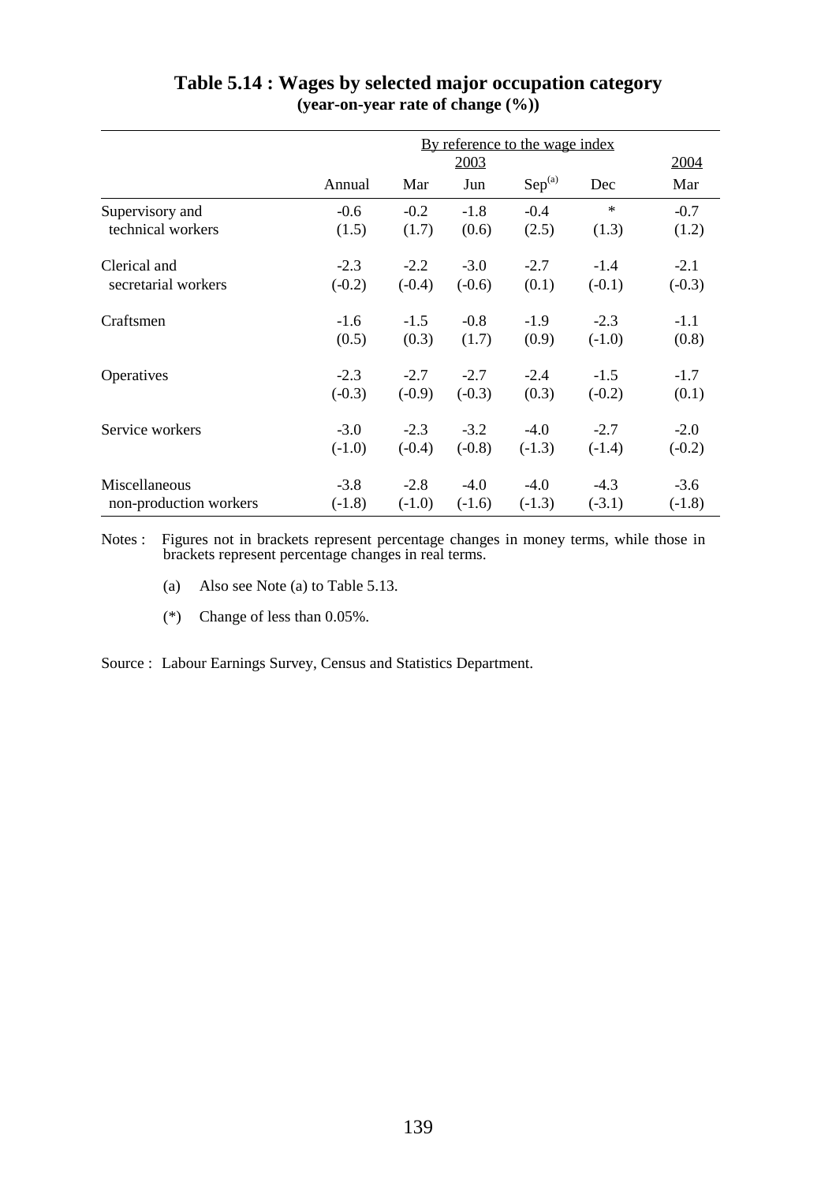## Table 5.14 : Wages by selected major occupation category
**(year-on-year rate of change (%))**

| | By reference to the wage index | | | | | |
|---|---|---|---|---|---|---|
| | 2003 | | | | | 2004 |
| | Annual | Mar | Jun | Sep[(a)] | Dec | Mar |
| Supervisory and technical workers | -0.6 | -0.2 | -1.8 | -0.4 | * | -0.7 |
| | (1.5) | (1.7) | (0.6) | (2.5) | (1.3) | (1.2) |
| Clerical and secretarial workers | -2.3 | -2.2 | -3.0 | -2.7 | -1.4 | -2.1 |
| | (-0.2) | (-0.4) | (-0.6) | (0.1) | (-0.1) | (-0.3) |
| Craftsmen | -1.6 | -1.5 | -0.8 | -1.9 | -2.3 | -1.1 |
| | (0.5) | (0.3) | (1.7) | (0.9) | (-1.0) | (0.8) |
| Operatives | -2.3 | -2.7 | -2.7 | -2.4 | -1.5 | -1.7 |
| | (-0.3) | (-0.9) | (-0.3) | (0.3) | (-0.2) | (0.1) |
| Service workers | -3.0 | -2.3 | -3.2 | -4.0 | -2.7 | -2.0 |
| | (-1.0) | (-0.4) | (-0.8) | (-1.3) | (-1.4) | (-0.2) |
| Miscellaneous non-production workers | -3.8 | -2.8 | -4.0 | -4.0 | -4.3 | -3.6 |
| | (-1.8) | (-1.0) | (-1.6) | (-1.3) | (-3.1) | (-1.8) |

Notes : Figures not in brackets represent percentage changes in money terms, while those in brackets represent percentage changes in real terms.

(a) Also see Note (a) to Table 5.13.

(*) Change of less than 0.05%.

Source : Labour Earnings Survey, Census and Statistics Department.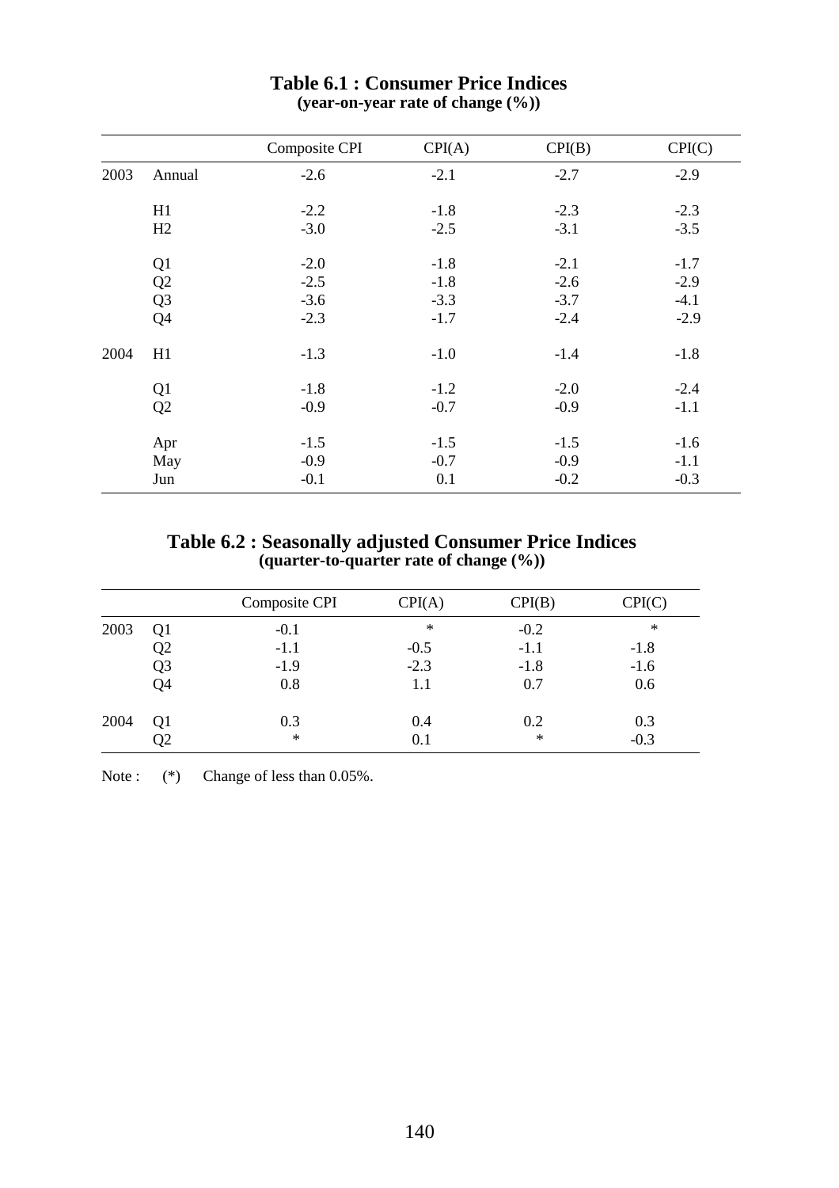**Table 6.1 : Consumer Price Indices**
**(year-on-year rate of change (%))**

| | | Composite CPI | CPI(A) | CPI(B) | CPI(C) |
|---|---|---|---|---|---|
| 2003 | Annual | -2.6 | -2.1 | -2.7 | -2.9 |
| | H1 | -2.2 | -1.8 | -2.3 | -2.3 |
| | H2 | -3.0 | -2.5 | -3.1 | -3.5 |
| | Q1 | -2.0 | -1.8 | -2.1 | -1.7 |
| | Q2 | -2.5 | -1.8 | -2.6 | -2.9 |
| | Q3 | -3.6 | -3.3 | -3.7 | -4.1 |
| | Q4 | -2.3 | -1.7 | -2.4 | -2.9 |
| 2004 | H1 | -1.3 | -1.0 | -1.4 | -1.8 |
| | Q1 | -1.8 | -1.2 | -2.0 | -2.4 |
| | Q2 | -0.9 | -0.7 | -0.9 | -1.1 |
| | Apr | -1.5 | -1.5 | -1.5 | -1.6 |
| | May | -0.9 | -0.7 | -0.9 | -1.1 |
| | Jun | -0.1 | 0.1 | -0.2 | -0.3 |

**Table 6.2 : Seasonally adjusted Consumer Price Indices**
**(quarter-to-quarter rate of change (%))**

| | | Composite CPI | CPI(A) | CPI(B) | CPI(C) |
|---|---|---|---|---|---|
| 2003 | Q1 | -0.1 | * | -0.2 | * |
| | Q2 | -1.1 | -0.5 | -1.1 | -1.8 |
| | Q3 | -1.9 | -2.3 | -1.8 | -1.6 |
| | Q4 | 0.8 | 1.1 | 0.7 | 0.6 |
| 2004 | Q1 | 0.3 | 0.4 | 0.2 | 0.3 |
| | Q2 | * | 0.1 | * | -0.3 |

Note : (*) Change of less than 0.05%.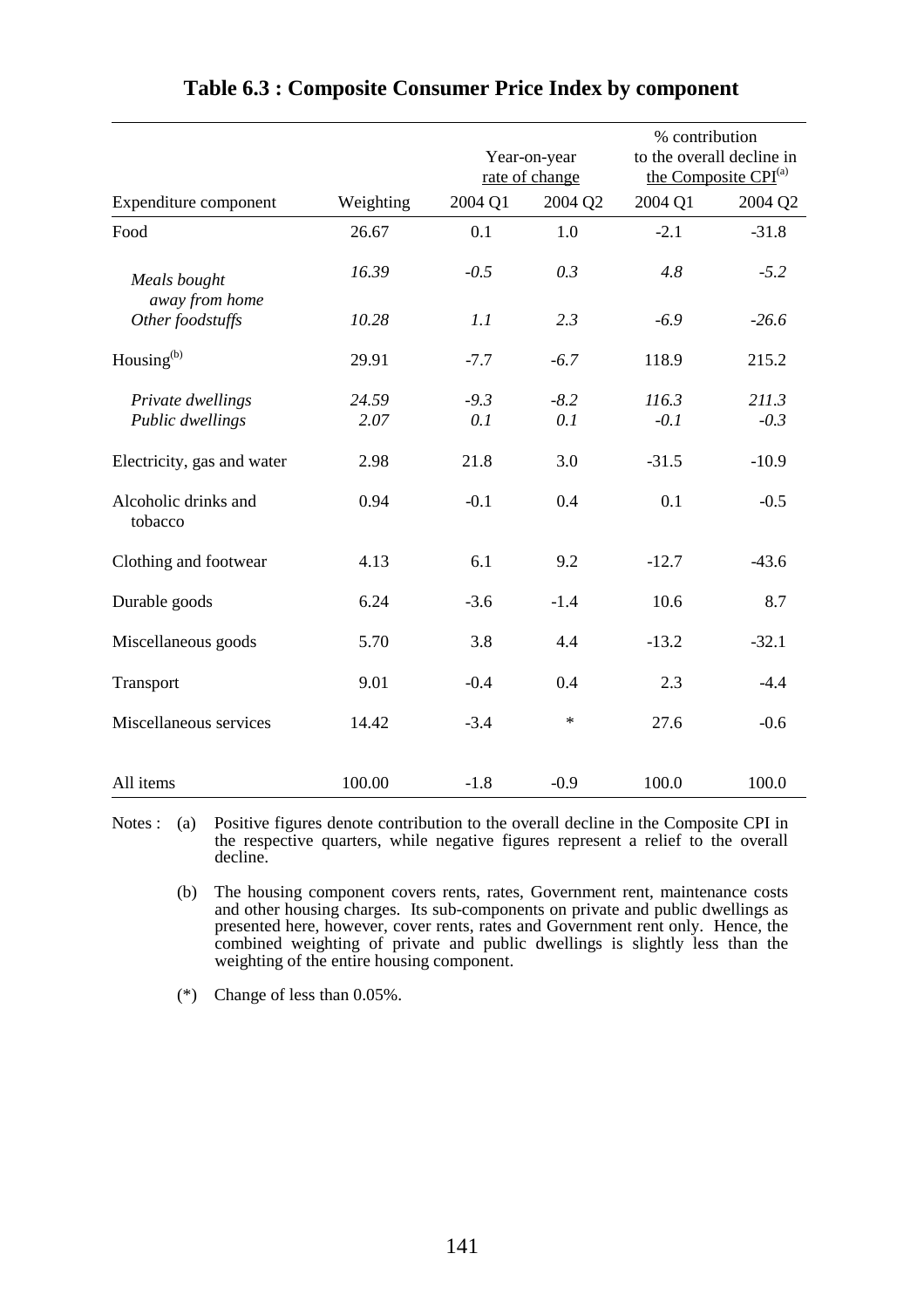# Table 6.3 : Composite Consumer Price Index by component

| Expenditure component | Weighting | Year-on-year rate of change | | % contribution to the overall decline in the Composite CPI[(a)] | |
|---|---|---|---|---|---|
| | | 2004 Q1 | 2004 Q2 | 2004 Q1 | 2004 Q2 |
| Food | 26.67 | 0.1 | 1.0 | -2.1 | -31.8 |
| *Meals bought away from home* | *16.39* | *-0.5* | *0.3* | *4.8* | *-5.2* |
| *Other foodstuffs* | *10.28* | *1.1* | *2.3* | *-6.9* | *-26.6* |
| Housing[(b)] | 29.91 | -7.7 | -6.7 | 118.9 | 215.2 |
| *Private dwellings* | *24.59* | *-9.3* | *-8.2* | *116.3* | *211.3* |
| *Public dwellings* | *2.07* | *0.1* | *0.1* | *-0.1* | *-0.3* |
| Electricity, gas and water | 2.98 | 21.8 | 3.0 | -31.5 | -10.9 |
| Alcoholic drinks and tobacco | 0.94 | -0.1 | 0.4 | 0.1 | -0.5 |
| Clothing and footwear | 4.13 | 6.1 | 9.2 | -12.7 | -43.6 |
| Durable goods | 6.24 | -3.6 | -1.4 | 10.6 | 8.7 |
| Miscellaneous goods | 5.70 | 3.8 | 4.4 | -13.2 | -32.1 |
| Transport | 9.01 | -0.4 | 0.4 | 2.3 | -4.4 |
| Miscellaneous services | 14.42 | -3.4 | * | 27.6 | -0.6 |
| All items | 100.00 | -1.8 | -0.9 | 100.0 | 100.0 |

Notes : (a) Positive figures denote contribution to the overall decline in the Composite CPI in the respective quarters, while negative figures represent a relief to the overall decline.

(b) The housing component covers rents, rates, Government rent, maintenance costs and other housing charges. Its sub-components on private and public dwellings as presented here, however, cover rents, rates and Government rent only. Hence, the combined weighting of private and public dwellings is slightly less than the weighting of the entire housing component.

(*) Change of less than 0.05%.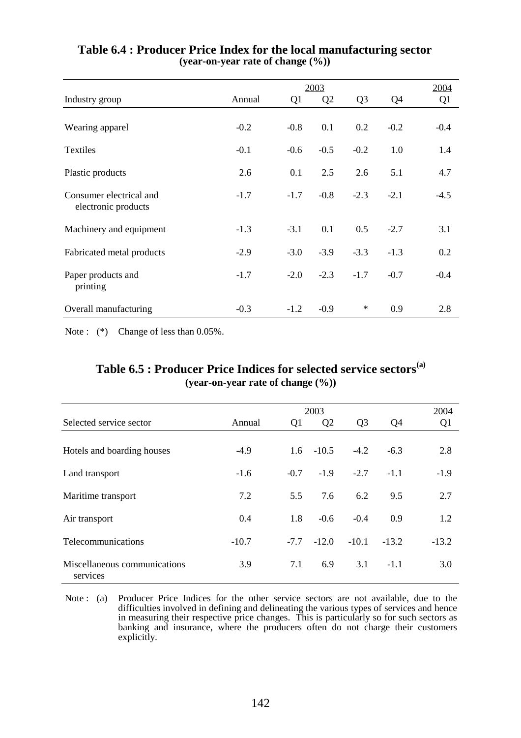**Table 6.4 : Producer Price Index for the local manufacturing sector**
**(year-on-year rate of change (%))**

| | 2003 | | | | | 2004 |
|---|---|---|---|---|---|---|
| Industry group | Annual | Q1 | Q2 | Q3 | Q4 | Q1 |
| Wearing apparel | -0.2 | -0.8 | 0.1 | 0.2 | -0.2 | -0.4 |
| Textiles | -0.1 | -0.6 | -0.5 | -0.2 | 1.0 | 1.4 |
| Plastic products | 2.6 | 0.1 | 2.5 | 2.6 | 5.1 | 4.7 |
| Consumer electrical and electronic products | -1.7 | -1.7 | -0.8 | -2.3 | -2.1 | -4.5 |
| Machinery and equipment | -1.3 | -3.1 | 0.1 | 0.5 | -2.7 | 3.1 |
| Fabricated metal products | -2.9 | -3.0 | -3.9 | -3.3 | -1.3 | 0.2 |
| Paper products and printing | -1.7 | -2.0 | -2.3 | -1.7 | -0.7 | -0.4 |
| Overall manufacturing | -0.3 | -1.2 | -0.9 | * | 0.9 | 2.8 |

Note : (*) Change of less than 0.05%.

**Table 6.5 : Producer Price Indices for selected service sectors[(a)]**
**(year-on-year rate of change (%))**

| | 2003 | | | | | 2004 |
|---|---|---|---|---|---|---|
| Selected service sector | Annual | Q1 | Q2 | Q3 | Q4 | Q1 |
| Hotels and boarding houses | -4.9 | 1.6 | -10.5 | -4.2 | -6.3 | 2.8 |
| Land transport | -1.6 | -0.7 | -1.9 | -2.7 | -1.1 | -1.9 |
| Maritime transport | 7.2 | 5.5 | 7.6 | 6.2 | 9.5 | 2.7 |
| Air transport | 0.4 | 1.8 | -0.6 | -0.4 | 0.9 | 1.2 |
| Telecommunications | -10.7 | -7.7 | -12.0 | -10.1 | -13.2 | -13.2 |
| Miscellaneous communications services | 3.9 | 7.1 | 6.9 | 3.1 | -1.1 | 3.0 |

Note : (a) Producer Price Indices for the other service sectors are not available, due to the difficulties involved in defining and delineating the various types of services and hence in measuring their respective price changes. This is particularly so for such sectors as banking and insurance, where the producers often do not charge their customers explicitly.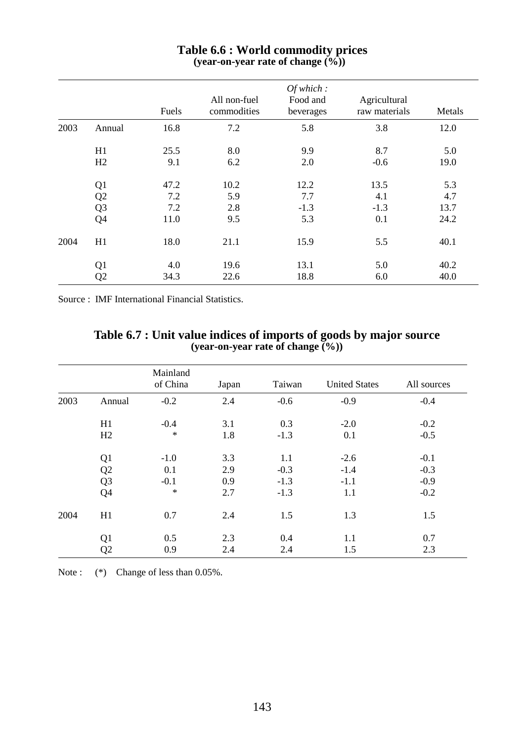## Table 6.6 : World commodity prices
**(year-on-year rate of change (%))**

| | | Fuels | All non-fuel commodities | *Of which :* Food and beverages | Agricultural raw materials | Metals |
|---|---|---|---|---|---|---|
| 2003 | Annual | 16.8 | 7.2 | 5.8 | 3.8 | 12.0 |
| | H1 | 25.5 | 8.0 | 9.9 | 8.7 | 5.0 |
| | H2 | 9.1 | 6.2 | 2.0 | -0.6 | 19.0 |
| | Q1 | 47.2 | 10.2 | 12.2 | 13.5 | 5.3 |
| | Q2 | 7.2 | 5.9 | 7.7 | 4.1 | 4.7 |
| | Q3 | 7.2 | 2.8 | -1.3 | -1.3 | 13.7 |
| | Q4 | 11.0 | 9.5 | 5.3 | 0.1 | 24.2 |
| 2004 | H1 | 18.0 | 21.1 | 15.9 | 5.5 | 40.1 |
| | Q1 | 4.0 | 19.6 | 13.1 | 5.0 | 40.2 |
| | Q2 | 34.3 | 22.6 | 18.8 | 6.0 | 40.0 |

Source : IMF International Financial Statistics.

## Table 6.7 : Unit value indices of imports of goods by major source
**(year-on-year rate of change (%))**

| | | Mainland of China | Japan | Taiwan | United States | All sources |
|---|---|---|---|---|---|---|
| 2003 | Annual | -0.2 | 2.4 | -0.6 | -0.9 | -0.4 |
| | H1 | -0.4 | 3.1 | 0.3 | -2.0 | -0.2 |
| | H2 | * | 1.8 | -1.3 | 0.1 | -0.5 |
| | Q1 | -1.0 | 3.3 | 1.1 | -2.6 | -0.1 |
| | Q2 | 0.1 | 2.9 | -0.3 | -1.4 | -0.3 |
| | Q3 | -0.1 | 0.9 | -1.3 | -1.1 | -0.9 |
| | Q4 | * | 2.7 | -1.3 | 1.1 | -0.2 |
| 2004 | H1 | 0.7 | 2.4 | 1.5 | 1.3 | 1.5 |
| | Q1 | 0.5 | 2.3 | 0.4 | 1.1 | 0.7 |
| | Q2 | 0.9 | 2.4 | 2.4 | 1.5 | 2.3 |

Note : (*) Change of less than 0.05%.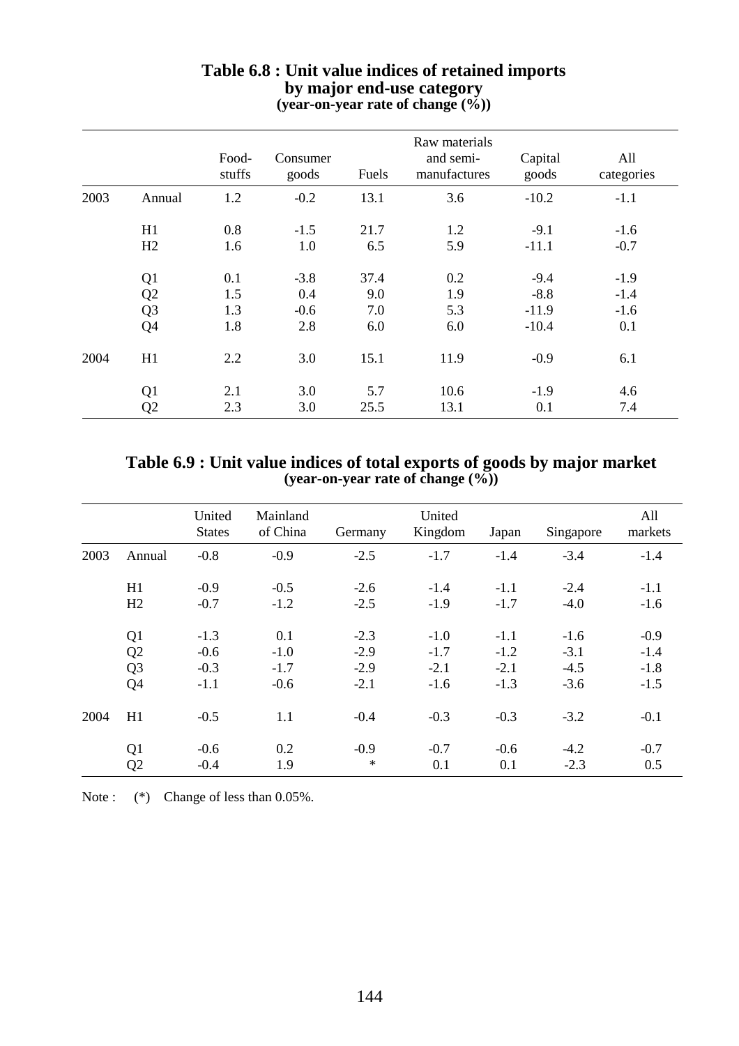**Table 6.8 : Unit value indices of retained imports by major end-use category**
**(year-on-year rate of change (%))**

| | | Food-stuffs | Consumer goods | Fuels | Raw materials and semi-manufactures | Capital goods | All categories |
|---|---|---|---|---|---|---|---|
| 2003 | Annual | 1.2 | -0.2 | 13.1 | 3.6 | -10.2 | -1.1 |
| | H1 | 0.8 | -1.5 | 21.7 | 1.2 | -9.1 | -1.6 |
| | H2 | 1.6 | 1.0 | 6.5 | 5.9 | -11.1 | -0.7 |
| | Q1 | 0.1 | -3.8 | 37.4 | 0.2 | -9.4 | -1.9 |
| | Q2 | 1.5 | 0.4 | 9.0 | 1.9 | -8.8 | -1.4 |
| | Q3 | 1.3 | -0.6 | 7.0 | 5.3 | -11.9 | -1.6 |
| | Q4 | 1.8 | 2.8 | 6.0 | 6.0 | -10.4 | 0.1 |
| 2004 | H1 | 2.2 | 3.0 | 15.1 | 11.9 | -0.9 | 6.1 |
| | Q1 | 2.1 | 3.0 | 5.7 | 10.6 | -1.9 | 4.6 |
| | Q2 | 2.3 | 3.0 | 25.5 | 13.1 | 0.1 | 7.4 |

**Table 6.9 : Unit value indices of total exports of goods by major market**
**(year-on-year rate of change (%))**

| | | United States | Mainland of China | Germany | United Kingdom | Japan | Singapore | All markets |
|---|---|---|---|---|---|---|---|---|
| 2003 | Annual | -0.8 | -0.9 | -2.5 | -1.7 | -1.4 | -3.4 | -1.4 |
| | H1 | -0.9 | -0.5 | -2.6 | -1.4 | -1.1 | -2.4 | -1.1 |
| | H2 | -0.7 | -1.2 | -2.5 | -1.9 | -1.7 | -4.0 | -1.6 |
| | Q1 | -1.3 | 0.1 | -2.3 | -1.0 | -1.1 | -1.6 | -0.9 |
| | Q2 | -0.6 | -1.0 | -2.9 | -1.7 | -1.2 | -3.1 | -1.4 |
| | Q3 | -0.3 | -1.7 | -2.9 | -2.1 | -2.1 | -4.5 | -1.8 |
| | Q4 | -1.1 | -0.6 | -2.1 | -1.6 | -1.3 | -3.6 | -1.5 |
| 2004 | H1 | -0.5 | 1.1 | -0.4 | -0.3 | -0.3 | -3.2 | -0.1 |
| | Q1 | -0.6 | 0.2 | -0.9 | -0.7 | -0.6 | -4.2 | -0.7 |
| | Q2 | -0.4 | 1.9 | * | 0.1 | 0.1 | -2.3 | 0.5 |

Note : (*) Change of less than 0.05%.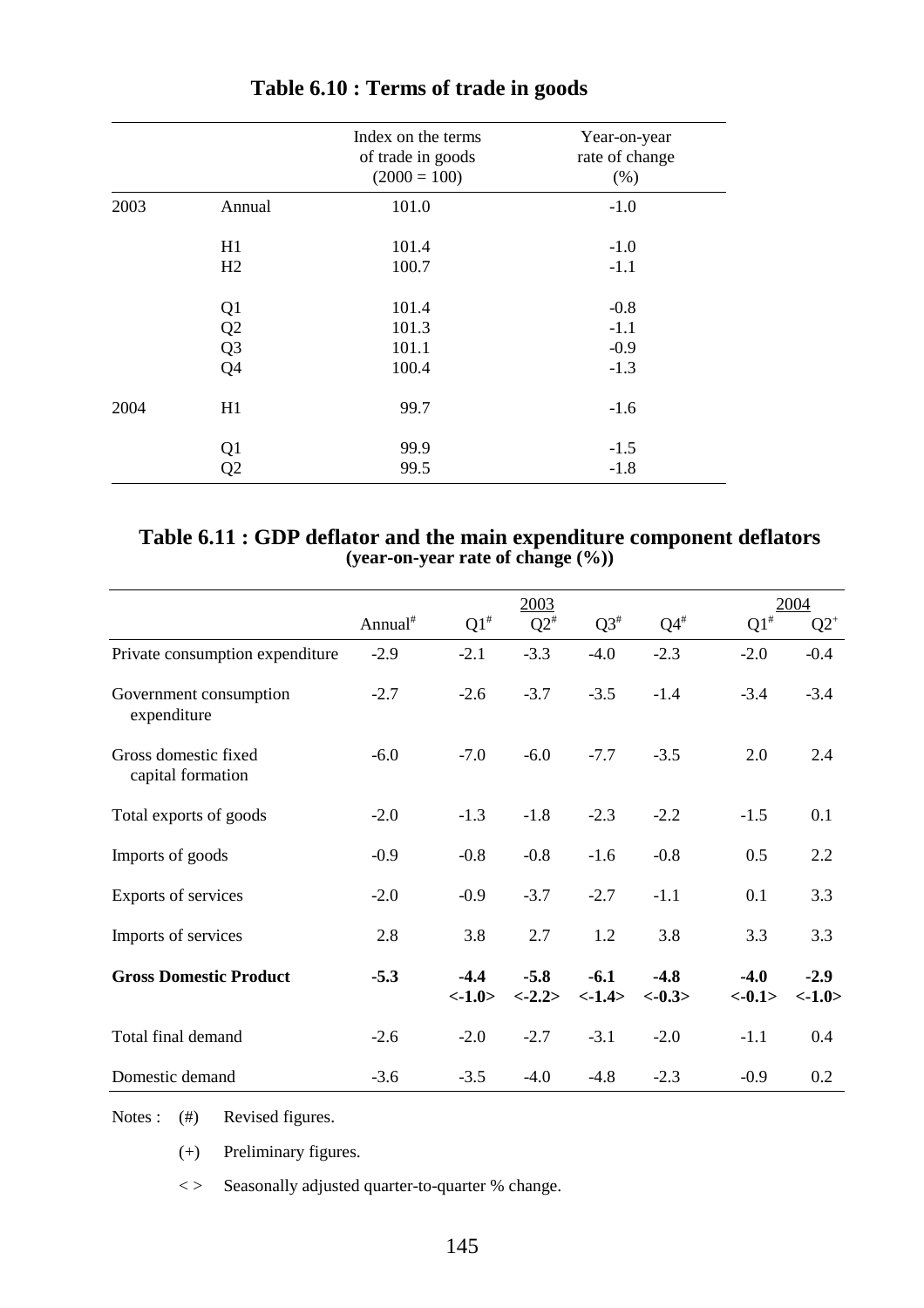## Table 6.10 : Terms of trade in goods

| | | Index on the terms of trade in goods (2000 = 100) | Year-on-year rate of change (%) |
|---|---|---|---|
| 2003 | Annual | 101.0 | -1.0 |
| | H1 | 101.4 | -1.0 |
| | H2 | 100.7 | -1.1 |
| | Q1 | 101.4 | -0.8 |
| | Q2 | 101.3 | -1.1 |
| | Q3 | 101.1 | -0.9 |
| | Q4 | 100.4 | -1.3 |
| 2004 | H1 | 99.7 | -1.6 |
| | Q1 | 99.9 | -1.5 |
| | Q2 | 99.5 | -1.8 |

## Table 6.11 : GDP deflator and the main expenditure component deflators
**(year-on-year rate of change (%))**

| | 2003 | | | | | 2004 | |
|---|---|---|---|---|---|---|---|
| | Annual# | Q1# | Q2# | Q3# | Q4# | Q1# | Q2+ |
| Private consumption expenditure | -2.9 | -2.1 | -3.3 | -4.0 | -2.3 | -2.0 | -0.4 |
| Government consumption expenditure | -2.7 | -2.6 | -3.7 | -3.5 | -1.4 | -3.4 | -3.4 |
| Gross domestic fixed capital formation | -6.0 | -7.0 | -6.0 | -7.7 | -3.5 | 2.0 | 2.4 |
| Total exports of goods | -2.0 | -1.3 | -1.8 | -2.3 | -2.2 | -1.5 | 0.1 |
| Imports of goods | -0.9 | -0.8 | -0.8 | -1.6 | -0.8 | 0.5 | 2.2 |
| Exports of services | -2.0 | -0.9 | -3.7 | -2.7 | -1.1 | 0.1 | 3.3 |
| Imports of services | 2.8 | 3.8 | 2.7 | 1.2 | 3.8 | 3.3 | 3.3 |
| **Gross Domestic Product** | **-5.3** | **-4.4** **<-1.0>** | **-5.8** **<-2.2>** | **-6.1** **<-1.4>** | **-4.8** **<-0.3>** | **-4.0** **<-0.1>** | **-2.9** **<-1.0>** |
| Total final demand | -2.6 | -2.0 | -2.7 | -3.1 | -2.0 | -1.1 | 0.4 |
| Domestic demand | -3.6 | -3.5 | -4.0 | -4.8 | -2.3 | -0.9 | 0.2 |

Notes : (#) Revised figures.

(+) Preliminary figures.

< > Seasonally adjusted quarter-to-quarter % change.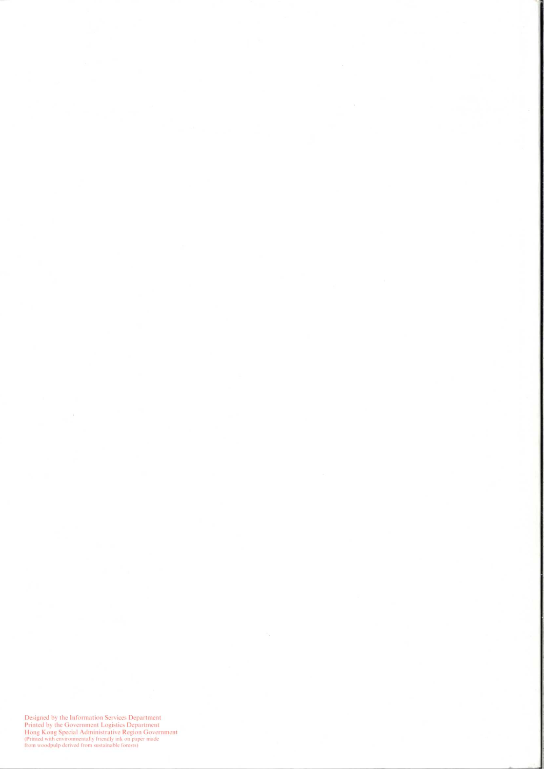Designed by the Information Services Department
Printed by the Government Logistics Department
Hong Kong Special Administrative Region Government
(Printed with environmentally friendly ink on paper made
from woodpulp derived from sustainable forests)